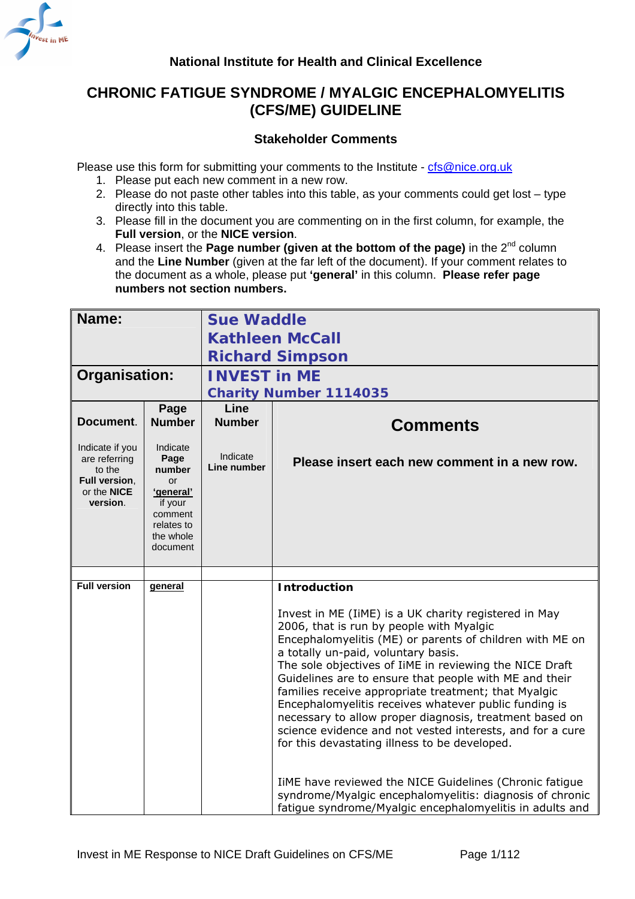**National Institute for Health and Clinical Excellence**

## CHRONIC FATIGUE SYNDROME / MYALGIC ENCEPHALOMYELITIS (CFS/ME) GUIDELINE

**Stakeholder Comments**

Please use this form for submitting your comments to the Institute - cfs@nice.org.uk

1. Please put each new comment in a new row.
2. Please do not paste other tables into this table, as your comments could get lost – type directly into this table.
3. Please fill in the document you are commenting on in the first column, for example, the **Full version**, or the **NICE version**.
4. Please insert the **Page number (given at the bottom of the page)** in the 2nd column and the **Line Number** (given at the far left of the document). If your comment relates to the document as a whole, please put **'general'** in this column. **Please refer page numbers not section numbers.**

| **Name:** | | **Sue Waddle**<br>**Kathleen McCall**<br>**Richard Simpson** | |
|---|---|---|---|
| **Organisation:** | | **INVEST in ME**<br>**Charity Number 1114035** | |
| **Document.**<br><br>Indicate if you are referring to the **Full version**, or the **NICE version**. | **Page Number**<br><br>Indicate **Page number** or **'general'** if your comment relates to the whole document | **Line Number**<br><br>Indicate **Line number** | **Comments**<br><br>**Please insert each new comment in a new row.** |
| | | | |
| **Full version** | **general** | | **Introduction**<br><br>Invest in ME (IiME) is a UK charity registered in May 2006, that is run by people with Myalgic Encephalomyelitis (ME) or parents of children with ME on a totally un-paid, voluntary basis.<br>The sole objectives of IiME in reviewing the NICE Draft Guidelines are to ensure that people with ME and their families receive appropriate treatment; that Myalgic Encephalomyelitis receives whatever public funding is necessary to allow proper diagnosis, treatment based on science evidence and not vested interests, and for a cure for this devastating illness to be developed.<br><br>IiME have reviewed the NICE Guidelines (Chronic fatigue syndrome/Myalgic encephalomyelitis: diagnosis of chronic fatigue syndrome/Myalgic encephalomyelitis in adults and |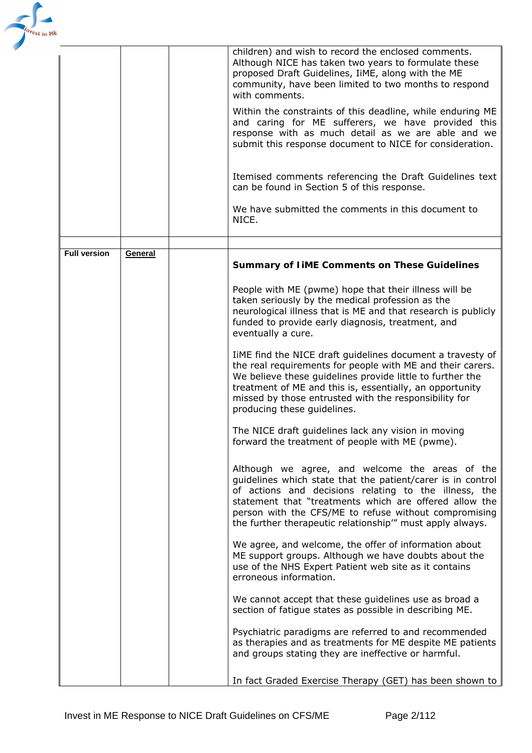| | | | |
|---|---|---|---|
| | | | children) and wish to record the enclosed comments. Although NICE has taken two years to formulate these proposed Draft Guidelines, IiME, along with the ME community, have been limited to two months to respond with comments.<br><br>Within the constraints of this deadline, while enduring ME and caring for ME sufferers, we have provided this response with as much detail as we are able and we submit this response document to NICE for consideration.<br><br>Itemised comments referencing the Draft Guidelines text can be found in Section 5 of this response.<br><br>We have submitted the comments in this document to NICE. |
| | | | |
| **Full version** | **General** | | **Summary of IiME Comments on These Guidelines**<br><br>People with ME (pwme) hope that their illness will be taken seriously by the medical profession as the neurological illness that is ME and that research is publicly funded to provide early diagnosis, treatment, and eventually a cure.<br><br>IiME find the NICE draft guidelines document a travesty of the real requirements for people with ME and their carers. We believe these guidelines provide little to further the treatment of ME and this is, essentially, an opportunity missed by those entrusted with the responsibility for producing these guidelines.<br><br>The NICE draft guidelines lack any vision in moving forward the treatment of people with ME (pwme).<br><br>Although we agree, and welcome the areas of the guidelines which state that the patient/carer is in control of actions and decisions relating to the illness, the statement that "treatments which are offered allow the person with the CFS/ME to refuse without compromising the further therapeutic relationship'" must apply always.<br><br>We agree, and welcome, the offer of information about ME support groups. Although we have doubts about the use of the NHS Expert Patient web site as it contains erroneous information.<br><br>We cannot accept that these guidelines use as broad a section of fatigue states as possible in describing ME.<br><br>Psychiatric paradigms are referred to and recommended as therapies and as treatments for ME despite ME patients and groups stating they are ineffective or harmful.<br><br>In fact Graded Exercise Therapy (GET) has been shown to |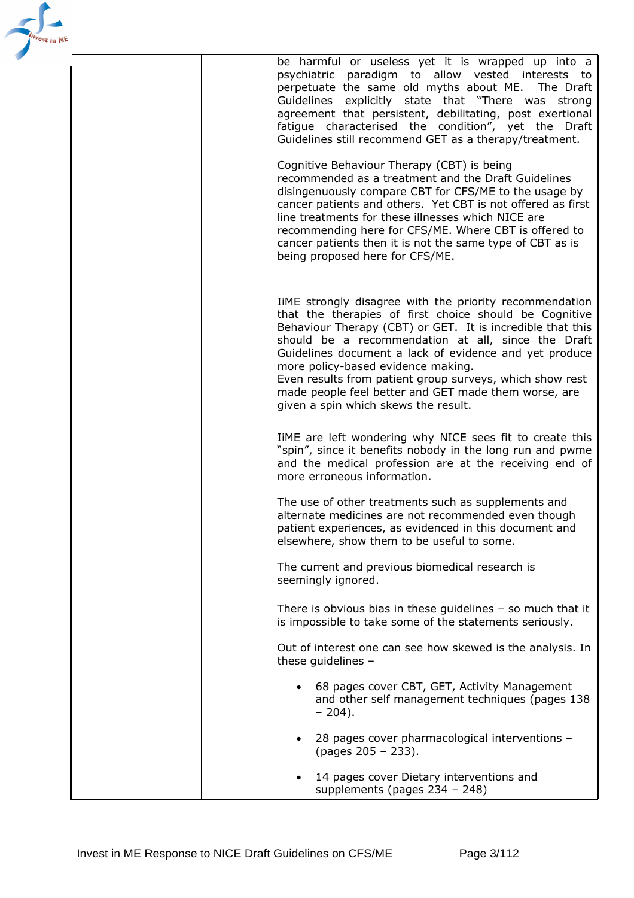| | | | be harmful or useless yet it is wrapped up into a psychiatric paradigm to allow vested interests to perpetuate the same old myths about ME. The Draft Guidelines explicitly state that "There was strong agreement that persistent, debilitating, post exertional fatigue characterised the condition", yet the Draft Guidelines still recommend GET as a therapy/treatment.<br><br>Cognitive Behaviour Therapy (CBT) is being recommended as a treatment and the Draft Guidelines disingenuously compare CBT for CFS/ME to the usage by cancer patients and others. Yet CBT is not offered as first line treatments for these illnesses which NICE are recommending here for CFS/ME. Where CBT is offered to cancer patients then it is not the same type of CBT as is being proposed here for CFS/ME.<br><br>IiME strongly disagree with the priority recommendation that the therapies of first choice should be Cognitive Behaviour Therapy (CBT) or GET. It is incredible that this should be a recommendation at all, since the Draft Guidelines document a lack of evidence and yet produce more policy-based evidence making.<br>Even results from patient group surveys, which show rest made people feel better and GET made them worse, are given a spin which skews the result.<br><br>IiME are left wondering why NICE sees fit to create this "spin", since it benefits nobody in the long run and pwme and the medical profession are at the receiving end of more erroneous information.<br><br>The use of other treatments such as supplements and alternate medicines are not recommended even though patient experiences, as evidenced in this document and elsewhere, show them to be useful to some.<br><br>The current and previous biomedical research is seemingly ignored.<br><br>There is obvious bias in these guidelines – so much that it is impossible to take some of the statements seriously.<br><br>Out of interest one can see how skewed is the analysis. In these guidelines –<br><br>• 68 pages cover CBT, GET, Activity Management and other self management techniques (pages 138 – 204).<br><br>• 28 pages cover pharmacological interventions – (pages 205 – 233).<br><br>• 14 pages cover Dietary interventions and supplements (pages 234 – 248) |
|---|---|---|---|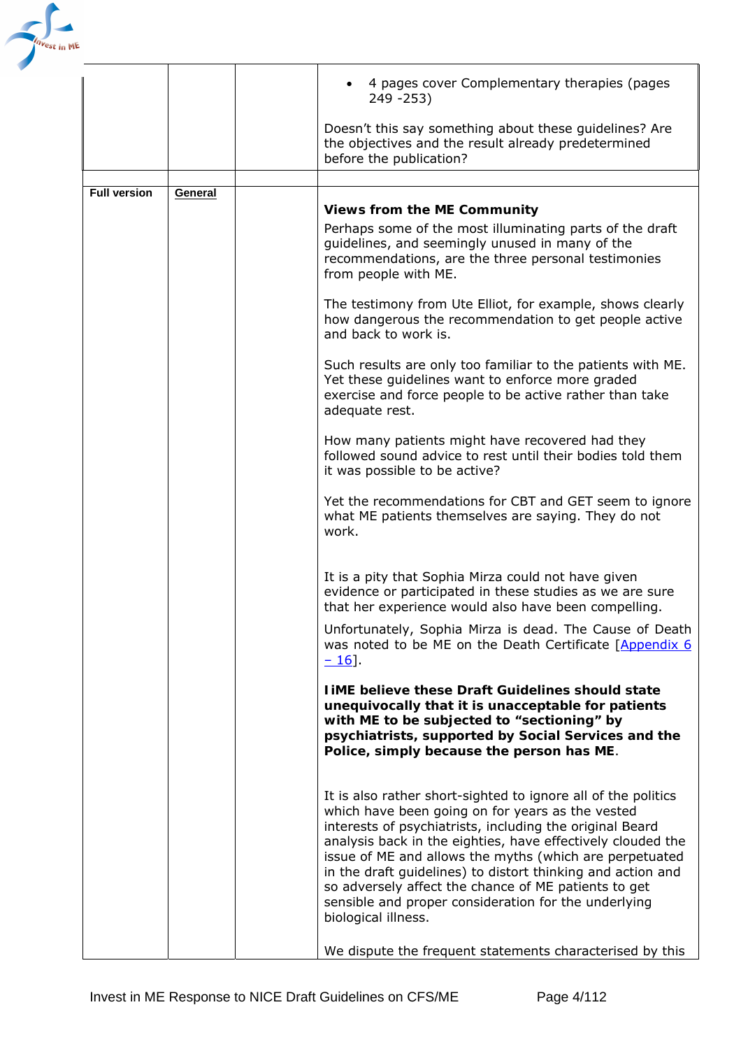| | | | |
|---|---|---|---|
| | | | • 4 pages cover Complementary therapies (pages 249 -253)<br><br>Doesn't this say something about these guidelines? Are the objectives and the result already predetermined before the publication? |
| | | | |
| **Full version** | **General** | | **Views from the ME Community**<br><br>Perhaps some of the most illuminating parts of the draft guidelines, and seemingly unused in many of the recommendations, are the three personal testimonies from people with ME.<br><br>The testimony from Ute Elliot, for example, shows clearly how dangerous the recommendation to get people active and back to work is.<br><br>Such results are only too familiar to the patients with ME. Yet these guidelines want to enforce more graded exercise and force people to be active rather than take adequate rest.<br><br>How many patients might have recovered had they followed sound advice to rest until their bodies told them it was possible to be active?<br><br>Yet the recommendations for CBT and GET seem to ignore what ME patients themselves are saying. They do not work.<br><br>It is a pity that Sophia Mirza could not have given evidence or participated in these studies as we are sure that her experience would also have been compelling.<br><br>Unfortunately, Sophia Mirza is dead. The Cause of Death was noted to be ME on the Death Certificate [Appendix 6 – 16].<br><br>**IiME believe these Draft Guidelines should state unequivocally that it is unacceptable for patients with ME to be subjected to "sectioning" by psychiatrists, supported by Social Services and the Police, simply because the person has ME**.<br><br>It is also rather short-sighted to ignore all of the politics which have been going on for years as the vested interests of psychiatrists, including the original Beard analysis back in the eighties, have effectively clouded the issue of ME and allows the myths (which are perpetuated in the draft guidelines) to distort thinking and action and so adversely affect the chance of ME patients to get sensible and proper consideration for the underlying biological illness.<br><br>We dispute the frequent statements characterised by this |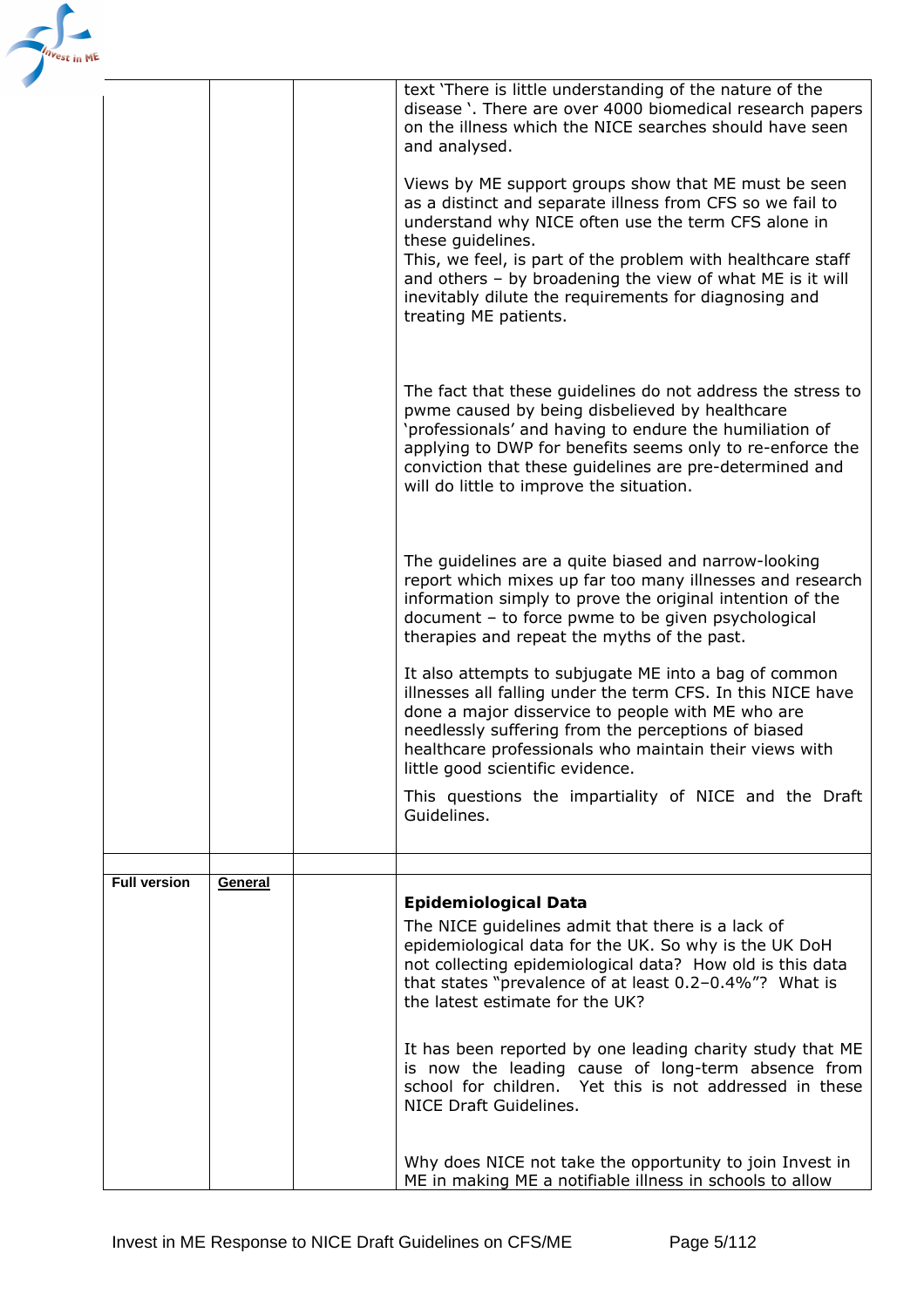| | | | |
|---|---|---|---|
| | | | text 'There is little understanding of the nature of the disease '. There are over 4000 biomedical research papers on the illness which the NICE searches should have seen and analysed.<br><br>Views by ME support groups show that ME must be seen as a distinct and separate illness from CFS so we fail to understand why NICE often use the term CFS alone in these guidelines.<br>This, we feel, is part of the problem with healthcare staff and others – by broadening the view of what ME is it will inevitably dilute the requirements for diagnosing and treating ME patients.<br><br>The fact that these guidelines do not address the stress to pwme caused by being disbelieved by healthcare 'professionals' and having to endure the humiliation of applying to DWP for benefits seems only to re-enforce the conviction that these guidelines are pre-determined and will do little to improve the situation.<br><br>The guidelines are a quite biased and narrow-looking report which mixes up far too many illnesses and research information simply to prove the original intention of the document – to force pwme to be given psychological therapies and repeat the myths of the past.<br><br>It also attempts to subjugate ME into a bag of common illnesses all falling under the term CFS. In this NICE have done a major disservice to people with ME who are needlessly suffering from the perceptions of biased healthcare professionals who maintain their views with little good scientific evidence.<br><br>This questions the impartiality of NICE and the Draft Guidelines. |
| | | | |
| **Full version** | **General** | | **Epidemiological Data**<br>The NICE guidelines admit that there is a lack of epidemiological data for the UK. So why is the UK DoH not collecting epidemiological data? How old is this data that states "prevalence of at least 0.2–0.4%"? What is the latest estimate for the UK?<br><br>It has been reported by one leading charity study that ME is now the leading cause of long-term absence from school for children. Yet this is not addressed in these NICE Draft Guidelines.<br><br>Why does NICE not take the opportunity to join Invest in ME in making ME a notifiable illness in schools to allow |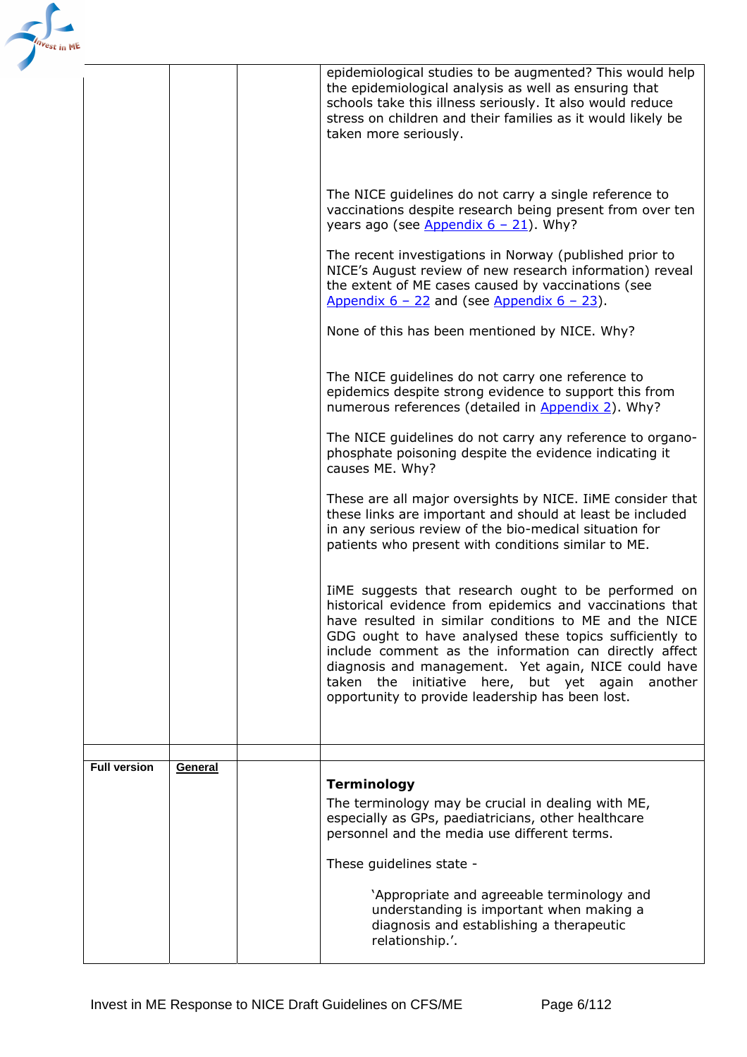| | | | |
|---|---|---|---|
| | | | epidemiological studies to be augmented? This would help the epidemiological analysis as well as ensuring that schools take this illness seriously. It also would reduce stress on children and their families as it would likely be taken more seriously.<br><br>The NICE guidelines do not carry a single reference to vaccinations despite research being present from over ten years ago (see Appendix 6 – 21). Why?<br><br>The recent investigations in Norway (published prior to NICE's August review of new research information) reveal the extent of ME cases caused by vaccinations (see Appendix 6 – 22 and (see Appendix 6 – 23).<br><br>None of this has been mentioned by NICE. Why?<br><br>The NICE guidelines do not carry one reference to epidemics despite strong evidence to support this from numerous references (detailed in Appendix 2). Why?<br><br>The NICE guidelines do not carry any reference to organo-phosphate poisoning despite the evidence indicating it causes ME. Why?<br><br>These are all major oversights by NICE. IiME consider that these links are important and should at least be included in any serious review of the bio-medical situation for patients who present with conditions similar to ME.<br><br>IiME suggests that research ought to be performed on historical evidence from epidemics and vaccinations that have resulted in similar conditions to ME and the NICE GDG ought to have analysed these topics sufficiently to include comment as the information can directly affect diagnosis and management. Yet again, NICE could have taken the initiative here, but yet again another opportunity to provide leadership has been lost. |
| | | | |
| **Full version** | **General** | | **Terminology**<br>The terminology may be crucial in dealing with ME, especially as GPs, paediatricians, other healthcare personnel and the media use different terms.<br><br>These guidelines state -<br><br>'Appropriate and agreeable terminology and understanding is important when making a diagnosis and establishing a therapeutic relationship.'. |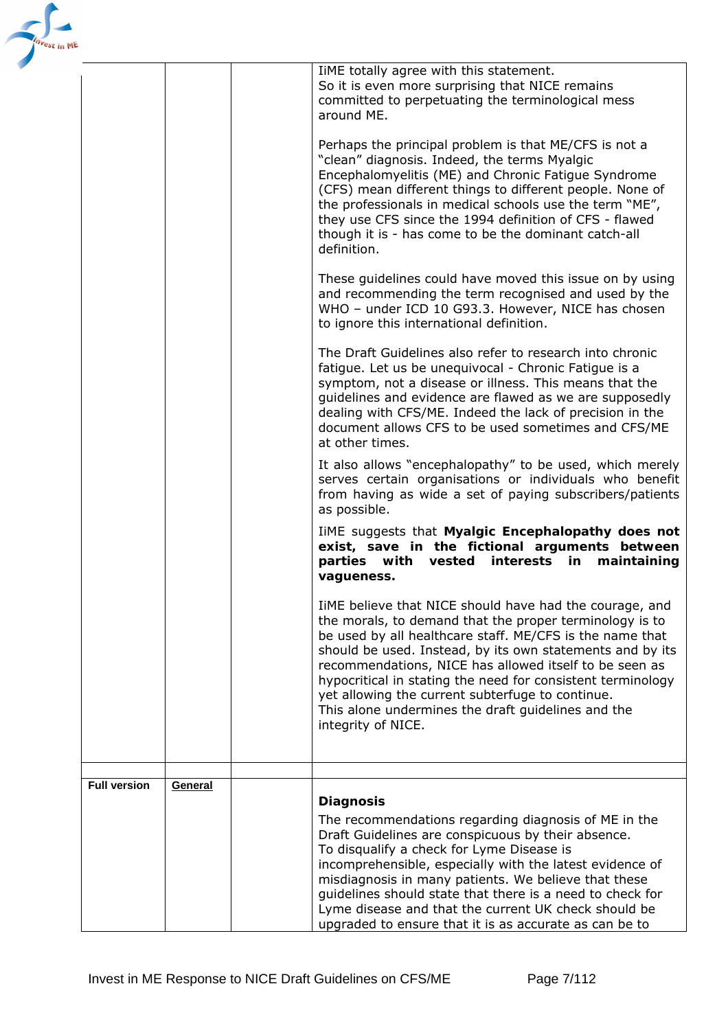| | | | |
|---|---|---|---|
| | | | IiME totally agree with this statement.<br>So it is even more surprising that NICE remains committed to perpetuating the terminological mess around ME.<br><br>Perhaps the principal problem is that ME/CFS is not a "clean" diagnosis. Indeed, the terms Myalgic Encephalomyelitis (ME) and Chronic Fatigue Syndrome (CFS) mean different things to different people. None of the professionals in medical schools use the term "ME", they use CFS since the 1994 definition of CFS - flawed though it is - has come to be the dominant catch-all definition.<br><br>These guidelines could have moved this issue on by using and recommending the term recognised and used by the WHO – under ICD 10 G93.3. However, NICE has chosen to ignore this international definition.<br><br>The Draft Guidelines also refer to research into chronic fatigue. Let us be unequivocal - Chronic Fatigue is a symptom, not a disease or illness. This means that the guidelines and evidence are flawed as we are supposedly dealing with CFS/ME. Indeed the lack of precision in the document allows CFS to be used sometimes and CFS/ME at other times.<br><br>It also allows "encephalopathy" to be used, which merely serves certain organisations or individuals who benefit from having as wide a set of paying subscribers/patients as possible.<br><br>IiME suggests that **Myalgic Encephalopathy does not exist, save in the fictional arguments between parties with vested interests in maintaining vagueness.**<br><br>IiME believe that NICE should have had the courage, and the morals, to demand that the proper terminology is to be used by all healthcare staff. ME/CFS is the name that should be used. Instead, by its own statements and by its recommendations, NICE has allowed itself to be seen as hypocritical in stating the need for consistent terminology yet allowing the current subterfuge to continue.<br>This alone undermines the draft guidelines and the integrity of NICE. |
| | | | |
| **Full version** | **General** | | **Diagnosis**<br>The recommendations regarding diagnosis of ME in the Draft Guidelines are conspicuous by their absence.<br>To disqualify a check for Lyme Disease is incomprehensible, especially with the latest evidence of misdiagnosis in many patients. We believe that these guidelines should state that there is a need to check for Lyme disease and that the current UK check should be upgraded to ensure that it is as accurate as can be to |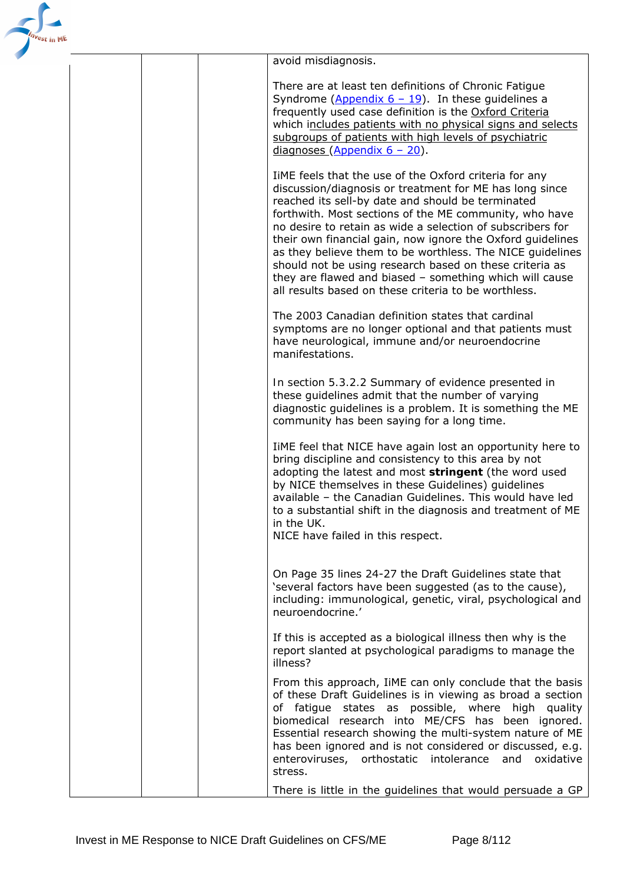| | | | |
|---|---|---|---|
| | | | avoid misdiagnosis.<br><br>There are at least ten definitions of Chronic Fatigue Syndrome (Appendix 6 – 19). In these guidelines a frequently used case definition is the Oxford Criteria which includes patients with no physical signs and selects subgroups of patients with high levels of psychiatric diagnoses (Appendix 6 – 20).<br><br>IiME feels that the use of the Oxford criteria for any discussion/diagnosis or treatment for ME has long since reached its sell-by date and should be terminated forthwith. Most sections of the ME community, who have no desire to retain as wide a selection of subscribers for their own financial gain, now ignore the Oxford guidelines as they believe them to be worthless. The NICE guidelines should not be using research based on these criteria as they are flawed and biased – something which will cause all results based on these criteria to be worthless.<br><br>The 2003 Canadian definition states that cardinal symptoms are no longer optional and that patients must have neurological, immune and/or neuroendocrine manifestations.<br><br>In section 5.3.2.2 Summary of evidence presented in these guidelines admit that the number of varying diagnostic guidelines is a problem. It is something the ME community has been saying for a long time.<br><br>IiME feel that NICE have again lost an opportunity here to bring discipline and consistency to this area by not adopting the latest and most **stringent** (the word used by NICE themselves in these Guidelines) guidelines available – the Canadian Guidelines. This would have led to a substantial shift in the diagnosis and treatment of ME in the UK.<br>NICE have failed in this respect.<br><br>On Page 35 lines 24-27 the Draft Guidelines state that 'several factors have been suggested (as to the cause), including: immunological, genetic, viral, psychological and neuroendocrine.'<br><br>If this is accepted as a biological illness then why is the report slanted at psychological paradigms to manage the illness?<br><br>From this approach, IiME can only conclude that the basis of these Draft Guidelines is in viewing as broad a section of fatigue states as possible, where high quality biomedical research into ME/CFS has been ignored. Essential research showing the multi-system nature of ME has been ignored and is not considered or discussed, e.g. enteroviruses, orthostatic intolerance and oxidative stress.<br><br>There is little in the guidelines that would persuade a GP |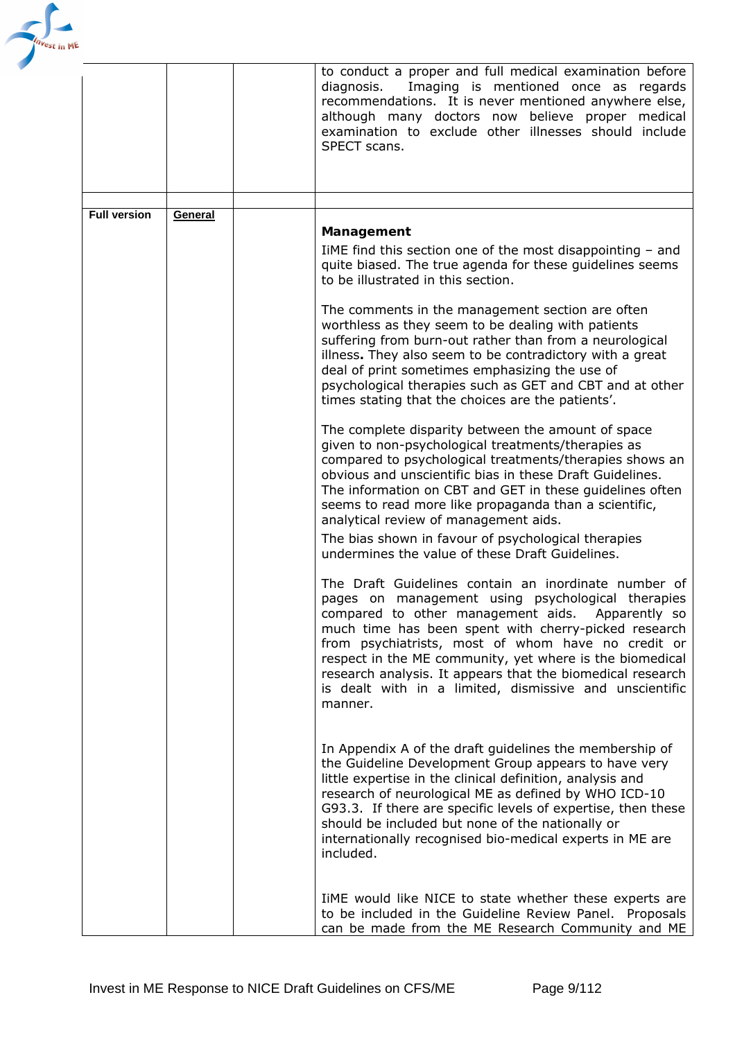| | | | |
|---|---|---|---|
| | | | to conduct a proper and full medical examination before diagnosis. Imaging is mentioned once as regards recommendations. It is never mentioned anywhere else, although many doctors now believe proper medical examination to exclude other illnesses should include SPECT scans. |
| | | | |
| **Full version** | **General** | | **Management**<br><br>IiME find this section one of the most disappointing – and quite biased. The true agenda for these guidelines seems to be illustrated in this section.<br><br>The comments in the management section are often worthless as they seem to be dealing with patients suffering from burn-out rather than from a neurological illness**.** They also seem to be contradictory with a great deal of print sometimes emphasizing the use of psychological therapies such as GET and CBT and at other times stating that the choices are the patients'.<br><br>The complete disparity between the amount of space given to non-psychological treatments/therapies as compared to psychological treatments/therapies shows an obvious and unscientific bias in these Draft Guidelines. The information on CBT and GET in these guidelines often seems to read more like propaganda than a scientific, analytical review of management aids.<br>The bias shown in favour of psychological therapies undermines the value of these Draft Guidelines.<br><br>The Draft Guidelines contain an inordinate number of pages on management using psychological therapies compared to other management aids. Apparently so much time has been spent with cherry-picked research from psychiatrists, most of whom have no credit or respect in the ME community, yet where is the biomedical research analysis. It appears that the biomedical research is dealt with in a limited, dismissive and unscientific manner.<br><br>In Appendix A of the draft guidelines the membership of the Guideline Development Group appears to have very little expertise in the clinical definition, analysis and research of neurological ME as defined by WHO ICD-10 G93.3. If there are specific levels of expertise, then these should be included but none of the nationally or internationally recognised bio-medical experts in ME are included.<br><br>IiME would like NICE to state whether these experts are to be included in the Guideline Review Panel. Proposals can be made from the ME Research Community and ME |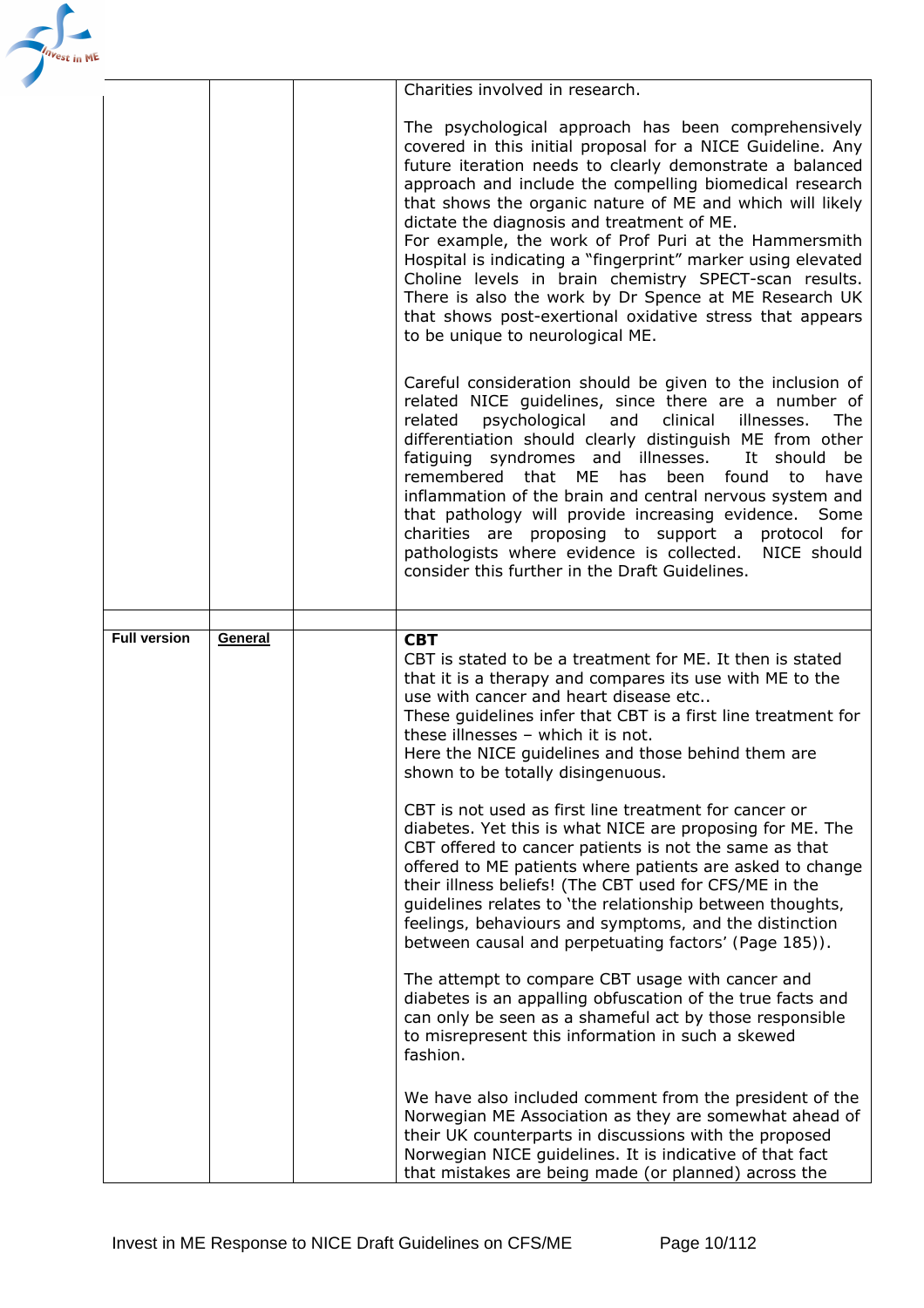| | | | |
|---|---|---|---|
| | | | Charities involved in research.<br><br>The psychological approach has been comprehensively covered in this initial proposal for a NICE Guideline. Any future iteration needs to clearly demonstrate a balanced approach and include the compelling biomedical research that shows the organic nature of ME and which will likely dictate the diagnosis and treatment of ME.<br>For example, the work of Prof Puri at the Hammersmith Hospital is indicating a "fingerprint" marker using elevated Choline levels in brain chemistry SPECT-scan results. There is also the work by Dr Spence at ME Research UK that shows post-exertional oxidative stress that appears to be unique to neurological ME.<br><br>Careful consideration should be given to the inclusion of related NICE guidelines, since there are a number of related psychological and clinical illnesses. The differentiation should clearly distinguish ME from other fatiguing syndromes and illnesses. It should be remembered that ME has been found to have inflammation of the brain and central nervous system and that pathology will provide increasing evidence. Some charities are proposing to support a protocol for pathologists where evidence is collected. NICE should consider this further in the Draft Guidelines. |
| | | | |
| **Full version** | **General** | | **CBT**<br>CBT is stated to be a treatment for ME. It then is stated that it is a therapy and compares its use with ME to the use with cancer and heart disease etc..<br>These guidelines infer that CBT is a first line treatment for these illnesses – which it is not.<br>Here the NICE guidelines and those behind them are shown to be totally disingenuous.<br><br>CBT is not used as first line treatment for cancer or diabetes. Yet this is what NICE are proposing for ME. The CBT offered to cancer patients is not the same as that offered to ME patients where patients are asked to change their illness beliefs! (The CBT used for CFS/ME in the guidelines relates to 'the relationship between thoughts, feelings, behaviours and symptoms, and the distinction between causal and perpetuating factors' (Page 185)).<br><br>The attempt to compare CBT usage with cancer and diabetes is an appalling obfuscation of the true facts and can only be seen as a shameful act by those responsible to misrepresent this information in such a skewed fashion.<br><br>We have also included comment from the president of the Norwegian ME Association as they are somewhat ahead of their UK counterparts in discussions with the proposed Norwegian NICE guidelines. It is indicative of that fact that mistakes are being made (or planned) across the |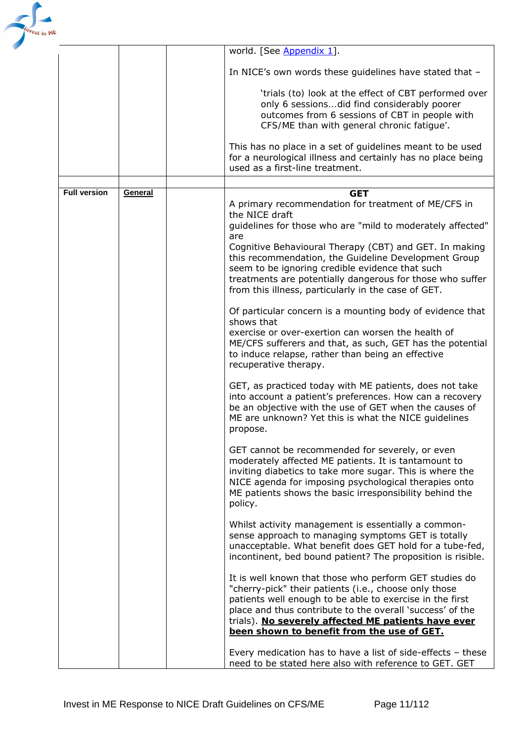| | | | |
|---|---|---|---|
| | | | world. [See Appendix 1].<br><br>In NICE's own words these guidelines have stated that –<br><br>'trials (to) look at the effect of CBT performed over only 6 sessions...did find considerably poorer outcomes from 6 sessions of CBT in people with CFS/ME than with general chronic fatigue'.<br><br>This has no place in a set of guidelines meant to be used for a neurological illness and certainly has no place being used as a first-line treatment. |
| | | | |
| **Full version** | **General** | | **GET**<br>A primary recommendation for treatment of ME/CFS in the NICE draft guidelines for those who are "mild to moderately affected" are Cognitive Behavioural Therapy (CBT) and GET. In making this recommendation, the Guideline Development Group seem to be ignoring credible evidence that such treatments are potentially dangerous for those who suffer from this illness, particularly in the case of GET.<br><br>Of particular concern is a mounting body of evidence that shows that exercise or over-exertion can worsen the health of ME/CFS sufferers and that, as such, GET has the potential to induce relapse, rather than being an effective recuperative therapy.<br><br>GET, as practiced today with ME patients, does not take into account a patient's preferences. How can a recovery be an objective with the use of GET when the causes of ME are unknown? Yet this is what the NICE guidelines propose.<br><br>GET cannot be recommended for severely, or even moderately affected ME patients. It is tantamount to inviting diabetics to take more sugar. This is where the NICE agenda for imposing psychological therapies onto ME patients shows the basic irresponsibility behind the policy.<br><br>Whilst activity management is essentially a common-sense approach to managing symptoms GET is totally unacceptable. What benefit does GET hold for a tube-fed, incontinent, bed bound patient? The proposition is risible.<br><br>It is well known that those who perform GET studies do "cherry-pick" their patients (i.e., choose only those patients well enough to be able to exercise in the first place and thus contribute to the overall 'success' of the trials). **No severely affected ME patients have ever been shown to benefit from the use of GET.**<br><br>Every medication has to have a list of side-effects – these need to be stated here also with reference to GET. GET |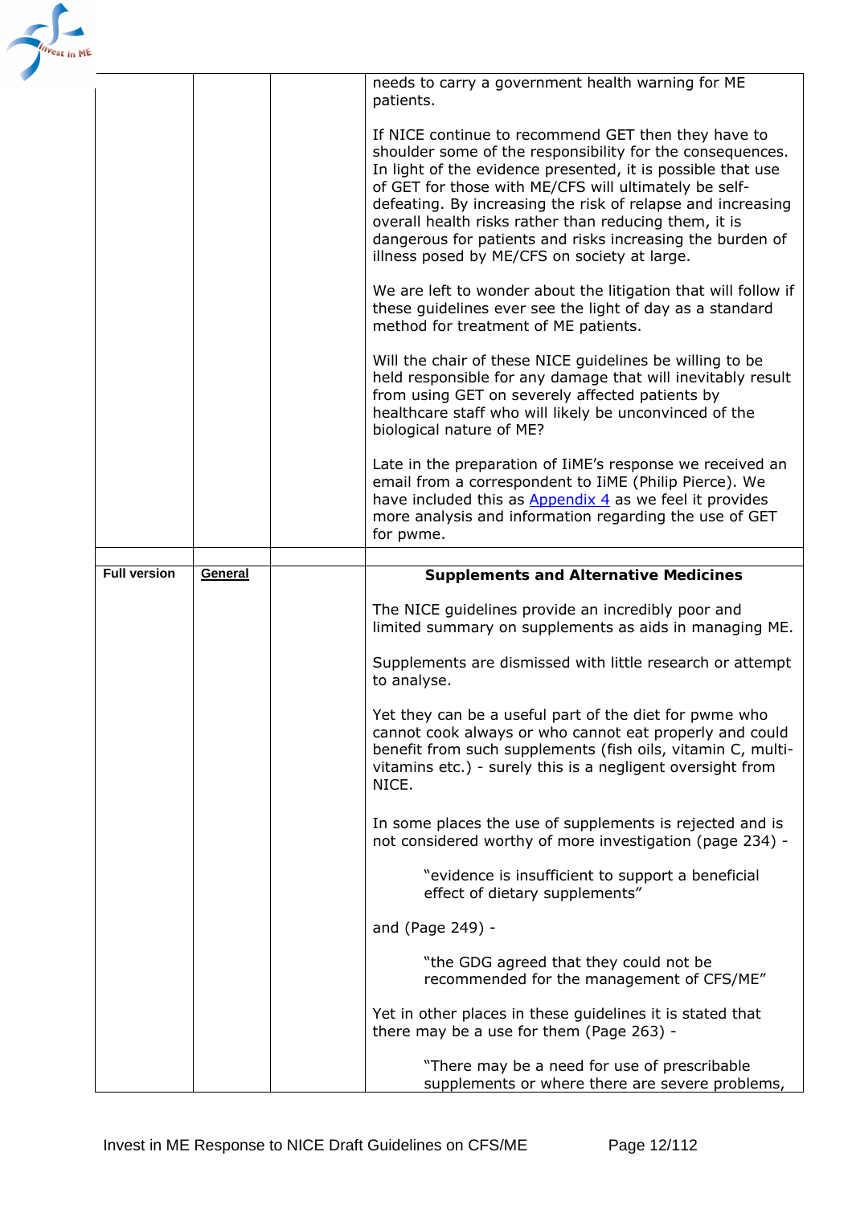| | | | |
|---|---|---|---|
| | | | needs to carry a government health warning for ME patients.<br><br>If NICE continue to recommend GET then they have to shoulder some of the responsibility for the consequences. In light of the evidence presented, it is possible that use of GET for those with ME/CFS will ultimately be self-defeating. By increasing the risk of relapse and increasing overall health risks rather than reducing them, it is dangerous for patients and risks increasing the burden of illness posed by ME/CFS on society at large.<br><br>We are left to wonder about the litigation that will follow if these guidelines ever see the light of day as a standard method for treatment of ME patients.<br><br>Will the chair of these NICE guidelines be willing to be held responsible for any damage that will inevitably result from using GET on severely affected patients by healthcare staff who will likely be unconvinced of the biological nature of ME?<br><br>Late in the preparation of IiME's response we received an email from a correspondent to IiME (Philip Pierce). We have included this as Appendix 4 as we feel it provides more analysis and information regarding the use of GET for pwme. |
| | | | |
| **Full version** | **General** | | **Supplements and Alternative Medicines**<br><br>The NICE guidelines provide an incredibly poor and limited summary on supplements as aids in managing ME.<br><br>Supplements are dismissed with little research or attempt to analyse.<br><br>Yet they can be a useful part of the diet for pwme who cannot cook always or who cannot eat properly and could benefit from such supplements (fish oils, vitamin C, multi-vitamins etc.) - surely this is a negligent oversight from NICE.<br><br>In some places the use of supplements is rejected and is not considered worthy of more investigation (page 234) -<br><br>"evidence is insufficient to support a beneficial effect of dietary supplements"<br><br>and (Page 249) -<br><br>"the GDG agreed that they could not be recommended for the management of CFS/ME"<br><br>Yet in other places in these guidelines it is stated that there may be a use for them (Page 263) -<br><br>"There may be a need for use of prescribable supplements or where there are severe problems, |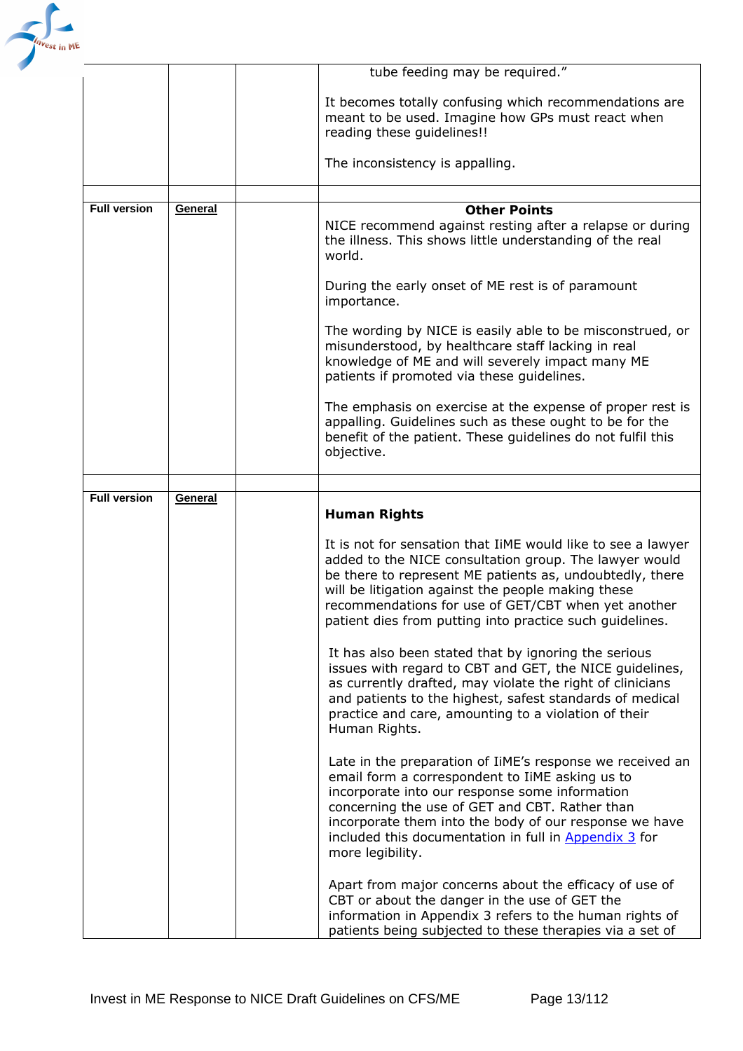| | | | |
|---|---|---|---|
| | | | tube feeding may be required."<br><br>It becomes totally confusing which recommendations are meant to be used. Imagine how GPs must react when reading these guidelines!!<br><br>The inconsistency is appalling. |
| | | | |
| **Full version** | **General** | | **Other Points**<br>NICE recommend against resting after a relapse or during the illness. This shows little understanding of the real world.<br><br>During the early onset of ME rest is of paramount importance.<br><br>The wording by NICE is easily able to be misconstrued, or misunderstood, by healthcare staff lacking in real knowledge of ME and will severely impact many ME patients if promoted via these guidelines.<br><br>The emphasis on exercise at the expense of proper rest is appalling. Guidelines such as these ought to be for the benefit of the patient. These guidelines do not fulfil this objective. |
| | | | |
| **Full version** | **General** | | **Human Rights**<br><br>It is not for sensation that IiME would like to see a lawyer added to the NICE consultation group. The lawyer would be there to represent ME patients as, undoubtedly, there will be litigation against the people making these recommendations for use of GET/CBT when yet another patient dies from putting into practice such guidelines.<br><br>It has also been stated that by ignoring the serious issues with regard to CBT and GET, the NICE guidelines, as currently drafted, may violate the right of clinicians and patients to the highest, safest standards of medical practice and care, amounting to a violation of their Human Rights.<br><br>Late in the preparation of IiME's response we received an email form a correspondent to IiME asking us to incorporate into our response some information concerning the use of GET and CBT. Rather than incorporate them into the body of our response we have included this documentation in full in Appendix 3 for more legibility.<br><br>Apart from major concerns about the efficacy of use of CBT or about the danger in the use of GET the information in Appendix 3 refers to the human rights of patients being subjected to these therapies via a set of |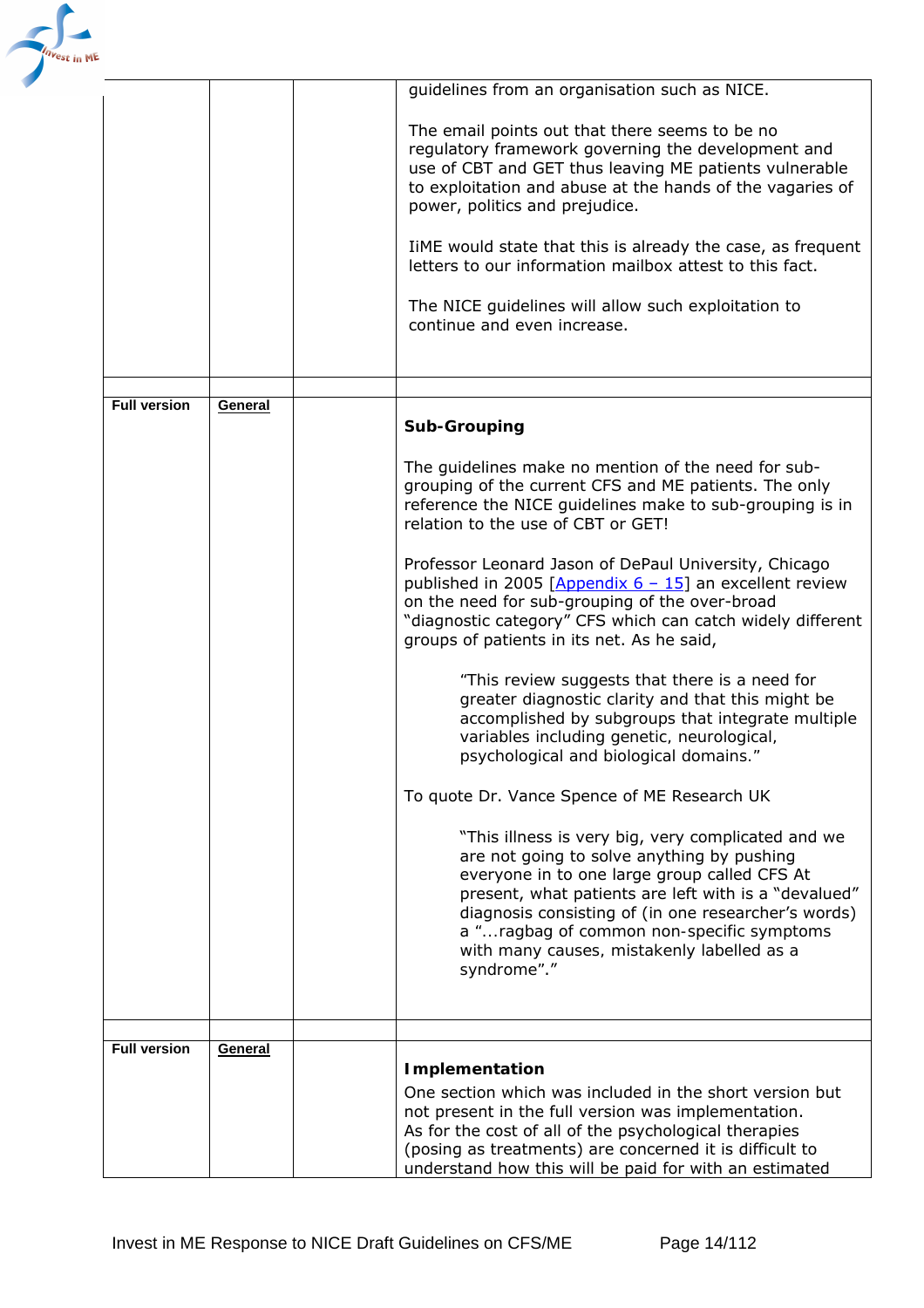| | | | |
|---|---|---|---|
| | | | guidelines from an organisation such as NICE.<br><br>The email points out that there seems to be no regulatory framework governing the development and use of CBT and GET thus leaving ME patients vulnerable to exploitation and abuse at the hands of the vagaries of power, politics and prejudice.<br><br>IiME would state that this is already the case, as frequent letters to our information mailbox attest to this fact.<br><br>The NICE guidelines will allow such exploitation to continue and even increase. |
| | | | |
| **Full version** | **General** | | **Sub-Grouping**<br><br>The guidelines make no mention of the need for sub-grouping of the current CFS and ME patients. The only reference the NICE guidelines make to sub-grouping is in relation to the use of CBT or GET!<br><br>Professor Leonard Jason of DePaul University, Chicago published in 2005 [Appendix 6 – 15] an excellent review on the need for sub-grouping of the over-broad "diagnostic category" CFS which can catch widely different groups of patients in its net. As he said,<br><br>"This review suggests that there is a need for greater diagnostic clarity and that this might be accomplished by subgroups that integrate multiple variables including genetic, neurological, psychological and biological domains."<br><br>To quote Dr. Vance Spence of ME Research UK<br><br>"This illness is very big, very complicated and we are not going to solve anything by pushing everyone in to one large group called CFS At present, what patients are left with is a "devalued" diagnosis consisting of (in one researcher's words) a "...ragbag of common non-specific symptoms with many causes, mistakenly labelled as a syndrome"." |
| | | | |
| **Full version** | **General** | | **Implementation**<br>One section which was included in the short version but not present in the full version was implementation. As for the cost of all of the psychological therapies (posing as treatments) are concerned it is difficult to understand how this will be paid for with an estimated |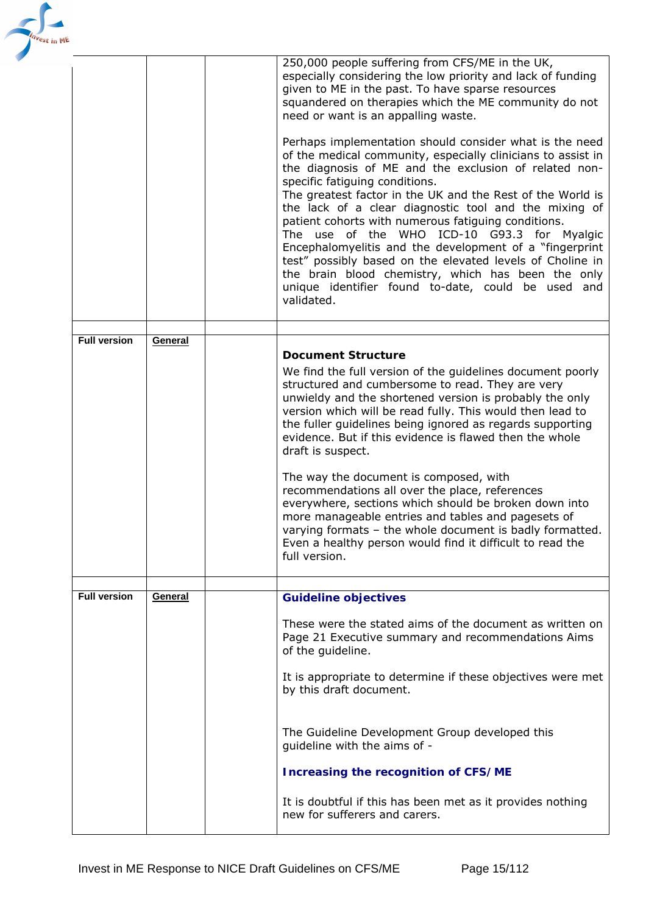| | | | |
|---|---|---|---|
| | | | 250,000 people suffering from CFS/ME in the UK, especially considering the low priority and lack of funding given to ME in the past. To have sparse resources squandered on therapies which the ME community do not need or want is an appalling waste.<br><br>Perhaps implementation should consider what is the need of the medical community, especially clinicians to assist in the diagnosis of ME and the exclusion of related non-specific fatiguing conditions.<br>The greatest factor in the UK and the Rest of the World is the lack of a clear diagnostic tool and the mixing of patient cohorts with numerous fatiguing conditions.<br>The use of the WHO ICD-10 G93.3 for Myalgic Encephalomyelitis and the development of a "fingerprint test" possibly based on the elevated levels of Choline in the brain blood chemistry, which has been the only unique identifier found to-date, could be used and validated. |
| | | | |
| **Full version** | **General** | | **Document Structure**<br><br>We find the full version of the guidelines document poorly structured and cumbersome to read. They are very unwieldy and the shortened version is probably the only version which will be read fully. This would then lead to the fuller guidelines being ignored as regards supporting evidence. But if this evidence is flawed then the whole draft is suspect.<br><br>The way the document is composed, with recommendations all over the place, references everywhere, sections which should be broken down into more manageable entries and tables and pagesets of varying formats – the whole document is badly formatted. Even a healthy person would find it difficult to read the full version. |
| | | | |
| **Full version** | **General** | | **Guideline objectives**<br><br>These were the stated aims of the document as written on Page 21 Executive summary and recommendations Aims of the guideline.<br><br>It is appropriate to determine if these objectives were met by this draft document.<br><br>The Guideline Development Group developed this guideline with the aims of -<br><br>**Increasing the recognition of CFS/ME**<br><br>It is doubtful if this has been met as it provides nothing new for sufferers and carers. |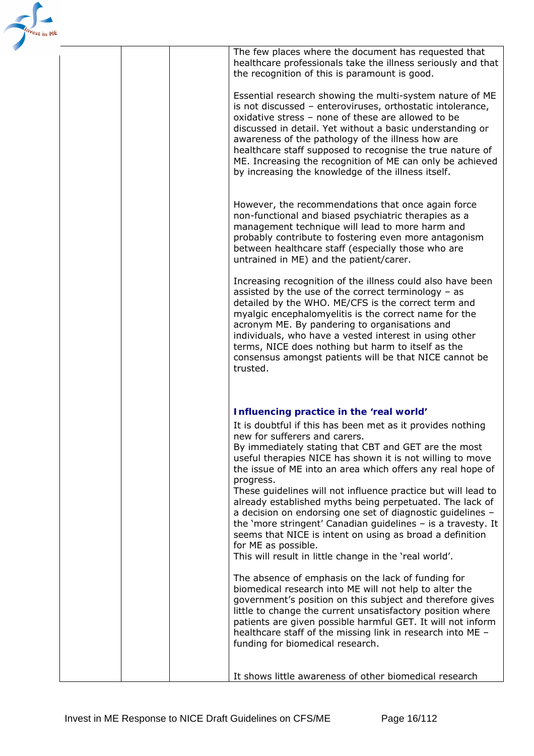| | | | |
|---|---|---|---|
| | | | The few places where the document has requested that healthcare professionals take the illness seriously and that the recognition of this is paramount is good.<br><br>Essential research showing the multi-system nature of ME is not discussed – enteroviruses, orthostatic intolerance, oxidative stress – none of these are allowed to be discussed in detail. Yet without a basic understanding or awareness of the pathology of the illness how are healthcare staff supposed to recognise the true nature of ME. Increasing the recognition of ME can only be achieved by increasing the knowledge of the illness itself.<br><br>However, the recommendations that once again force non-functional and biased psychiatric therapies as a management technique will lead to more harm and probably contribute to fostering even more antagonism between healthcare staff (especially those who are untrained in ME) and the patient/carer.<br><br>Increasing recognition of the illness could also have been assisted by the use of the correct terminology – as detailed by the WHO. ME/CFS is the correct term and myalgic encephalomyelitis is the correct name for the acronym ME. By pandering to organisations and individuals, who have a vested interest in using other terms, NICE does nothing but harm to itself as the consensus amongst patients will be that NICE cannot be trusted.<br><br>**Influencing practice in the 'real world'**<br>It is doubtful if this has been met as it provides nothing new for sufferers and carers.<br>By immediately stating that CBT and GET are the most useful therapies NICE has shown it is not willing to move the issue of ME into an area which offers any real hope of progress.<br>These guidelines will not influence practice but will lead to already established myths being perpetuated. The lack of a decision on endorsing one set of diagnostic guidelines – the 'more stringent' Canadian guidelines – is a travesty. It seems that NICE is intent on using as broad a definition for ME as possible.<br>This will result in little change in the 'real world'.<br><br>The absence of emphasis on the lack of funding for biomedical research into ME will not help to alter the government's position on this subject and therefore gives little to change the current unsatisfactory position where patients are given possible harmful GET. It will not inform healthcare staff of the missing link in research into ME – funding for biomedical research.<br><br>It shows little awareness of other biomedical research |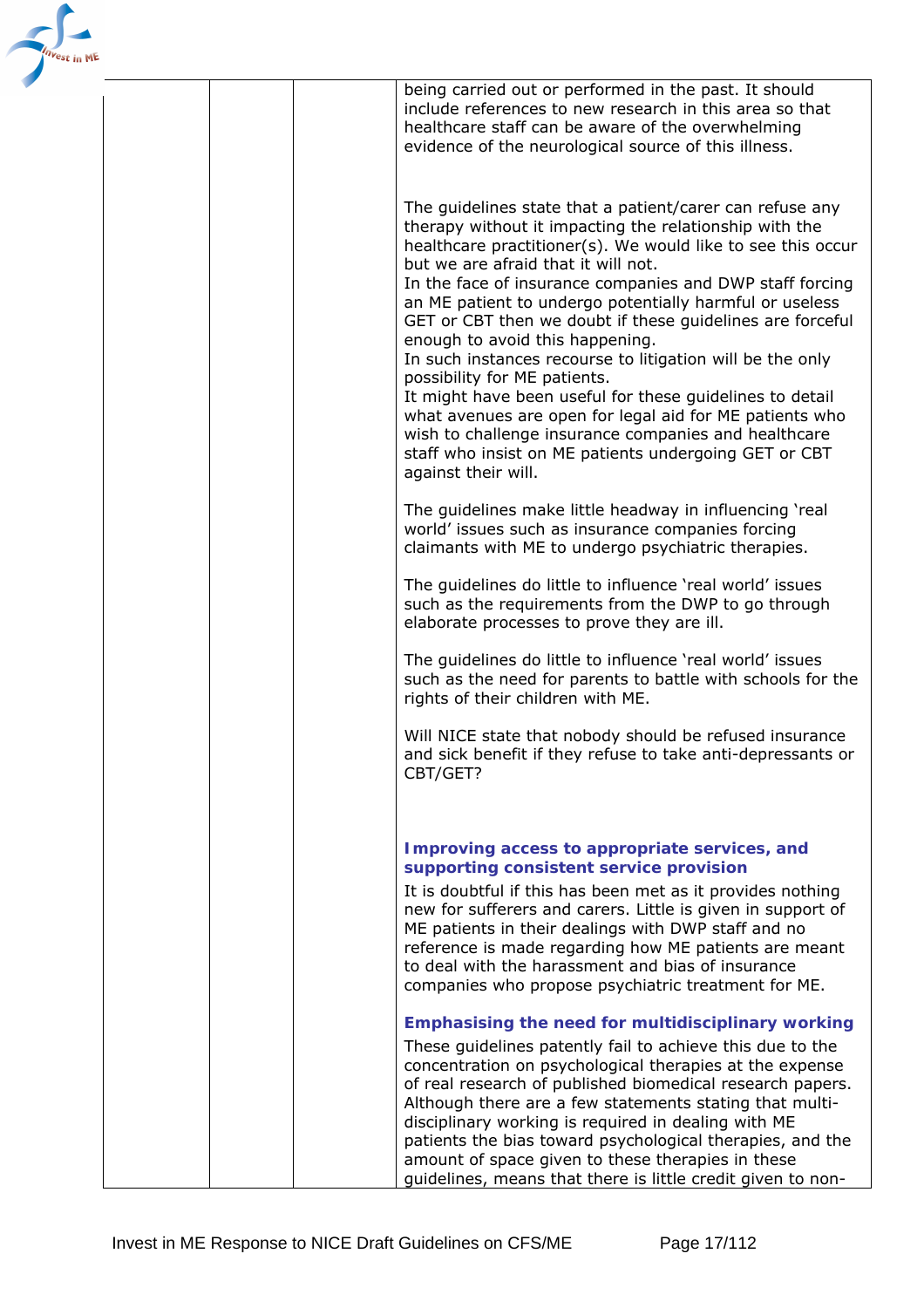| | | | |
|---|---|---|---|
| | | | being carried out or performed in the past. It should include references to new research in this area so that healthcare staff can be aware of the overwhelming evidence of the neurological source of this illness.<br><br>The guidelines state that a patient/carer can refuse any therapy without it impacting the relationship with the healthcare practitioner(s). We would like to see this occur but we are afraid that it will not.<br>In the face of insurance companies and DWP staff forcing an ME patient to undergo potentially harmful or useless GET or CBT then we doubt if these guidelines are forceful enough to avoid this happening.<br>In such instances recourse to litigation will be the only possibility for ME patients.<br>It might have been useful for these guidelines to detail what avenues are open for legal aid for ME patients who wish to challenge insurance companies and healthcare staff who insist on ME patients undergoing GET or CBT against their will.<br><br>The guidelines make little headway in influencing 'real world' issues such as insurance companies forcing claimants with ME to undergo psychiatric therapies.<br><br>The guidelines do little to influence 'real world' issues such as the requirements from the DWP to go through elaborate processes to prove they are ill.<br><br>The guidelines do little to influence 'real world' issues such as the need for parents to battle with schools for the rights of their children with ME.<br><br>Will NICE state that nobody should be refused insurance and sick benefit if they refuse to take anti-depressants or CBT/GET?<br><br>**Improving access to appropriate services, and supporting consistent service provision**<br>It is doubtful if this has been met as it provides nothing new for sufferers and carers. Little is given in support of ME patients in their dealings with DWP staff and no reference is made regarding how ME patients are meant to deal with the harassment and bias of insurance companies who propose psychiatric treatment for ME.<br><br>**Emphasising the need for multidisciplinary working**<br>These guidelines patently fail to achieve this due to the concentration on psychological therapies at the expense of real research of published biomedical research papers. Although there are a few statements stating that multi-disciplinary working is required in dealing with ME patients the bias toward psychological therapies, and the amount of space given to these therapies in these guidelines, means that there is little credit given to non- |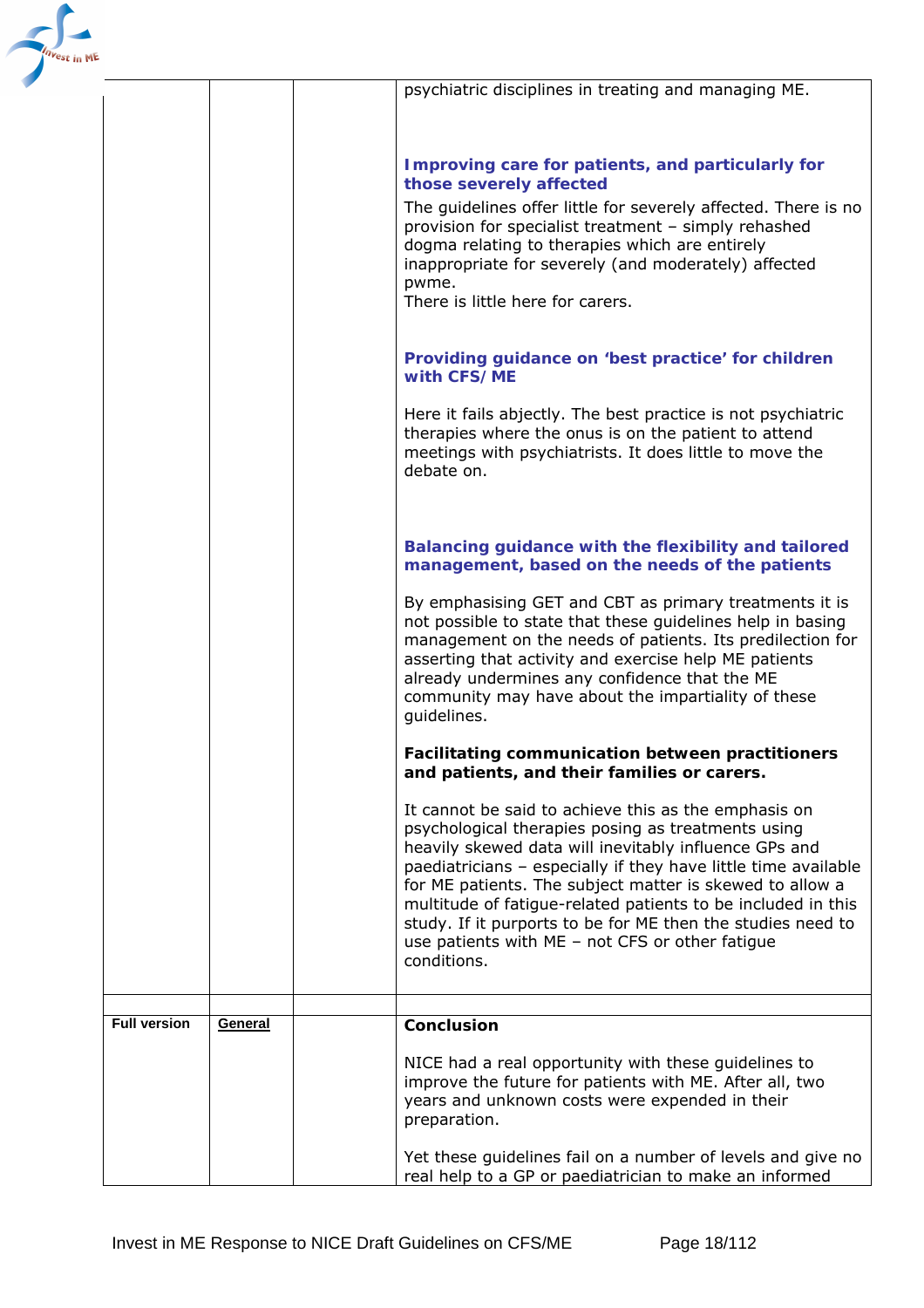| | | | |
|---|---|---|---|
| | | | psychiatric disciplines in treating and managing ME.<br><br>**Improving care for patients, and particularly for those severely affected**<br><br>The guidelines offer little for severely affected. There is no provision for specialist treatment – simply rehashed dogma relating to therapies which are entirely inappropriate for severely (and moderately) affected pwme.<br>There is little here for carers.<br><br>**Providing guidance on 'best practice' for children with CFS/ME**<br><br>Here it fails abjectly. The best practice is not psychiatric therapies where the onus is on the patient to attend meetings with psychiatrists. It does little to move the debate on.<br><br>**Balancing guidance with the flexibility and tailored management, based on the needs of the patients**<br><br>By emphasising GET and CBT as primary treatments it is not possible to state that these guidelines help in basing management on the needs of patients. Its predilection for asserting that activity and exercise help ME patients already undermines any confidence that the ME community may have about the impartiality of these guidelines.<br><br>**Facilitating communication between practitioners and patients, and their families or carers.**<br><br>It cannot be said to achieve this as the emphasis on psychological therapies posing as treatments using heavily skewed data will inevitably influence GPs and paediatricians – especially if they have little time available for ME patients. The subject matter is skewed to allow a multitude of fatigue-related patients to be included in this study. If it purports to be for ME then the studies need to use patients with ME – not CFS or other fatigue conditions. |
| | | | |
| **Full version** | **General** | | **Conclusion**<br><br>NICE had a real opportunity with these guidelines to improve the future for patients with ME. After all, two years and unknown costs were expended in their preparation.<br><br>Yet these guidelines fail on a number of levels and give no real help to a GP or paediatrician to make an informed |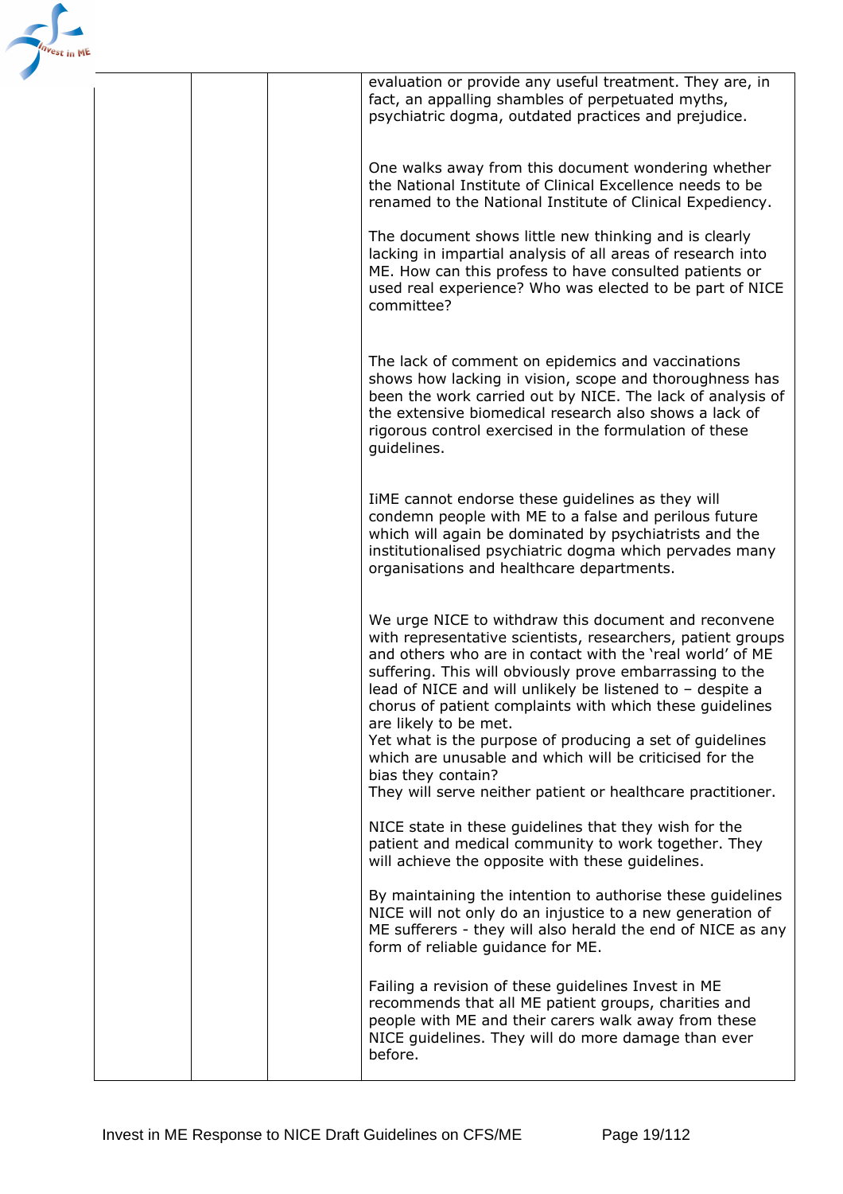| | | | evaluation or provide any useful treatment. They are, in fact, an appalling shambles of perpetuated myths, psychiatric dogma, outdated practices and prejudice.<br><br>One walks away from this document wondering whether the National Institute of Clinical Excellence needs to be renamed to the National Institute of Clinical Expediency.<br><br>The document shows little new thinking and is clearly lacking in impartial analysis of all areas of research into ME. How can this profess to have consulted patients or used real experience? Who was elected to be part of NICE committee?<br><br>The lack of comment on epidemics and vaccinations shows how lacking in vision, scope and thoroughness has been the work carried out by NICE. The lack of analysis of the extensive biomedical research also shows a lack of rigorous control exercised in the formulation of these guidelines.<br><br>IiME cannot endorse these guidelines as they will condemn people with ME to a false and perilous future which will again be dominated by psychiatrists and the institutionalised psychiatric dogma which pervades many organisations and healthcare departments.<br><br>We urge NICE to withdraw this document and reconvene with representative scientists, researchers, patient groups and others who are in contact with the 'real world' of ME suffering. This will obviously prove embarrassing to the lead of NICE and will unlikely be listened to – despite a chorus of patient complaints with which these guidelines are likely to be met.<br>Yet what is the purpose of producing a set of guidelines which are unusable and which will be criticised for the bias they contain?<br>They will serve neither patient or healthcare practitioner.<br><br>NICE state in these guidelines that they wish for the patient and medical community to work together. They will achieve the opposite with these guidelines.<br><br>By maintaining the intention to authorise these guidelines NICE will not only do an injustice to a new generation of ME sufferers - they will also herald the end of NICE as any form of reliable guidance for ME.<br><br>Failing a revision of these guidelines Invest in ME recommends that all ME patient groups, charities and people with ME and their carers walk away from these NICE guidelines. They will do more damage than ever before. |
|---|---|---|---|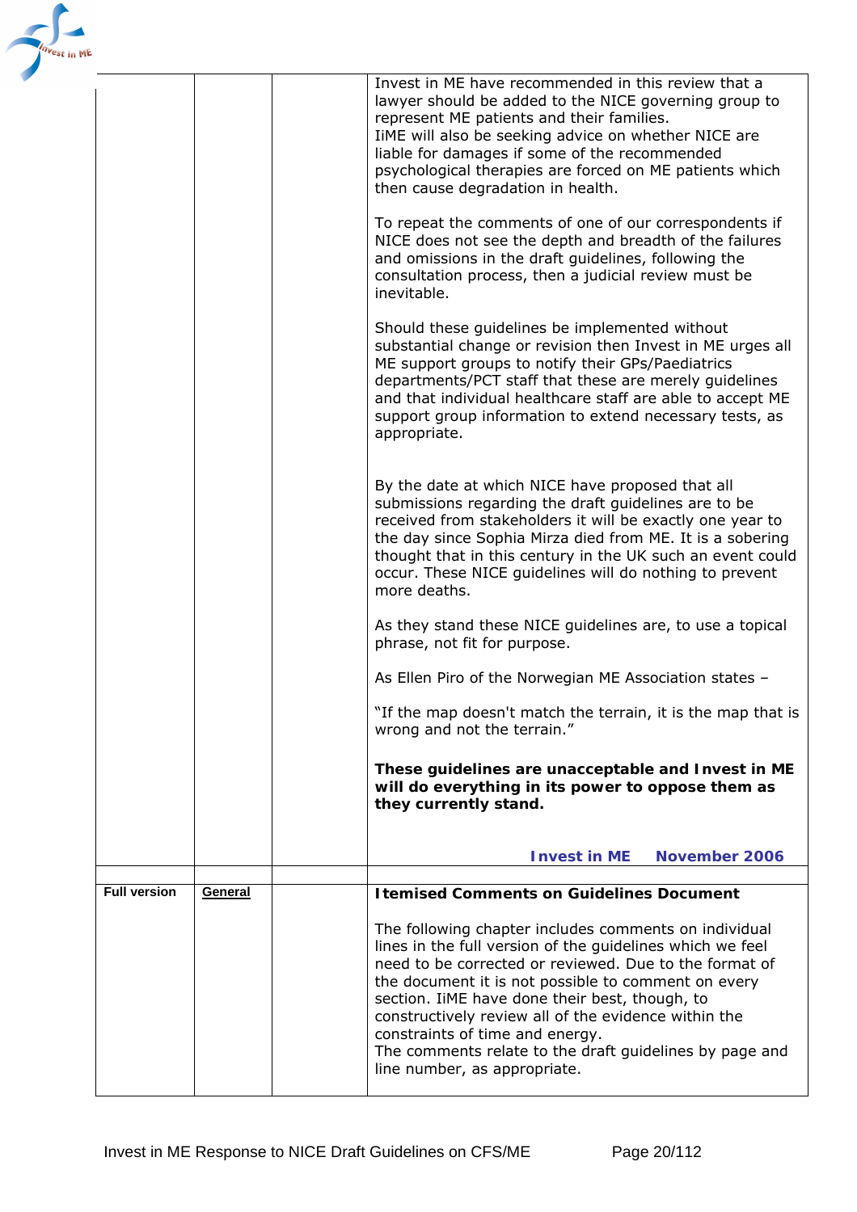| | | | |
|---|---|---|---|
| | | | Invest in ME have recommended in this review that a lawyer should be added to the NICE governing group to represent ME patients and their families.<br>IiME will also be seeking advice on whether NICE are liable for damages if some of the recommended psychological therapies are forced on ME patients which then cause degradation in health.<br><br>To repeat the comments of one of our correspondents if NICE does not see the depth and breadth of the failures and omissions in the draft guidelines, following the consultation process, then a judicial review must be inevitable.<br><br>Should these guidelines be implemented without substantial change or revision then Invest in ME urges all ME support groups to notify their GPs/Paediatrics departments/PCT staff that these are merely guidelines and that individual healthcare staff are able to accept ME support group information to extend necessary tests, as appropriate.<br><br>By the date at which NICE have proposed that all submissions regarding the draft guidelines are to be received from stakeholders it will be exactly one year to the day since Sophia Mirza died from ME. It is a sobering thought that in this century in the UK such an event could occur. These NICE guidelines will do nothing to prevent more deaths.<br><br>As they stand these NICE guidelines are, to use a topical phrase, not fit for purpose.<br><br>As Ellen Piro of the Norwegian ME Association states –<br><br>"If the map doesn't match the terrain, it is the map that is wrong and not the terrain."<br><br>**These guidelines are unacceptable and Invest in ME will do everything in its power to oppose them as they currently stand.**<br><br>**Invest in ME November 2006** |
| | | | |
| **Full version** | **General** | | **Itemised Comments on Guidelines Document**<br><br>The following chapter includes comments on individual lines in the full version of the guidelines which we feel need to be corrected or reviewed. Due to the format of the document it is not possible to comment on every section. IiME have done their best, though, to constructively review all of the evidence within the constraints of time and energy.<br>The comments relate to the draft guidelines by page and line number, as appropriate. |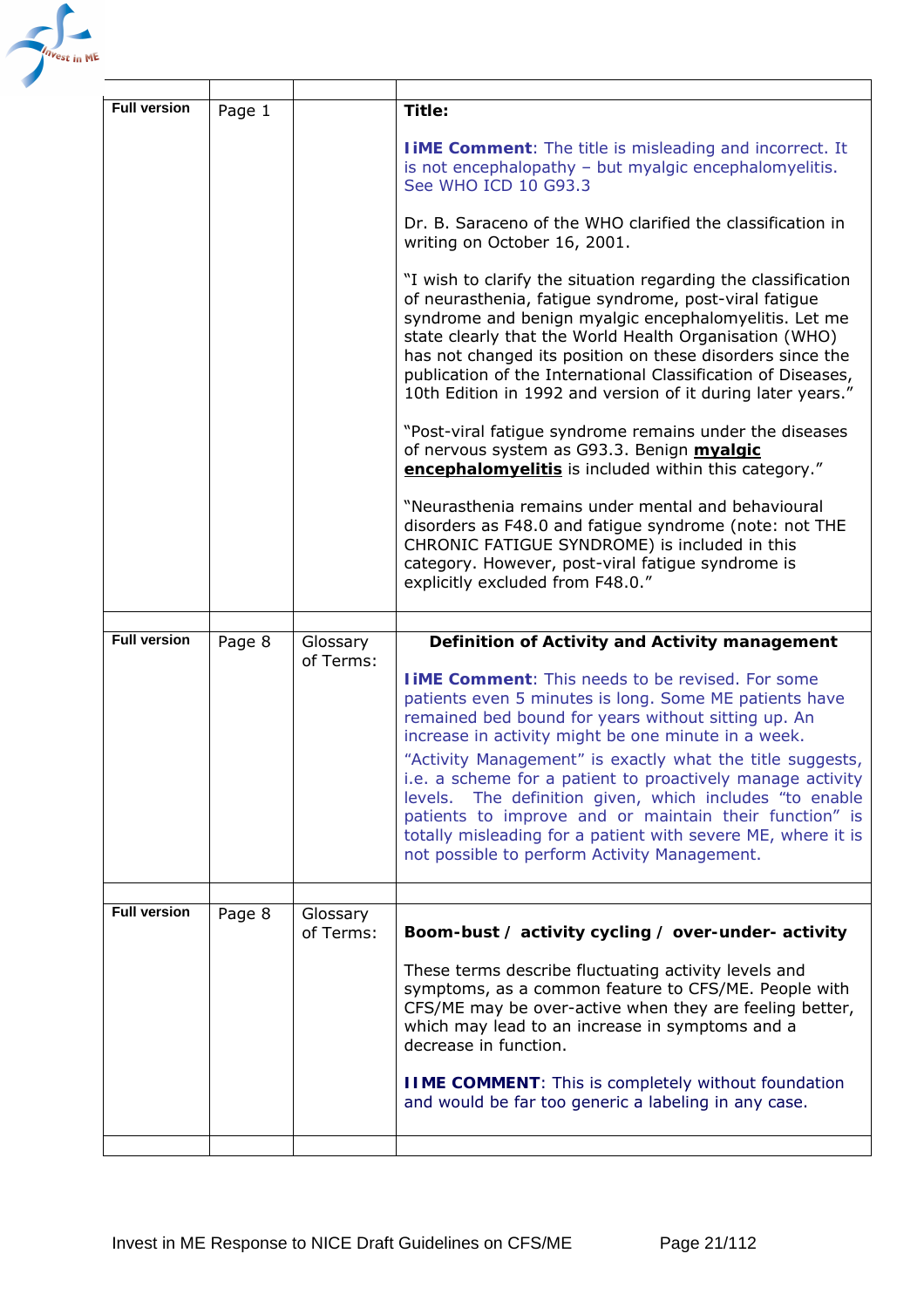| | | | |
|---|---|---|---|
| **Full version** | Page 1 | | **Title:**<br><br>**IiME Comment**: The title is misleading and incorrect. It is not encephalopathy – but myalgic encephalomyelitis. See WHO ICD 10 G93.3<br><br>Dr. B. Saraceno of the WHO clarified the classification in writing on October 16, 2001.<br><br>"I wish to clarify the situation regarding the classification of neurasthenia, fatigue syndrome, post-viral fatigue syndrome and benign myalgic encephalomyelitis. Let me state clearly that the World Health Organisation (WHO) has not changed its position on these disorders since the publication of the International Classification of Diseases, 10th Edition in 1992 and version of it during later years."<br><br>"Post-viral fatigue syndrome remains under the diseases of nervous system as G93.3. Benign **myalgic encephalomyelitis** is included within this category."<br><br>"Neurasthenia remains under mental and behavioural disorders as F48.0 and fatigue syndrome (note: not THE CHRONIC FATIGUE SYNDROME) is included in this category. However, post-viral fatigue syndrome is explicitly excluded from F48.0." |
| | | | |
| **Full version** | Page 8 | Glossary of Terms: | **Definition of Activity and Activity management**<br><br>**IiME Comment**: This needs to be revised. For some patients even 5 minutes is long. Some ME patients have remained bed bound for years without sitting up. An increase in activity might be one minute in a week.<br><br>"Activity Management" is exactly what the title suggests, i.e. a scheme for a patient to proactively manage activity levels. The definition given, which includes "to enable patients to improve and or maintain their function" is totally misleading for a patient with severe ME, where it is not possible to perform Activity Management. |
| | | | |
| **Full version** | Page 8 | Glossary of Terms: | **Boom-bust / activity cycling / over-under- activity**<br><br>These terms describe fluctuating activity levels and symptoms, as a common feature to CFS/ME. People with CFS/ME may be over-active when they are feeling better, which may lead to an increase in symptoms and a decrease in function.<br><br>**IIME COMMENT**: This is completely without foundation and would be far too generic a labeling in any case. |
| | | | |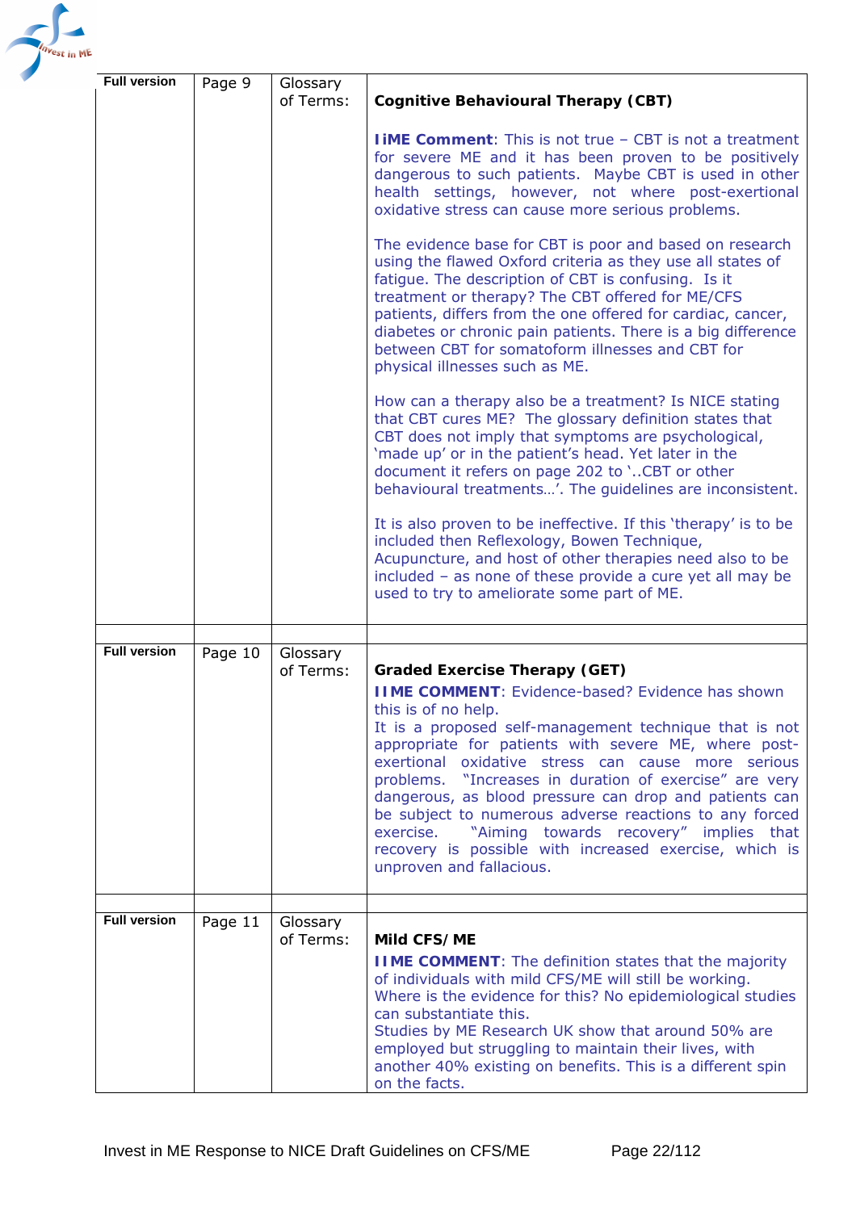| Full version | Page 9 | Glossary of Terms: | **Cognitive Behavioural Therapy (CBT)**<br><br>**IiME Comment**: This is not true – CBT is not a treatment for severe ME and it has been proven to be positively dangerous to such patients. Maybe CBT is used in other health settings, however, not where post-exertional oxidative stress can cause more serious problems.<br><br>The evidence base for CBT is poor and based on research using the flawed Oxford criteria as they use all states of fatigue. The description of CBT is confusing. Is it treatment or therapy? The CBT offered for ME/CFS patients, differs from the one offered for cardiac, cancer, diabetes or chronic pain patients. There is a big difference between CBT for somatoform illnesses and CBT for physical illnesses such as ME.<br><br>How can a therapy also be a treatment? Is NICE stating that CBT cures ME? The glossary definition states that CBT does not imply that symptoms are psychological, 'made up' or in the patient's head. Yet later in the document it refers on page 202 to '..CBT or other behavioural treatments…'. The guidelines are inconsistent.<br><br>It is also proven to be ineffective. If this 'therapy' is to be included then Reflexology, Bowen Technique, Acupuncture, and host of other therapies need also to be included – as none of these provide a cure yet all may be used to try to ameliorate some part of ME. |
|---|---|---|---|
| | | | |
| Full version | Page 10 | Glossary of Terms: | **Graded Exercise Therapy (GET)**<br>**IIME COMMENT**: Evidence-based? Evidence has shown this is of no help.<br>It is a proposed self-management technique that is not appropriate for patients with severe ME, where post-exertional oxidative stress can cause more serious problems. "Increases in duration of exercise" are very dangerous, as blood pressure can drop and patients can be subject to numerous adverse reactions to any forced exercise. "Aiming towards recovery" implies that recovery is possible with increased exercise, which is unproven and fallacious. |
| | | | |
| Full version | Page 11 | Glossary of Terms: | **Mild CFS/ME**<br>**IIME COMMENT**: The definition states that the majority of individuals with mild CFS/ME will still be working. Where is the evidence for this? No epidemiological studies can substantiate this.<br>Studies by ME Research UK show that around 50% are employed but struggling to maintain their lives, with another 40% existing on benefits. This is a different spin on the facts. |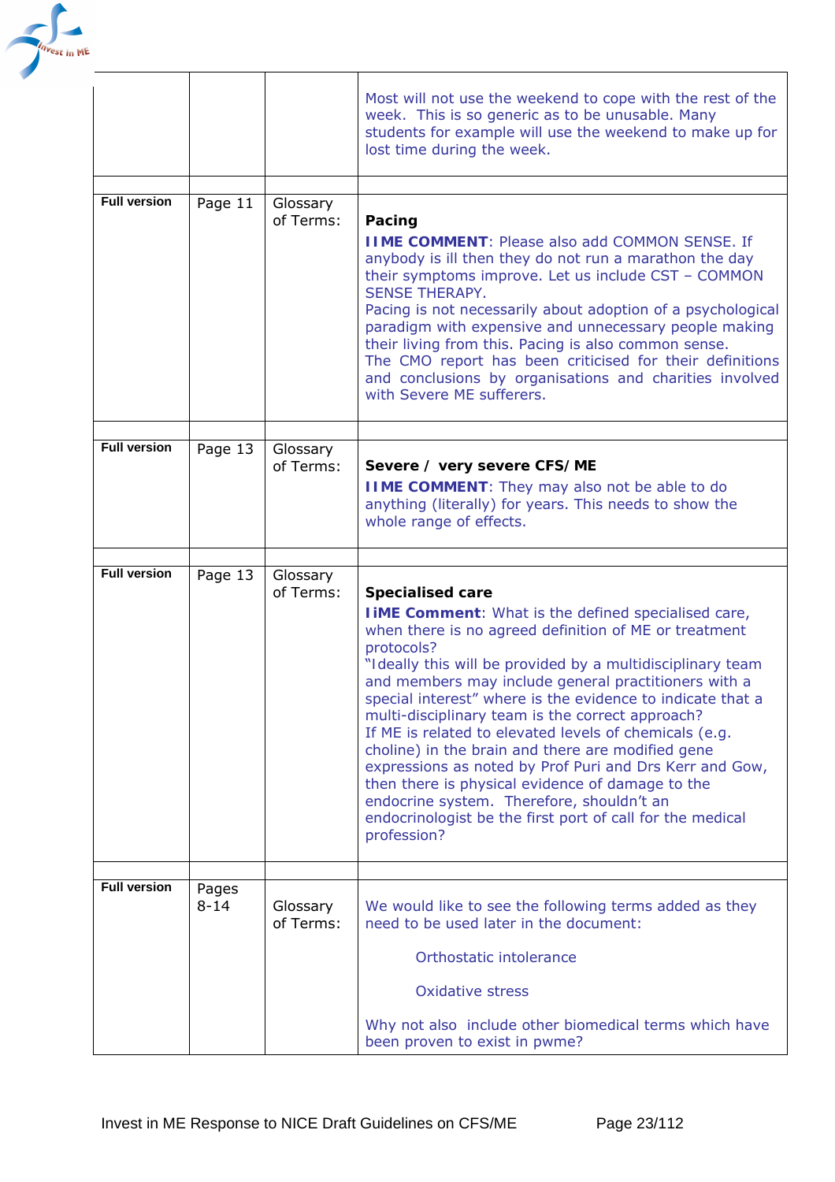| | | | |
|---|---|---|---|
| | | | Most will not use the weekend to cope with the rest of the week. This is so generic as to be unusable. Many students for example will use the weekend to make up for lost time during the week. |
| | | | |
| **Full version** | Page 11 | Glossary of Terms: | **Pacing**<br>**IIME COMMENT**: Please also add COMMON SENSE. If anybody is ill then they do not run a marathon the day their symptoms improve. Let us include CST – COMMON SENSE THERAPY.<br>Pacing is not necessarily about adoption of a psychological paradigm with expensive and unnecessary people making their living from this. Pacing is also common sense.<br>The CMO report has been criticised for their definitions and conclusions by organisations and charities involved with Severe ME sufferers. |
| | | | |
| **Full version** | Page 13 | Glossary of Terms: | **Severe / very severe CFS/ME**<br>**IIME COMMENT**: They may also not be able to do anything (literally) for years. This needs to show the whole range of effects. |
| | | | |
| **Full version** | Page 13 | Glossary of Terms: | **Specialised care**<br>**IiME Comment**: What is the defined specialised care, when there is no agreed definition of ME or treatment protocols?<br>"Ideally this will be provided by a multidisciplinary team and members may include general practitioners with a special interest" where is the evidence to indicate that a multi-disciplinary team is the correct approach?<br>If ME is related to elevated levels of chemicals (e.g. choline) in the brain and there are modified gene expressions as noted by Prof Puri and Drs Kerr and Gow, then there is physical evidence of damage to the endocrine system. Therefore, shouldn't an endocrinologist be the first port of call for the medical profession? |
| | | | |
| **Full version** | Pages 8-14 | Glossary of Terms: | We would like to see the following terms added as they need to be used later in the document:<br><br>Orthostatic intolerance<br><br>Oxidative stress<br><br>Why not also include other biomedical terms which have been proven to exist in pwme? |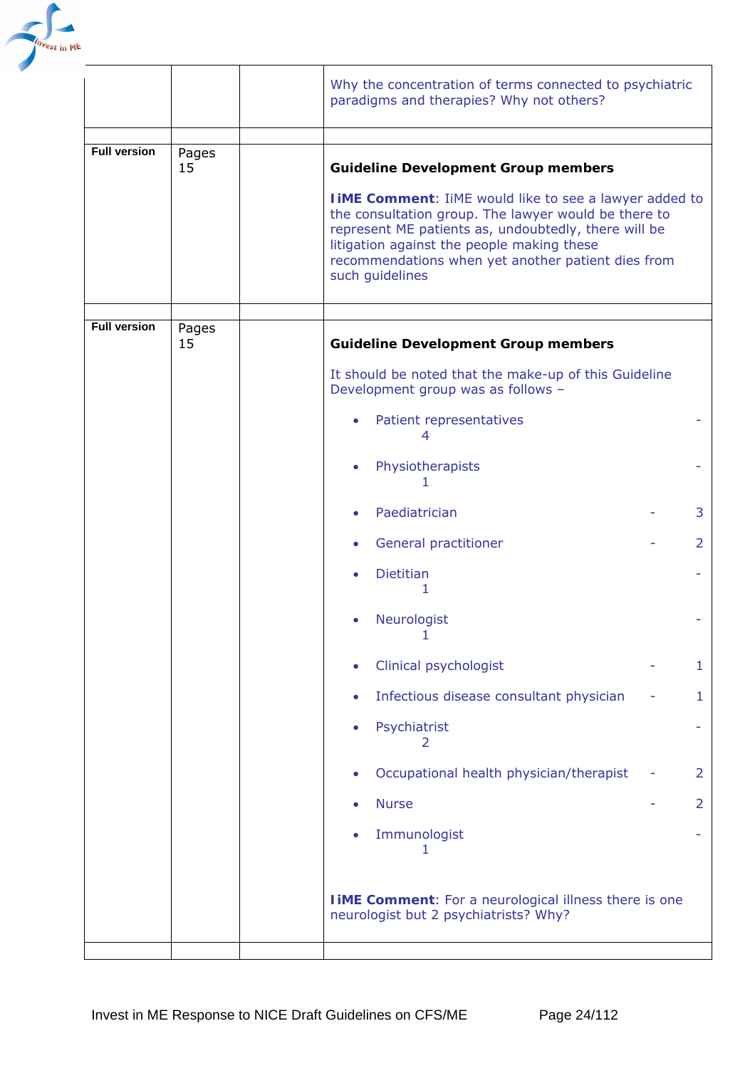| | | | |
|---|---|---|---|
| | | | Why the concentration of terms connected to psychiatric paradigms and therapies? Why not others? |
| | | | |
| **Full version** | Pages 15 | | **Guideline Development Group members**<br><br>**IiME Comment**: IiME would like to see a lawyer added to the consultation group. The lawyer would be there to represent ME patients as, undoubtedly, there will be litigation against the people making these recommendations when yet another patient dies from such guidelines |
| | | | |
| **Full version** | Pages 15 | | **Guideline Development Group members**<br><br>It should be noted that the make-up of this Guideline Development group was as follows –<br><br>• Patient representatives - 4<br>• Physiotherapists - 1<br>• Paediatrician - 3<br>• General practitioner - 2<br>• Dietitian - 1<br>• Neurologist - 1<br>• Clinical psychologist - 1<br>• Infectious disease consultant physician - 1<br>• Psychiatrist - 2<br>• Occupational health physician/therapist - 2<br>• Nurse - 2<br>• Immunologist - 1<br><br>**IiME Comment**: For a neurological illness there is one neurologist but 2 psychiatrists? Why? |
| | | | |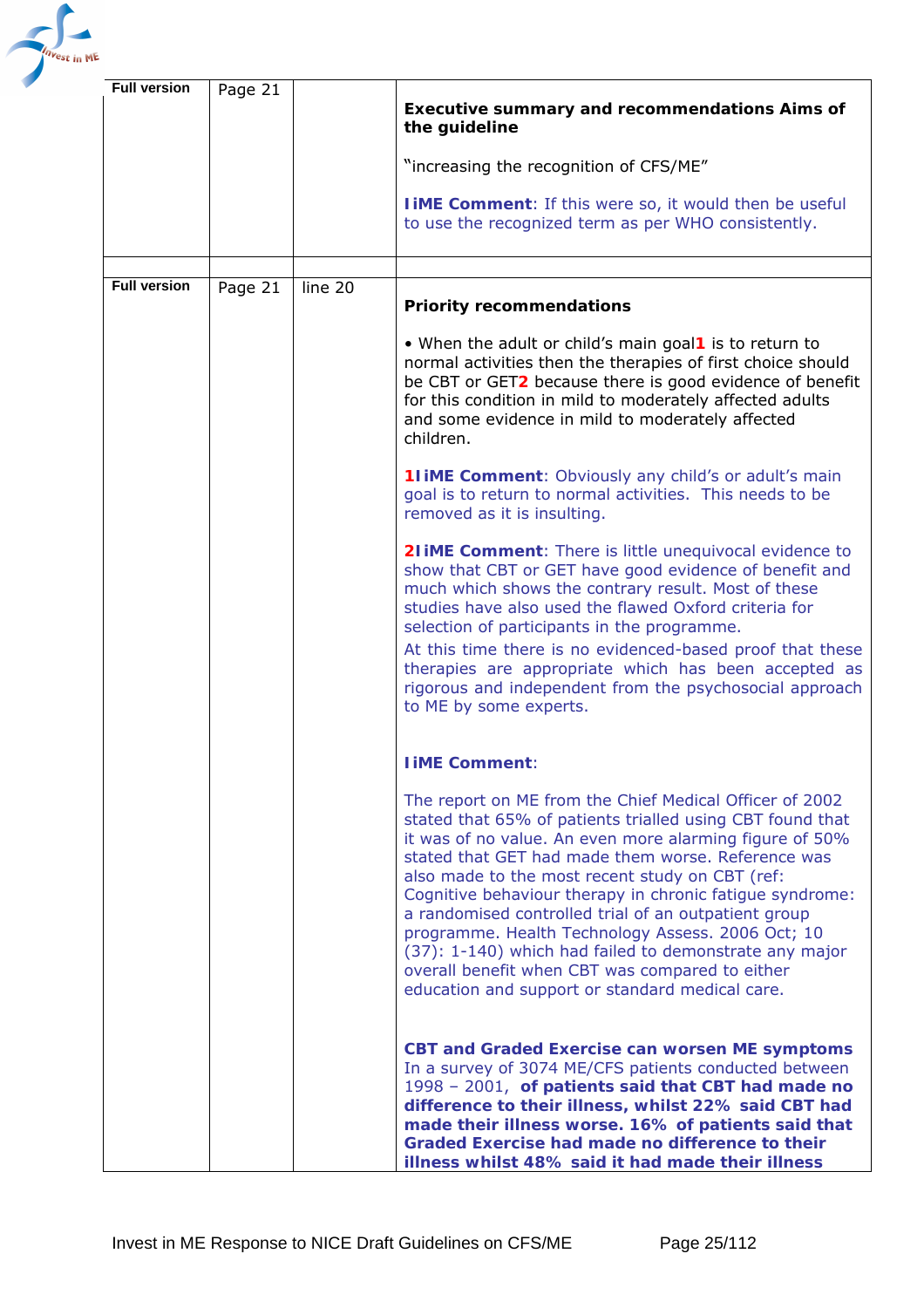| Full version | Page 21 | | **Executive summary and recommendations Aims of the guideline**<br><br>"increasing the recognition of CFS/ME"<br><br>**IiME Comment**: If this were so, it would then be useful to use the recognized term as per WHO consistently. |
|---|---|---|---|
| | | | |
| Full version | Page 21 | line 20 | **Priority recommendations**<br><br>• When the adult or child's main goal**1** is to return to normal activities then the therapies of first choice should be CBT or GET**2** because there is good evidence of benefit for this condition in mild to moderately affected adults and some evidence in mild to moderately affected children.<br><br>**1IiME Comment**: Obviously any child's or adult's main goal is to return to normal activities. This needs to be removed as it is insulting.<br><br>**2IiME Comment**: There is little unequivocal evidence to show that CBT or GET have good evidence of benefit and much which shows the contrary result. Most of these studies have also used the flawed Oxford criteria for selection of participants in the programme.<br>At this time there is no evidenced-based proof that these therapies are appropriate which has been accepted as rigorous and independent from the psychosocial approach to ME by some experts.<br><br>**IiME Comment**:<br><br>The report on ME from the Chief Medical Officer of 2002 stated that 65% of patients trialled using CBT found that it was of no value. An even more alarming figure of 50% stated that GET had made them worse. Reference was also made to the most recent study on CBT (ref: Cognitive behaviour therapy in chronic fatigue syndrome: a randomised controlled trial of an outpatient group programme. Health Technology Assess. 2006 Oct; 10 (37): 1-140) which had failed to demonstrate any major overall benefit when CBT was compared to either education and support or standard medical care.<br><br>**CBT and Graded Exercise can worsen ME symptoms**<br>In a survey of 3074 ME/CFS patients conducted between 1998 – 2001, **of patients said that CBT had made no difference to their illness, whilst 22% said CBT had made their illness worse. 16% of patients said that Graded Exercise had made no difference to their illness whilst 48% said it had made their illness** |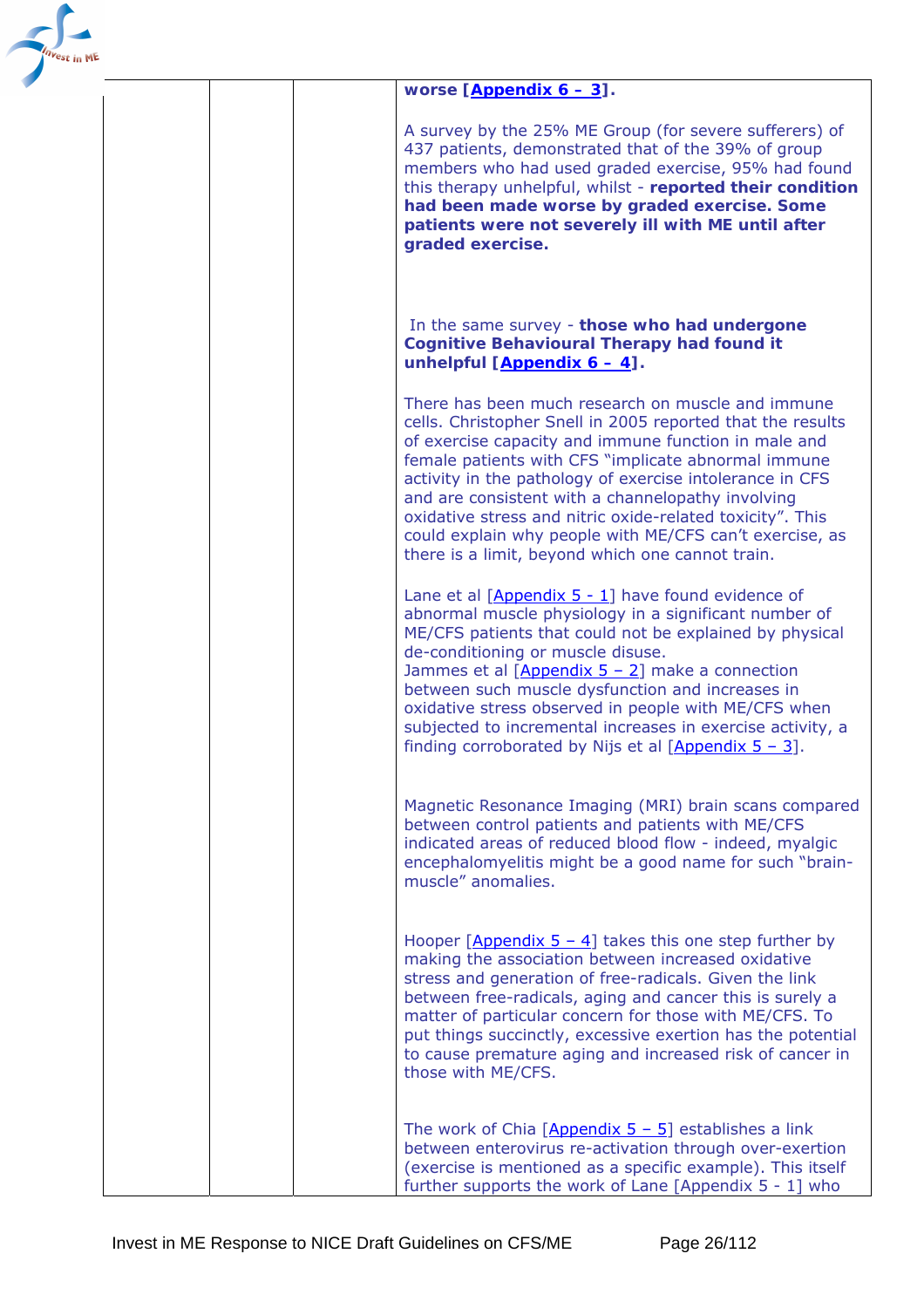| | | | |
|---|---|---|---|
| | | | **worse [Appendix 6 – 3].**<br><br>A survey by the 25% ME Group (for severe sufferers) of 437 patients, demonstrated that of the 39% of group members who had used graded exercise, 95% had found this therapy unhelpful, whilst - **reported their condition had been made worse by graded exercise. Some patients were not severely ill with ME until after graded exercise.**<br><br>In the same survey - **those who had undergone Cognitive Behavioural Therapy had found it unhelpful [Appendix 6 – 4].**<br><br>There has been much research on muscle and immune cells. Christopher Snell in 2005 reported that the results of exercise capacity and immune function in male and female patients with CFS "implicate abnormal immune activity in the pathology of exercise intolerance in CFS and are consistent with a channelopathy involving oxidative stress and nitric oxide-related toxicity". This could explain why people with ME/CFS can't exercise, as there is a limit, beyond which one cannot train.<br><br>Lane et al [Appendix 5 - 1] have found evidence of abnormal muscle physiology in a significant number of ME/CFS patients that could not be explained by physical de-conditioning or muscle disuse.<br>Jammes et al [Appendix 5 – 2] make a connection between such muscle dysfunction and increases in oxidative stress observed in people with ME/CFS when subjected to incremental increases in exercise activity, a finding corroborated by Nijs et al [Appendix 5 – 3].<br><br>Magnetic Resonance Imaging (MRI) brain scans compared between control patients and patients with ME/CFS indicated areas of reduced blood flow - indeed, myalgic encephalomyelitis might be a good name for such "brain-muscle" anomalies.<br><br>Hooper [Appendix 5 – 4] takes this one step further by making the association between increased oxidative stress and generation of free-radicals. Given the link between free-radicals, aging and cancer this is surely a matter of particular concern for those with ME/CFS. To put things succinctly, excessive exertion has the potential to cause premature aging and increased risk of cancer in those with ME/CFS.<br><br>The work of Chia [Appendix 5 – 5] establishes a link between enterovirus re-activation through over-exertion (exercise is mentioned as a specific example). This itself further supports the work of Lane [Appendix 5 - 1] who |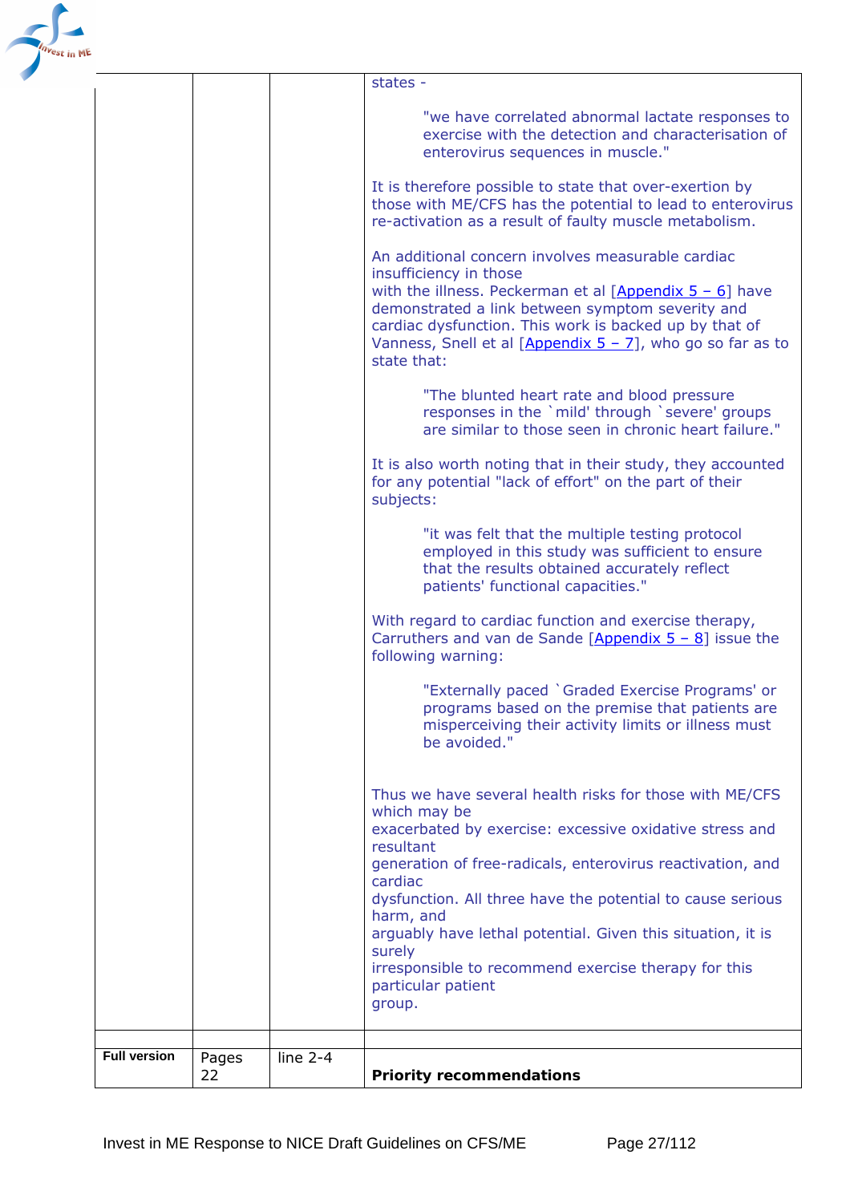| | | | |
|---|---|---|---|
| | | | states -<br><br>"we have correlated abnormal lactate responses to exercise with the detection and characterisation of enterovirus sequences in muscle."<br><br>It is therefore possible to state that over-exertion by those with ME/CFS has the potential to lead to enterovirus re-activation as a result of faulty muscle metabolism.<br><br>An additional concern involves measurable cardiac insufficiency in those with the illness. Peckerman et al [Appendix 5 – 6] have demonstrated a link between symptom severity and cardiac dysfunction. This work is backed up by that of Vanness, Snell et al [Appendix 5 – 7], who go so far as to state that:<br><br>"The blunted heart rate and blood pressure responses in the `mild' through `severe' groups are similar to those seen in chronic heart failure."<br><br>It is also worth noting that in their study, they accounted for any potential "lack of effort" on the part of their subjects:<br><br>"it was felt that the multiple testing protocol employed in this study was sufficient to ensure that the results obtained accurately reflect patients' functional capacities."<br><br>With regard to cardiac function and exercise therapy, Carruthers and van de Sande [Appendix 5 – 8] issue the following warning:<br><br>"Externally paced `Graded Exercise Programs' or programs based on the premise that patients are misperceiving their activity limits or illness must be avoided."<br><br>Thus we have several health risks for those with ME/CFS which may be exacerbated by exercise: excessive oxidative stress and resultant generation of free-radicals, enterovirus reactivation, and cardiac dysfunction. All three have the potential to cause serious harm, and arguably have lethal potential. Given this situation, it is surely irresponsible to recommend exercise therapy for this particular patient group. |
| | | | |
| **Full version** | Pages 22 | line 2-4 | **Priority recommendations** |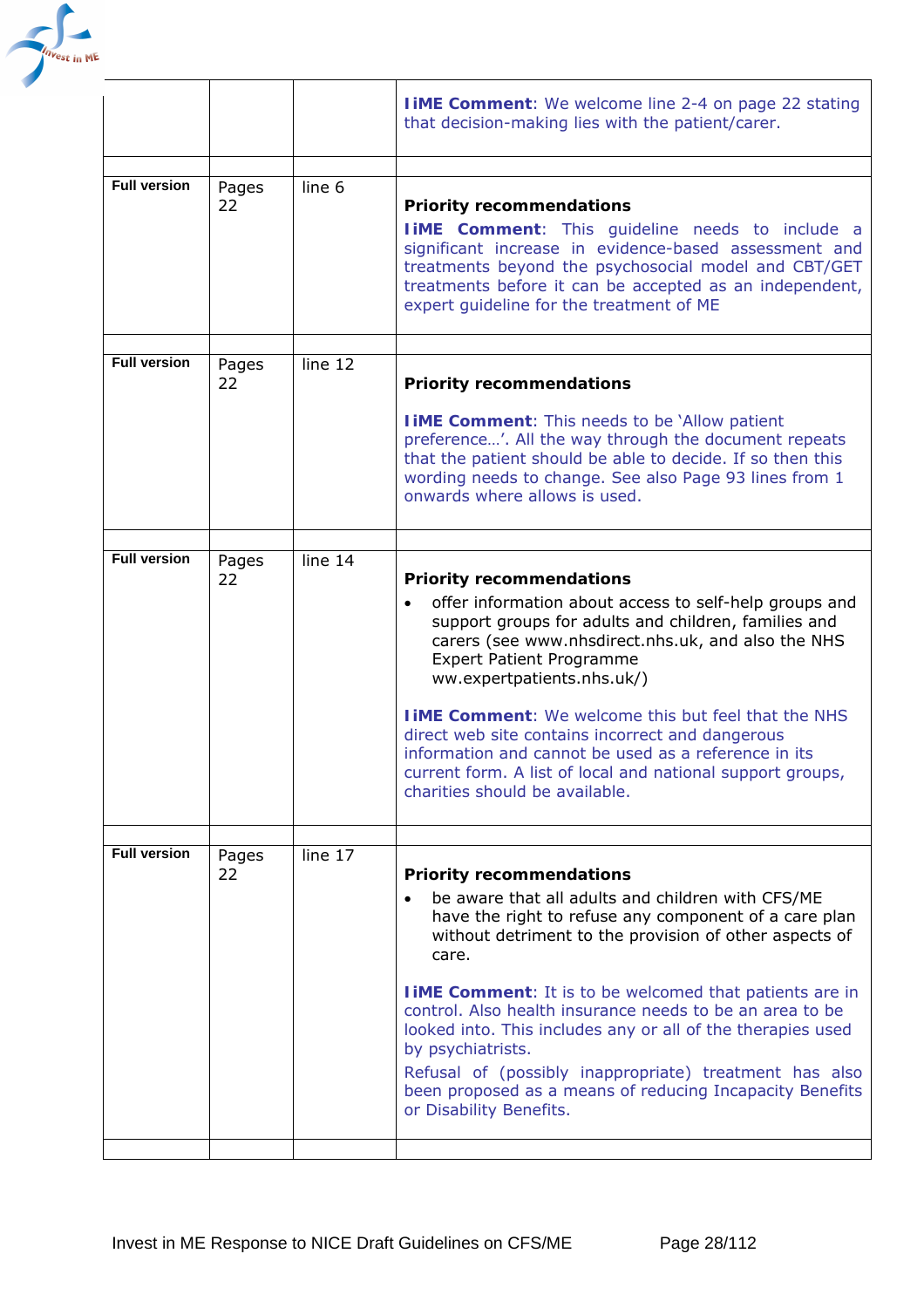| | | | |
|---|---|---|---|
| | | | **IiME Comment**: We welcome line 2-4 on page 22 stating that decision-making lies with the patient/carer. |
| | | | |
| **Full version** | Pages 22 | line 6 | **Priority recommendations**<br>**IiME Comment**: This guideline needs to include a significant increase in evidence-based assessment and treatments beyond the psychosocial model and CBT/GET treatments before it can be accepted as an independent, expert guideline for the treatment of ME |
| | | | |
| **Full version** | Pages 22 | line 12 | **Priority recommendations**<br><br>**IiME Comment**: This needs to be 'Allow patient preference…'. All the way through the document repeats that the patient should be able to decide. If so then this wording needs to change. See also Page 93 lines from 1 onwards where allows is used. |
| | | | |
| **Full version** | Pages 22 | line 14 | **Priority recommendations**<br>• offer information about access to self-help groups and support groups for adults and children, families and carers (see www.nhsdirect.nhs.uk, and also the NHS Expert Patient Programme ww.expertpatients.nhs.uk/)<br><br>**IiME Comment**: We welcome this but feel that the NHS direct web site contains incorrect and dangerous information and cannot be used as a reference in its current form. A list of local and national support groups, charities should be available. |
| | | | |
| **Full version** | Pages 22 | line 17 | **Priority recommendations**<br>• be aware that all adults and children with CFS/ME have the right to refuse any component of a care plan without detriment to the provision of other aspects of care.<br><br>**IiME Comment**: It is to be welcomed that patients are in control. Also health insurance needs to be an area to be looked into. This includes any or all of the therapies used by psychiatrists.<br>Refusal of (possibly inappropriate) treatment has also been proposed as a means of reducing Incapacity Benefits or Disability Benefits. |
| | | | |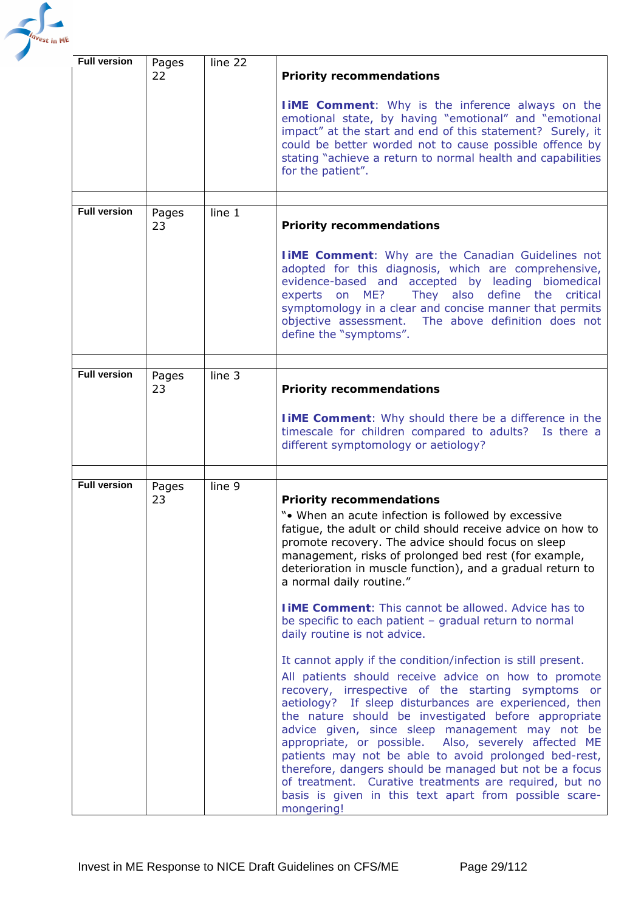| | | | |
|---|---|---|---|
| **Full version** | Pages 22 | line 22 | **Priority recommendations**<br><br>**IiME Comment**: Why is the inference always on the emotional state, by having "emotional" and "emotional impact" at the start and end of this statement? Surely, it could be better worded not to cause possible offence by stating "achieve a return to normal health and capabilities for the patient". |
| | | | |
| **Full version** | Pages 23 | line 1 | **Priority recommendations**<br><br>**IiME Comment**: Why are the Canadian Guidelines not adopted for this diagnosis, which are comprehensive, evidence-based and accepted by leading biomedical experts on ME? They also define the critical symptomology in a clear and concise manner that permits objective assessment. The above definition does not define the "symptoms". |
| | | | |
| **Full version** | Pages 23 | line 3 | **Priority recommendations**<br><br>**IiME Comment**: Why should there be a difference in the timescale for children compared to adults? Is there a different symptomology or aetiology? |
| | | | |
| **Full version** | Pages 23 | line 9 | **Priority recommendations**<br>"• When an acute infection is followed by excessive fatigue, the adult or child should receive advice on how to promote recovery. The advice should focus on sleep management, risks of prolonged bed rest (for example, deterioration in muscle function), and a gradual return to a normal daily routine."<br><br>**IiME Comment**: This cannot be allowed. Advice has to be specific to each patient – gradual return to normal daily routine is not advice.<br><br>It cannot apply if the condition/infection is still present.<br>All patients should receive advice on how to promote recovery, irrespective of the starting symptoms or aetiology? If sleep disturbances are experienced, then the nature should be investigated before appropriate advice given, since sleep management may not be appropriate, or possible. Also, severely affected ME patients may not be able to avoid prolonged bed-rest, therefore, dangers should be managed but not be a focus of treatment. Curative treatments are required, but no basis is given in this text apart from possible scare-mongering! |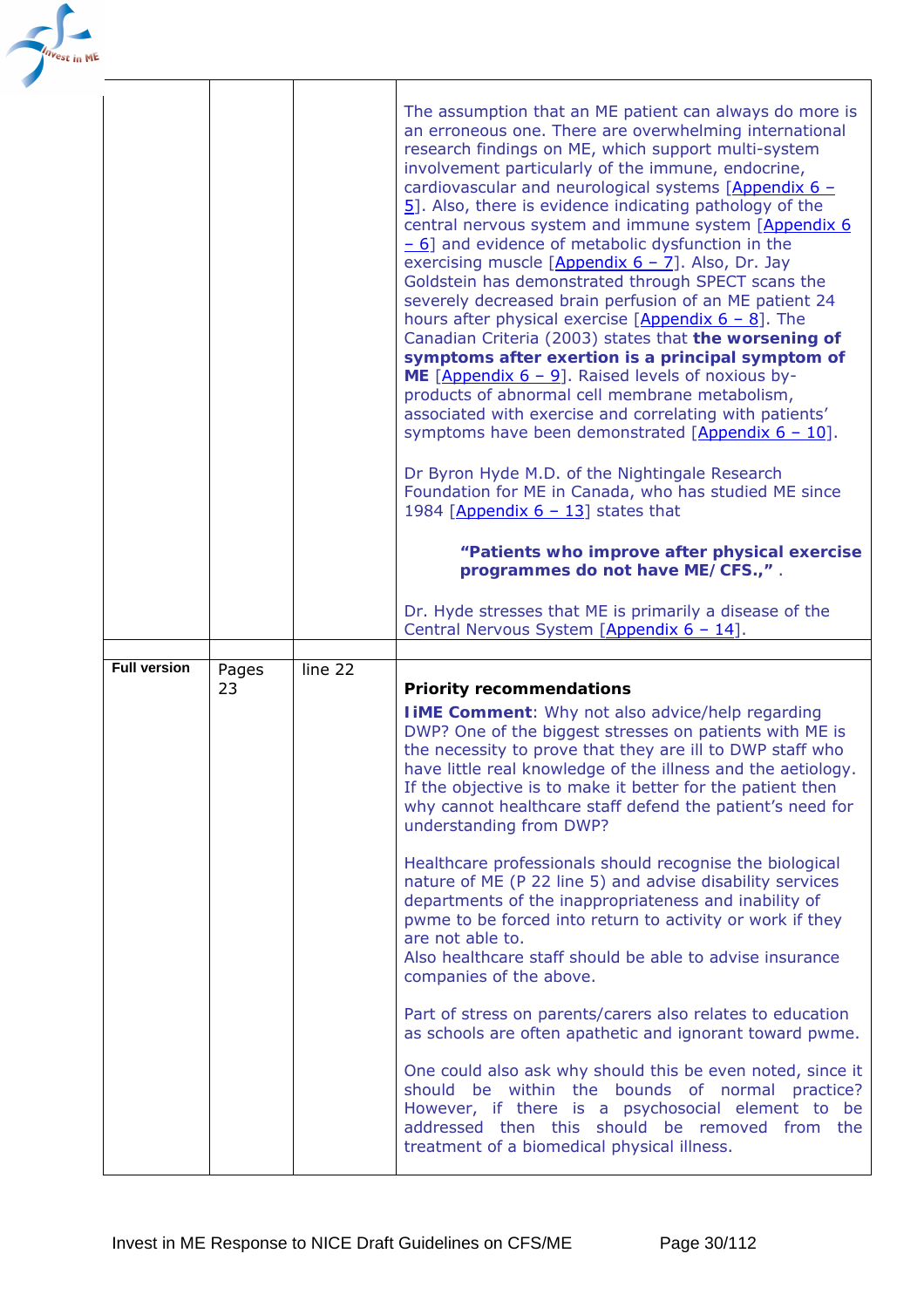| | | | |
|---|---|---|---|
| | | | The assumption that an ME patient can always do more is an erroneous one. There are overwhelming international research findings on ME, which support multi-system involvement particularly of the immune, endocrine, cardiovascular and neurological systems [Appendix 6 – 5]. Also, there is evidence indicating pathology of the central nervous system and immune system [Appendix 6 – 6] and evidence of metabolic dysfunction in the exercising muscle [Appendix 6 – 7]. Also, Dr. Jay Goldstein has demonstrated through SPECT scans the severely decreased brain perfusion of an ME patient 24 hours after physical exercise [Appendix 6 – 8]. The Canadian Criteria (2003) states that **the worsening of symptoms after exertion is a principal symptom of ME** [Appendix 6 – 9]. Raised levels of noxious by-products of abnormal cell membrane metabolism, associated with exercise and correlating with patients' symptoms have been demonstrated [Appendix 6 – 10].<br><br>Dr Byron Hyde M.D. of the Nightingale Research Foundation for ME in Canada, who has studied ME since 1984 [Appendix 6 – 13] states that<br><br>**"Patients who improve after physical exercise programmes do not have ME/CFS.,"** .<br><br>Dr. Hyde stresses that ME is primarily a disease of the Central Nervous System [Appendix 6 – 14]. |
| | | | |
| **Full version** | Pages 23 | line 22 | **Priority recommendations**<br>**IiME Comment**: Why not also advice/help regarding DWP? One of the biggest stresses on patients with ME is the necessity to prove that they are ill to DWP staff who have little real knowledge of the illness and the aetiology. If the objective is to make it better for the patient then why cannot healthcare staff defend the patient's need for understanding from DWP?<br><br>Healthcare professionals should recognise the biological nature of ME (P 22 line 5) and advise disability services departments of the inappropriateness and inability of pwme to be forced into return to activity or work if they are not able to.<br>Also healthcare staff should be able to advise insurance companies of the above.<br><br>Part of stress on parents/carers also relates to education as schools are often apathetic and ignorant toward pwme.<br><br>One could also ask why should this be even noted, since it should be within the bounds of normal practice? However, if there is a psychosocial element to be addressed then this should be removed from the treatment of a biomedical physical illness. |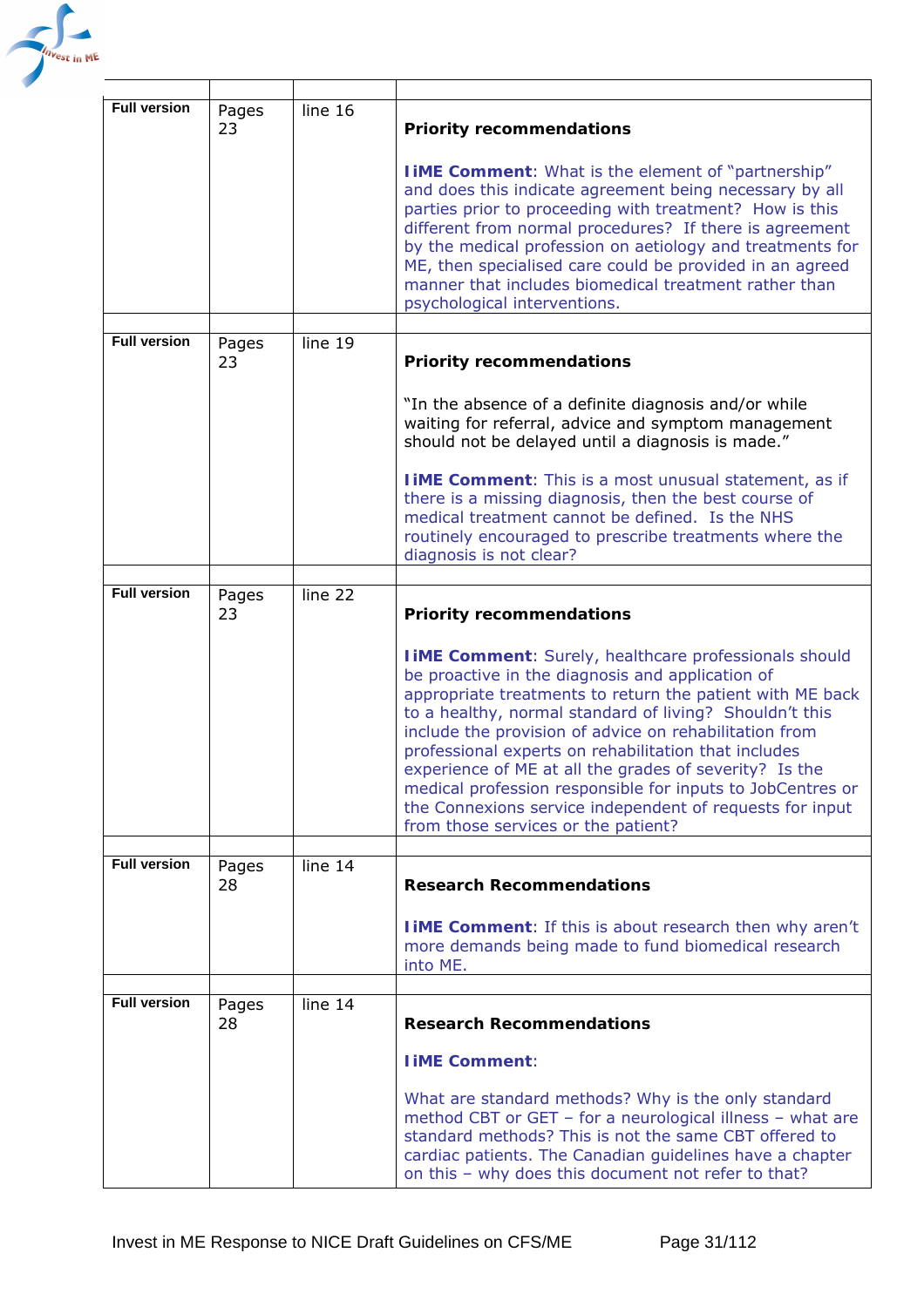| | | | |
|---|---|---|---|
| **Full version** | Pages 23 | line 16 | **Priority recommendations**<br><br>**IiME Comment**: What is the element of "partnership" and does this indicate agreement being necessary by all parties prior to proceeding with treatment? How is this different from normal procedures? If there is agreement by the medical profession on aetiology and treatments for ME, then specialised care could be provided in an agreed manner that includes biomedical treatment rather than psychological interventions. |
| **Full version** | Pages 23 | line 19 | **Priority recommendations**<br><br>"In the absence of a definite diagnosis and/or while waiting for referral, advice and symptom management should not be delayed until a diagnosis is made."<br><br>**IiME Comment**: This is a most unusual statement, as if there is a missing diagnosis, then the best course of medical treatment cannot be defined. Is the NHS routinely encouraged to prescribe treatments where the diagnosis is not clear? |
| **Full version** | Pages 23 | line 22 | **Priority recommendations**<br><br>**IiME Comment**: Surely, healthcare professionals should be proactive in the diagnosis and application of appropriate treatments to return the patient with ME back to a healthy, normal standard of living? Shouldn't this include the provision of advice on rehabilitation from professional experts on rehabilitation that includes experience of ME at all the grades of severity? Is the medical profession responsible for inputs to JobCentres or the Connexions service independent of requests for input from those services or the patient? |
| **Full version** | Pages 28 | line 14 | **Research Recommendations**<br><br>**IiME Comment**: If this is about research then why aren't more demands being made to fund biomedical research into ME. |
| **Full version** | Pages 28 | line 14 | **Research Recommendations**<br><br>**IiME Comment**:<br><br>What are standard methods? Why is the only standard method CBT or GET – for a neurological illness – what are standard methods? This is not the same CBT offered to cardiac patients. The Canadian guidelines have a chapter on this – why does this document not refer to that? |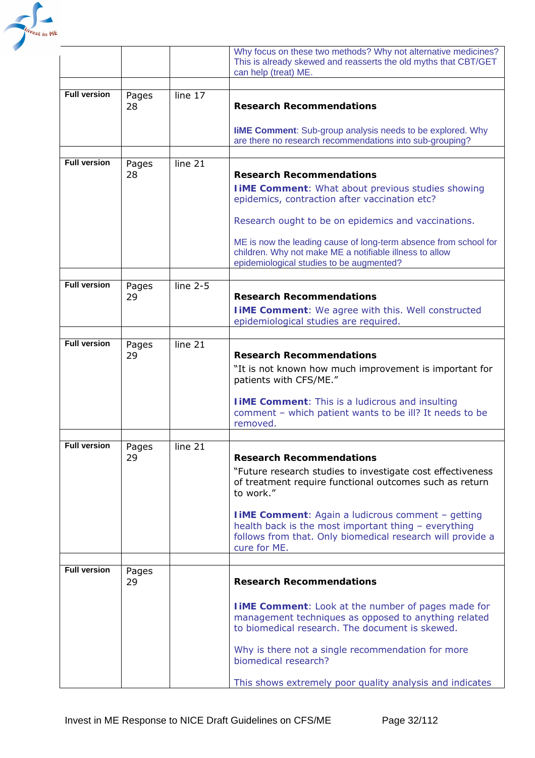| | | | |
|---|---|---|---|
| | | | Why focus on these two methods? Why not alternative medicines? This is already skewed and reasserts the old myths that CBT/GET can help (treat) ME. |
| | | | |
| **Full version** | Pages 28 | line 17 | **Research Recommendations**<br><br>**IiME Comment**: Sub-group analysis needs to be explored. Why are there no research recommendations into sub-grouping? |
| | | | |
| **Full version** | Pages 28 | line 21 | **Research Recommendations**<br>**IiME Comment**: What about previous studies showing epidemics, contraction after vaccination etc?<br><br>Research ought to be on epidemics and vaccinations.<br><br>ME is now the leading cause of long-term absence from school for children. Why not make ME a notifiable illness to allow epidemiological studies to be augmented? |
| | | | |
| **Full version** | Pages 29 | line 2-5 | **Research Recommendations**<br>**IiME Comment**: We agree with this. Well constructed epidemiological studies are required. |
| | | | |
| **Full version** | Pages 29 | line 21 | **Research Recommendations**<br>"It is not known how much improvement is important for patients with CFS/ME."<br><br>**IiME Comment**: This is a ludicrous and insulting comment – which patient wants to be ill? It needs to be removed. |
| | | | |
| **Full version** | Pages 29 | line 21 | **Research Recommendations**<br>"Future research studies to investigate cost effectiveness of treatment require functional outcomes such as return to work."<br><br>**IiME Comment**: Again a ludicrous comment – getting health back is the most important thing – everything follows from that. Only biomedical research will provide a cure for ME. |
| | | | |
| **Full version** | Pages 29 | | **Research Recommendations**<br><br>**IiME Comment**: Look at the number of pages made for management techniques as opposed to anything related to biomedical research. The document is skewed.<br><br>Why is there not a single recommendation for more biomedical research?<br><br>This shows extremely poor quality analysis and indicates |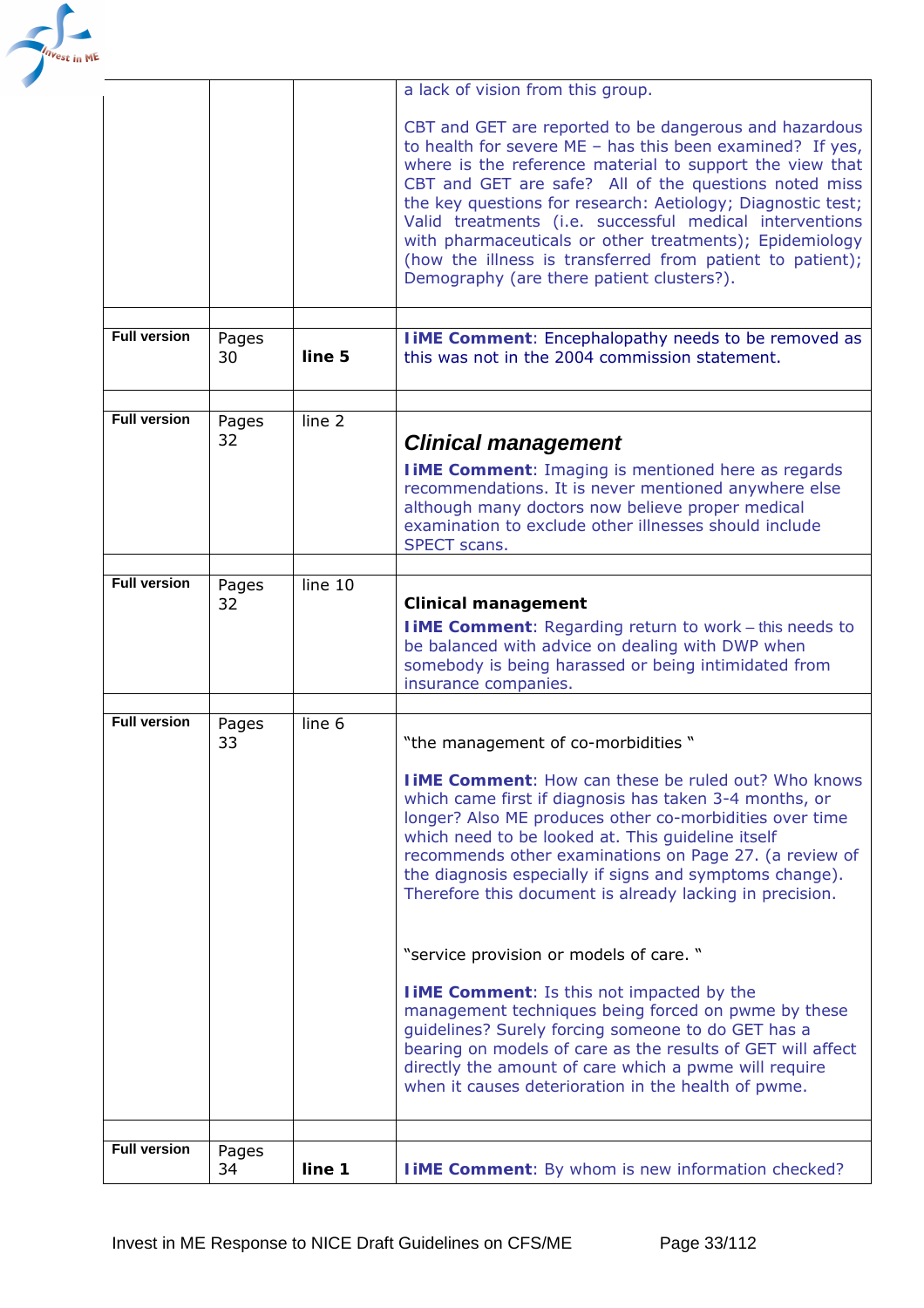| | | | |
|---|---|---|---|
| | | | a lack of vision from this group.<br><br>CBT and GET are reported to be dangerous and hazardous to health for severe ME – has this been examined? If yes, where is the reference material to support the view that CBT and GET are safe? All of the questions noted miss the key questions for research: Aetiology; Diagnostic test; Valid treatments (i.e. successful medical interventions with pharmaceuticals or other treatments); Epidemiology (how the illness is transferred from patient to patient); Demography (are there patient clusters?). |
| | | | |
| **Full version** | Pages 30 | **line 5** | **IiME Comment**: Encephalopathy needs to be removed as this was not in the 2004 commission statement. |
| | | | |
| **Full version** | Pages 32 | line 2 | ***Clinical management***<br><br>**IiME Comment**: Imaging is mentioned here as regards recommendations. It is never mentioned anywhere else although many doctors now believe proper medical examination to exclude other illnesses should include SPECT scans. |
| | | | |
| **Full version** | Pages 32 | line 10 | **Clinical management**<br><br>**IiME Comment**: Regarding return to work – this needs to be balanced with advice on dealing with DWP when somebody is being harassed or being intimidated from insurance companies. |
| | | | |
| **Full version** | Pages 33 | line 6 | "the management of co-morbidities "<br><br>**IiME Comment**: How can these be ruled out? Who knows which came first if diagnosis has taken 3-4 months, or longer? Also ME produces other co-morbidities over time which need to be looked at. This guideline itself recommends other examinations on Page 27. (a review of the diagnosis especially if signs and symptoms change). Therefore this document is already lacking in precision.<br><br>"service provision or models of care. "<br><br>**IiME Comment**: Is this not impacted by the management techniques being forced on pwme by these guidelines? Surely forcing someone to do GET has a bearing on models of care as the results of GET will affect directly the amount of care which a pwme will require when it causes deterioration in the health of pwme. |
| | | | |
| **Full version** | Pages 34 | **line 1** | **IiME Comment**: By whom is new information checked? |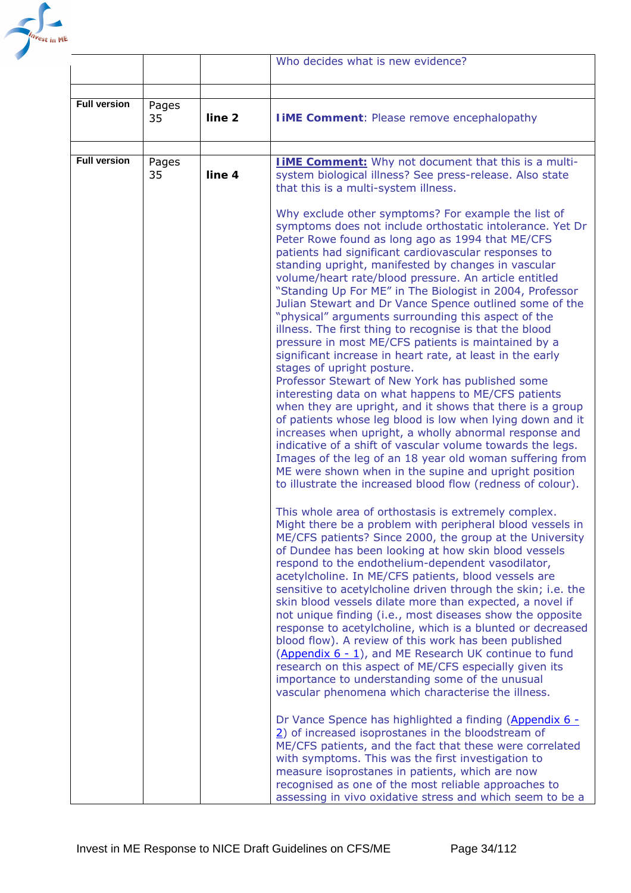| | | | |
|---|---|---|---|
| | | | Who decides what is new evidence? |
| | | | |
| **Full version** | Pages 35 | **line 2** | **IiME Comment**: Please remove encephalopathy |
| | | | |
| **Full version** | Pages 35 | **line 4** | **IiME Comment:** Why not document that this is a multi-system biological illness? See press-release. Also state that this is a multi-system illness.<br><br>Why exclude other symptoms? For example the list of symptoms does not include orthostatic intolerance. Yet Dr Peter Rowe found as long ago as 1994 that ME/CFS patients had significant cardiovascular responses to standing upright, manifested by changes in vascular volume/heart rate/blood pressure. An article entitled "Standing Up For ME" in The Biologist in 2004, Professor Julian Stewart and Dr Vance Spence outlined some of the "physical" arguments surrounding this aspect of the illness. The first thing to recognise is that the blood pressure in most ME/CFS patients is maintained by a significant increase in heart rate, at least in the early stages of upright posture.<br>Professor Stewart of New York has published some interesting data on what happens to ME/CFS patients when they are upright, and it shows that there is a group of patients whose leg blood is low when lying down and it increases when upright, a wholly abnormal response and indicative of a shift of vascular volume towards the legs. Images of the leg of an 18 year old woman suffering from ME were shown when in the supine and upright position to illustrate the increased blood flow (redness of colour).<br><br>This whole area of orthostasis is extremely complex. Might there be a problem with peripheral blood vessels in ME/CFS patients? Since 2000, the group at the University of Dundee has been looking at how skin blood vessels respond to the endothelium-dependent vasodilator, acetylcholine. In ME/CFS patients, blood vessels are sensitive to acetylcholine driven through the skin; i.e. the skin blood vessels dilate more than expected, a novel if not unique finding (i.e., most diseases show the opposite response to acetylcholine, which is a blunted or decreased blood flow). A review of this work has been published (Appendix 6 - 1), and ME Research UK continue to fund research on this aspect of ME/CFS especially given its importance to understanding some of the unusual vascular phenomena which characterise the illness.<br><br>Dr Vance Spence has highlighted a finding (Appendix 6 - 2) of increased isoprostanes in the bloodstream of ME/CFS patients, and the fact that these were correlated with symptoms. This was the first investigation to measure isoprostanes in patients, which are now recognised as one of the most reliable approaches to assessing in vivo oxidative stress and which seem to be a |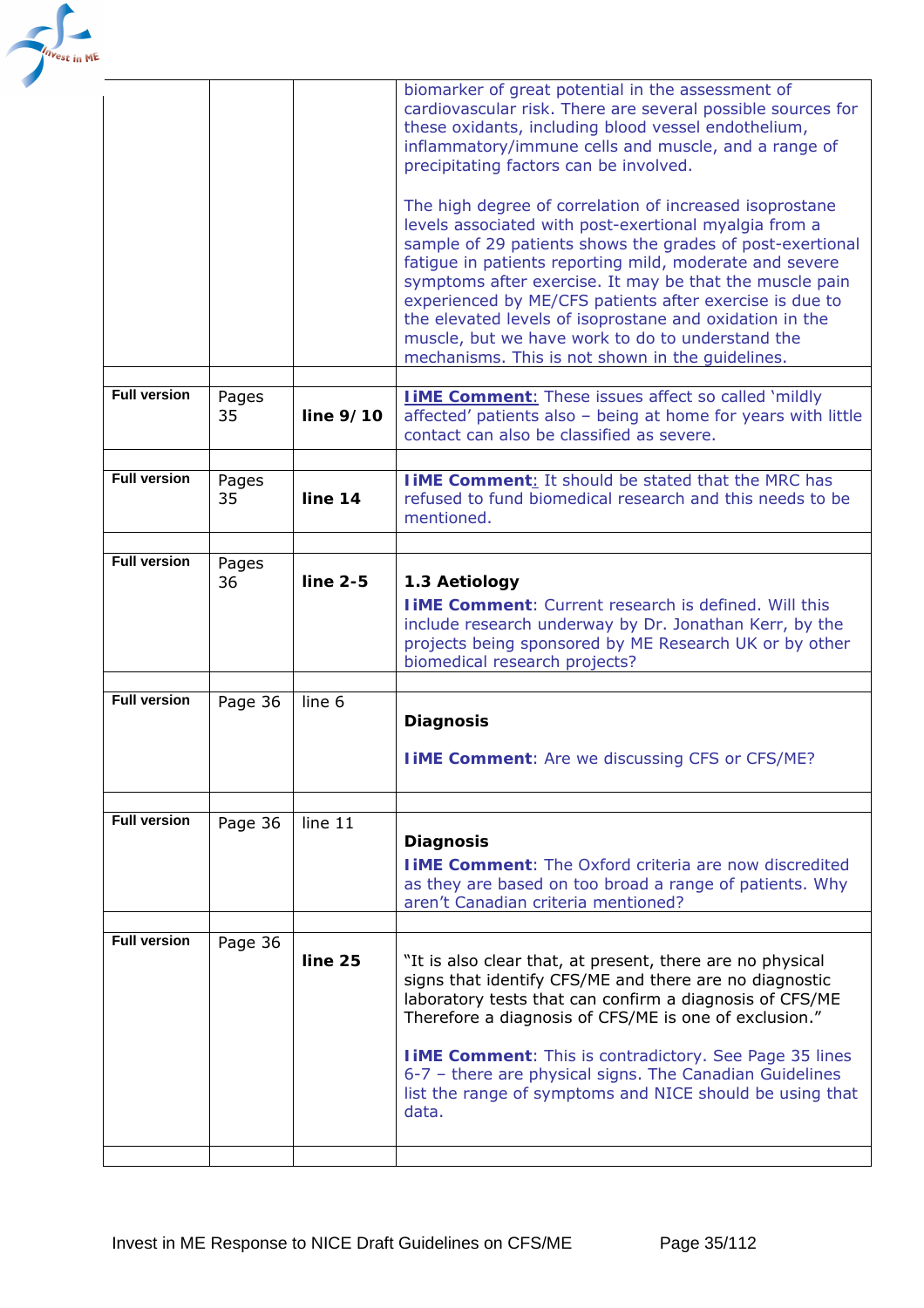| | | | |
|---|---|---|---|
| | | | biomarker of great potential in the assessment of cardiovascular risk. There are several possible sources for these oxidants, including blood vessel endothelium, inflammatory/immune cells and muscle, and a range of precipitating factors can be involved.<br><br>The high degree of correlation of increased isoprostane levels associated with post-exertional myalgia from a sample of 29 patients shows the grades of post-exertional fatigue in patients reporting mild, moderate and severe symptoms after exercise. It may be that the muscle pain experienced by ME/CFS patients after exercise is due to the elevated levels of isoprostane and oxidation in the muscle, but we have work to do to understand the mechanisms. This is not shown in the guidelines. |
| | | | |
| **Full version** | Pages 35 | **line 9/10** | **IiME Comment**: These issues affect so called 'mildly affected' patients also – being at home for years with little contact can also be classified as severe. |
| | | | |
| **Full version** | Pages 35 | **line 14** | **IiME Comment**: It should be stated that the MRC has refused to fund biomedical research and this needs to be mentioned. |
| | | | |
| **Full version** | Pages 36 | **line 2-5** | **1.3 Aetiology**<br>**IiME Comment**: Current research is defined. Will this include research underway by Dr. Jonathan Kerr, by the projects being sponsored by ME Research UK or by other biomedical research projects? |
| | | | |
| **Full version** | Page 36 | line 6 | **Diagnosis**<br><br>**IiME Comment**: Are we discussing CFS or CFS/ME? |
| | | | |
| **Full version** | Page 36 | line 11 | **Diagnosis**<br>**IiME Comment**: The Oxford criteria are now discredited as they are based on too broad a range of patients. Why aren't Canadian criteria mentioned? |
| | | | |
| **Full version** | Page 36 | **line 25** | "It is also clear that, at present, there are no physical signs that identify CFS/ME and there are no diagnostic laboratory tests that can confirm a diagnosis of CFS/ME Therefore a diagnosis of CFS/ME is one of exclusion."<br><br>**IiME Comment**: This is contradictory. See Page 35 lines 6-7 – there are physical signs. The Canadian Guidelines list the range of symptoms and NICE should be using that data. |
| | | | |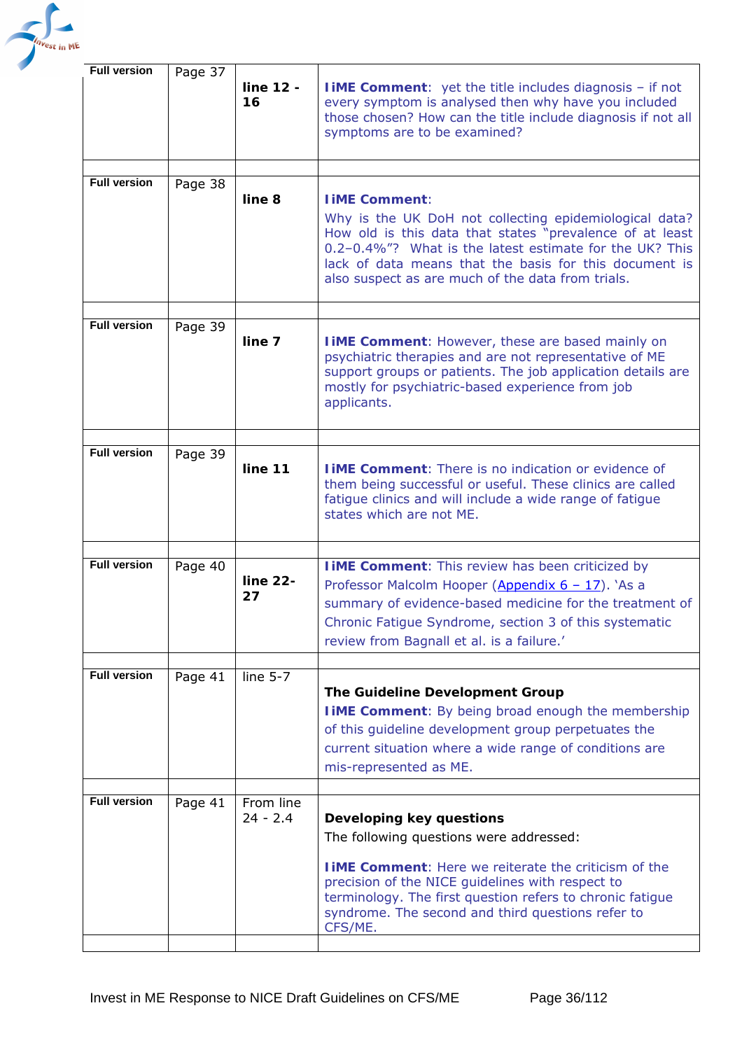| Full version | Page 37 | line 12 - 16 | **IiME Comment**: yet the title includes diagnosis – if not every symptom is analysed then why have you included those chosen? How can the title include diagnosis if not all symptoms are to be examined? |
|---|---|---|---|
| | | | |
| Full version | Page 38 | line 8 | **IiME Comment**: Why is the UK DoH not collecting epidemiological data? How old is this data that states "prevalence of at least 0.2–0.4%"? What is the latest estimate for the UK? This lack of data means that the basis for this document is also suspect as are much of the data from trials. |
| | | | |
| Full version | Page 39 | line 7 | **IiME Comment**: However, these are based mainly on psychiatric therapies and are not representative of ME support groups or patients. The job application details are mostly for psychiatric-based experience from job applicants. |
| | | | |
| Full version | Page 39 | line 11 | **IiME Comment**: There is no indication or evidence of them being successful or useful. These clinics are called fatigue clinics and will include a wide range of fatigue states which are not ME. |
| | | | |
| Full version | Page 40 | line 22-27 | **IiME Comment**: This review has been criticized by Professor Malcolm Hooper (Appendix 6 – 17). 'As a summary of evidence-based medicine for the treatment of Chronic Fatigue Syndrome, section 3 of this systematic review from Bagnall et al. is a failure.' |
| | | | |
| Full version | Page 41 | line 5-7 | **The Guideline Development Group** **IiME Comment**: By being broad enough the membership of this guideline development group perpetuates the current situation where a wide range of conditions are mis-represented as ME. |
| | | | |
| Full version | Page 41 | From line 24 - 2.4 | **Developing key questions** The following questions were addressed: **IiME Comment**: Here we reiterate the criticism of the precision of the NICE guidelines with respect to terminology. The first question refers to chronic fatigue syndrome. The second and third questions refer to CFS/ME. |
| | | | |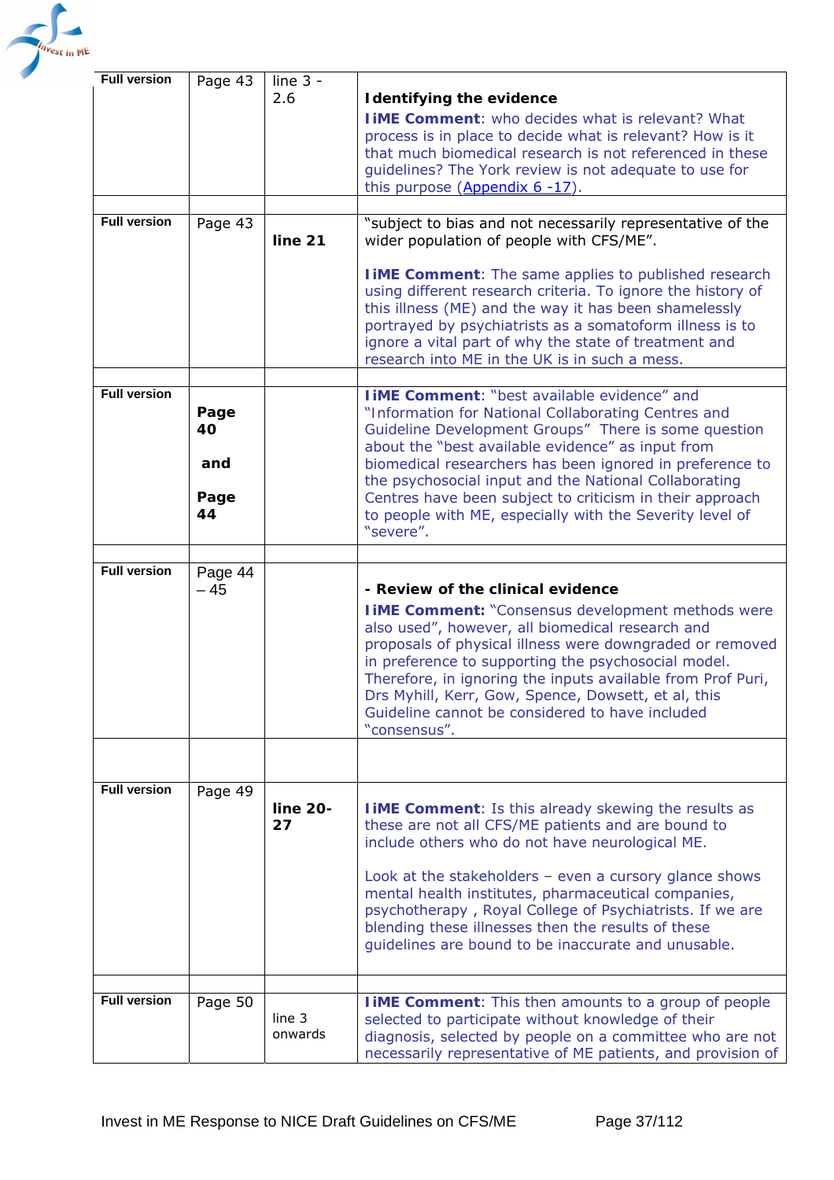| | | | |
|---|---|---|---|
| **Full version** | Page 43 | line 3 - 2.6 | **Identifying the evidence** <br> **IiME Comment**: who decides what is relevant? What process is in place to decide what is relevant? How is it that much biomedical research is not referenced in these guidelines? The York review is not adequate to use for this purpose (Appendix 6 -17). |
| | | | |
| **Full version** | Page 43 | **line 21** | "subject to bias and not necessarily representative of the wider population of people with CFS/ME". <br><br> **IiME Comment**: The same applies to published research using different research criteria. To ignore the history of this illness (ME) and the way it has been shamelessly portrayed by psychiatrists as a somatoform illness is to ignore a vital part of why the state of treatment and research into ME in the UK is in such a mess. |
| | | | |
| **Full version** | **Page 40** <br><br> **and** <br><br> **Page 44** | | **IiME Comment**: "best available evidence" and "Information for National Collaborating Centres and Guideline Development Groups" There is some question about the "best available evidence" as input from biomedical researchers has been ignored in preference to the psychosocial input and the National Collaborating Centres have been subject to criticism in their approach to people with ME, especially with the Severity level of "severe". |
| | | | |
| **Full version** | Page 44 – 45 | | **- Review of the clinical evidence** <br> **IiME Comment:** "Consensus development methods were also used", however, all biomedical research and proposals of physical illness were downgraded or removed in preference to supporting the psychosocial model. Therefore, in ignoring the inputs available from Prof Puri, Drs Myhill, Kerr, Gow, Spence, Dowsett, et al, this Guideline cannot be considered to have included "consensus". |
| | | | |
| **Full version** | Page 49 | **line 20-27** | **IiME Comment**: Is this already skewing the results as these are not all CFS/ME patients and are bound to include others who do not have neurological ME. <br><br> Look at the stakeholders – even a cursory glance shows mental health institutes, pharmaceutical companies, psychotherapy , Royal College of Psychiatrists. If we are blending these illnesses then the results of these guidelines are bound to be inaccurate and unusable. |
| | | | |
| **Full version** | Page 50 | line 3 onwards | **IiME Comment**: This then amounts to a group of people selected to participate without knowledge of their diagnosis, selected by people on a committee who are not necessarily representative of ME patients, and provision of |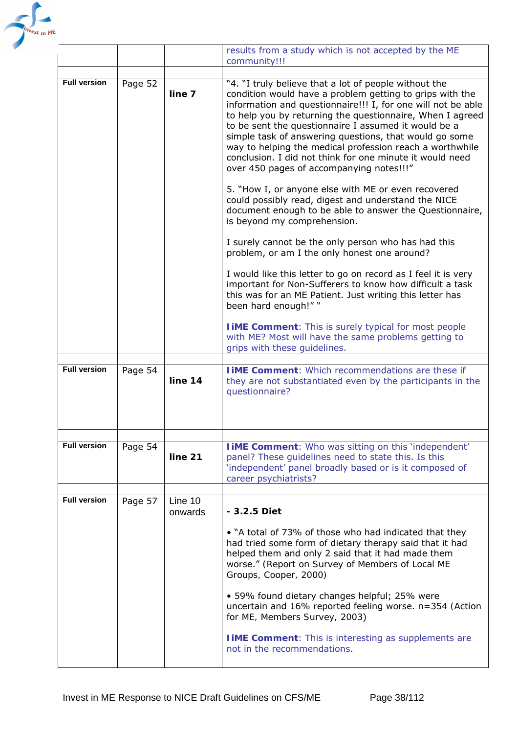| | | | |
|---|---|---|---|
| | | | results from a study which is not accepted by the ME community!!! |
| | | | |
| **Full version** | Page 52 | **line 7** | "4. "I truly believe that a lot of people without the condition would have a problem getting to grips with the information and questionnaire!!! I, for one will not be able to help you by returning the questionnaire, When I agreed to be sent the questionnaire I assumed it would be a simple task of answering questions, that would go some way to helping the medical profession reach a worthwhile conclusion. I did not think for one minute it would need over 450 pages of accompanying notes!!!"<br><br>5. "How I, or anyone else with ME or even recovered could possibly read, digest and understand the NICE document enough to be able to answer the Questionnaire, is beyond my comprehension.<br><br>I surely cannot be the only person who has had this problem, or am I the only honest one around?<br><br>I would like this letter to go on record as I feel it is very important for Non-Sufferers to know how difficult a task this was for an ME Patient. Just writing this letter has been hard enough!" "<br><br>**IiME Comment**: This is surely typical for most people with ME? Most will have the same problems getting to grips with these guidelines. |
| | | | |
| **Full version** | Page 54 | **line 14** | **IiME Comment**: Which recommendations are these if they are not substantiated even by the participants in the questionnaire? |
| | | | |
| **Full version** | Page 54 | **line 21** | **IiME Comment**: Who was sitting on this 'independent' panel? These guidelines need to state this. Is this 'independent' panel broadly based or is it composed of career psychiatrists? |
| | | | |
| **Full version** | Page 57 | Line 10 onwards | **- 3.2.5 Diet**<br><br>• "A total of 73% of those who had indicated that they had tried some form of dietary therapy said that it had helped them and only 2 said that it had made them worse." (Report on Survey of Members of Local ME Groups, Cooper, 2000)<br><br>• 59% found dietary changes helpful; 25% were uncertain and 16% reported feeling worse. n=354 (Action for ME, Members Survey, 2003)<br><br>**IiME Comment**: This is interesting as supplements are not in the recommendations. |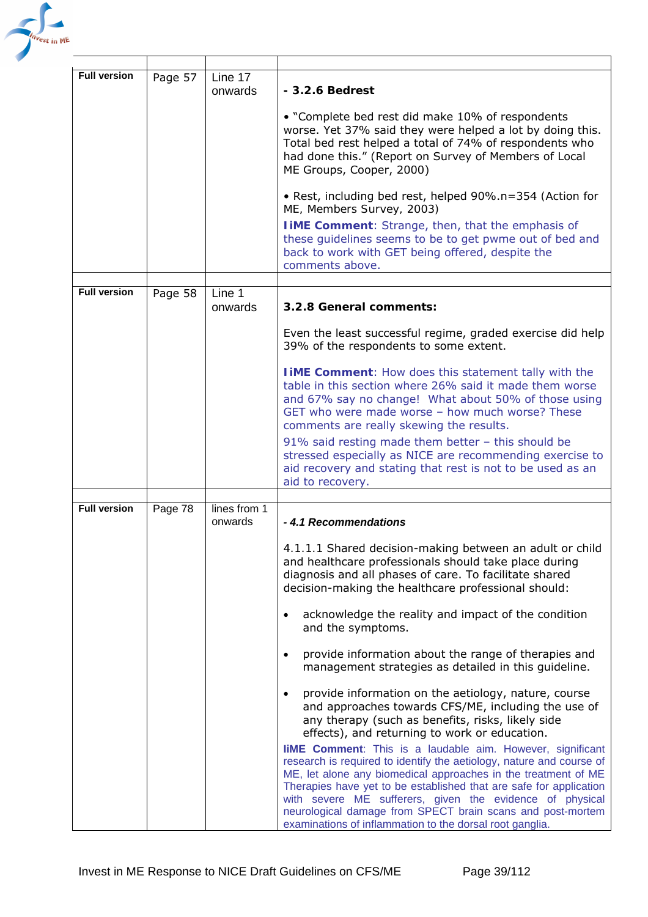| | | | |
|---|---|---|---|
| **Full version** | Page 57 | Line 17 onwards | **- 3.2.6 Bedrest**<br><br>• "Complete bed rest did make 10% of respondents worse. Yet 37% said they were helped a lot by doing this. Total bed rest helped a total of 74% of respondents who had done this." (Report on Survey of Members of Local ME Groups, Cooper, 2000)<br><br>• Rest, including bed rest, helped 90%.n=354 (Action for ME, Members Survey, 2003)<br>**IiME Comment**: Strange, then, that the emphasis of these guidelines seems to be to get pwme out of bed and back to work with GET being offered, despite the comments above. |
| **Full version** | Page 58 | Line 1 onwards | **3.2.8 General comments:**<br><br>Even the least successful regime, graded exercise did help 39% of the respondents to some extent.<br><br>**IiME Comment**: How does this statement tally with the table in this section where 26% said it made them worse and 67% say no change! What about 50% of those using GET who were made worse – how much worse? These comments are really skewing the results.<br>91% said resting made them better – this should be stressed especially as NICE are recommending exercise to aid recovery and stating that rest is not to be used as an aid to recovery. |
| **Full version** | Page 78 | lines from 1 onwards | ***- 4.1 Recommendations***<br><br>4.1.1.1 Shared decision-making between an adult or child and healthcare professionals should take place during diagnosis and all phases of care. To facilitate shared decision-making the healthcare professional should:<br><br>• acknowledge the reality and impact of the condition and the symptoms.<br><br>• provide information about the range of therapies and management strategies as detailed in this guideline.<br><br>• provide information on the aetiology, nature, course and approaches towards CFS/ME, including the use of any therapy (such as benefits, risks, likely side effects), and returning to work or education.<br>**IiME Comment**: This is a laudable aim. However, significant research is required to identify the aetiology, nature and course of ME, let alone any biomedical approaches in the treatment of ME Therapies have yet to be established that are safe for application with severe ME sufferers, given the evidence of physical neurological damage from SPECT brain scans and post-mortem examinations of inflammation to the dorsal root ganglia. |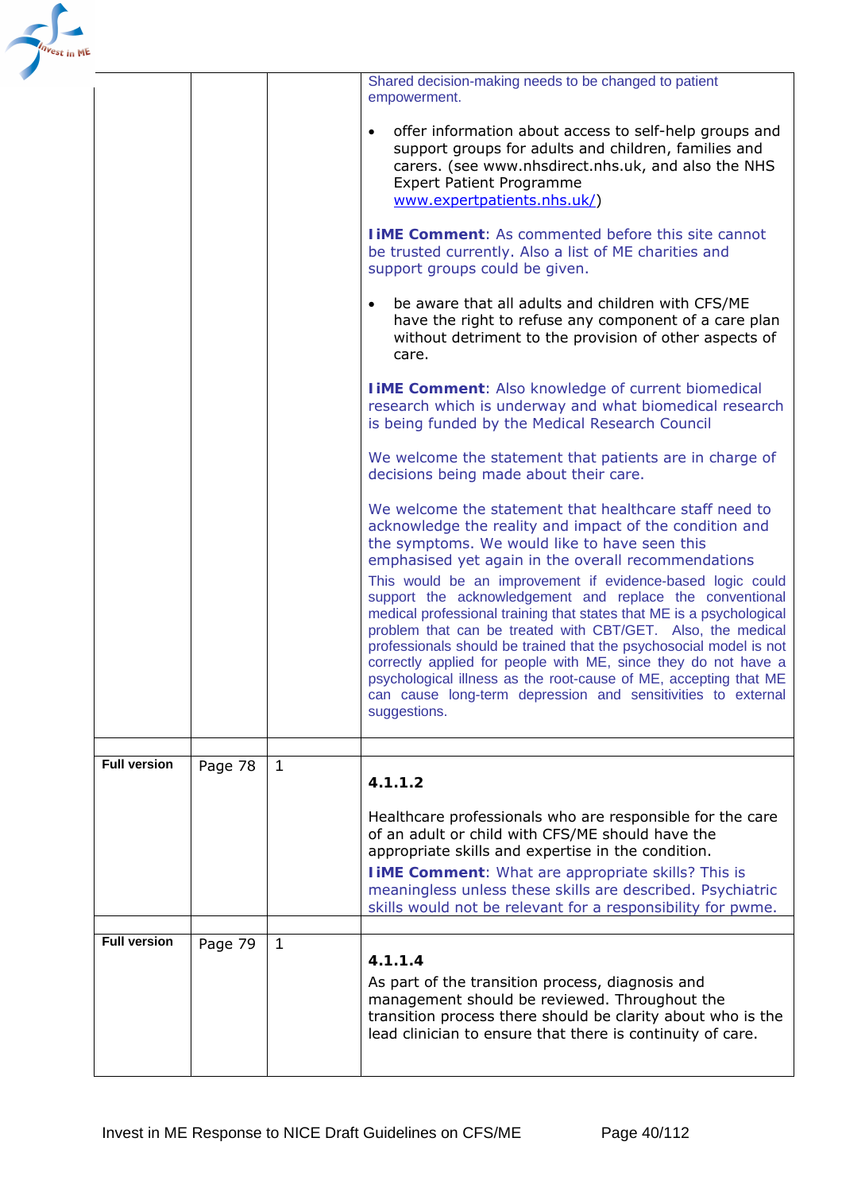| | | | |
|---|---|---|---|
| | | | Shared decision-making needs to be changed to patient empowerment.<br><br>• offer information about access to self-help groups and support groups for adults and children, families and carers. (see www.nhsdirect.nhs.uk, and also the NHS Expert Patient Programme www.expertpatients.nhs.uk/)<br><br>**IiME Comment**: As commented before this site cannot be trusted currently. Also a list of ME charities and support groups could be given.<br><br>• be aware that all adults and children with CFS/ME have the right to refuse any component of a care plan without detriment to the provision of other aspects of care.<br><br>**IiME Comment**: Also knowledge of current biomedical research which is underway and what biomedical research is being funded by the Medical Research Council<br><br>We welcome the statement that patients are in charge of decisions being made about their care.<br><br>We welcome the statement that healthcare staff need to acknowledge the reality and impact of the condition and the symptoms. We would like to have seen this emphasised yet again in the overall recommendations<br>This would be an improvement if evidence-based logic could support the acknowledgement and replace the conventional medical professional training that states that ME is a psychological problem that can be treated with CBT/GET. Also, the medical professionals should be trained that the psychosocial model is not correctly applied for people with ME, since they do not have a psychological illness as the root-cause of ME, accepting that ME can cause long-term depression and sensitivities to external suggestions. |
| | | | |
| **Full version** | Page 78 | 1 | **4.1.1.2**<br><br>Healthcare professionals who are responsible for the care of an adult or child with CFS/ME should have the appropriate skills and expertise in the condition.<br>**IiME Comment**: What are appropriate skills? This is meaningless unless these skills are described. Psychiatric skills would not be relevant for a responsibility for pwme. |
| | | | |
| **Full version** | Page 79 | 1 | **4.1.1.4**<br>As part of the transition process, diagnosis and management should be reviewed. Throughout the transition process there should be clarity about who is the lead clinician to ensure that there is continuity of care. |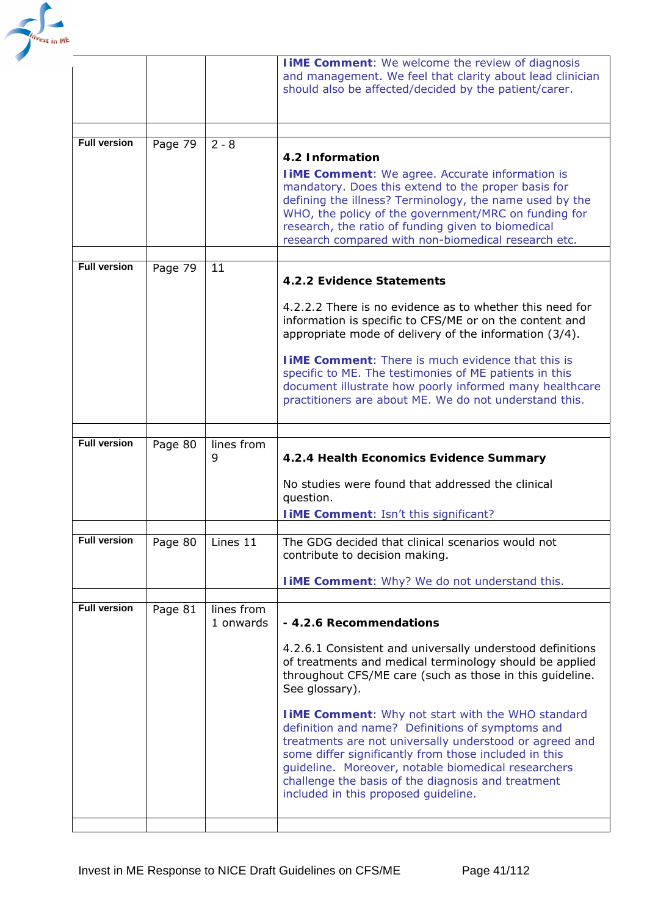| | | | |
|---|---|---|---|
| | | | **IiME Comment**: We welcome the review of diagnosis and management. We feel that clarity about lead clinician should also be affected/decided by the patient/carer. |
| | | | |
| **Full version** | Page 79 | 2 - 8 | **4.2 Information** **IiME Comment**: We agree. Accurate information is mandatory. Does this extend to the proper basis for defining the illness? Terminology, the name used by the WHO, the policy of the government/MRC on funding for research, the ratio of funding given to biomedical research compared with non-biomedical research etc. |
| | | | |
| **Full version** | Page 79 | 11 | **4.2.2 Evidence Statements** 4.2.2.2 There is no evidence as to whether this need for information is specific to CFS/ME or on the content and appropriate mode of delivery of the information (3/4). **IiME Comment**: There is much evidence that this is specific to ME. The testimonies of ME patients in this document illustrate how poorly informed many healthcare practitioners are about ME. We do not understand this. |
| | | | |
| **Full version** | Page 80 | lines from 9 | **4.2.4 Health Economics Evidence Summary** No studies were found that addressed the clinical question. **IiME Comment**: Isn't this significant? |
| | | | |
| **Full version** | Page 80 | Lines 11 | The GDG decided that clinical scenarios would not contribute to decision making. **IiME Comment**: Why? We do not understand this. |
| | | | |
| **Full version** | Page 81 | lines from 1 onwards | **- 4.2.6 Recommendations** 4.2.6.1 Consistent and universally understood definitions of treatments and medical terminology should be applied throughout CFS/ME care (such as those in this guideline. See glossary). **IiME Comment**: Why not start with the WHO standard definition and name? Definitions of symptoms and treatments are not universally understood or agreed and some differ significantly from those included in this guideline. Moreover, notable biomedical researchers challenge the basis of the diagnosis and treatment included in this proposed guideline. |
| | | | |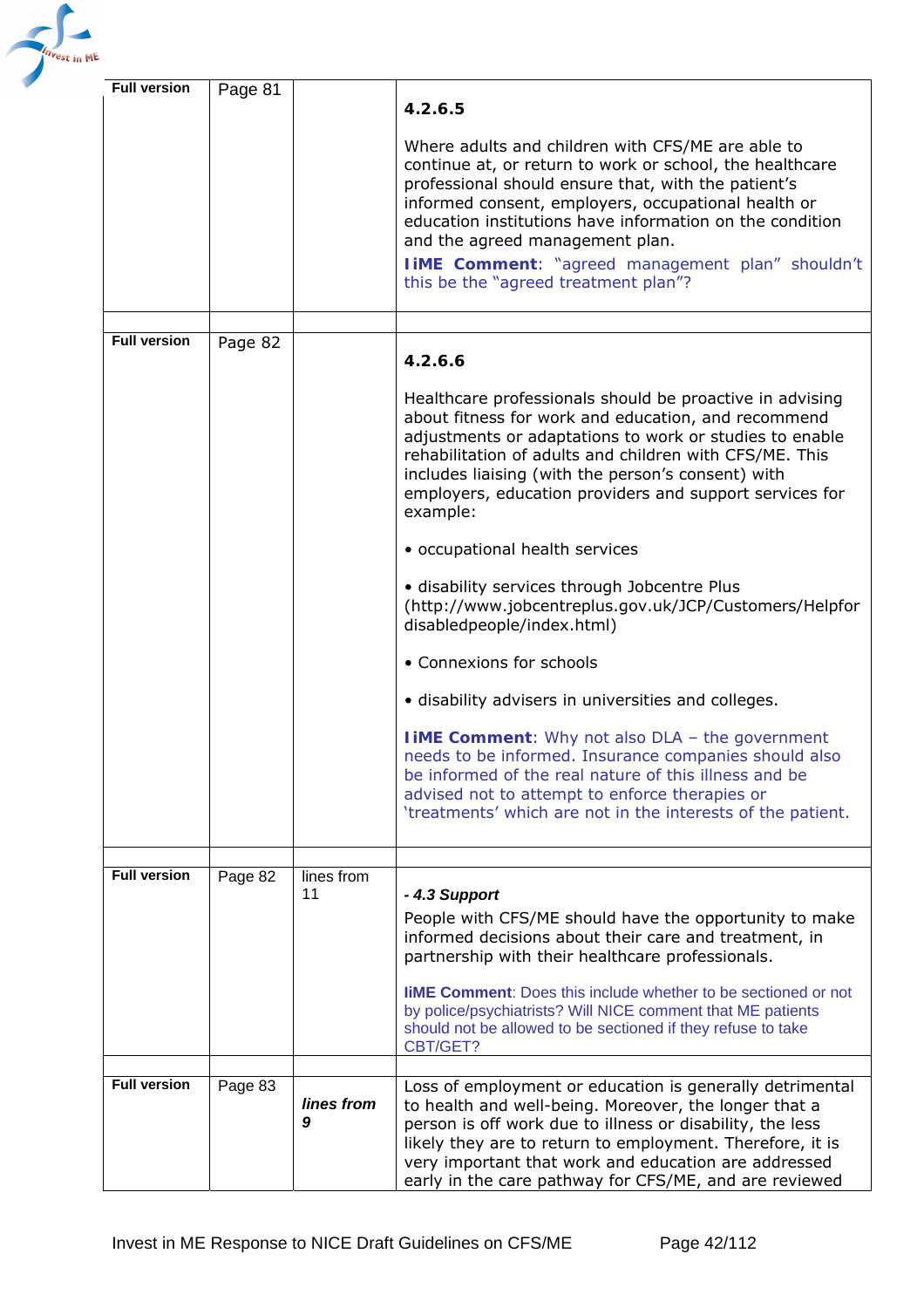| | | | |
|---|---|---|---|
| **Full version** | Page 81 | | **4.2.6.5**<br><br>Where adults and children with CFS/ME are able to continue at, or return to work or school, the healthcare professional should ensure that, with the patient's informed consent, employers, occupational health or education institutions have information on the condition and the agreed management plan.<br>**IiME Comment**: "agreed management plan" shouldn't this be the "agreed treatment plan"? |
| | | | |
| **Full version** | Page 82 | | **4.2.6.6**<br><br>Healthcare professionals should be proactive in advising about fitness for work and education, and recommend adjustments or adaptations to work or studies to enable rehabilitation of adults and children with CFS/ME. This includes liaising (with the person's consent) with employers, education providers and support services for example:<br><br>• occupational health services<br><br>• disability services through Jobcentre Plus (http://www.jobcentreplus.gov.uk/JCP/Customers/Helpfordisabledpeople/index.html)<br><br>• Connexions for schools<br><br>• disability advisers in universities and colleges.<br><br>**IiME Comment**: Why not also DLA – the government needs to be informed. Insurance companies should also be informed of the real nature of this illness and be advised not to attempt to enforce therapies or 'treatments' which are not in the interests of the patient. |
| | | | |
| **Full version** | Page 82 | lines from 11 | ***- 4.3 Support***<br>People with CFS/ME should have the opportunity to make informed decisions about their care and treatment, in partnership with their healthcare professionals.<br><br>**IiME Comment**: Does this include whether to be sectioned or not by police/psychiatrists? Will NICE comment that ME patients should not be allowed to be sectioned if they refuse to take CBT/GET? |
| | | | |
| **Full version** | Page 83 | ***lines from 9*** | Loss of employment or education is generally detrimental to health and well-being. Moreover, the longer that a person is off work due to illness or disability, the less likely they are to return to employment. Therefore, it is very important that work and education are addressed early in the care pathway for CFS/ME, and are reviewed |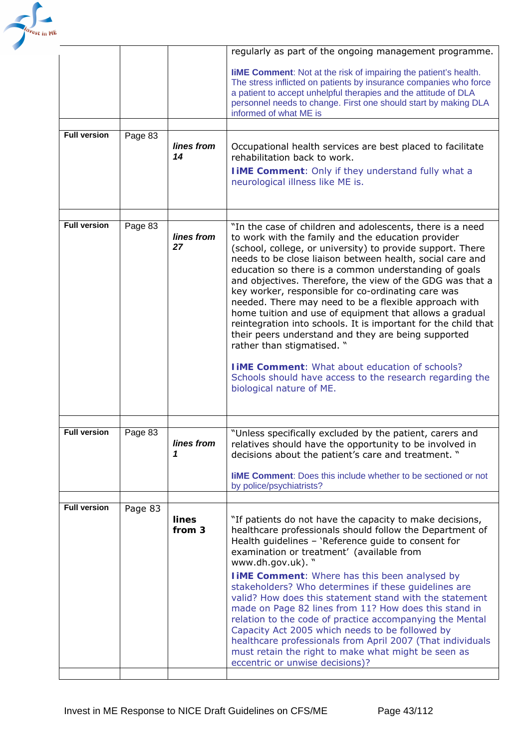| | | | |
|---|---|---|---|
| | | | regularly as part of the ongoing management programme. <br><br> **IiME Comment**: Not at the risk of impairing the patient's health. The stress inflicted on patients by insurance companies who force a patient to accept unhelpful therapies and the attitude of DLA personnel needs to change. First one should start by making DLA informed of what ME is |
| | | | |
| **Full version** | Page 83 | ***lines from 14*** | Occupational health services are best placed to facilitate rehabilitation back to work. <br> **IiME Comment**: Only if they understand fully what a neurological illness like ME is. |
| | | | |
| **Full version** | Page 83 | ***lines from 27*** | "In the case of children and adolescents, there is a need to work with the family and the education provider (school, college, or university) to provide support. There needs to be close liaison between health, social care and education so there is a common understanding of goals and objectives. Therefore, the view of the GDG was that a key worker, responsible for co-ordinating care was needed. There may need to be a flexible approach with home tuition and use of equipment that allows a gradual reintegration into schools. It is important for the child that their peers understand and they are being supported rather than stigmatised. " <br><br> **IiME Comment**: What about education of schools? Schools should have access to the research regarding the biological nature of ME. |
| | | | |
| **Full version** | Page 83 | ***lines from 1*** | "Unless specifically excluded by the patient, carers and relatives should have the opportunity to be involved in decisions about the patient's care and treatment. " <br><br> **IiME Comment**: Does this include whether to be sectioned or not by police/psychiatrists? |
| | | | |
| **Full version** | Page 83 | **lines from 3** | "If patients do not have the capacity to make decisions, healthcare professionals should follow the Department of Health guidelines – 'Reference guide to consent for examination or treatment' (available from www.dh.gov.uk). " <br> **IiME Comment**: Where has this been analysed by stakeholders? Who determines if these guidelines are valid? How does this statement stand with the statement made on Page 82 lines from 11? How does this stand in relation to the code of practice accompanying the Mental Capacity Act 2005 which needs to be followed by healthcare professionals from April 2007 (That individuals must retain the right to make what might be seen as eccentric or unwise decisions)? |
| | | | |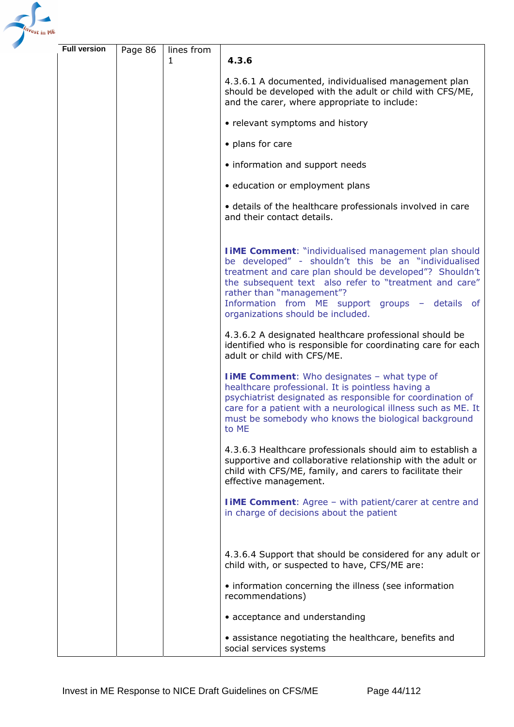| Full version | Page 86 | lines from 1 | **4.3.6**<br><br>4.3.6.1 A documented, individualised management plan should be developed with the adult or child with CFS/ME, and the carer, where appropriate to include:<br><br>• relevant symptoms and history<br><br>• plans for care<br><br>• information and support needs<br><br>• education or employment plans<br><br>• details of the healthcare professionals involved in care and their contact details.<br><br>**IiME Comment**: "individualised management plan should be developed" - shouldn't this be an "individualised treatment and care plan should be developed"? Shouldn't the subsequent text also refer to "treatment and care" rather than "management"?<br>Information from ME support groups – details of organizations should be included.<br><br>4.3.6.2 A designated healthcare professional should be identified who is responsible for coordinating care for each adult or child with CFS/ME.<br><br>**IiME Comment**: Who designates – what type of healthcare professional. It is pointless having a psychiatrist designated as responsible for coordination of care for a patient with a neurological illness such as ME. It must be somebody who knows the biological background to ME<br><br>4.3.6.3 Healthcare professionals should aim to establish a supportive and collaborative relationship with the adult or child with CFS/ME, family, and carers to facilitate their effective management.<br><br>**IiME Comment**: Agree – with patient/carer at centre and in charge of decisions about the patient<br><br>4.3.6.4 Support that should be considered for any adult or child with, or suspected to have, CFS/ME are:<br><br>• information concerning the illness (see information recommendations)<br><br>• acceptance and understanding<br><br>• assistance negotiating the healthcare, benefits and social services systems |
|---|---|---|---|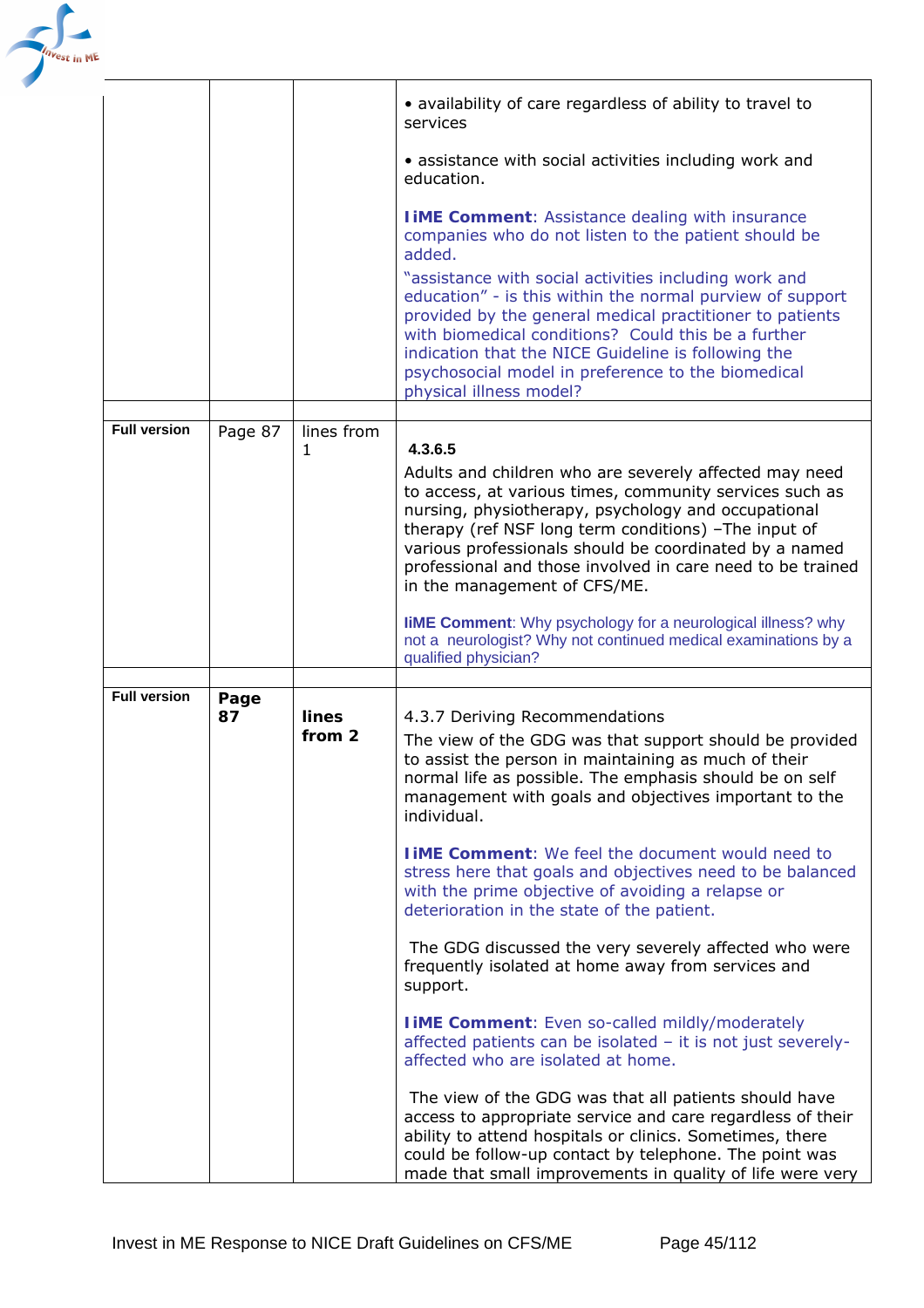| | | | |
|---|---|---|---|
| | | | • availability of care regardless of ability to travel to services<br><br>• assistance with social activities including work and education.<br><br>**IiME Comment**: Assistance dealing with insurance companies who do not listen to the patient should be added.<br>"assistance with social activities including work and education" - is this within the normal purview of support provided by the general medical practitioner to patients with biomedical conditions? Could this be a further indication that the NICE Guideline is following the psychosocial model in preference to the biomedical physical illness model? |
| | | | |
| **Full version** | Page 87 | lines from 1 | **4.3.6.5**<br>Adults and children who are severely affected may need to access, at various times, community services such as nursing, physiotherapy, psychology and occupational therapy (ref NSF long term conditions) –The input of various professionals should be coordinated by a named professional and those involved in care need to be trained in the management of CFS/ME.<br><br>**IiME Comment**: Why psychology for a neurological illness? why not a neurologist? Why not continued medical examinations by a qualified physician? |
| | | | |
| **Full version** | **Page 87** | **lines from 2** | 4.3.7 Deriving Recommendations<br>The view of the GDG was that support should be provided to assist the person in maintaining as much of their normal life as possible. The emphasis should be on self management with goals and objectives important to the individual.<br><br>**IiME Comment**: We feel the document would need to stress here that goals and objectives need to be balanced with the prime objective of avoiding a relapse or deterioration in the state of the patient.<br><br>The GDG discussed the very severely affected who were frequently isolated at home away from services and support.<br><br>**IiME Comment**: Even so-called mildly/moderately affected patients can be isolated – it is not just severely-affected who are isolated at home.<br><br>The view of the GDG was that all patients should have access to appropriate service and care regardless of their ability to attend hospitals or clinics. Sometimes, there could be follow-up contact by telephone. The point was made that small improvements in quality of life were very |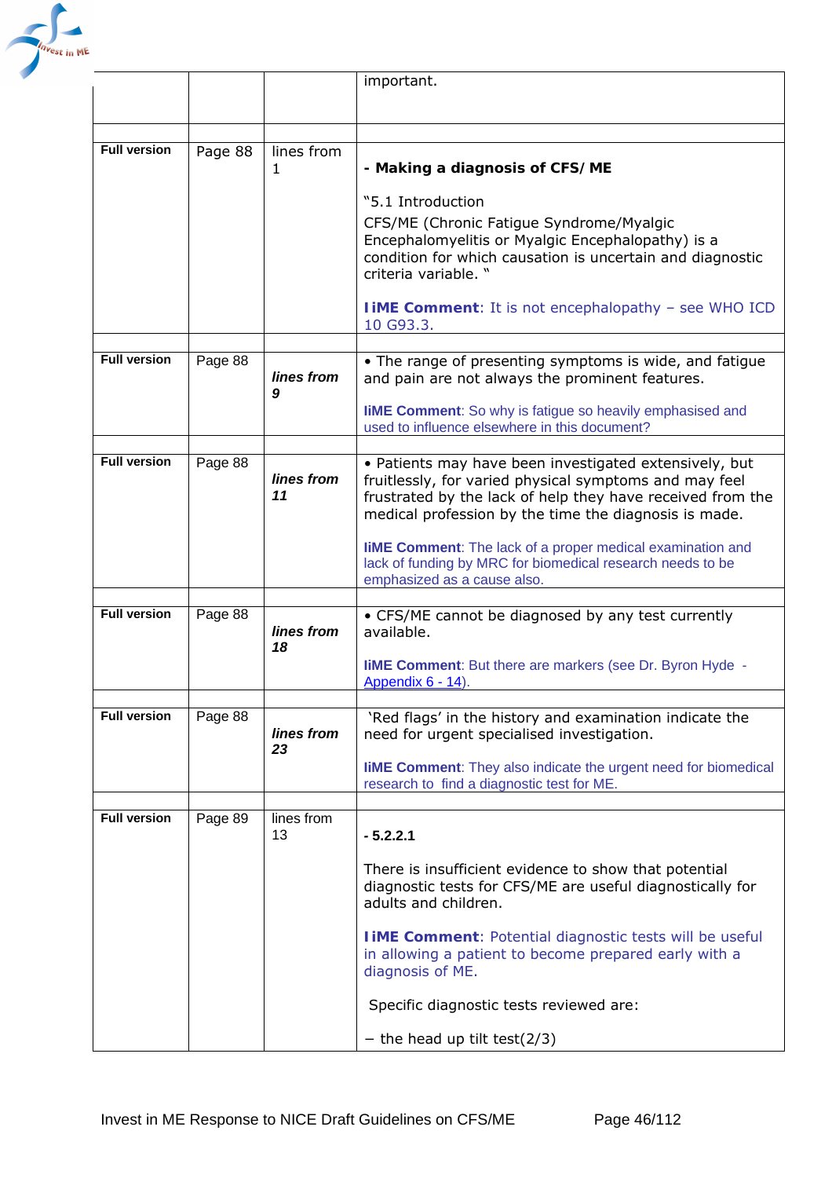| | | | important. |
|---|---|---|---|
| | | | |
| **Full version** | Page 88 | lines from 1 | **- Making a diagnosis of CFS/ ME**<br><br>"5.1 Introduction<br>CFS/ME (Chronic Fatigue Syndrome/Myalgic Encephalomyelitis or Myalgic Encephalopathy) is a condition for which causation is uncertain and diagnostic criteria variable. "<br><br>**IiME Comment**: It is not encephalopathy – see WHO ICD 10 G93.3. |
| | | | |
| **Full version** | Page 88 | ***lines from 9*** | • The range of presenting symptoms is wide, and fatigue and pain are not always the prominent features.<br><br>**IiME Comment**: So why is fatigue so heavily emphasised and used to influence elsewhere in this document? |
| | | | |
| **Full version** | Page 88 | ***lines from 11*** | • Patients may have been investigated extensively, but fruitlessly, for varied physical symptoms and may feel frustrated by the lack of help they have received from the medical profession by the time the diagnosis is made.<br><br>**IiME Comment**: The lack of a proper medical examination and lack of funding by MRC for biomedical research needs to be emphasized as a cause also. |
| | | | |
| **Full version** | Page 88 | ***lines from 18*** | • CFS/ME cannot be diagnosed by any test currently available.<br><br>**IiME Comment**: But there are markers (see Dr. Byron Hyde - Appendix 6 - 14). |
| | | | |
| **Full version** | Page 88 | ***lines from 23*** | 'Red flags' in the history and examination indicate the need for urgent specialised investigation.<br><br>**IiME Comment**: They also indicate the urgent need for biomedical research to find a diagnostic test for ME. |
| | | | |
| **Full version** | Page 89 | lines from 13 | **- 5.2.2.1**<br><br>There is insufficient evidence to show that potential diagnostic tests for CFS/ME are useful diagnostically for adults and children.<br><br>**IiME Comment**: Potential diagnostic tests will be useful in allowing a patient to become prepared early with a diagnosis of ME.<br><br>Specific diagnostic tests reviewed are:<br><br>− the head up tilt test(2/3) |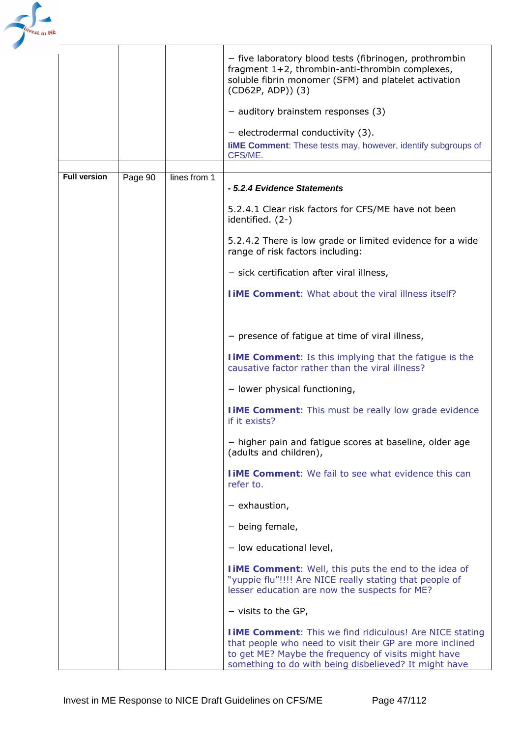| | | | |
|---|---|---|---|
| | | | − five laboratory blood tests (fibrinogen, prothrombin fragment 1+2, thrombin-anti-thrombin complexes, soluble fibrin monomer (SFM) and platelet activation (CD62P, ADP)) (3)<br><br>− auditory brainstem responses (3)<br><br>− electrodermal conductivity (3).<br>**IiME Comment**: These tests may, however, identify subgroups of CFS/ME. |
| | | | |
| **Full version** | Page 90 | lines from 1 | ***- 5.2.4 Evidence Statements***<br><br>5.2.4.1 Clear risk factors for CFS/ME have not been identified. (2-)<br><br>5.2.4.2 There is low grade or limited evidence for a wide range of risk factors including:<br><br>− sick certification after viral illness,<br><br>**IiME Comment**: What about the viral illness itself?<br><br>− presence of fatigue at time of viral illness,<br><br>**IiME Comment**: Is this implying that the fatigue is the causative factor rather than the viral illness?<br><br>− lower physical functioning,<br><br>**IiME Comment**: This must be really low grade evidence if it exists?<br><br>− higher pain and fatigue scores at baseline, older age (adults and children),<br><br>**IiME Comment**: We fail to see what evidence this can refer to.<br><br>− exhaustion,<br><br>− being female,<br><br>− low educational level,<br><br>**IiME Comment**: Well, this puts the end to the idea of "yuppie flu"!!!! Are NICE really stating that people of lesser education are now the suspects for ME?<br><br>− visits to the GP,<br><br>**IiME Comment**: This we find ridiculous! Are NICE stating that people who need to visit their GP are more inclined to get ME? Maybe the frequency of visits might have something to do with being disbelieved? It might have |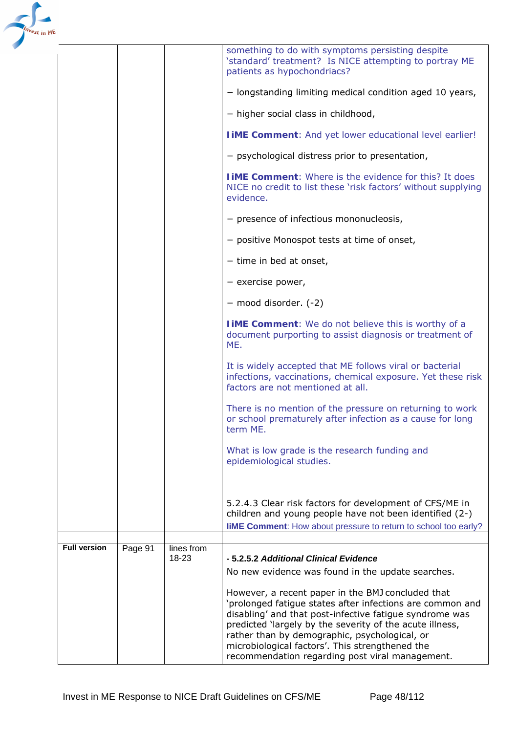| | | | |
|---|---|---|---|
| | | | something to do with symptoms persisting despite 'standard' treatment? Is NICE attempting to portray ME patients as hypochondriacs?<br><br>− longstanding limiting medical condition aged 10 years,<br><br>− higher social class in childhood,<br><br>**IiME Comment**: And yet lower educational level earlier!<br><br>− psychological distress prior to presentation,<br><br>**IiME Comment**: Where is the evidence for this? It does NICE no credit to list these 'risk factors' without supplying evidence.<br><br>− presence of infectious mononucleosis,<br><br>− positive Monospot tests at time of onset,<br><br>− time in bed at onset,<br><br>− exercise power,<br><br>− mood disorder. (-2)<br><br>**IiME Comment**: We do not believe this is worthy of a document purporting to assist diagnosis or treatment of ME.<br><br>It is widely accepted that ME follows viral or bacterial infections, vaccinations, chemical exposure. Yet these risk factors are not mentioned at all.<br><br>There is no mention of the pressure on returning to work or school prematurely after infection as a cause for long term ME.<br><br>What is low grade is the research funding and epidemiological studies.<br><br>5.2.4.3 Clear risk factors for development of CFS/ME in children and young people have not been identified (2-)<br>**IiME Comment**: How about pressure to return to school too early? |
| | | | |
| **Full version** | Page 91 | lines from 18-23 | **- 5.2.5.2 *Additional Clinical Evidence***<br>No new evidence was found in the update searches.<br><br>However, a recent paper in the BMJ concluded that 'prolonged fatigue states after infections are common and disabling' and that post-infective fatigue syndrome was predicted 'largely by the severity of the acute illness, rather than by demographic, psychological, or microbiological factors'. This strengthened the recommendation regarding post viral management. |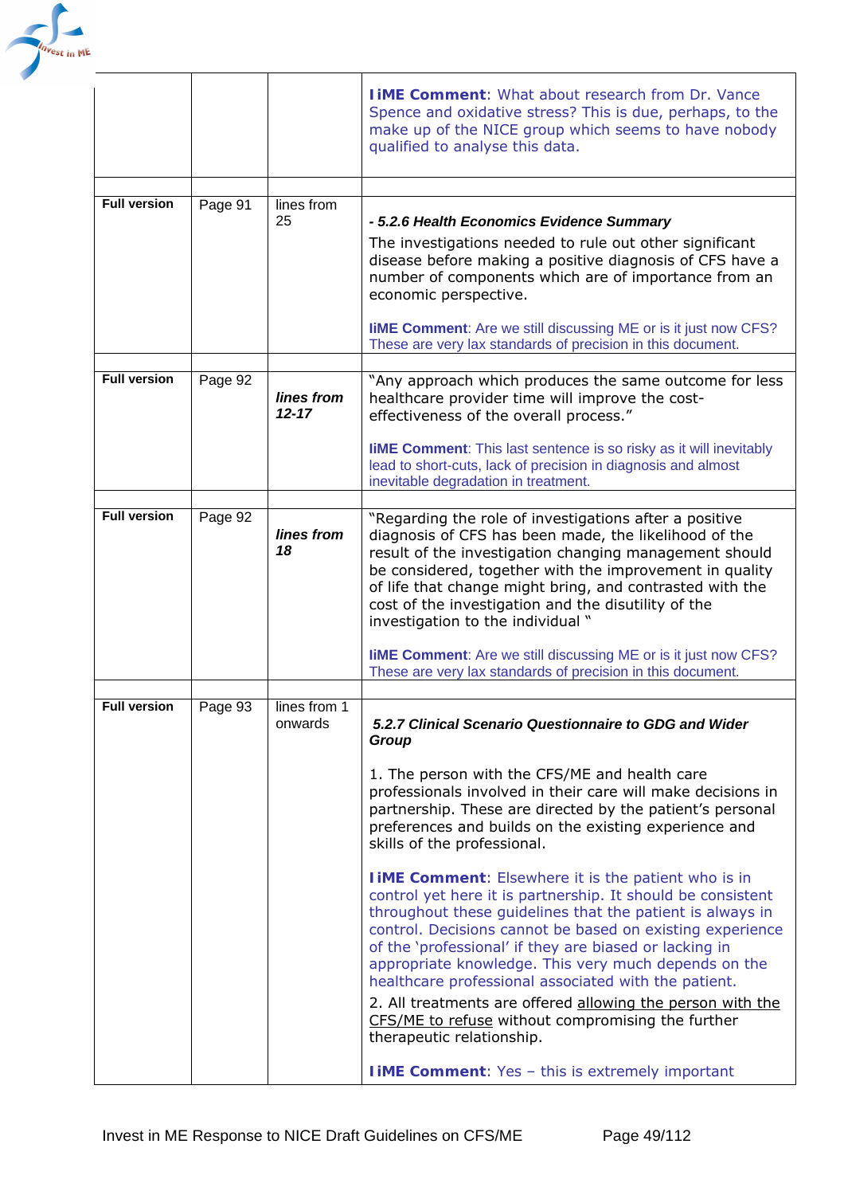| | | | |
|---|---|---|---|
| | | | **IiME Comment**: What about research from Dr. Vance Spence and oxidative stress? This is due, perhaps, to the make up of the NICE group which seems to have nobody qualified to analyse this data. |
| | | | |
| **Full version** | Page 91 | lines from 25 | ***- 5.2.6 Health Economics Evidence Summary*** <br> The investigations needed to rule out other significant disease before making a positive diagnosis of CFS have a number of components which are of importance from an economic perspective. <br><br> **IiME Comment**: Are we still discussing ME or is it just now CFS? These are very lax standards of precision in this document. |
| | | | |
| **Full version** | Page 92 | ***lines from 12-17*** | "Any approach which produces the same outcome for less healthcare provider time will improve the cost-effectiveness of the overall process." <br><br> **IiME Comment**: This last sentence is so risky as it will inevitably lead to short-cuts, lack of precision in diagnosis and almost inevitable degradation in treatment. |
| | | | |
| **Full version** | Page 92 | ***lines from 18*** | "Regarding the role of investigations after a positive diagnosis of CFS has been made, the likelihood of the result of the investigation changing management should be considered, together with the improvement in quality of life that change might bring, and contrasted with the cost of the investigation and the disutility of the investigation to the individual " <br><br> **IiME Comment**: Are we still discussing ME or is it just now CFS? These are very lax standards of precision in this document. |
| | | | |
| **Full version** | Page 93 | lines from 1 onwards | ***5.2.7 Clinical Scenario Questionnaire to GDG and Wider Group*** <br><br> 1. The person with the CFS/ME and health care professionals involved in their care will make decisions in partnership. These are directed by the patient's personal preferences and builds on the existing experience and skills of the professional. <br><br> **IiME Comment**: Elsewhere it is the patient who is in control yet here it is partnership. It should be consistent throughout these guidelines that the patient is always in control. Decisions cannot be based on existing experience of the 'professional' if they are biased or lacking in appropriate knowledge. This very much depends on the healthcare professional associated with the patient. <br><br> 2. All treatments are offered allowing the person with the CFS/ME to refuse without compromising the further therapeutic relationship. <br><br> **IiME Comment**: Yes – this is extremely important |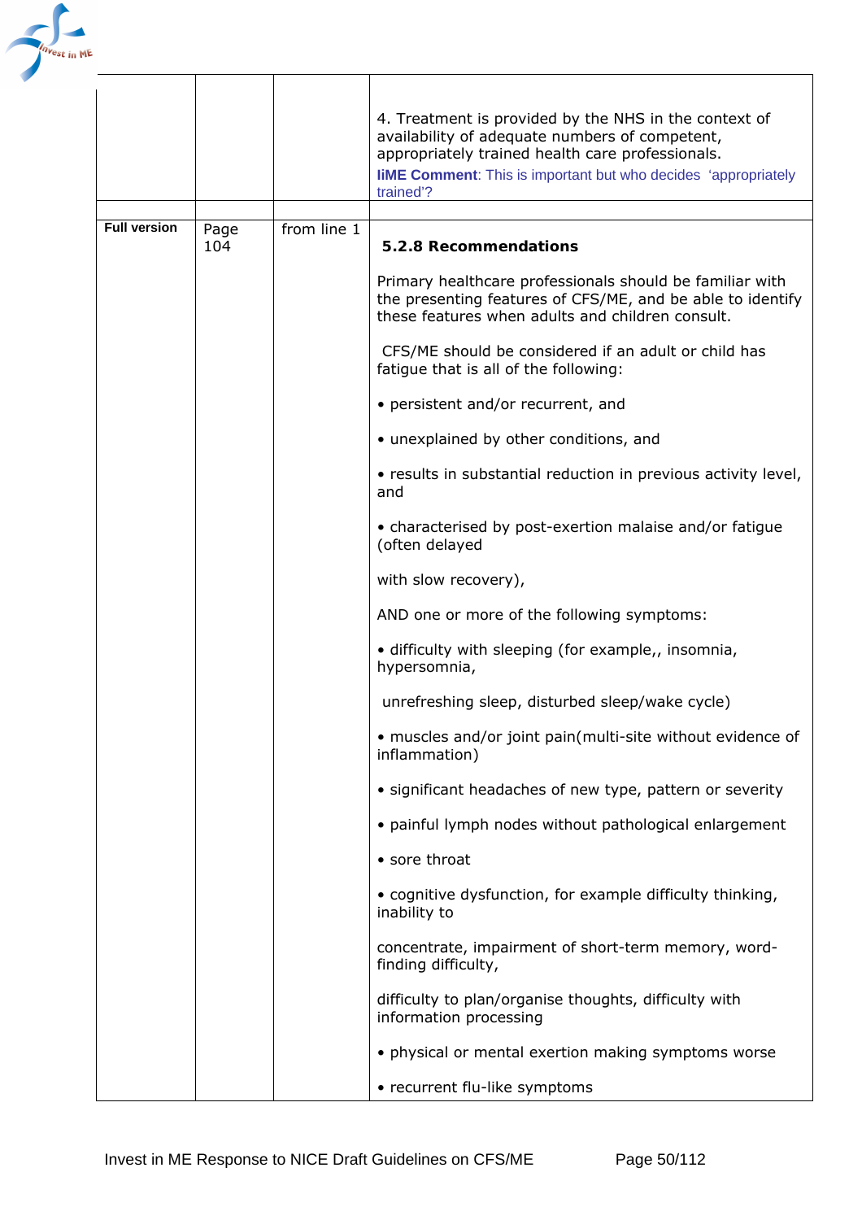| | | | |
|---|---|---|---|
| | | | 4. Treatment is provided by the NHS in the context of availability of adequate numbers of competent, appropriately trained health care professionals.<br>**IiME Comment**: This is important but who decides 'appropriately trained'? |
| | | | |
| **Full version** | Page 104 | from line 1 | **5.2.8 Recommendations**<br><br>Primary healthcare professionals should be familiar with the presenting features of CFS/ME, and be able to identify these features when adults and children consult.<br><br>CFS/ME should be considered if an adult or child has fatigue that is all of the following:<br><br>• persistent and/or recurrent, and<br><br>• unexplained by other conditions, and<br><br>• results in substantial reduction in previous activity level, and<br><br>• characterised by post-exertion malaise and/or fatigue (often delayed<br><br>with slow recovery),<br><br>AND one or more of the following symptoms:<br><br>• difficulty with sleeping (for example,, insomnia, hypersomnia,<br><br>unrefreshing sleep, disturbed sleep/wake cycle)<br><br>• muscles and/or joint pain(multi-site without evidence of inflammation)<br><br>• significant headaches of new type, pattern or severity<br><br>• painful lymph nodes without pathological enlargement<br><br>• sore throat<br><br>• cognitive dysfunction, for example difficulty thinking, inability to<br><br>concentrate, impairment of short-term memory, word-finding difficulty,<br><br>difficulty to plan/organise thoughts, difficulty with information processing<br><br>• physical or mental exertion making symptoms worse<br><br>• recurrent flu-like symptoms |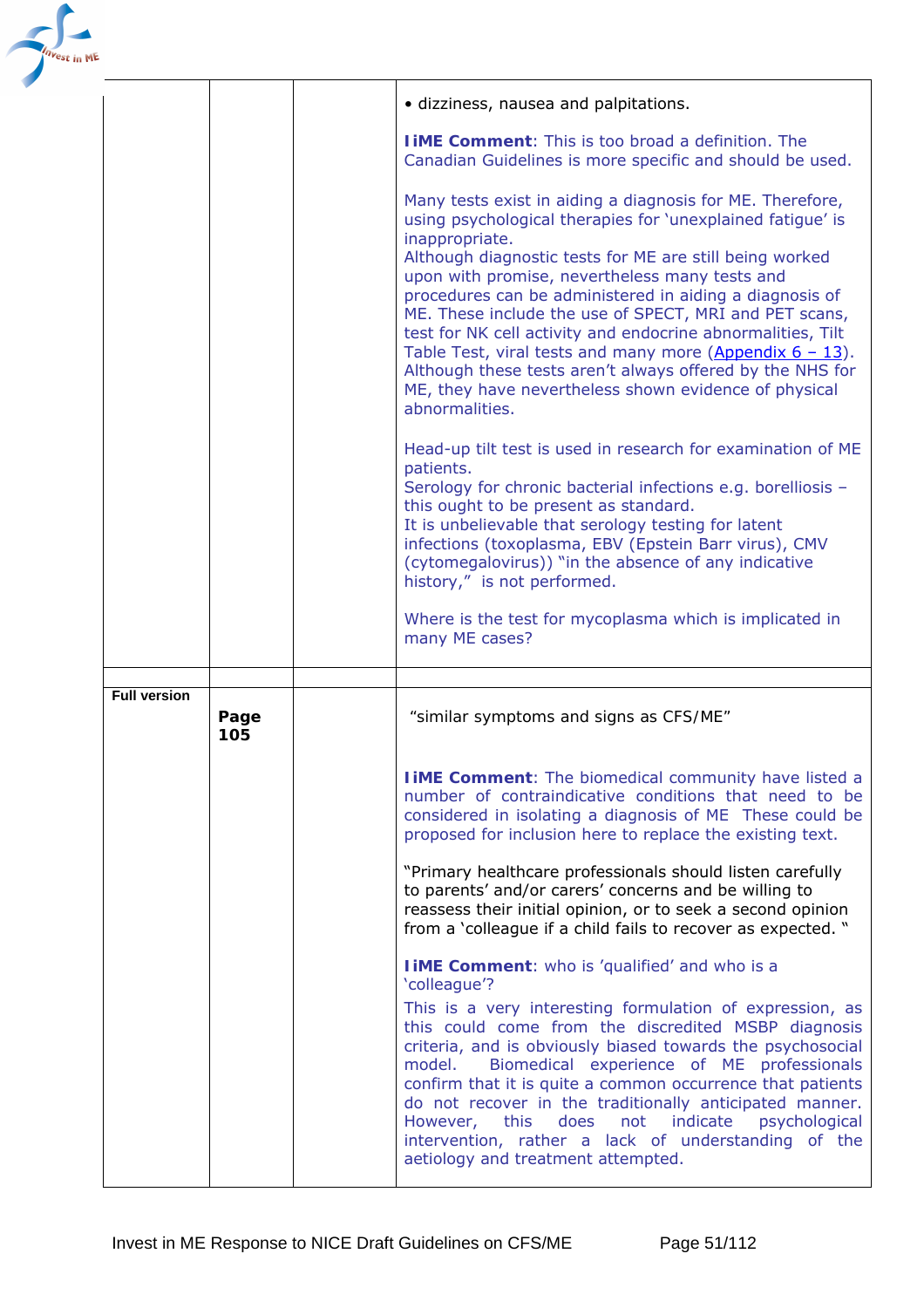| | | | |
|---|---|---|---|
| | | | • dizziness, nausea and palpitations.<br><br>**IiME Comment**: This is too broad a definition. The Canadian Guidelines is more specific and should be used.<br><br>Many tests exist in aiding a diagnosis for ME. Therefore, using psychological therapies for 'unexplained fatigue' is inappropriate.<br>Although diagnostic tests for ME are still being worked upon with promise, nevertheless many tests and procedures can be administered in aiding a diagnosis of ME. These include the use of SPECT, MRI and PET scans, test for NK cell activity and endocrine abnormalities, Tilt Table Test, viral tests and many more (Appendix 6 – 13). Although these tests aren't always offered by the NHS for ME, they have nevertheless shown evidence of physical abnormalities.<br><br>Head-up tilt test is used in research for examination of ME patients.<br>Serology for chronic bacterial infections e.g. borelliosis – this ought to be present as standard.<br>It is unbelievable that serology testing for latent infections (toxoplasma, EBV (Epstein Barr virus), CMV (cytomegalovirus)) "in the absence of any indicative history," is not performed.<br><br>Where is the test for mycoplasma which is implicated in many ME cases? |
| | | | |
| **Full version** | **Page 105** | | "similar symptoms and signs as CFS/ME"<br><br>**IiME Comment**: The biomedical community have listed a number of contraindicative conditions that need to be considered in isolating a diagnosis of ME These could be proposed for inclusion here to replace the existing text.<br><br>"Primary healthcare professionals should listen carefully to parents' and/or carers' concerns and be willing to reassess their initial opinion, or to seek a second opinion from a 'colleague if a child fails to recover as expected. "<br><br>**IiME Comment**: who is 'qualified' and who is a 'colleague'?<br>This is a very interesting formulation of expression, as this could come from the discredited MSBP diagnosis criteria, and is obviously biased towards the psychosocial model. Biomedical experience of ME professionals confirm that it is quite a common occurrence that patients do not recover in the traditionally anticipated manner. However, this does not indicate psychological intervention, rather a lack of understanding of the aetiology and treatment attempted. |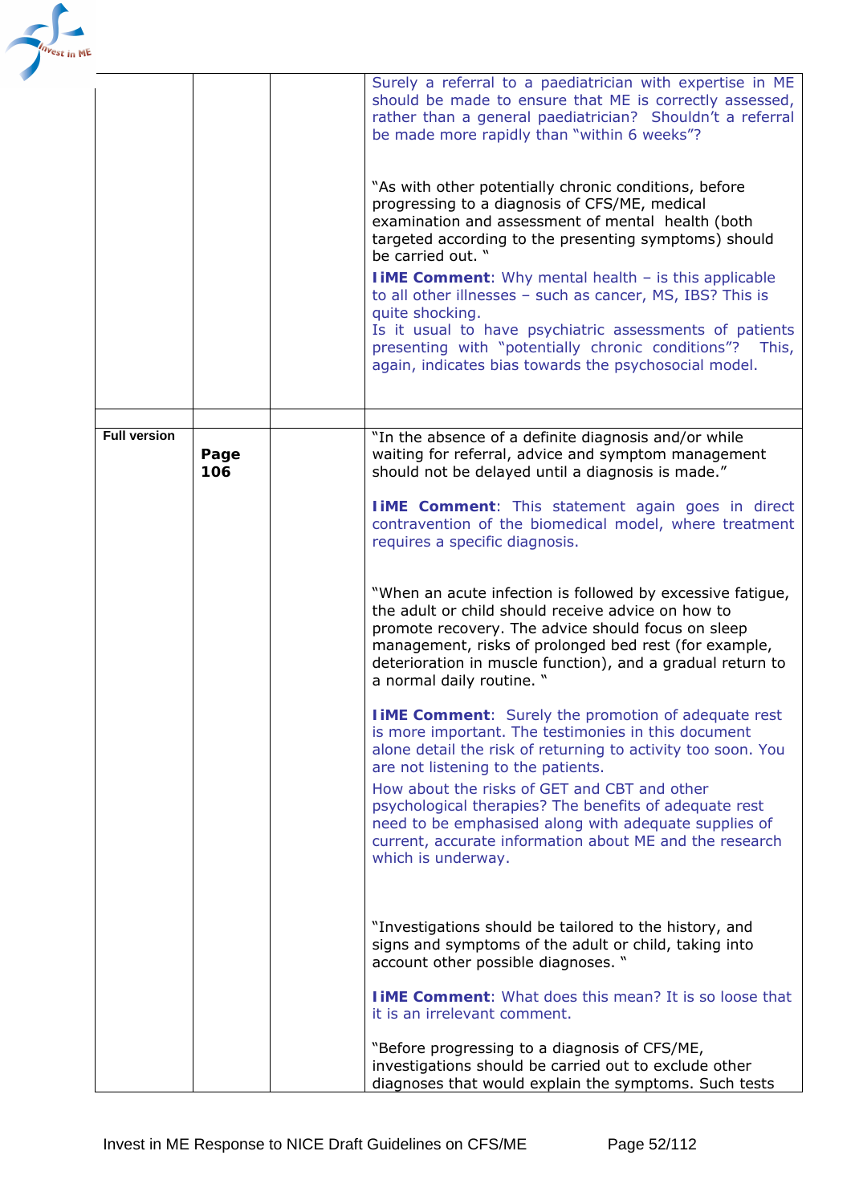| | | | |
|---|---|---|---|
| | | | Surely a referral to a paediatrician with expertise in ME should be made to ensure that ME is correctly assessed, rather than a general paediatrician? Shouldn't a referral be made more rapidly than "within 6 weeks"?<br><br>"As with other potentially chronic conditions, before progressing to a diagnosis of CFS/ME, medical examination and assessment of mental health (both targeted according to the presenting symptoms) should be carried out. "<br><br>**IiME Comment**: Why mental health – is this applicable to all other illnesses – such as cancer, MS, IBS? This is quite shocking.<br>Is it usual to have psychiatric assessments of patients presenting with "potentially chronic conditions"? This, again, indicates bias towards the psychosocial model. |
| | | | |
| **Full version** | **Page 106** | | "In the absence of a definite diagnosis and/or while waiting for referral, advice and symptom management should not be delayed until a diagnosis is made."<br><br>**IiME Comment**: This statement again goes in direct contravention of the biomedical model, where treatment requires a specific diagnosis.<br><br>"When an acute infection is followed by excessive fatigue, the adult or child should receive advice on how to promote recovery. The advice should focus on sleep management, risks of prolonged bed rest (for example, deterioration in muscle function), and a gradual return to a normal daily routine. "<br><br>**IiME Comment**: Surely the promotion of adequate rest is more important. The testimonies in this document alone detail the risk of returning to activity too soon. You are not listening to the patients.<br>How about the risks of GET and CBT and other psychological therapies? The benefits of adequate rest need to be emphasised along with adequate supplies of current, accurate information about ME and the research which is underway.<br><br>"Investigations should be tailored to the history, and signs and symptoms of the adult or child, taking into account other possible diagnoses. "<br><br>**IiME Comment**: What does this mean? It is so loose that it is an irrelevant comment.<br><br>"Before progressing to a diagnosis of CFS/ME, investigations should be carried out to exclude other diagnoses that would explain the symptoms. Such tests |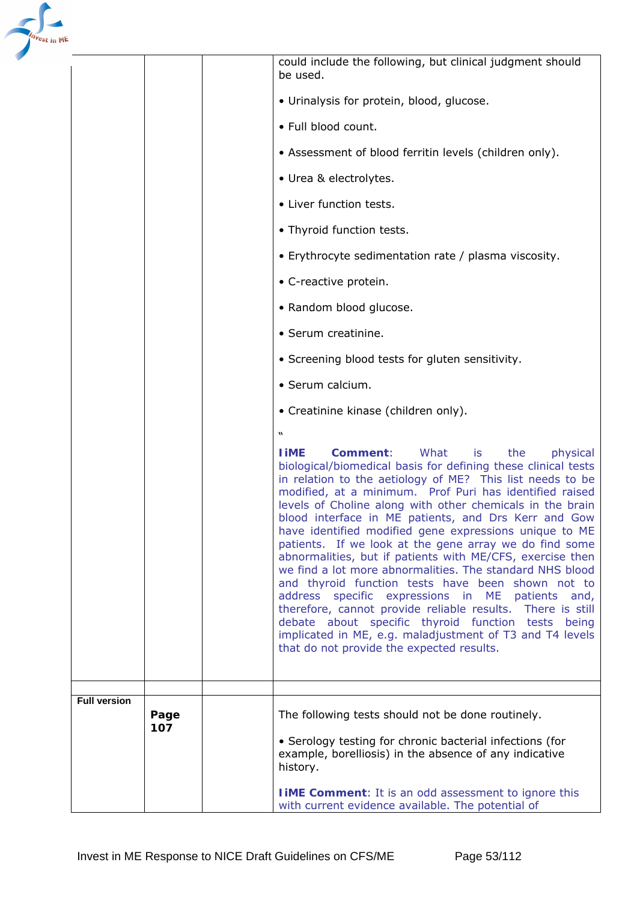| | | | |
|---|---|---|---|
| | | | could include the following, but clinical judgment should be used.<br><br>• Urinalysis for protein, blood, glucose.<br><br>• Full blood count.<br><br>• Assessment of blood ferritin levels (children only).<br><br>• Urea & electrolytes.<br><br>• Liver function tests.<br><br>• Thyroid function tests.<br><br>• Erythrocyte sedimentation rate / plasma viscosity.<br><br>• C-reactive protein.<br><br>• Random blood glucose.<br><br>• Serum creatinine.<br><br>• Screening blood tests for gluten sensitivity.<br><br>• Serum calcium.<br><br>• Creatinine kinase (children only).<br><br>"<br><br>**IiME Comment**: What is the physical biological/biomedical basis for defining these clinical tests in relation to the aetiology of ME? This list needs to be modified, at a minimum. Prof Puri has identified raised levels of Choline along with other chemicals in the brain blood interface in ME patients, and Drs Kerr and Gow have identified modified gene expressions unique to ME patients. If we look at the gene array we do find some abnormalities, but if patients with ME/CFS, exercise then we find a lot more abnormalities. The standard NHS blood and thyroid function tests have been shown not to address specific expressions in ME patients and, therefore, cannot provide reliable results. There is still debate about specific thyroid function tests being implicated in ME, e.g. maladjustment of T3 and T4 levels that do not provide the expected results. |
| | | | |
| **Full version** | **Page 107** | | The following tests should not be done routinely.<br><br>• Serology testing for chronic bacterial infections (for example, borelliosis) in the absence of any indicative history.<br><br>**IiME Comment**: It is an odd assessment to ignore this with current evidence available. The potential of |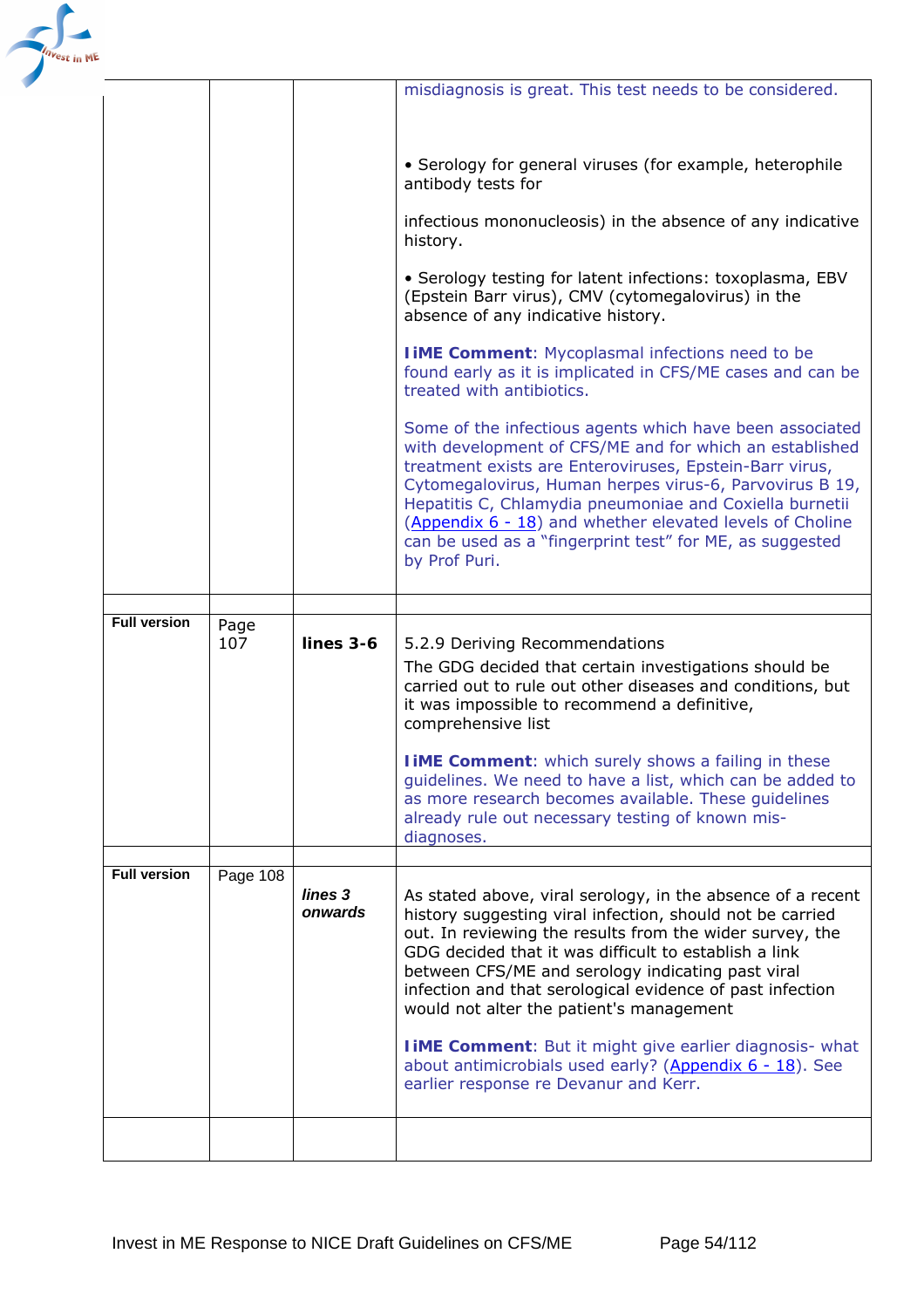| | | | |
|---|---|---|---|
| | | | misdiagnosis is great. This test needs to be considered.<br><br>• Serology for general viruses (for example, heterophile antibody tests for<br><br>infectious mononucleosis) in the absence of any indicative history.<br><br>• Serology testing for latent infections: toxoplasma, EBV (Epstein Barr virus), CMV (cytomegalovirus) in the absence of any indicative history.<br><br>**IiME Comment**: Mycoplasmal infections need to be found early as it is implicated in CFS/ME cases and can be treated with antibiotics.<br><br>Some of the infectious agents which have been associated with development of CFS/ME and for which an established treatment exists are Enteroviruses, Epstein-Barr virus, Cytomegalovirus, Human herpes virus-6, Parvovirus B 19, Hepatitis C, Chlamydia pneumoniae and Coxiella burnetii (Appendix 6 - 18) and whether elevated levels of Choline can be used as a "fingerprint test" for ME, as suggested by Prof Puri. |
| | | | |
| **Full version** | Page 107 | **lines 3-6** | 5.2.9 Deriving Recommendations<br>The GDG decided that certain investigations should be carried out to rule out other diseases and conditions, but it was impossible to recommend a definitive, comprehensive list<br><br>**IiME Comment**: which surely shows a failing in these guidelines. We need to have a list, which can be added to as more research becomes available. These guidelines already rule out necessary testing of known mis-diagnoses. |
| | | | |
| **Full version** | Page 108 | ***lines 3 onwards*** | As stated above, viral serology, in the absence of a recent history suggesting viral infection, should not be carried out. In reviewing the results from the wider survey, the GDG decided that it was difficult to establish a link between CFS/ME and serology indicating past viral infection and that serological evidence of past infection would not alter the patient's management<br><br>**IiME Comment**: But it might give earlier diagnosis- what about antimicrobials used early? (Appendix 6 - 18). See earlier response re Devanur and Kerr. |
| | | | |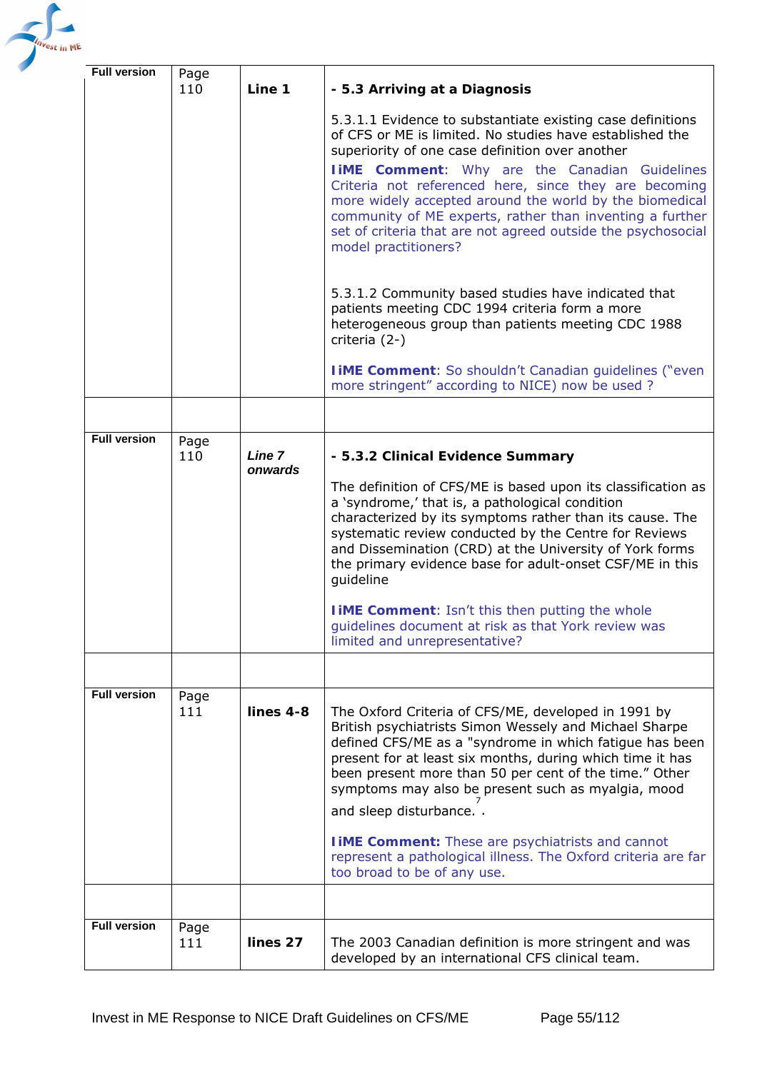| Full version | Page 110 | **Line 1** | **- 5.3 Arriving at a Diagnosis**<br><br>5.3.1.1 Evidence to substantiate existing case definitions of CFS or ME is limited. No studies have established the superiority of one case definition over another<br>**IiME Comment**: Why are the Canadian Guidelines Criteria not referenced here, since they are becoming more widely accepted around the world by the biomedical community of ME experts, rather than inventing a further set of criteria that are not agreed outside the psychosocial model practitioners?<br><br>5.3.1.2 Community based studies have indicated that patients meeting CDC 1994 criteria form a more heterogeneous group than patients meeting CDC 1988 criteria (2-)<br><br>**IiME Comment**: So shouldn't Canadian guidelines ("even more stringent" according to NICE) now be used ? |
|---|---|---|---|
| | | | |
| Full version | Page 110 | ***Line 7 onwards*** | **- 5.3.2 Clinical Evidence Summary**<br><br>The definition of CFS/ME is based upon its classification as a 'syndrome,' that is, a pathological condition characterized by its symptoms rather than its cause. The systematic review conducted by the Centre for Reviews and Dissemination (CRD) at the University of York forms the primary evidence base for adult-onset CSF/ME in this guideline<br><br>**IiME Comment**: Isn't this then putting the whole guidelines document at risk as that York review was limited and unrepresentative? |
| | | | |
| Full version | Page 111 | **lines 4-8** | The Oxford Criteria of CFS/ME, developed in 1991 by British psychiatrists Simon Wessely and Michael Sharpe defined CFS/ME as a "syndrome in which fatigue has been present for at least six months, during which time it has been present more than 50 per cent of the time." Other symptoms may also be present such as myalgia, mood and sleep disturbance.[7] .<br><br>**IiME Comment:** These are psychiatrists and cannot represent a pathological illness. The Oxford criteria are far too broad to be of any use. |
| | | | |
| Full version | Page 111 | **lines 27** | The 2003 Canadian definition is more stringent and was developed by an international CFS clinical team. |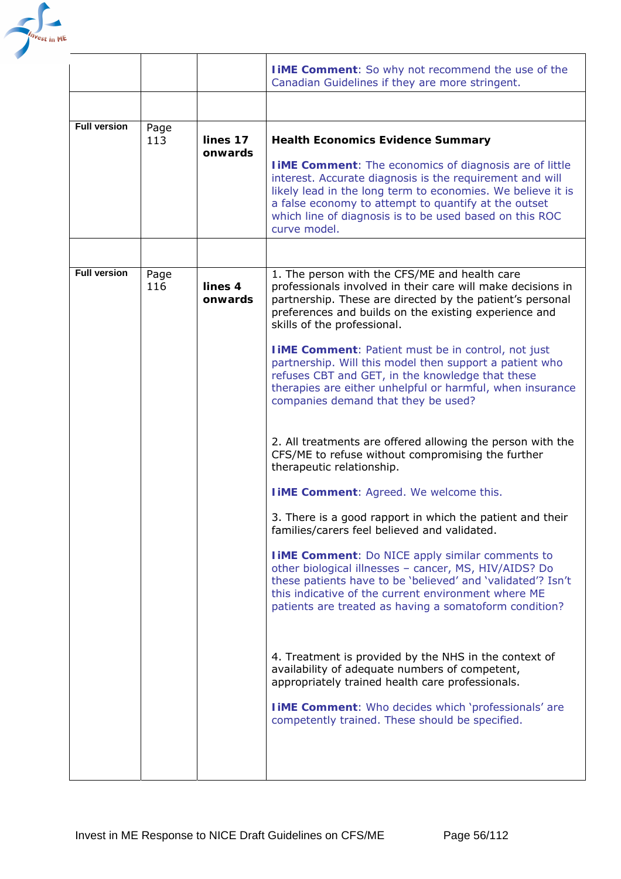| | | | |
|---|---|---|---|
| | | | **IiME Comment**: So why not recommend the use of the Canadian Guidelines if they are more stringent. |
| | | | |
| **Full version** | Page 113 | **lines 17 onwards** | **Health Economics Evidence Summary**<br><br>**IiME Comment**: The economics of diagnosis are of little interest. Accurate diagnosis is the requirement and will likely lead in the long term to economies. We believe it is a false economy to attempt to quantify at the outset which line of diagnosis is to be used based on this ROC curve model. |
| | | | |
| **Full version** | Page 116 | **lines 4 onwards** | 1. The person with the CFS/ME and health care professionals involved in their care will make decisions in partnership. These are directed by the patient's personal preferences and builds on the existing experience and skills of the professional.<br><br>**IiME Comment**: Patient must be in control, not just partnership. Will this model then support a patient who refuses CBT and GET, in the knowledge that these therapies are either unhelpful or harmful, when insurance companies demand that they be used?<br><br>2. All treatments are offered allowing the person with the CFS/ME to refuse without compromising the further therapeutic relationship.<br><br>**IiME Comment**: Agreed. We welcome this.<br><br>3. There is a good rapport in which the patient and their families/carers feel believed and validated.<br><br>**IiME Comment**: Do NICE apply similar comments to other biological illnesses – cancer, MS, HIV/AIDS? Do these patients have to be 'believed' and 'validated'? Isn't this indicative of the current environment where ME patients are treated as having a somatoform condition?<br><br>4. Treatment is provided by the NHS in the context of availability of adequate numbers of competent, appropriately trained health care professionals.<br><br>**IiME Comment**: Who decides which 'professionals' are competently trained. These should be specified. |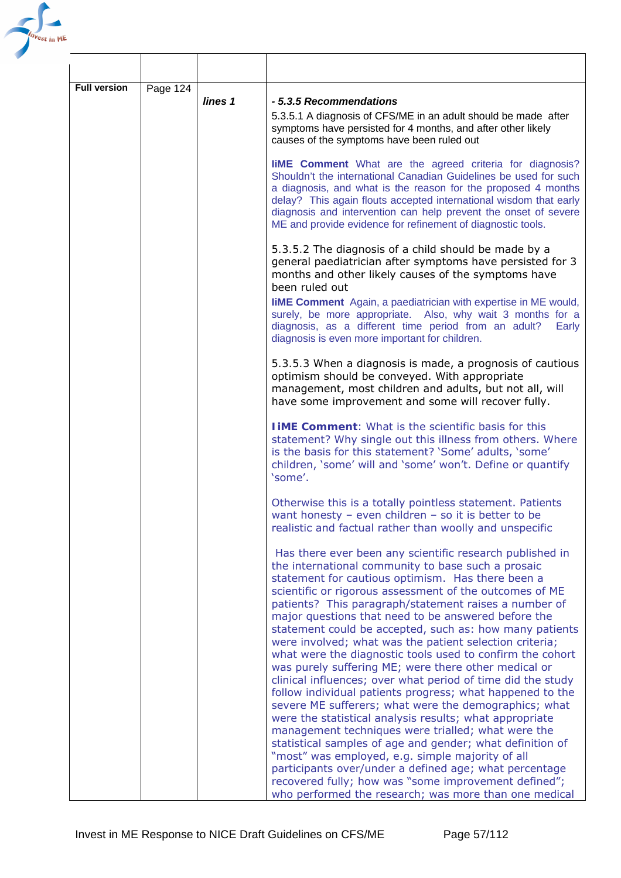| | | | |
|---|---|---|---|
| **Full version** | Page 124 | ***lines 1*** | ***- 5.3.5 Recommendations***<br>5.3.5.1 A diagnosis of CFS/ME in an adult should be made after symptoms have persisted for 4 months, and after other likely causes of the symptoms have been ruled out<br><br>**IiME Comment** What are the agreed criteria for diagnosis? Shouldn't the international Canadian Guidelines be used for such a diagnosis, and what is the reason for the proposed 4 months delay? This again flouts accepted international wisdom that early diagnosis and intervention can help prevent the onset of severe ME and provide evidence for refinement of diagnostic tools.<br><br>5.3.5.2 The diagnosis of a child should be made by a general paediatrician after symptoms have persisted for 3 months and other likely causes of the symptoms have been ruled out<br>**IiME Comment** Again, a paediatrician with expertise in ME would, surely, be more appropriate. Also, why wait 3 months for a diagnosis, as a different time period from an adult? Early diagnosis is even more important for children.<br><br>5.3.5.3 When a diagnosis is made, a prognosis of cautious optimism should be conveyed. With appropriate management, most children and adults, but not all, will have some improvement and some will recover fully.<br><br>**IiME Comment**: What is the scientific basis for this statement? Why single out this illness from others. Where is the basis for this statement? 'Some' adults, 'some' children, 'some' will and 'some' won't. Define or quantify 'some'.<br><br>Otherwise this is a totally pointless statement. Patients want honesty – even children – so it is better to be realistic and factual rather than woolly and unspecific<br><br>Has there ever been any scientific research published in the international community to base such a prosaic statement for cautious optimism. Has there been a scientific or rigorous assessment of the outcomes of ME patients? This paragraph/statement raises a number of major questions that need to be answered before the statement could be accepted, such as: how many patients were involved; what was the patient selection criteria; what were the diagnostic tools used to confirm the cohort was purely suffering ME; were there other medical or clinical influences; over what period of time did the study follow individual patients progress; what happened to the severe ME sufferers; what were the demographics; what were the statistical analysis results; what appropriate management techniques were trialled; what were the statistical samples of age and gender; what definition of "most" was employed, e.g. simple majority of all participants over/under a defined age; what percentage recovered fully; how was "some improvement defined"; who performed the research; was more than one medical |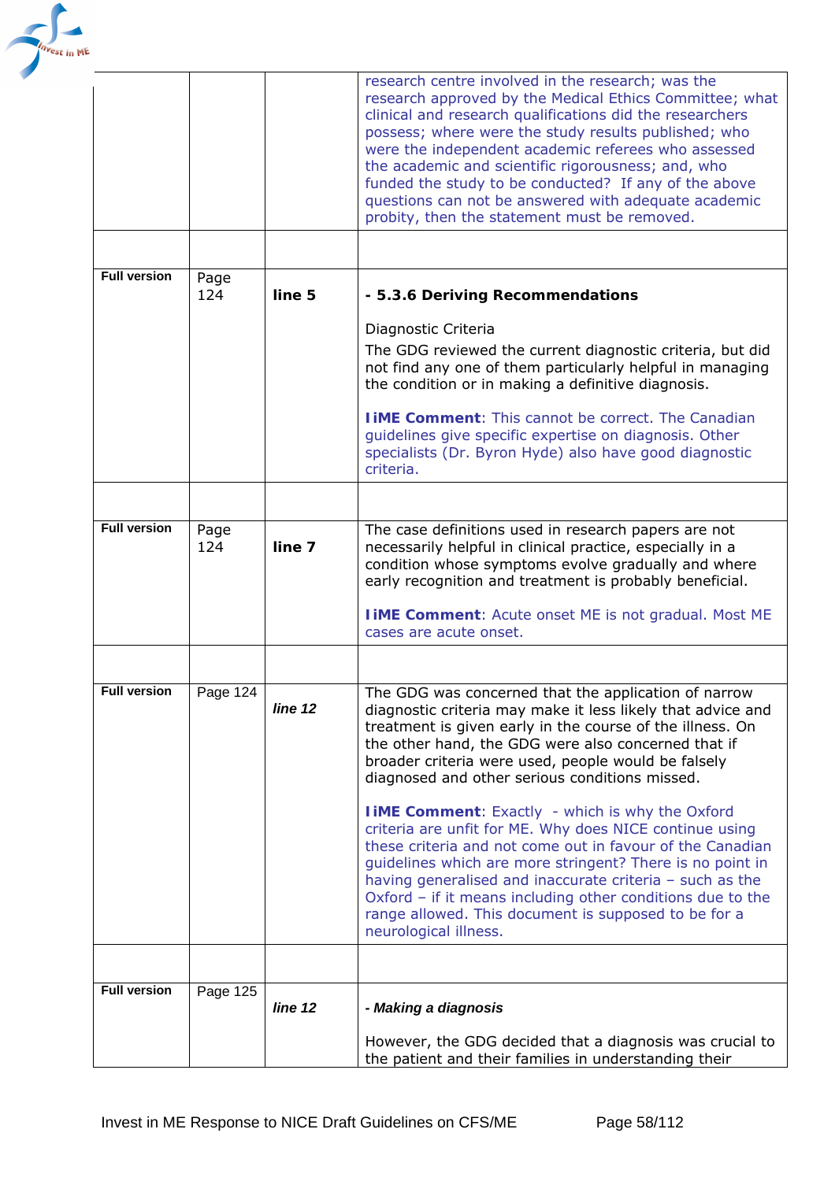| | | | |
|---|---|---|---|
| | | | research centre involved in the research; was the research approved by the Medical Ethics Committee; what clinical and research qualifications did the researchers possess; where were the study results published; who were the independent academic referees who assessed the academic and scientific rigorousness; and, who funded the study to be conducted? If any of the above questions can not be answered with adequate academic probity, then the statement must be removed. |
| | | | |
| **Full version** | Page 124 | **line 5** | **- 5.3.6 Deriving Recommendations**<br><br>Diagnostic Criteria<br>The GDG reviewed the current diagnostic criteria, but did not find any one of them particularly helpful in managing the condition or in making a definitive diagnosis.<br><br>**IiME Comment**: This cannot be correct. The Canadian guidelines give specific expertise on diagnosis. Other specialists (Dr. Byron Hyde) also have good diagnostic criteria. |
| | | | |
| **Full version** | Page 124 | **line 7** | The case definitions used in research papers are not necessarily helpful in clinical practice, especially in a condition whose symptoms evolve gradually and where early recognition and treatment is probably beneficial.<br><br>**IiME Comment**: Acute onset ME is not gradual. Most ME cases are acute onset. |
| | | | |
| **Full version** | Page 124 | ***line 12*** | The GDG was concerned that the application of narrow diagnostic criteria may make it less likely that advice and treatment is given early in the course of the illness. On the other hand, the GDG were also concerned that if broader criteria were used, people would be falsely diagnosed and other serious conditions missed.<br><br>**IiME Comment**: Exactly - which is why the Oxford criteria are unfit for ME. Why does NICE continue using these criteria and not come out in favour of the Canadian guidelines which are more stringent? There is no point in having generalised and inaccurate criteria – such as the Oxford – if it means including other conditions due to the range allowed. This document is supposed to be for a neurological illness. |
| | | | |
| **Full version** | Page 125 | ***line 12*** | ***- Making a diagnosis***<br><br>However, the GDG decided that a diagnosis was crucial to the patient and their families in understanding their |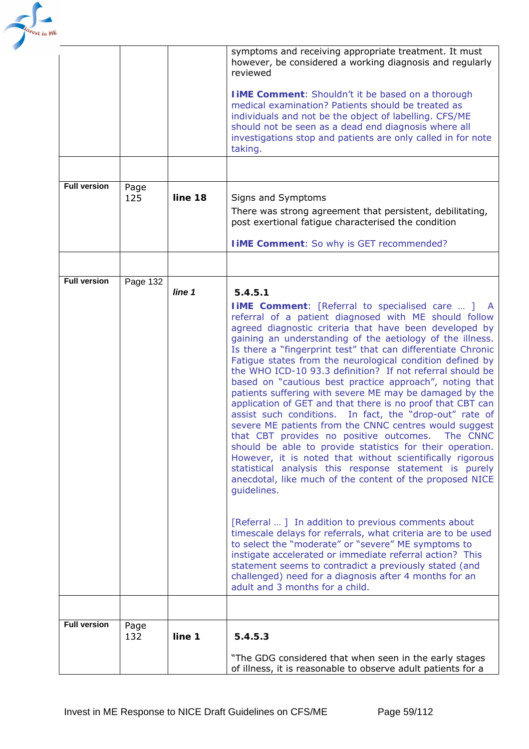| | | | |
|---|---|---|---|
| | | | symptoms and receiving appropriate treatment. It must however, be considered a working diagnosis and regularly reviewed<br><br>**IiME Comment**: Shouldn't it be based on a thorough medical examination? Patients should be treated as individuals and not be the object of labelling. CFS/ME should not be seen as a dead end diagnosis where all investigations stop and patients are only called in for note taking. |
| | | | |
| **Full version** | Page 125 | **line 18** | Signs and Symptoms<br>There was strong agreement that persistent, debilitating, post exertional fatigue characterised the condition<br><br>**IiME Comment**: So why is GET recommended? |
| | | | |
| **Full version** | Page 132 | ***line 1*** | **5.4.5.1**<br>**IiME Comment**: [Referral to specialised care … ] A referral of a patient diagnosed with ME should follow agreed diagnostic criteria that have been developed by gaining an understanding of the aetiology of the illness. Is there a "fingerprint test" that can differentiate Chronic Fatigue states from the neurological condition defined by the WHO ICD-10 93.3 definition? If not referral should be based on "cautious best practice approach", noting that patients suffering with severe ME may be damaged by the application of GET and that there is no proof that CBT can assist such conditions. In fact, the "drop-out" rate of severe ME patients from the CNNC centres would suggest that CBT provides no positive outcomes. The CNNC should be able to provide statistics for their operation. However, it is noted that without scientifically rigorous statistical analysis this response statement is purely anecdotal, like much of the content of the proposed NICE guidelines.<br><br>[Referral … ] In addition to previous comments about timescale delays for referrals, what criteria are to be used to select the "moderate" or "severe" ME symptoms to instigate accelerated or immediate referral action? This statement seems to contradict a previously stated (and challenged) need for a diagnosis after 4 months for an adult and 3 months for a child. |
| | | | |
| **Full version** | Page 132 | **line 1** | **5.4.5.3**<br><br>"The GDG considered that when seen in the early stages of illness, it is reasonable to observe adult patients for a |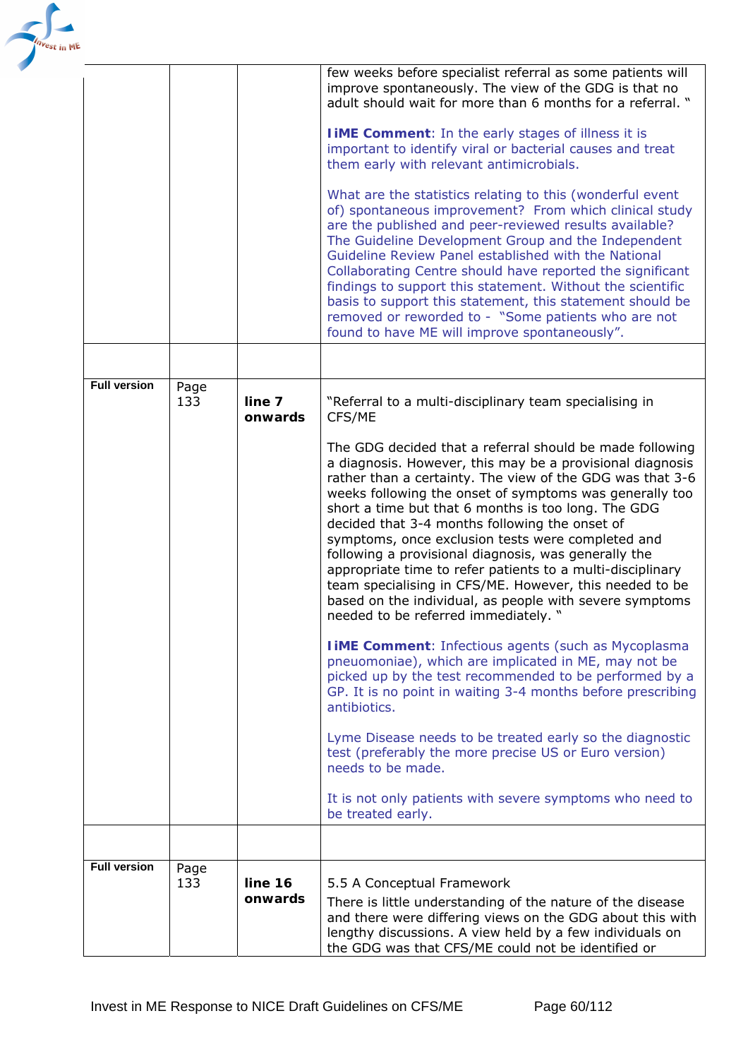| | | | |
|---|---|---|---|
| | | | few weeks before specialist referral as some patients will improve spontaneously. The view of the GDG is that no adult should wait for more than 6 months for a referral. "<br><br>**IiME Comment**: In the early stages of illness it is important to identify viral or bacterial causes and treat them early with relevant antimicrobials.<br><br>What are the statistics relating to this (wonderful event of) spontaneous improvement? From which clinical study are the published and peer-reviewed results available? The Guideline Development Group and the Independent Guideline Review Panel established with the National Collaborating Centre should have reported the significant findings to support this statement. Without the scientific basis to support this statement, this statement should be removed or reworded to - "Some patients who are not found to have ME will improve spontaneously". |
| | | | |
| **Full version** | Page 133 | **line 7 onwards** | "Referral to a multi-disciplinary team specialising in CFS/ME<br><br>The GDG decided that a referral should be made following a diagnosis. However, this may be a provisional diagnosis rather than a certainty. The view of the GDG was that 3-6 weeks following the onset of symptoms was generally too short a time but that 6 months is too long. The GDG decided that 3-4 months following the onset of symptoms, once exclusion tests were completed and following a provisional diagnosis, was generally the appropriate time to refer patients to a multi-disciplinary team specialising in CFS/ME. However, this needed to be based on the individual, as people with severe symptoms needed to be referred immediately. "<br><br>**IiME Comment**: Infectious agents (such as Mycoplasma pneuomoniae), which are implicated in ME, may not be picked up by the test recommended to be performed by a GP. It is no point in waiting 3-4 months before prescribing antibiotics.<br><br>Lyme Disease needs to be treated early so the diagnostic test (preferably the more precise US or Euro version) needs to be made.<br><br>It is not only patients with severe symptoms who need to be treated early. |
| | | | |
| **Full version** | Page 133 | **line 16 onwards** | 5.5 A Conceptual Framework<br>There is little understanding of the nature of the disease and there were differing views on the GDG about this with lengthy discussions. A view held by a few individuals on the GDG was that CFS/ME could not be identified or |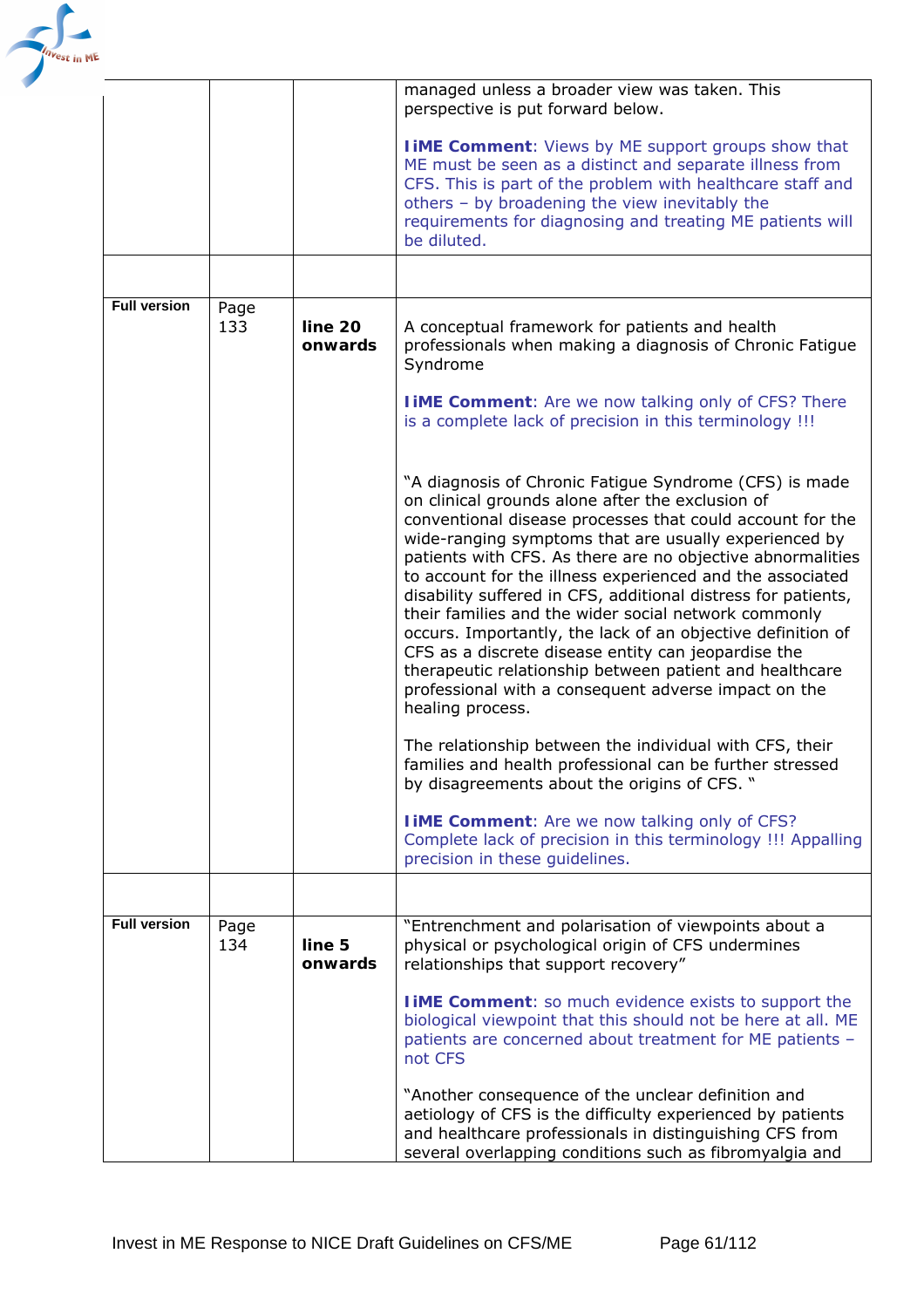| | | | |
|---|---|---|---|
| | | | managed unless a broader view was taken. This perspective is put forward below.<br><br>**IiME Comment**: Views by ME support groups show that ME must be seen as a distinct and separate illness from CFS. This is part of the problem with healthcare staff and others – by broadening the view inevitably the requirements for diagnosing and treating ME patients will be diluted. |
| | | | |
| **Full version** | Page 133 | **line 20 onwards** | A conceptual framework for patients and health professionals when making a diagnosis of Chronic Fatigue Syndrome<br><br>**IiME Comment**: Are we now talking only of CFS? There is a complete lack of precision in this terminology !!!<br><br>"A diagnosis of Chronic Fatigue Syndrome (CFS) is made on clinical grounds alone after the exclusion of conventional disease processes that could account for the wide-ranging symptoms that are usually experienced by patients with CFS. As there are no objective abnormalities to account for the illness experienced and the associated disability suffered in CFS, additional distress for patients, their families and the wider social network commonly occurs. Importantly, the lack of an objective definition of CFS as a discrete disease entity can jeopardise the therapeutic relationship between patient and healthcare professional with a consequent adverse impact on the healing process.<br><br>The relationship between the individual with CFS, their families and health professional can be further stressed by disagreements about the origins of CFS. "<br><br>**IiME Comment**: Are we now talking only of CFS? Complete lack of precision in this terminology !!! Appalling precision in these guidelines. |
| | | | |
| **Full version** | Page 134 | **line 5 onwards** | "Entrenchment and polarisation of viewpoints about a physical or psychological origin of CFS undermines relationships that support recovery"<br><br>**IiME Comment**: so much evidence exists to support the biological viewpoint that this should not be here at all. ME patients are concerned about treatment for ME patients – not CFS<br><br>"Another consequence of the unclear definition and aetiology of CFS is the difficulty experienced by patients and healthcare professionals in distinguishing CFS from several overlapping conditions such as fibromyalgia and |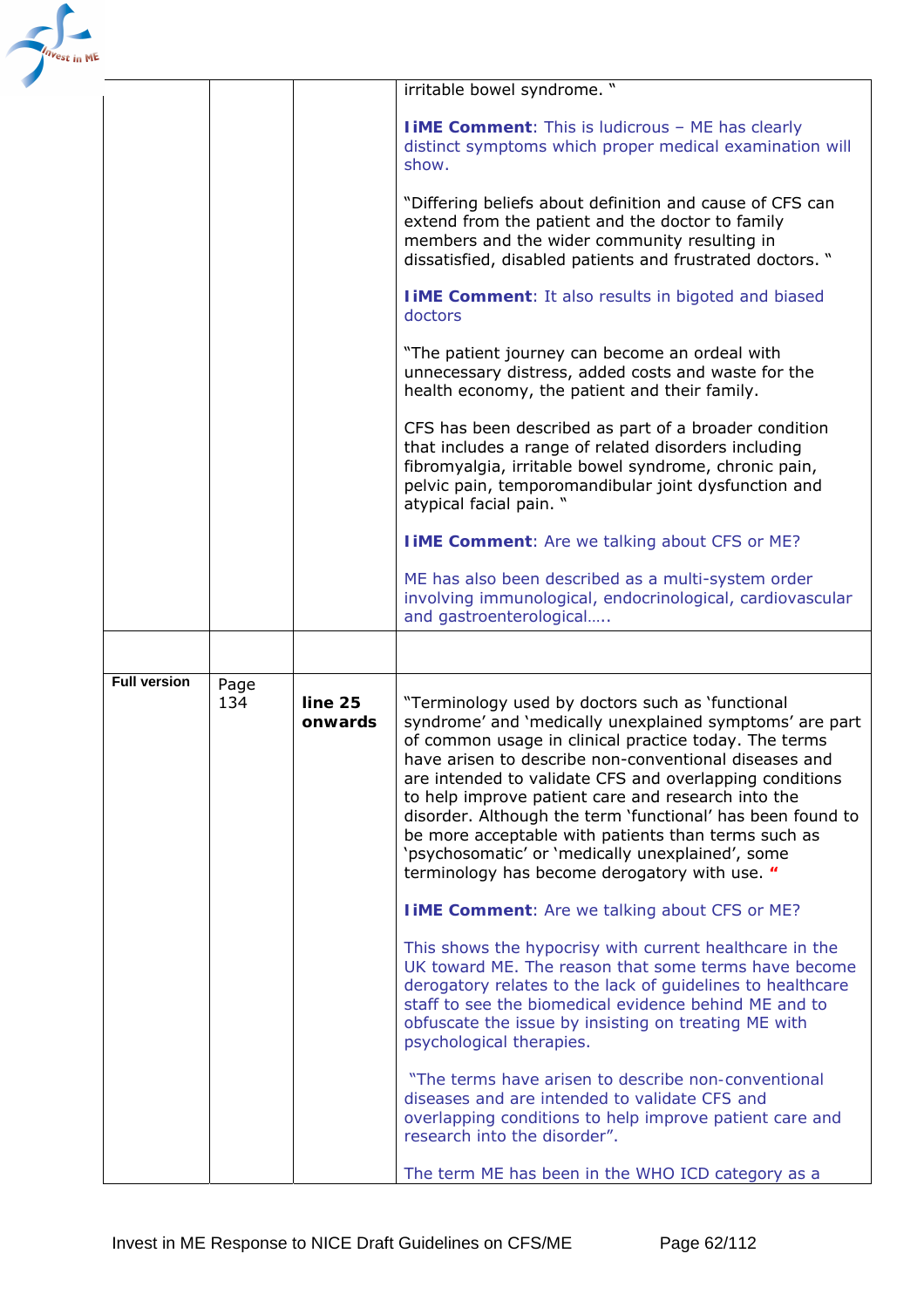| | | | |
|---|---|---|---|
| | | | irritable bowel syndrome. "<br><br>**IiME Comment**: This is ludicrous – ME has clearly distinct symptoms which proper medical examination will show.<br><br>"Differing beliefs about definition and cause of CFS can extend from the patient and the doctor to family members and the wider community resulting in dissatisfied, disabled patients and frustrated doctors. "<br><br>**IiME Comment**: It also results in bigoted and biased doctors<br><br>"The patient journey can become an ordeal with unnecessary distress, added costs and waste for the health economy, the patient and their family.<br><br>CFS has been described as part of a broader condition that includes a range of related disorders including fibromyalgia, irritable bowel syndrome, chronic pain, pelvic pain, temporomandibular joint dysfunction and atypical facial pain. "<br><br>**IiME Comment**: Are we talking about CFS or ME?<br><br>ME has also been described as a multi-system order involving immunological, endocrinological, cardiovascular and gastroenterological….. |
| | | | |
| **Full version** | Page 134 | **line 25 onwards** | "Terminology used by doctors such as 'functional syndrome' and 'medically unexplained symptoms' are part of common usage in clinical practice today. The terms have arisen to describe non-conventional diseases and are intended to validate CFS and overlapping conditions to help improve patient care and research into the disorder. Although the term 'functional' has been found to be more acceptable with patients than terms such as 'psychosomatic' or 'medically unexplained', some terminology has become derogatory with use. "<br><br>**IiME Comment**: Are we talking about CFS or ME?<br><br>This shows the hypocrisy with current healthcare in the UK toward ME. The reason that some terms have become derogatory relates to the lack of guidelines to healthcare staff to see the biomedical evidence behind ME and to obfuscate the issue by insisting on treating ME with psychological therapies.<br><br>"The terms have arisen to describe non-conventional diseases and are intended to validate CFS and overlapping conditions to help improve patient care and research into the disorder".<br><br>The term ME has been in the WHO ICD category as a |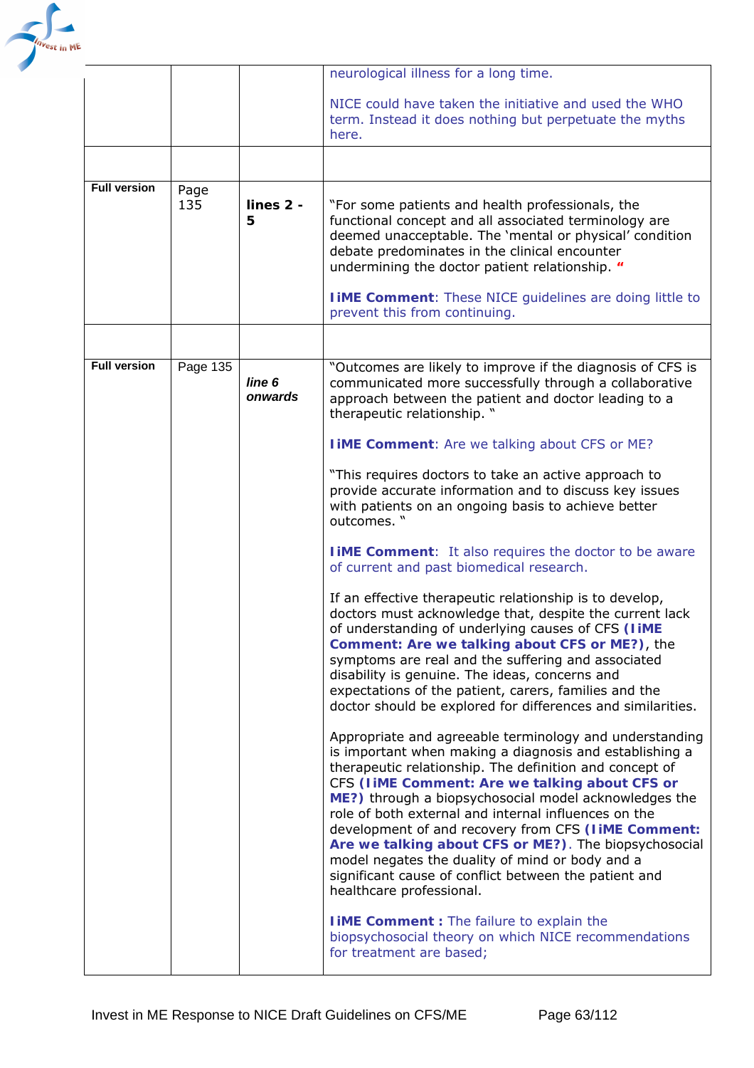| | | | |
|---|---|---|---|
| | | | neurological illness for a long time.<br><br>NICE could have taken the initiative and used the WHO term. Instead it does nothing but perpetuate the myths here. |
| | | | |
| **Full version** | Page 135 | **lines 2 - 5** | "For some patients and health professionals, the functional concept and all associated terminology are deemed unacceptable. The 'mental or physical' condition debate predominates in the clinical encounter undermining the doctor patient relationship. "<br><br>**IiME Comment**: These NICE guidelines are doing little to prevent this from continuing. |
| | | | |
| **Full version** | Page 135 | ***line 6 onwards*** | "Outcomes are likely to improve if the diagnosis of CFS is communicated more successfully through a collaborative approach between the patient and doctor leading to a therapeutic relationship. "<br><br>**IiME Comment**: Are we talking about CFS or ME?<br><br>"This requires doctors to take an active approach to provide accurate information and to discuss key issues with patients on an ongoing basis to achieve better outcomes. "<br><br>**IiME Comment**: It also requires the doctor to be aware of current and past biomedical research.<br><br>If an effective therapeutic relationship is to develop, doctors must acknowledge that, despite the current lack of understanding of underlying causes of CFS **(IiME Comment: Are we talking about CFS or ME?)**, the symptoms are real and the suffering and associated disability is genuine. The ideas, concerns and expectations of the patient, carers, families and the doctor should be explored for differences and similarities.<br><br>Appropriate and agreeable terminology and understanding is important when making a diagnosis and establishing a therapeutic relationship. The definition and concept of CFS **(IiME Comment: Are we talking about CFS or ME?)** through a biopsychosocial model acknowledges the role of both external and internal influences on the development of and recovery from CFS **(IiME Comment: Are we talking about CFS or ME?)**. The biopsychosocial model negates the duality of mind or body and a significant cause of conflict between the patient and healthcare professional.<br><br>**IiME Comment :** The failure to explain the biopsychosocial theory on which NICE recommendations for treatment are based; |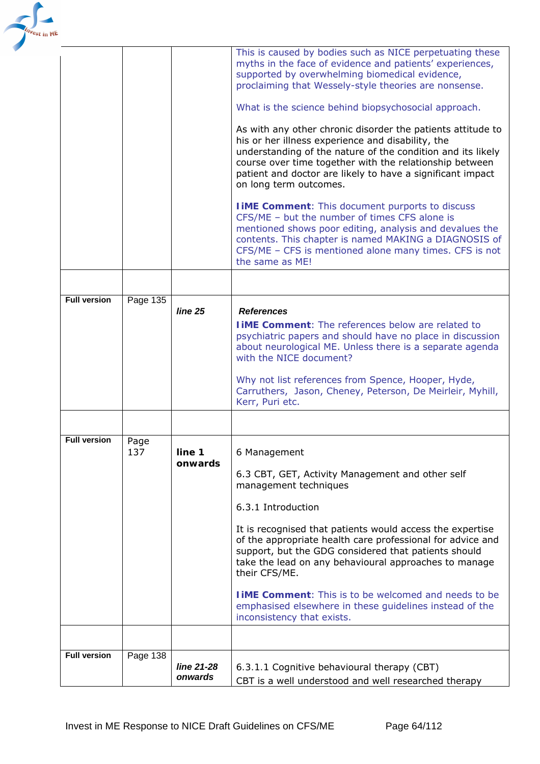| | | | |
|---|---|---|---|
| | | | This is caused by bodies such as NICE perpetuating these myths in the face of evidence and patients' experiences, supported by overwhelming biomedical evidence, proclaiming that Wessely-style theories are nonsense.<br><br>What is the science behind biopsychosocial approach.<br><br>As with any other chronic disorder the patients attitude to his or her illness experience and disability, the understanding of the nature of the condition and its likely course over time together with the relationship between patient and doctor are likely to have a significant impact on long term outcomes.<br><br>**IiME Comment**: This document purports to discuss CFS/ME – but the number of times CFS alone is mentioned shows poor editing, analysis and devalues the contents. This chapter is named MAKING a DIAGNOSIS of CFS/ME – CFS is mentioned alone many times. CFS is not the same as ME! |
| | | | |
| **Full version** | Page 135 | ***line 25*** | ***References***<br>**IiME Comment**: The references below are related to psychiatric papers and should have no place in discussion about neurological ME. Unless there is a separate agenda with the NICE document?<br><br>Why not list references from Spence, Hooper, Hyde, Carruthers, Jason, Cheney, Peterson, De Meirleir, Myhill, Kerr, Puri etc. |
| | | | |
| **Full version** | Page 137 | **line 1 onwards** | 6 Management<br><br>6.3 CBT, GET, Activity Management and other self management techniques<br><br>6.3.1 Introduction<br><br>It is recognised that patients would access the expertise of the appropriate health care professional for advice and support, but the GDG considered that patients should take the lead on any behavioural approaches to manage their CFS/ME.<br><br>**IiME Comment**: This is to be welcomed and needs to be emphasised elsewhere in these guidelines instead of the inconsistency that exists. |
| | | | |
| **Full version** | Page 138 | ***line 21-28 onwards*** | 6.3.1.1 Cognitive behavioural therapy (CBT)<br>CBT is a well understood and well researched therapy |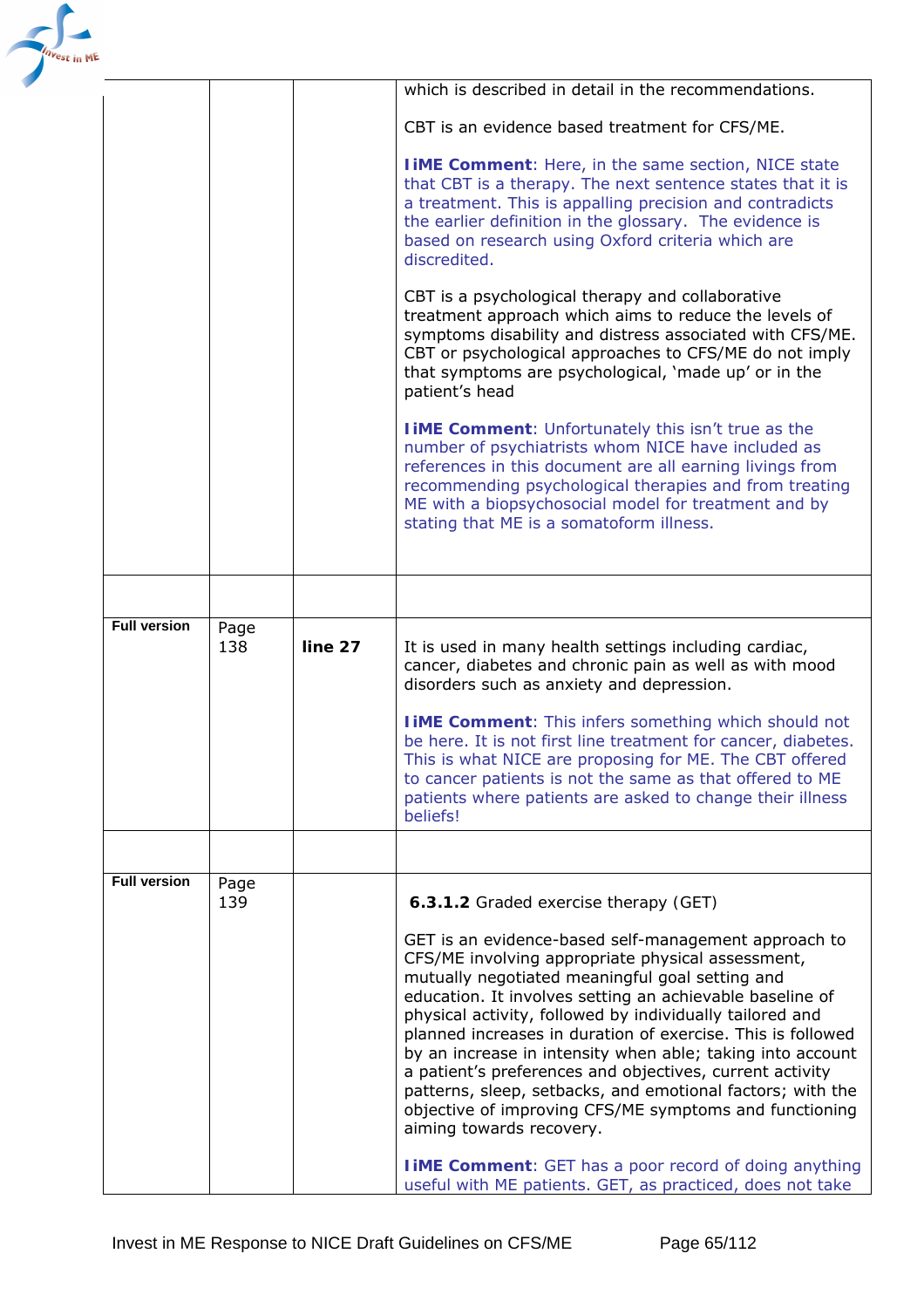| | | | |
|---|---|---|---|
| | | | which is described in detail in the recommendations.<br><br>CBT is an evidence based treatment for CFS/ME.<br><br>**IiME Comment**: Here, in the same section, NICE state that CBT is a therapy. The next sentence states that it is a treatment. This is appalling precision and contradicts the earlier definition in the glossary. The evidence is based on research using Oxford criteria which are discredited.<br><br>CBT is a psychological therapy and collaborative treatment approach which aims to reduce the levels of symptoms disability and distress associated with CFS/ME. CBT or psychological approaches to CFS/ME do not imply that symptoms are psychological, 'made up' or in the patient's head<br><br>**IiME Comment**: Unfortunately this isn't true as the number of psychiatrists whom NICE have included as references in this document are all earning livings from recommending psychological therapies and from treating ME with a biopsychosocial model for treatment and by stating that ME is a somatoform illness. |
| | | | |
| **Full version** | Page 138 | **line 27** | It is used in many health settings including cardiac, cancer, diabetes and chronic pain as well as with mood disorders such as anxiety and depression.<br><br>**IiME Comment**: This infers something which should not be here. It is not first line treatment for cancer, diabetes. This is what NICE are proposing for ME. The CBT offered to cancer patients is not the same as that offered to ME patients where patients are asked to change their illness beliefs! |
| | | | |
| **Full version** | Page 139 | | **6.3.1.2** Graded exercise therapy (GET)<br><br>GET is an evidence-based self-management approach to CFS/ME involving appropriate physical assessment, mutually negotiated meaningful goal setting and education. It involves setting an achievable baseline of physical activity, followed by individually tailored and planned increases in duration of exercise. This is followed by an increase in intensity when able; taking into account a patient's preferences and objectives, current activity patterns, sleep, setbacks, and emotional factors; with the objective of improving CFS/ME symptoms and functioning aiming towards recovery.<br><br>**IiME Comment**: GET has a poor record of doing anything useful with ME patients. GET, as practiced, does not take |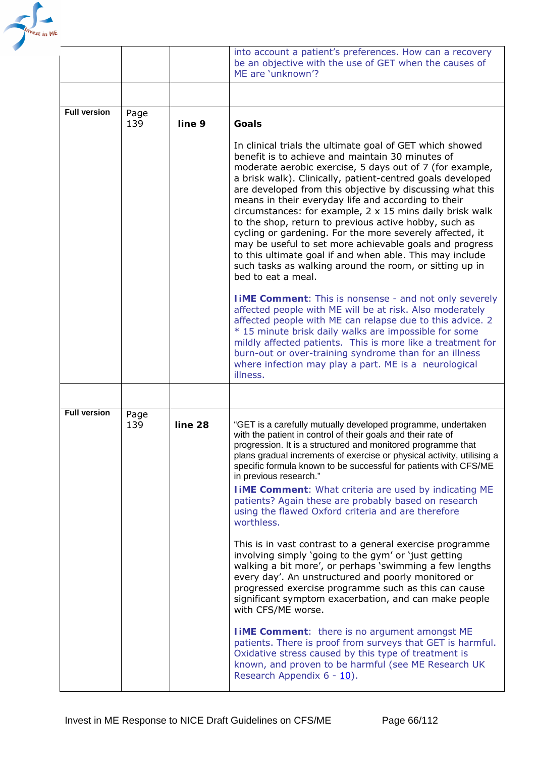| | | | |
|---|---|---|---|
| | | | into account a patient's preferences. How can a recovery be an objective with the use of GET when the causes of ME are 'unknown'? |
| | | | |
| **Full version** | Page 139 | **line 9** | **Goals**<br><br>In clinical trials the ultimate goal of GET which showed benefit is to achieve and maintain 30 minutes of moderate aerobic exercise, 5 days out of 7 (for example, a brisk walk). Clinically, patient-centred goals developed are developed from this objective by discussing what this means in their everyday life and according to their circumstances: for example, 2 x 15 mins daily brisk walk to the shop, return to previous active hobby, such as cycling or gardening. For the more severely affected, it may be useful to set more achievable goals and progress to this ultimate goal if and when able. This may include such tasks as walking around the room, or sitting up in bed to eat a meal.<br><br>**IiME Comment**: This is nonsense - and not only severely affected people with ME will be at risk. Also moderately affected people with ME can relapse due to this advice. 2 * 15 minute brisk daily walks are impossible for some mildly affected patients. This is more like a treatment for burn-out or over-training syndrome than for an illness where infection may play a part. ME is a neurological illness. |
| | | | |
| **Full version** | Page 139 | **line 28** | "GET is a carefully mutually developed programme, undertaken with the patient in control of their goals and their rate of progression. It is a structured and monitored programme that plans gradual increments of exercise or physical activity, utilising a specific formula known to be successful for patients with CFS/ME in previous research."<br><br>**IiME Comment**: What criteria are used by indicating ME patients? Again these are probably based on research using the flawed Oxford criteria and are therefore worthless.<br><br>This is in vast contrast to a general exercise programme involving simply 'going to the gym' or 'just getting walking a bit more', or perhaps 'swimming a few lengths every day'. An unstructured and poorly monitored or progressed exercise programme such as this can cause significant symptom exacerbation, and can make people with CFS/ME worse.<br><br>**IiME Comment**: there is no argument amongst ME patients. There is proof from surveys that GET is harmful. Oxidative stress caused by this type of treatment is known, and proven to be harmful (see ME Research UK Research Appendix 6 - 10). |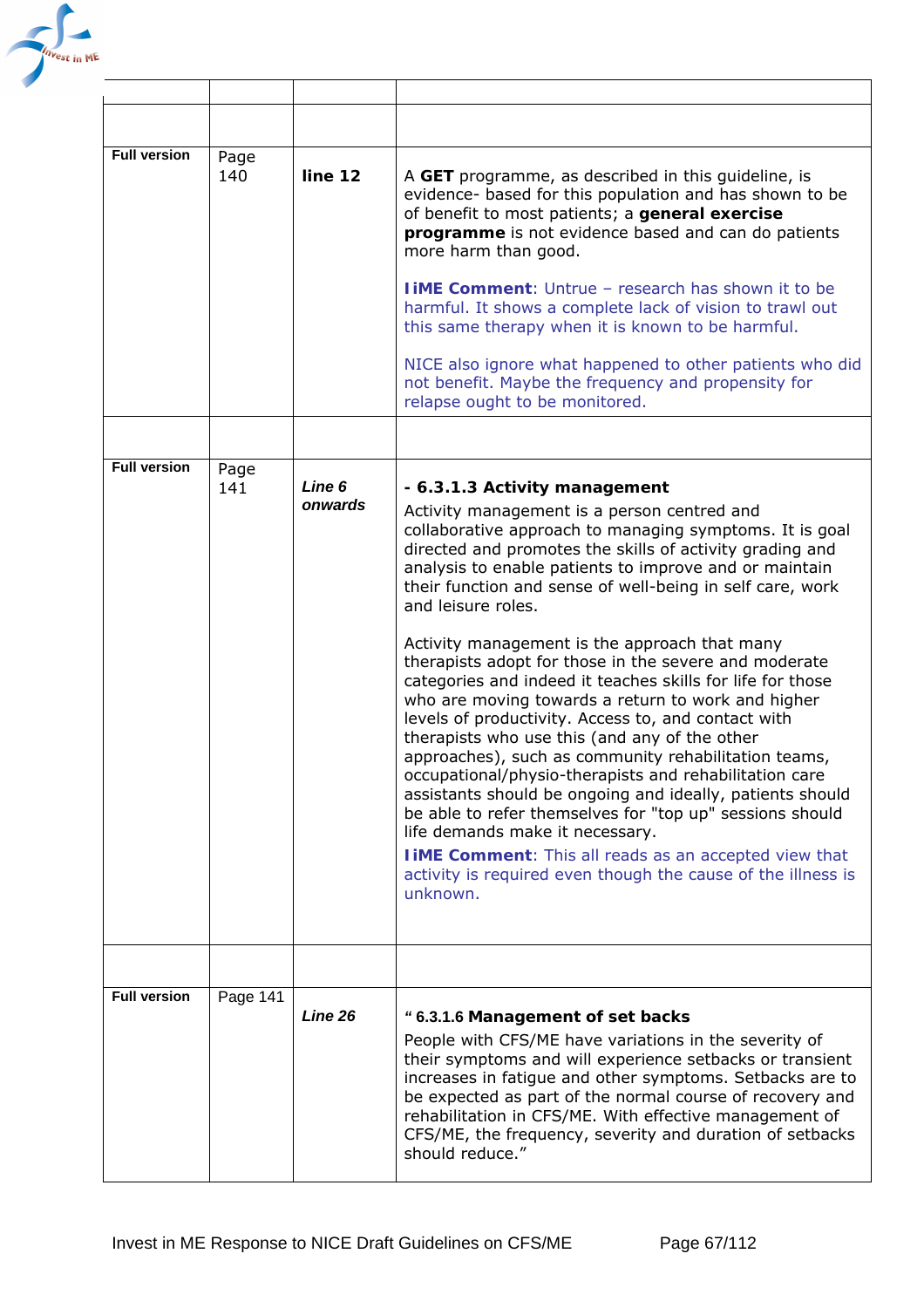| | | | |
|---|---|---|---|
| | | | |
| Full version | Page 140 | **line 12** | A **GET** programme, as described in this guideline, is evidence- based for this population and has shown to be of benefit to most patients; a **general exercise programme** is not evidence based and can do patients more harm than good.<br><br>**IiME Comment**: Untrue – research has shown it to be harmful. It shows a complete lack of vision to trawl out this same therapy when it is known to be harmful.<br><br>NICE also ignore what happened to other patients who did not benefit. Maybe the frequency and propensity for relapse ought to be monitored. |
| | | | |
| Full version | Page 141 | ***Line 6 onwards*** | **- 6.3.1.3 Activity management**<br>Activity management is a person centred and collaborative approach to managing symptoms. It is goal directed and promotes the skills of activity grading and analysis to enable patients to improve and or maintain their function and sense of well-being in self care, work and leisure roles.<br><br>Activity management is the approach that many therapists adopt for those in the severe and moderate categories and indeed it teaches skills for life for those who are moving towards a return to work and higher levels of productivity. Access to, and contact with therapists who use this (and any of the other approaches), such as community rehabilitation teams, occupational/physio-therapists and rehabilitation care assistants should be ongoing and ideally, patients should be able to refer themselves for "top up" sessions should life demands make it necessary.<br>**IiME Comment**: This all reads as an accepted view that activity is required even though the cause of the illness is unknown. |
| | | | |
| Full version | Page 141 | ***Line 26*** | " **6.3.1.6 Management of set backs**<br>People with CFS/ME have variations in the severity of their symptoms and will experience setbacks or transient increases in fatigue and other symptoms. Setbacks are to be expected as part of the normal course of recovery and rehabilitation in CFS/ME. With effective management of CFS/ME, the frequency, severity and duration of setbacks should reduce." |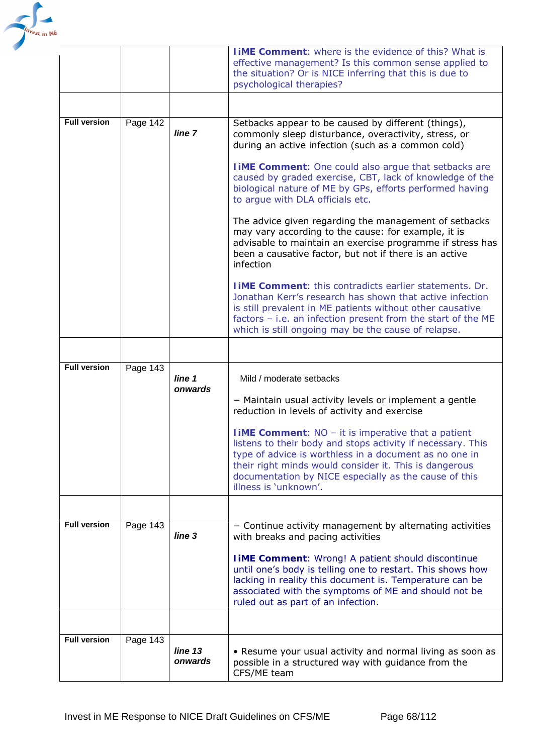| | | | |
|---|---|---|---|
| | | | **IiME Comment**: where is the evidence of this? What is effective management? Is this common sense applied to the situation? Or is NICE inferring that this is due to psychological therapies? |
| | | | |
| **Full version** | Page 142 | *line 7* | Setbacks appear to be caused by different (things), commonly sleep disturbance, overactivity, stress, or during an active infection (such as a common cold)<br><br>**IiME Comment**: One could also argue that setbacks are caused by graded exercise, CBT, lack of knowledge of the biological nature of ME by GPs, efforts performed having to argue with DLA officials etc.<br><br>The advice given regarding the management of setbacks may vary according to the cause: for example, it is advisable to maintain an exercise programme if stress has been a causative factor, but not if there is an active infection<br><br>**IiME Comment**: this contradicts earlier statements. Dr. Jonathan Kerr's research has shown that active infection is still prevalent in ME patients without other causative factors – i.e. an infection present from the start of the ME which is still ongoing may be the cause of relapse. |
| | | | |
| **Full version** | Page 143 | *line 1 onwards* | Mild / moderate setbacks<br><br>− Maintain usual activity levels or implement a gentle reduction in levels of activity and exercise<br><br>**IiME Comment**: NO – it is imperative that a patient listens to their body and stops activity if necessary. This type of advice is worthless in a document as no one in their right minds would consider it. This is dangerous documentation by NICE especially as the cause of this illness is 'unknown'. |
| | | | |
| **Full version** | Page 143 | *line 3* | − Continue activity management by alternating activities with breaks and pacing activities<br><br>**IiME Comment**: Wrong! A patient should discontinue until one's body is telling one to restart. This shows how lacking in reality this document is. Temperature can be associated with the symptoms of ME and should not be ruled out as part of an infection. |
| | | | |
| **Full version** | Page 143 | *line 13 onwards* | • Resume your usual activity and normal living as soon as possible in a structured way with guidance from the CFS/ME team |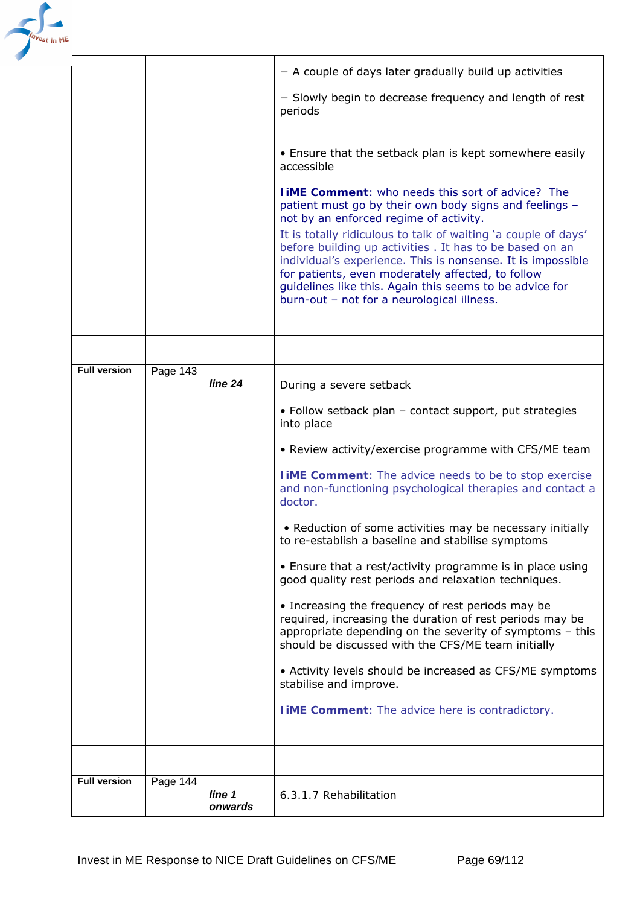| | | | |
|---|---|---|---|
| | | | − A couple of days later gradually build up activities<br><br>− Slowly begin to decrease frequency and length of rest periods<br><br>• Ensure that the setback plan is kept somewhere easily accessible<br><br>**IiME Comment**: who needs this sort of advice? The patient must go by their own body signs and feelings – not by an enforced regime of activity.<br>It is totally ridiculous to talk of waiting 'a couple of days' before building up activities . It has to be based on an individual's experience. This is nonsense. It is impossible for patients, even moderately affected, to follow guidelines like this. Again this seems to be advice for burn-out – not for a neurological illness. |
| | | | |
| **Full version** | Page 143 | ***line 24*** | During a severe setback<br><br>• Follow setback plan – contact support, put strategies into place<br><br>• Review activity/exercise programme with CFS/ME team<br><br>**IiME Comment**: The advice needs to be to stop exercise and non-functioning psychological therapies and contact a doctor.<br><br>• Reduction of some activities may be necessary initially to re-establish a baseline and stabilise symptoms<br><br>• Ensure that a rest/activity programme is in place using good quality rest periods and relaxation techniques.<br><br>• Increasing the frequency of rest periods may be required, increasing the duration of rest periods may be appropriate depending on the severity of symptoms – this should be discussed with the CFS/ME team initially<br><br>• Activity levels should be increased as CFS/ME symptoms stabilise and improve.<br><br>**IiME Comment**: The advice here is contradictory. |
| | | | |
| **Full version** | Page 144 | ***line 1 onwards*** | 6.3.1.7 Rehabilitation |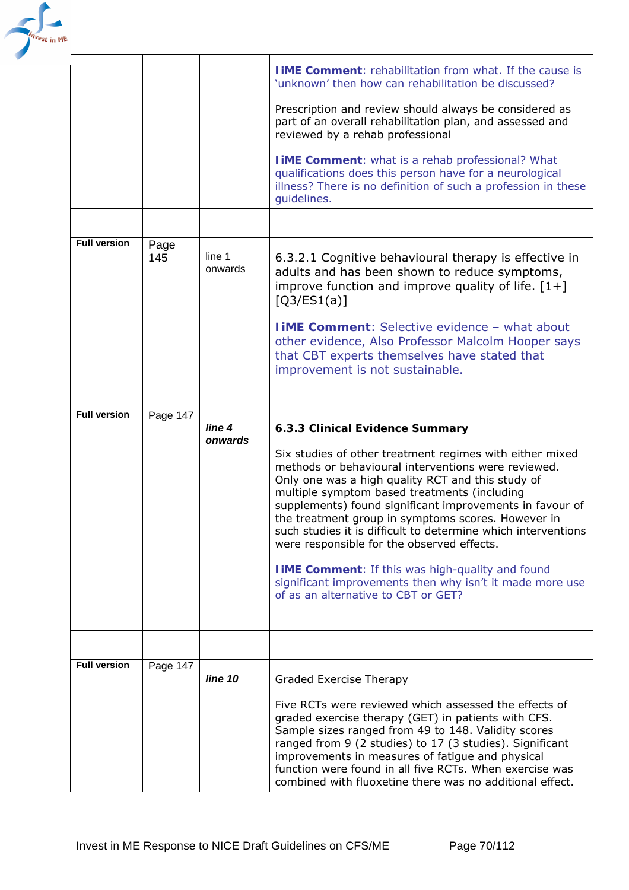| | | | |
|---|---|---|---|
| | | | **IiME Comment**: rehabilitation from what. If the cause is 'unknown' then how can rehabilitation be discussed?<br><br>Prescription and review should always be considered as part of an overall rehabilitation plan, and assessed and reviewed by a rehab professional<br><br>**IiME Comment**: what is a rehab professional? What qualifications does this person have for a neurological illness? There is no definition of such a profession in these guidelines. |
| | | | |
| **Full version** | Page 145 | line 1 onwards | 6.3.2.1 Cognitive behavioural therapy is effective in adults and has been shown to reduce symptoms, improve function and improve quality of life. [1+] [Q3/ES1(a)]<br><br>**IiME Comment**: Selective evidence – what about other evidence, Also Professor Malcolm Hooper says that CBT experts themselves have stated that improvement is not sustainable. |
| | | | |
| **Full version** | Page 147 | ***line 4 onwards*** | **6.3.3 Clinical Evidence Summary**<br><br>Six studies of other treatment regimes with either mixed methods or behavioural interventions were reviewed. Only one was a high quality RCT and this study of multiple symptom based treatments (including supplements) found significant improvements in favour of the treatment group in symptoms scores. However in such studies it is difficult to determine which interventions were responsible for the observed effects.<br><br>**IiME Comment**: If this was high-quality and found significant improvements then why isn't it made more use of as an alternative to CBT or GET? |
| | | | |
| **Full version** | Page 147 | ***line 10*** | Graded Exercise Therapy<br><br>Five RCTs were reviewed which assessed the effects of graded exercise therapy (GET) in patients with CFS. Sample sizes ranged from 49 to 148. Validity scores ranged from 9 (2 studies) to 17 (3 studies). Significant improvements in measures of fatigue and physical function were found in all five RCTs. When exercise was combined with fluoxetine there was no additional effect. |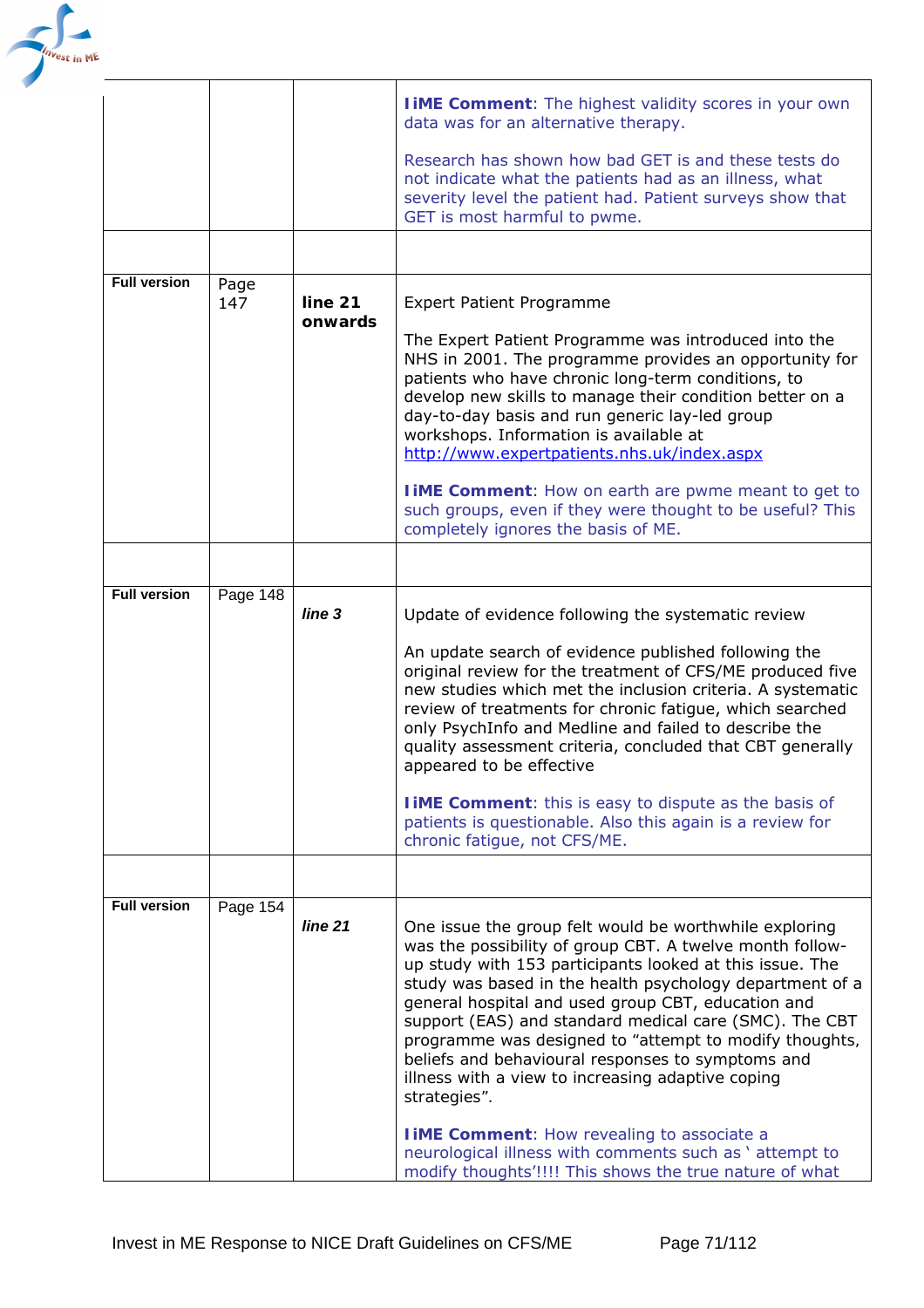| | | | |
|---|---|---|---|
| | | | **IiME Comment**: The highest validity scores in your own data was for an alternative therapy. <br><br> Research has shown how bad GET is and these tests do not indicate what the patients had as an illness, what severity level the patient had. Patient surveys show that GET is most harmful to pwme. |
| | | | |
| **Full version** | Page 147 | **line 21 onwards** | Expert Patient Programme <br><br> The Expert Patient Programme was introduced into the NHS in 2001. The programme provides an opportunity for patients who have chronic long-term conditions, to develop new skills to manage their condition better on a day-to-day basis and run generic lay-led group workshops. Information is available at http://www.expertpatients.nhs.uk/index.aspx <br><br> **IiME Comment**: How on earth are pwme meant to get to such groups, even if they were thought to be useful? This completely ignores the basis of ME. |
| | | | |
| **Full version** | Page 148 | ***line 3*** | Update of evidence following the systematic review <br><br> An update search of evidence published following the original review for the treatment of CFS/ME produced five new studies which met the inclusion criteria. A systematic review of treatments for chronic fatigue, which searched only PsychInfo and Medline and failed to describe the quality assessment criteria, concluded that CBT generally appeared to be effective <br><br> **IiME Comment**: this is easy to dispute as the basis of patients is questionable. Also this again is a review for chronic fatigue, not CFS/ME. |
| | | | |
| **Full version** | Page 154 | ***line 21*** | One issue the group felt would be worthwhile exploring was the possibility of group CBT. A twelve month follow-up study with 153 participants looked at this issue. The study was based in the health psychology department of a general hospital and used group CBT, education and support (EAS) and standard medical care (SMC). The CBT programme was designed to "attempt to modify thoughts, beliefs and behavioural responses to symptoms and illness with a view to increasing adaptive coping strategies". <br><br> **IiME Comment**: How revealing to associate a neurological illness with comments such as ' attempt to modify thoughts'!!!! This shows the true nature of what |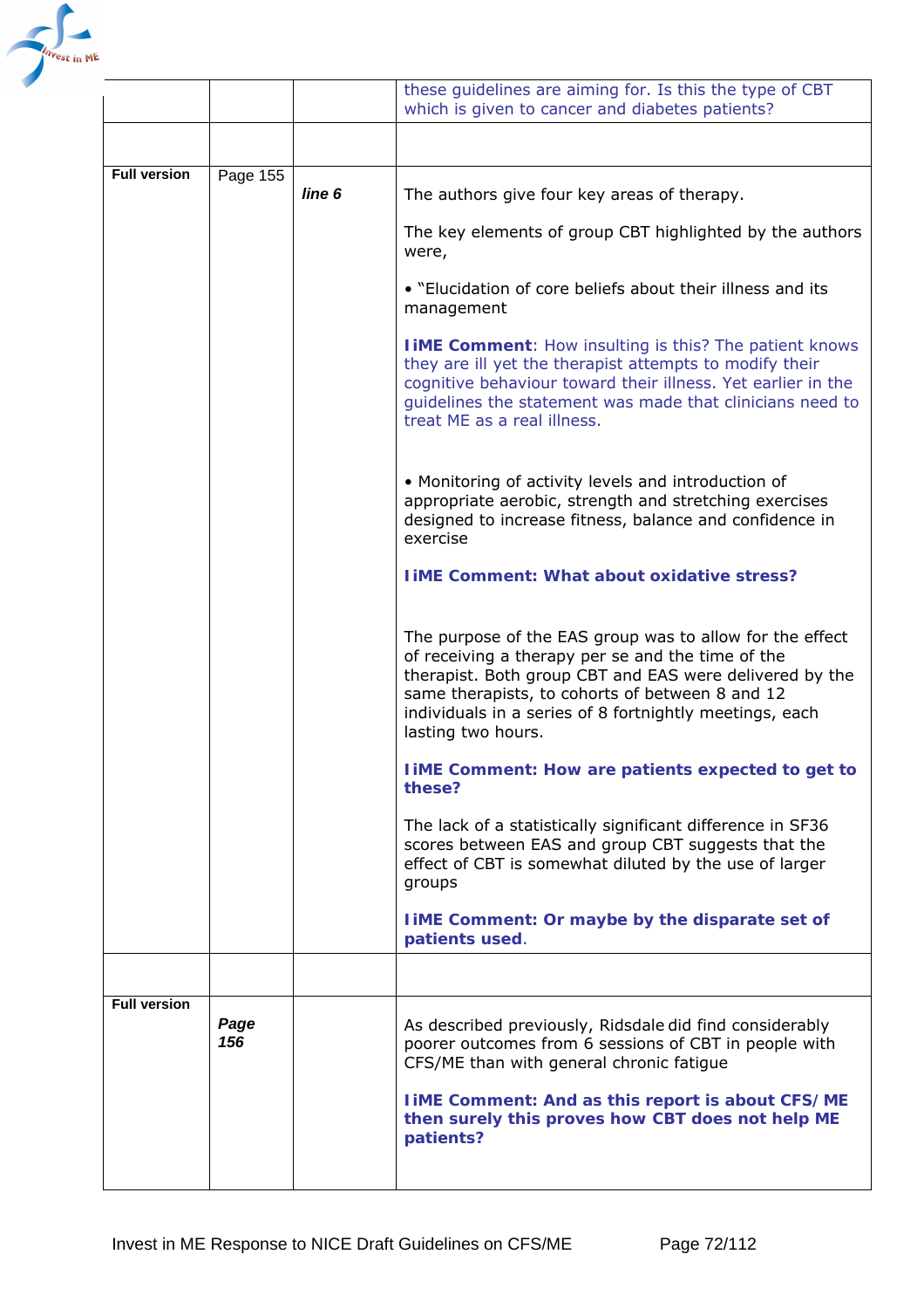| | | | |
|---|---|---|---|
| | | | these guidelines are aiming for. Is this the type of CBT which is given to cancer and diabetes patients? |
| | | | |
| **Full version** | Page 155 | ***line 6*** | The authors give four key areas of therapy.<br><br>The key elements of group CBT highlighted by the authors were,<br><br>• "Elucidation of core beliefs about their illness and its management<br><br>**IiME Comment**: How insulting is this? The patient knows they are ill yet the therapist attempts to modify their cognitive behaviour toward their illness. Yet earlier in the guidelines the statement was made that clinicians need to treat ME as a real illness.<br><br>• Monitoring of activity levels and introduction of appropriate aerobic, strength and stretching exercises designed to increase fitness, balance and confidence in exercise<br><br>**IiME Comment: What about oxidative stress?**<br><br>The purpose of the EAS group was to allow for the effect of receiving a therapy per se and the time of the therapist. Both group CBT and EAS were delivered by the same therapists, to cohorts of between 8 and 12 individuals in a series of 8 fortnightly meetings, each lasting two hours.<br><br>**IiME Comment: How are patients expected to get to these?**<br><br>The lack of a statistically significant difference in SF36 scores between EAS and group CBT suggests that the effect of CBT is somewhat diluted by the use of larger groups<br><br>**IiME Comment: Or maybe by the disparate set of patients used**. |
| | | | |
| **Full version** | ***Page 156*** | | As described previously, Ridsdale did find considerably poorer outcomes from 6 sessions of CBT in people with CFS/ME than with general chronic fatigue<br><br>**IiME Comment: And as this report is about CFS/ ME then surely this proves how CBT does not help ME patients?** |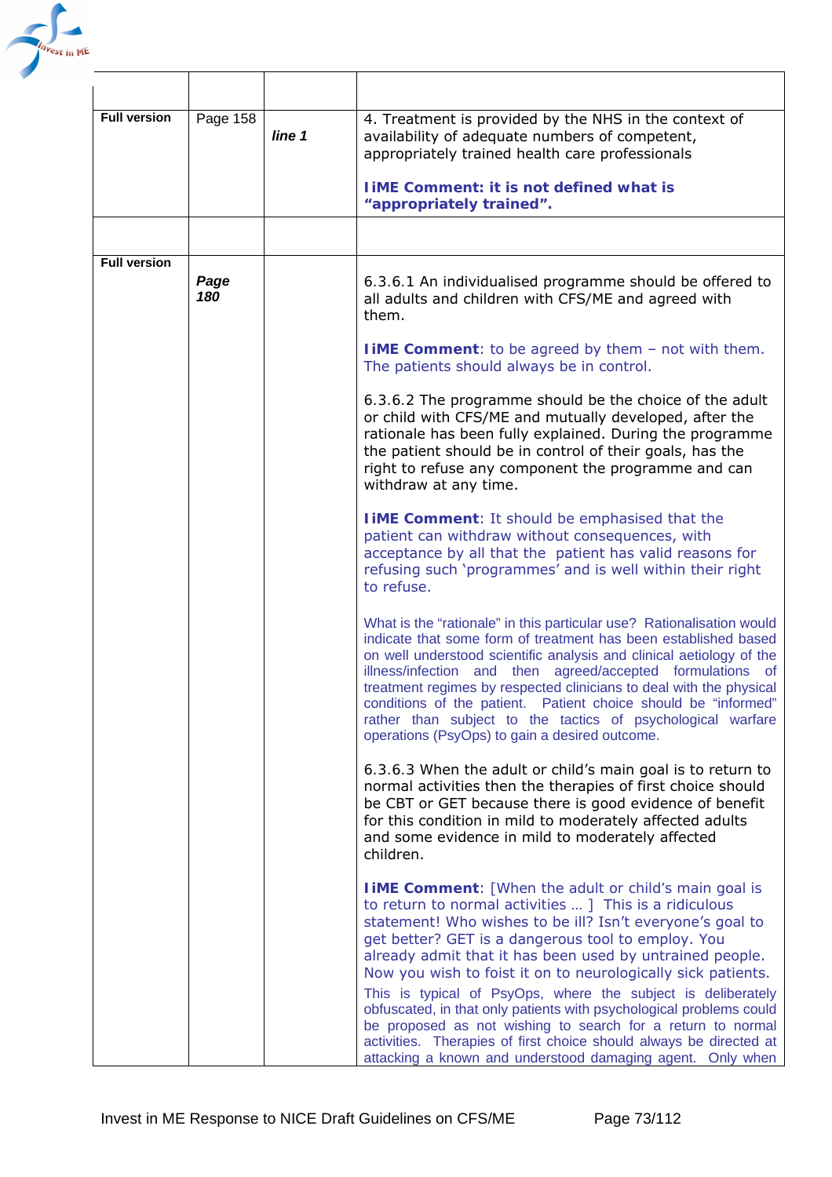| | | | |
|---|---|---|---|
| **Full version** | Page 158 | ***line 1*** | 4. Treatment is provided by the NHS in the context of availability of adequate numbers of competent, appropriately trained health care professionals<br><br>**IiME Comment: it is not defined what is "appropriately trained".** |
| | | | |
| **Full version** | ***Page 180*** | | 6.3.6.1 An individualised programme should be offered to all adults and children with CFS/ME and agreed with them.<br><br>**IiME Comment**: to be agreed by them – not with them. The patients should always be in control.<br><br>6.3.6.2 The programme should be the choice of the adult or child with CFS/ME and mutually developed, after the rationale has been fully explained. During the programme the patient should be in control of their goals, has the right to refuse any component the programme and can withdraw at any time.<br><br>**IiME Comment**: It should be emphasised that the patient can withdraw without consequences, with acceptance by all that the patient has valid reasons for refusing such 'programmes' and is well within their right to refuse.<br><br>What is the "rationale" in this particular use? Rationalisation would indicate that some form of treatment has been established based on well understood scientific analysis and clinical aetiology of the illness/infection and then agreed/accepted formulations of treatment regimes by respected clinicians to deal with the physical conditions of the patient. Patient choice should be "informed" rather than subject to the tactics of psychological warfare operations (PsyOps) to gain a desired outcome.<br><br>6.3.6.3 When the adult or child's main goal is to return to normal activities then the therapies of first choice should be CBT or GET because there is good evidence of benefit for this condition in mild to moderately affected adults and some evidence in mild to moderately affected children.<br><br>**IiME Comment**: [When the adult or child's main goal is to return to normal activities … ] This is a ridiculous statement! Who wishes to be ill? Isn't everyone's goal to get better? GET is a dangerous tool to employ. You already admit that it has been used by untrained people. Now you wish to foist it on to neurologically sick patients.<br>This is typical of PsyOps, where the subject is deliberately obfuscated, in that only patients with psychological problems could be proposed as not wishing to search for a return to normal activities. Therapies of first choice should always be directed at attacking a known and understood damaging agent. Only when |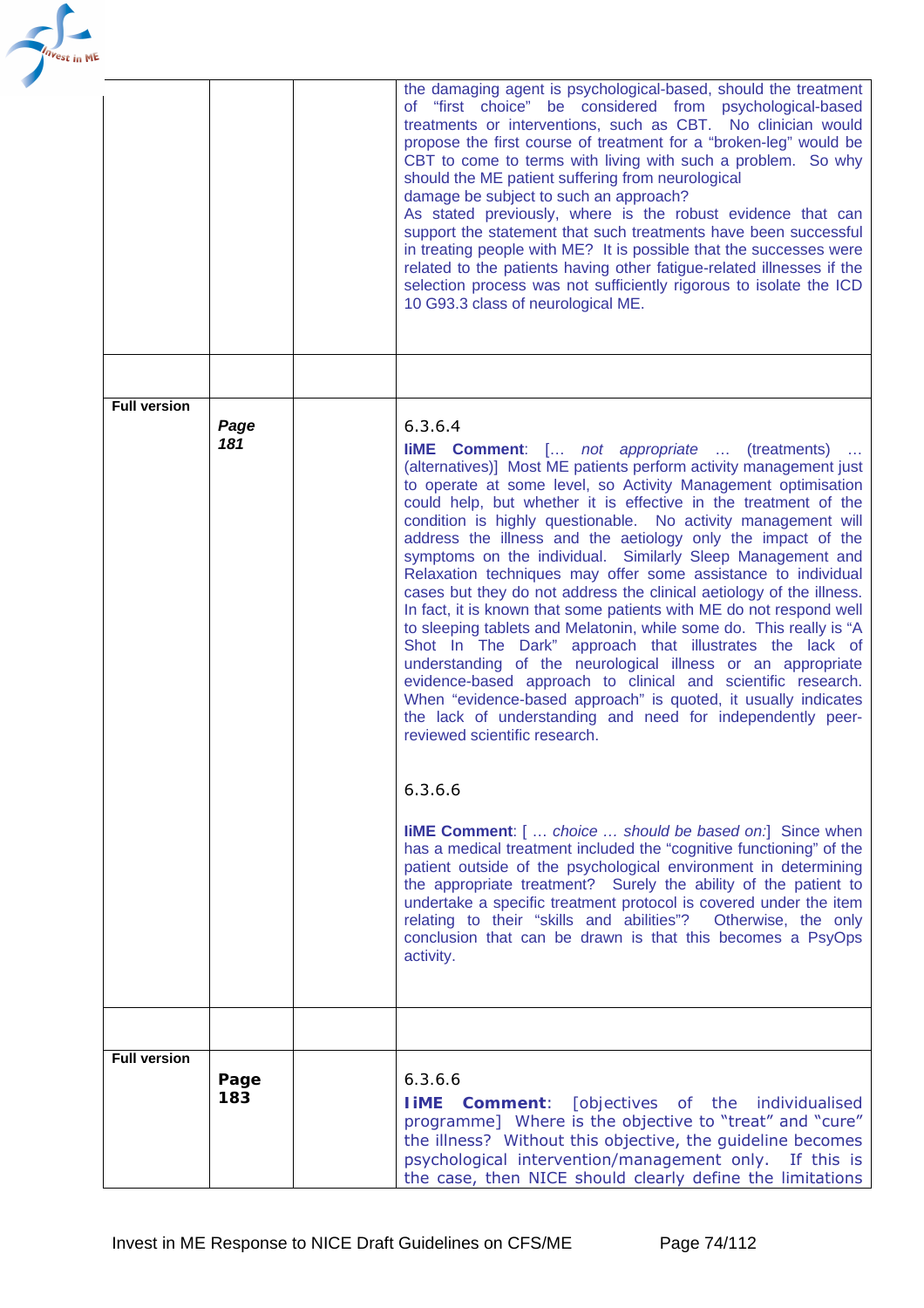| | | | |
|---|---|---|---|
| | | | the damaging agent is psychological-based, should the treatment of "first choice" be considered from psychological-based treatments or interventions, such as CBT. No clinician would propose the first course of treatment for a "broken-leg" would be CBT to come to terms with living with such a problem. So why should the ME patient suffering from neurological damage be subject to such an approach?<br>As stated previously, where is the robust evidence that can support the statement that such treatments have been successful in treating people with ME? It is possible that the successes were related to the patients having other fatigue-related illnesses if the selection process was not sufficiently rigorous to isolate the ICD 10 G93.3 class of neurological ME. |
| | | | |
| **Full version** | ***Page 181*** | | 6.3.6.4<br>**IiME Comment**: [… *not appropriate* … (treatments) … (alternatives)] Most ME patients perform activity management just to operate at some level, so Activity Management optimisation could help, but whether it is effective in the treatment of the condition is highly questionable. No activity management will address the illness and the aetiology only the impact of the symptoms on the individual. Similarly Sleep Management and Relaxation techniques may offer some assistance to individual cases but they do not address the clinical aetiology of the illness. In fact, it is known that some patients with ME do not respond well to sleeping tablets and Melatonin, while some do. This really is "A Shot In The Dark" approach that illustrates the lack of understanding of the neurological illness or an appropriate evidence-based approach to clinical and scientific research. When "evidence-based approach" is quoted, it usually indicates the lack of understanding and need for independently peer-reviewed scientific research.<br><br>6.3.6.6<br><br>**IiME Comment**: [ … *choice … should be based on:*] Since when has a medical treatment included the "cognitive functioning" of the patient outside of the psychological environment in determining the appropriate treatment? Surely the ability of the patient to undertake a specific treatment protocol is covered under the item relating to their "skills and abilities"? Otherwise, the only conclusion that can be drawn is that this becomes a PsyOps activity. |
| | | | |
| **Full version** | **Page 183** | | 6.3.6.6<br>**IiME Comment**: [objectives of the individualised programme] Where is the objective to "treat" and "cure" the illness? Without this objective, the guideline becomes psychological intervention/management only. If this is the case, then NICE should clearly define the limitations |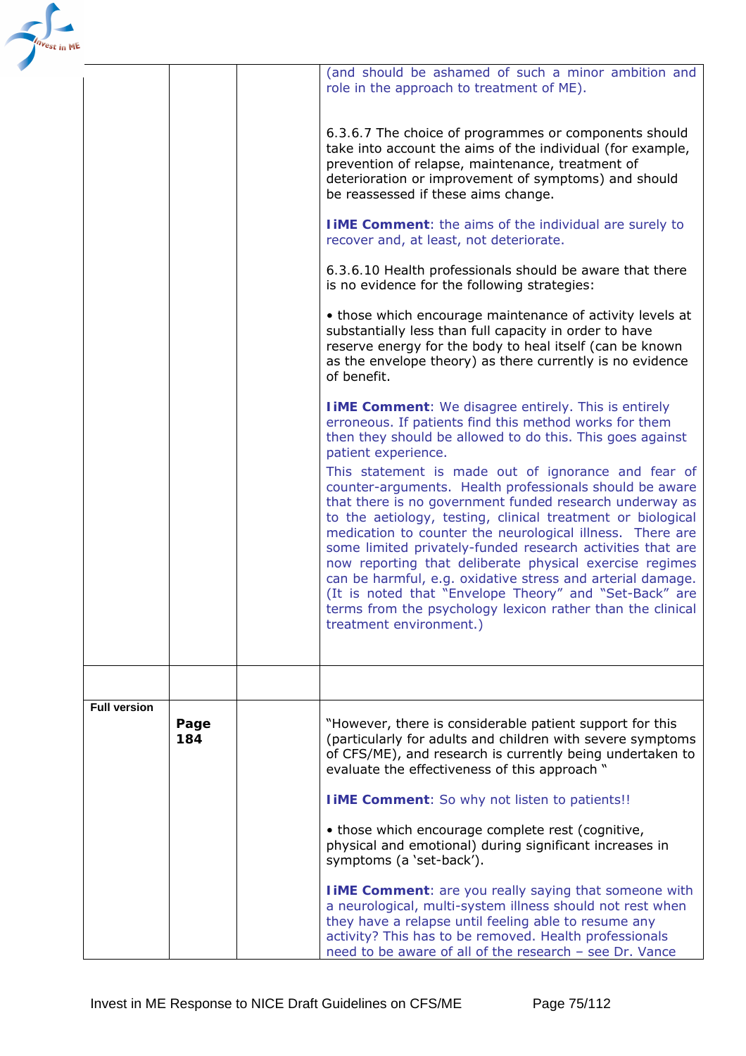| | | | |
|---|---|---|---|
| | | | (and should be ashamed of such a minor ambition and role in the approach to treatment of ME).<br><br>6.3.6.7 The choice of programmes or components should take into account the aims of the individual (for example, prevention of relapse, maintenance, treatment of deterioration or improvement of symptoms) and should be reassessed if these aims change.<br><br>**IiME Comment**: the aims of the individual are surely to recover and, at least, not deteriorate.<br><br>6.3.6.10 Health professionals should be aware that there is no evidence for the following strategies:<br><br>• those which encourage maintenance of activity levels at substantially less than full capacity in order to have reserve energy for the body to heal itself (can be known as the envelope theory) as there currently is no evidence of benefit.<br><br>**IiME Comment**: We disagree entirely. This is entirely erroneous. If patients find this method works for them then they should be allowed to do this. This goes against patient experience.<br>This statement is made out of ignorance and fear of counter-arguments. Health professionals should be aware that there is no government funded research underway as to the aetiology, testing, clinical treatment or biological medication to counter the neurological illness. There are some limited privately-funded research activities that are now reporting that deliberate physical exercise regimes can be harmful, e.g. oxidative stress and arterial damage. (It is noted that "Envelope Theory" and "Set-Back" are terms from the psychology lexicon rather than the clinical treatment environment.) |
| | | | |
| **Full version** | **Page 184** | | "However, there is considerable patient support for this (particularly for adults and children with severe symptoms of CFS/ME), and research is currently being undertaken to evaluate the effectiveness of this approach "<br><br>**IiME Comment**: So why not listen to patients!!<br><br>• those which encourage complete rest (cognitive, physical and emotional) during significant increases in symptoms (a 'set-back').<br><br>**IiME Comment**: are you really saying that someone with a neurological, multi-system illness should not rest when they have a relapse until feeling able to resume any activity? This has to be removed. Health professionals need to be aware of all of the research – see Dr. Vance |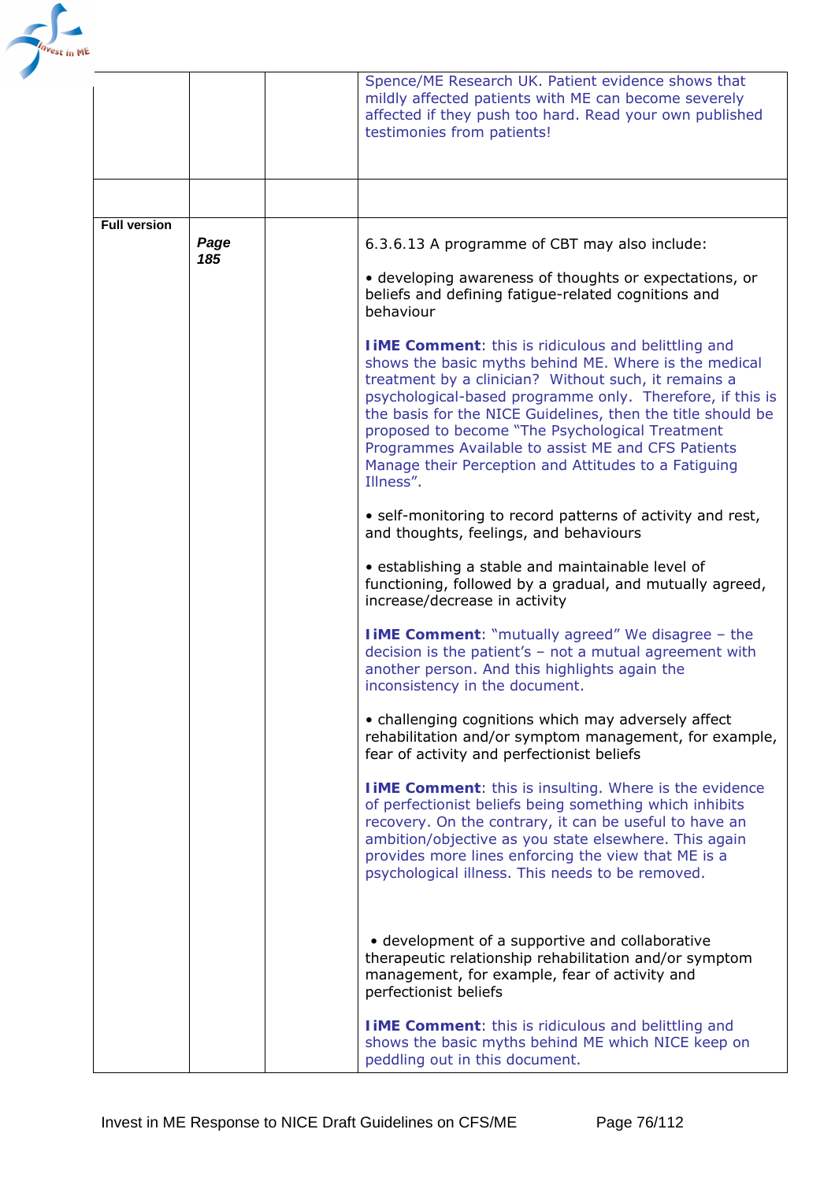| | | | |
|---|---|---|---|
| | | | Spence/ME Research UK. Patient evidence shows that mildly affected patients with ME can become severely affected if they push too hard. Read your own published testimonies from patients! |
| | | | |
| **Full version** | ***Page 185*** | | 6.3.6.13 A programme of CBT may also include:<br><br>• developing awareness of thoughts or expectations, or beliefs and defining fatigue-related cognitions and behaviour<br><br>**IiME Comment**: this is ridiculous and belittling and shows the basic myths behind ME. Where is the medical treatment by a clinician? Without such, it remains a psychological-based programme only. Therefore, if this is the basis for the NICE Guidelines, then the title should be proposed to become "The Psychological Treatment Programmes Available to assist ME and CFS Patients Manage their Perception and Attitudes to a Fatiguing Illness".<br><br>• self-monitoring to record patterns of activity and rest, and thoughts, feelings, and behaviours<br><br>• establishing a stable and maintainable level of functioning, followed by a gradual, and mutually agreed, increase/decrease in activity<br><br>**IiME Comment**: "mutually agreed" We disagree – the decision is the patient's – not a mutual agreement with another person. And this highlights again the inconsistency in the document.<br><br>• challenging cognitions which may adversely affect rehabilitation and/or symptom management, for example, fear of activity and perfectionist beliefs<br><br>**IiME Comment**: this is insulting. Where is the evidence of perfectionist beliefs being something which inhibits recovery. On the contrary, it can be useful to have an ambition/objective as you state elsewhere. This again provides more lines enforcing the view that ME is a psychological illness. This needs to be removed.<br><br>• development of a supportive and collaborative therapeutic relationship rehabilitation and/or symptom management, for example, fear of activity and perfectionist beliefs<br><br>**IiME Comment**: this is ridiculous and belittling and shows the basic myths behind ME which NICE keep on peddling out in this document. |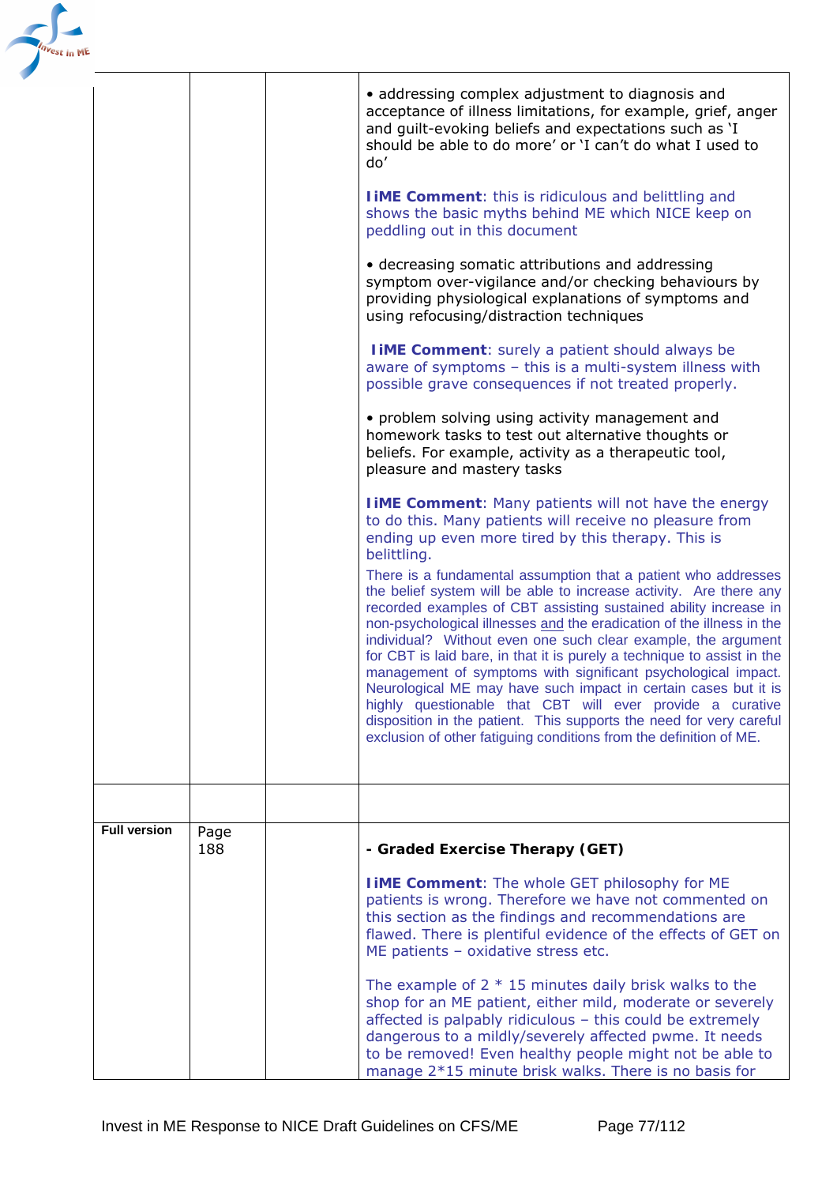| | | | |
|---|---|---|---|
| | | | • addressing complex adjustment to diagnosis and acceptance of illness limitations, for example, grief, anger and guilt-evoking beliefs and expectations such as 'I should be able to do more' or 'I can't do what I used to do'<br><br>**IiME Comment**: this is ridiculous and belittling and shows the basic myths behind ME which NICE keep on peddling out in this document<br><br>• decreasing somatic attributions and addressing symptom over-vigilance and/or checking behaviours by providing physiological explanations of symptoms and using refocusing/distraction techniques<br><br>**IiME Comment**: surely a patient should always be aware of symptoms – this is a multi-system illness with possible grave consequences if not treated properly.<br><br>• problem solving using activity management and homework tasks to test out alternative thoughts or beliefs. For example, activity as a therapeutic tool, pleasure and mastery tasks<br><br>**IiME Comment**: Many patients will not have the energy to do this. Many patients will receive no pleasure from ending up even more tired by this therapy. This is belittling.<br>There is a fundamental assumption that a patient who addresses the belief system will be able to increase activity. Are there any recorded examples of CBT assisting sustained ability increase in non-psychological illnesses <u>and</u> the eradication of the illness in the individual? Without even one such clear example, the argument for CBT is laid bare, in that it is purely a technique to assist in the management of symptoms with significant psychological impact. Neurological ME may have such impact in certain cases but it is highly questionable that CBT will ever provide a curative disposition in the patient. This supports the need for very careful exclusion of other fatiguing conditions from the definition of ME. |
| | | | |
| **Full version** | Page 188 | | **- Graded Exercise Therapy (GET)**<br><br>**IiME Comment**: The whole GET philosophy for ME patients is wrong. Therefore we have not commented on this section as the findings and recommendations are flawed. There is plentiful evidence of the effects of GET on ME patients – oxidative stress etc.<br><br>The example of 2 * 15 minutes daily brisk walks to the shop for an ME patient, either mild, moderate or severely affected is palpably ridiculous – this could be extremely dangerous to a mildly/severely affected pwme. It needs to be removed! Even healthy people might not be able to manage 2*15 minute brisk walks. There is no basis for |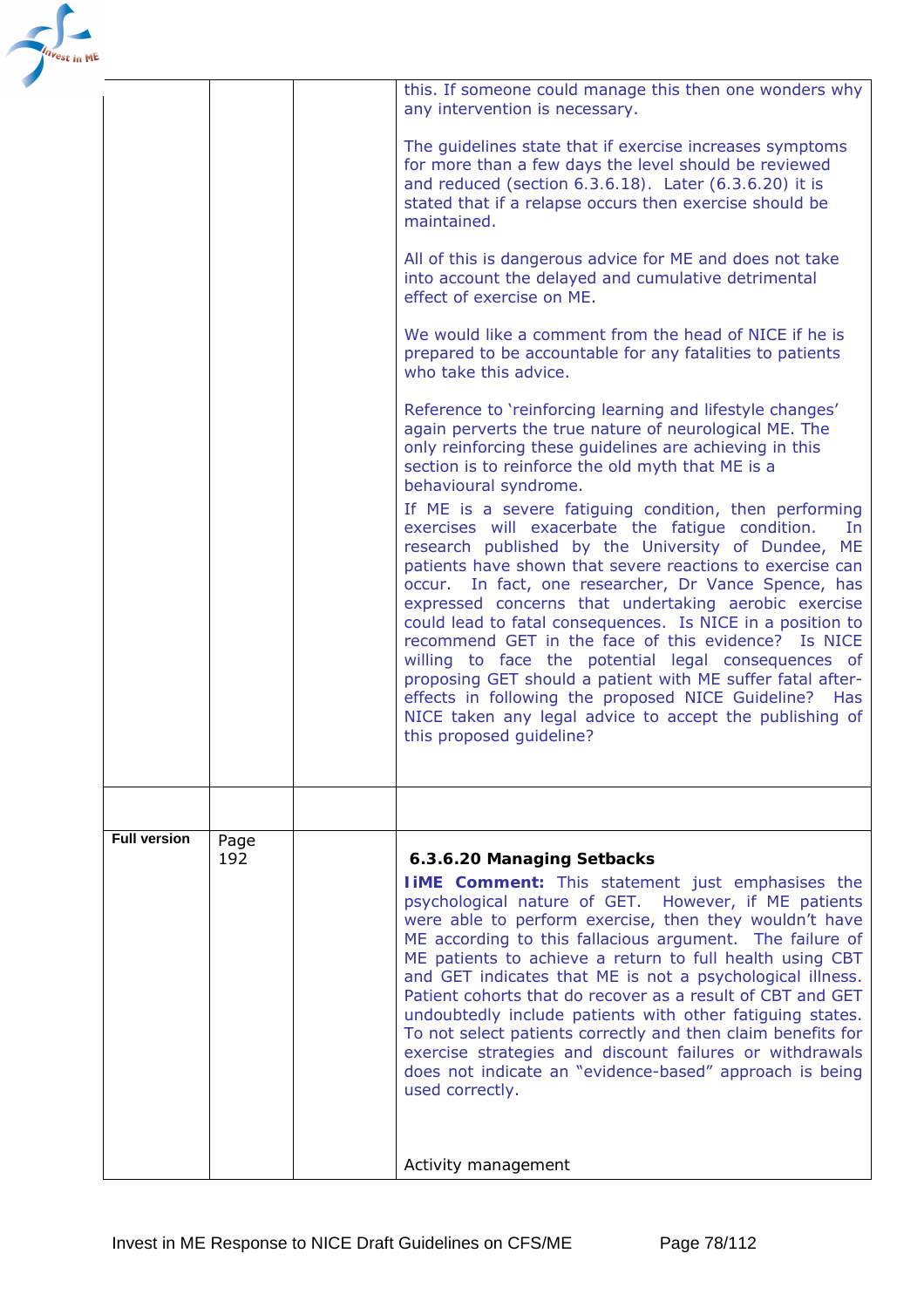| | | | |
|---|---|---|---|
| | | | this. If someone could manage this then one wonders why any intervention is necessary.<br><br>The guidelines state that if exercise increases symptoms for more than a few days the level should be reviewed and reduced (section 6.3.6.18). Later (6.3.6.20) it is stated that if a relapse occurs then exercise should be maintained.<br><br>All of this is dangerous advice for ME and does not take into account the delayed and cumulative detrimental effect of exercise on ME.<br><br>We would like a comment from the head of NICE if he is prepared to be accountable for any fatalities to patients who take this advice.<br><br>Reference to 'reinforcing learning and lifestyle changes' again perverts the true nature of neurological ME. The only reinforcing these guidelines are achieving in this section is to reinforce the old myth that ME is a behavioural syndrome.<br>If ME is a severe fatiguing condition, then performing exercises will exacerbate the fatigue condition. In research published by the University of Dundee, ME patients have shown that severe reactions to exercise can occur. In fact, one researcher, Dr Vance Spence, has expressed concerns that undertaking aerobic exercise could lead to fatal consequences. Is NICE in a position to recommend GET in the face of this evidence? Is NICE willing to face the potential legal consequences of proposing GET should a patient with ME suffer fatal after-effects in following the proposed NICE Guideline? Has NICE taken any legal advice to accept the publishing of this proposed guideline? |
| | | | |
| **Full version** | Page 192 | | **6.3.6.20 Managing Setbacks**<br>**IiME Comment:** This statement just emphasises the psychological nature of GET. However, if ME patients were able to perform exercise, then they wouldn't have ME according to this fallacious argument. The failure of ME patients to achieve a return to full health using CBT and GET indicates that ME is not a psychological illness. Patient cohorts that do recover as a result of CBT and GET undoubtedly include patients with other fatiguing states. To not select patients correctly and then claim benefits for exercise strategies and discount failures or withdrawals does not indicate an "evidence-based" approach is being used correctly.<br><br>Activity management |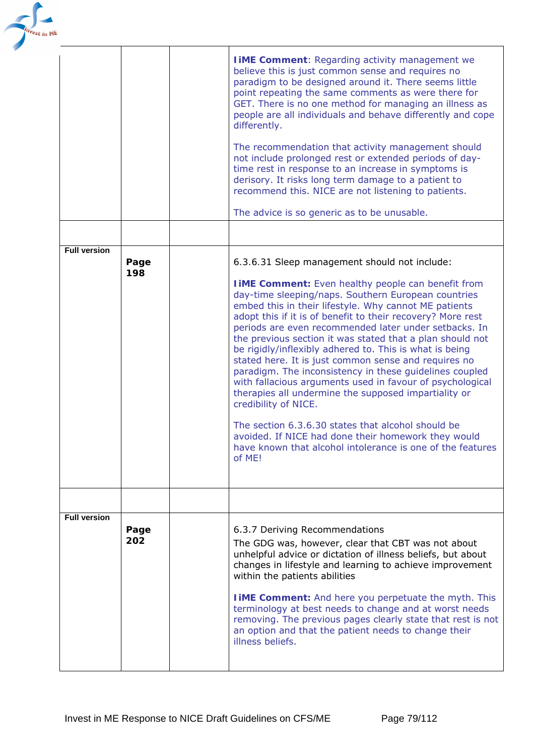| | | | |
|---|---|---|---|
| | | | **IiME Comment**: Regarding activity management we believe this is just common sense and requires no paradigm to be designed around it. There seems little point repeating the same comments as were there for GET. There is no one method for managing an illness as people are all individuals and behave differently and cope differently.<br><br>The recommendation that activity management should not include prolonged rest or extended periods of day-time rest in response to an increase in symptoms is derisory. It risks long term damage to a patient to recommend this. NICE are not listening to patients.<br><br>The advice is so generic as to be unusable. |
| | | | |
| **Full version** | **Page 198** | | 6.3.6.31 Sleep management should not include:<br><br>**IiME Comment:** Even healthy people can benefit from day-time sleeping/naps. Southern European countries embed this in their lifestyle. Why cannot ME patients adopt this if it is of benefit to their recovery? More rest periods are even recommended later under setbacks. In the previous section it was stated that a plan should not be rigidly/inflexibly adhered to. This is what is being stated here. It is just common sense and requires no paradigm. The inconsistency in these guidelines coupled with fallacious arguments used in favour of psychological therapies all undermine the supposed impartiality or credibility of NICE.<br><br>The section 6.3.6.30 states that alcohol should be avoided. If NICE had done their homework they would have known that alcohol intolerance is one of the features of ME! |
| | | | |
| **Full version** | **Page 202** | | 6.3.7 Deriving Recommendations<br>The GDG was, however, clear that CBT was not about unhelpful advice or dictation of illness beliefs, but about changes in lifestyle and learning to achieve improvement within the patients abilities<br><br>**IiME Comment:** And here you perpetuate the myth. This terminology at best needs to change and at worst needs removing. The previous pages clearly state that rest is not an option and that the patient needs to change their illness beliefs. |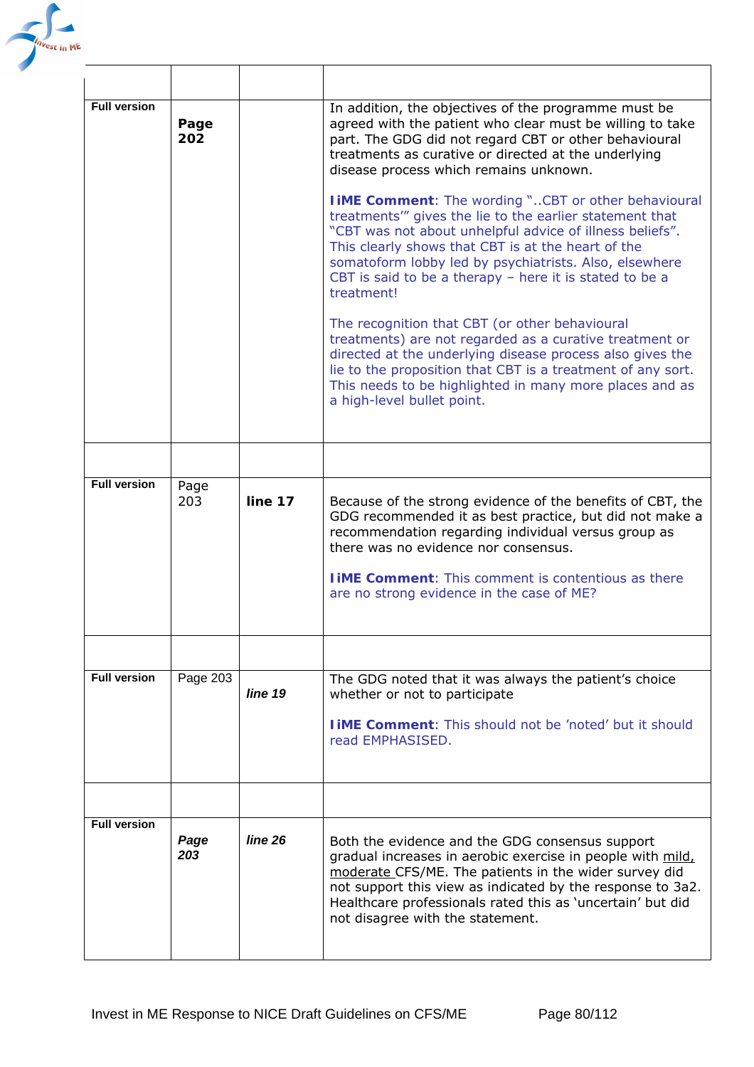| | | | |
|---|---|---|---|
| **Full version** | **Page 202** | | In addition, the objectives of the programme must be agreed with the patient who clear must be willing to take part. The GDG did not regard CBT or other behavioural treatments as curative or directed at the underlying disease process which remains unknown.<br><br>**IiME Comment**: The wording "..CBT or other behavioural treatments'" gives the lie to the earlier statement that "CBT was not about unhelpful advice of illness beliefs". This clearly shows that CBT is at the heart of the somatoform lobby led by psychiatrists. Also, elsewhere CBT is said to be a therapy – here it is stated to be a treatment!<br><br>The recognition that CBT (or other behavioural treatments) are not regarded as a curative treatment or directed at the underlying disease process also gives the lie to the proposition that CBT is a treatment of any sort. This needs to be highlighted in many more places and as a high-level bullet point. |
| | | | |
| **Full version** | Page 203 | **line 17** | Because of the strong evidence of the benefits of CBT, the GDG recommended it as best practice, but did not make a recommendation regarding individual versus group as there was no evidence nor consensus.<br><br>**IiME Comment**: This comment is contentious as there are no strong evidence in the case of ME? |
| | | | |
| **Full version** | Page 203 | ***line 19*** | The GDG noted that it was always the patient's choice whether or not to participate<br><br>**IiME Comment**: This should not be 'noted' but it should read EMPHASISED. |
| | | | |
| **Full version** | ***Page 203*** | ***line 26*** | Both the evidence and the GDG consensus support gradual increases in aerobic exercise in people with mild, moderate CFS/ME. The patients in the wider survey did not support this view as indicated by the response to 3a2. Healthcare professionals rated this as 'uncertain' but did not disagree with the statement. |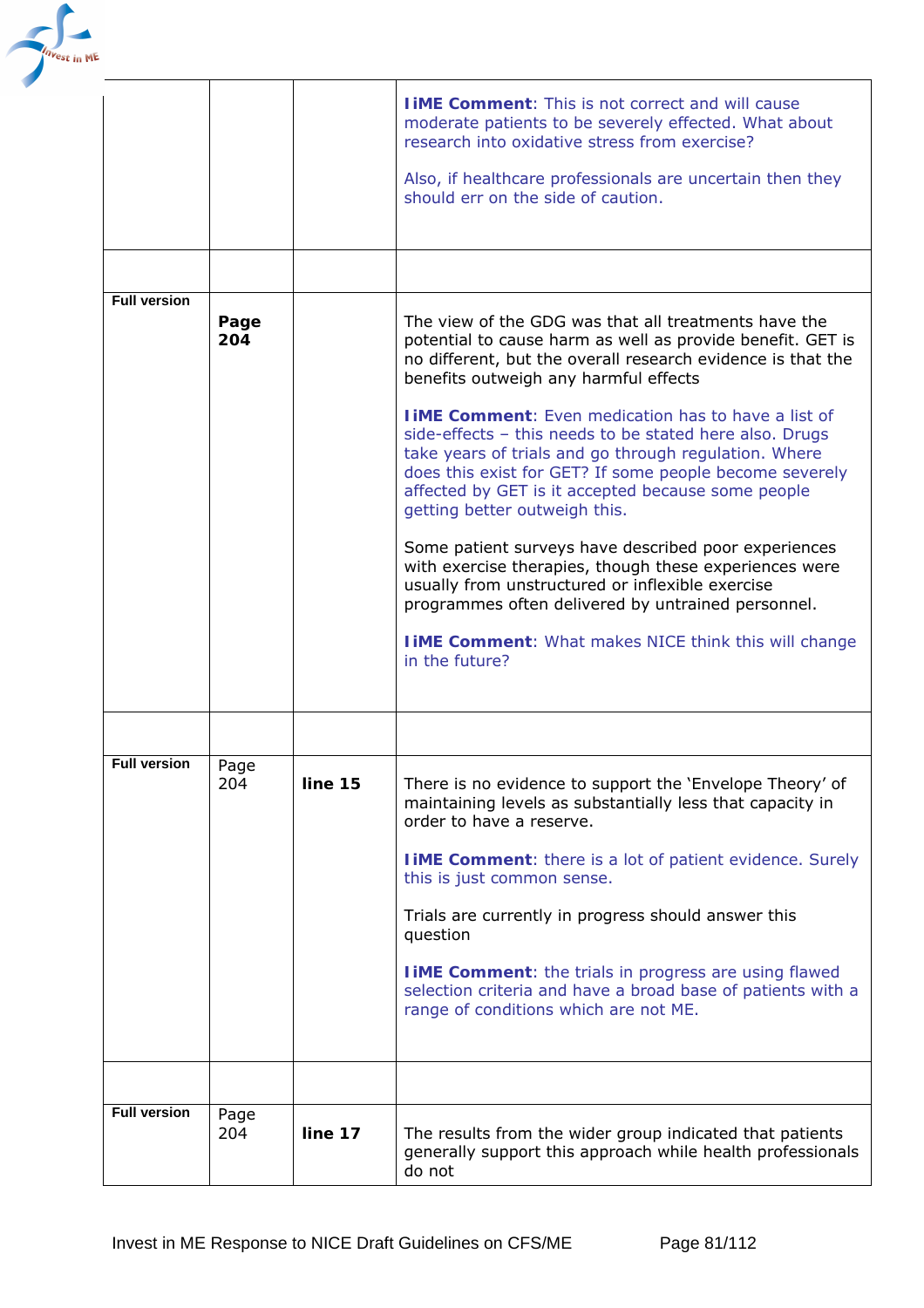| | | | |
|---|---|---|---|
| | | | **IiME Comment**: This is not correct and will cause moderate patients to be severely effected. What about research into oxidative stress from exercise?<br><br>Also, if healthcare professionals are uncertain then they should err on the side of caution. |
| | | | |
| **Full version** | **Page 204** | | The view of the GDG was that all treatments have the potential to cause harm as well as provide benefit. GET is no different, but the overall research evidence is that the benefits outweigh any harmful effects<br><br>**IiME Comment**: Even medication has to have a list of side-effects – this needs to be stated here also. Drugs take years of trials and go through regulation. Where does this exist for GET? If some people become severely affected by GET is it accepted because some people getting better outweigh this.<br><br>Some patient surveys have described poor experiences with exercise therapies, though these experiences were usually from unstructured or inflexible exercise programmes often delivered by untrained personnel.<br><br>**IiME Comment**: What makes NICE think this will change in the future? |
| | | | |
| **Full version** | Page 204 | **line 15** | There is no evidence to support the 'Envelope Theory' of maintaining levels as substantially less that capacity in order to have a reserve.<br><br>**IiME Comment**: there is a lot of patient evidence. Surely this is just common sense.<br><br>Trials are currently in progress should answer this question<br><br>**IiME Comment**: the trials in progress are using flawed selection criteria and have a broad base of patients with a range of conditions which are not ME. |
| | | | |
| **Full version** | Page 204 | **line 17** | The results from the wider group indicated that patients generally support this approach while health professionals do not |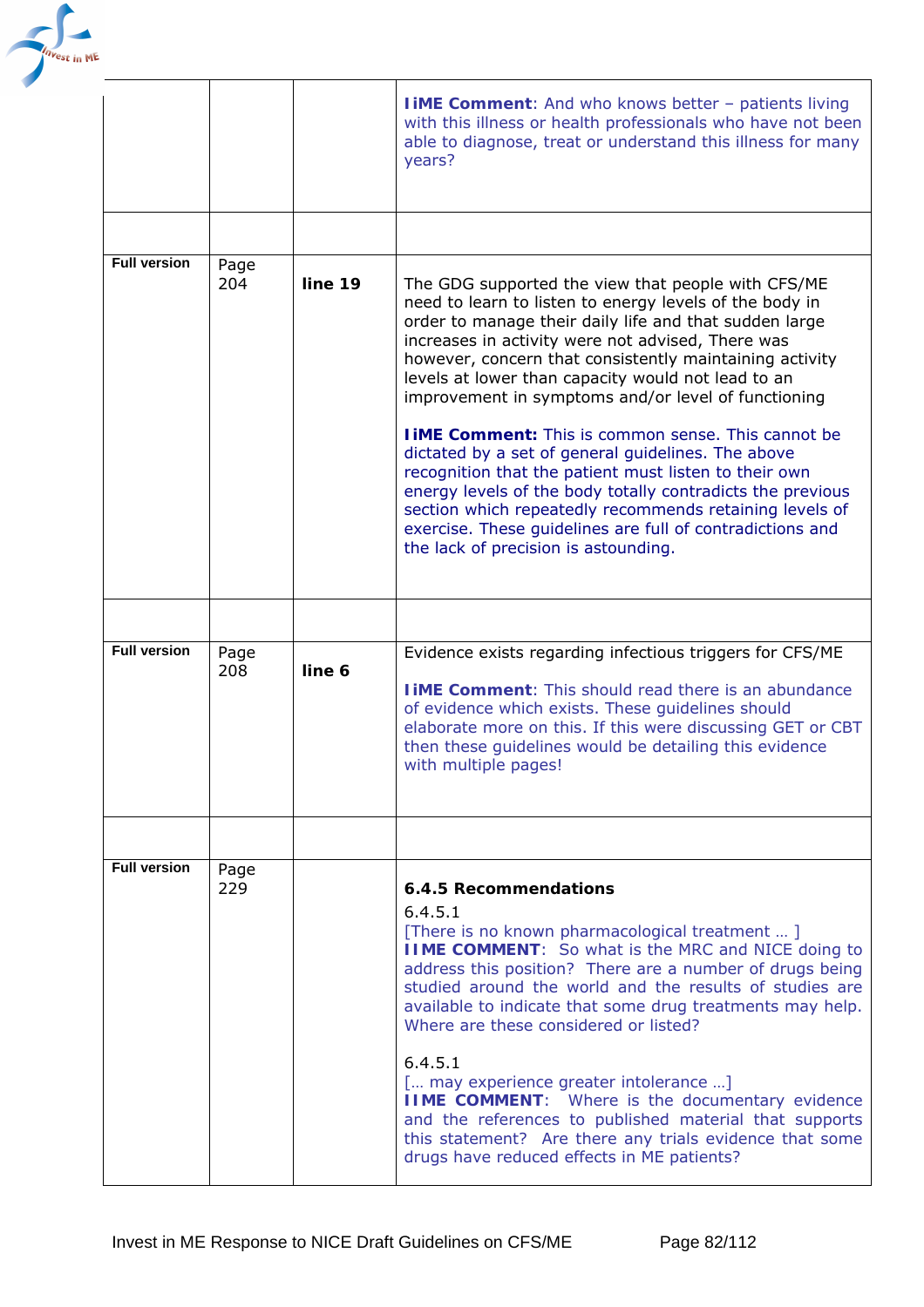| | | | |
|---|---|---|---|
| | | | **IiME Comment**: And who knows better – patients living with this illness or health professionals who have not been able to diagnose, treat or understand this illness for many years? |
| | | | |
| **Full version** | Page 204 | **line 19** | The GDG supported the view that people with CFS/ME need to learn to listen to energy levels of the body in order to manage their daily life and that sudden large increases in activity were not advised, There was however, concern that consistently maintaining activity levels at lower than capacity would not lead to an improvement in symptoms and/or level of functioning<br><br>**IiME Comment:** This is common sense. This cannot be dictated by a set of general guidelines. The above recognition that the patient must listen to their own energy levels of the body totally contradicts the previous section which repeatedly recommends retaining levels of exercise. These guidelines are full of contradictions and the lack of precision is astounding. |
| | | | |
| **Full version** | Page 208 | **line 6** | Evidence exists regarding infectious triggers for CFS/ME<br><br>**IiME Comment**: This should read there is an abundance of evidence which exists. These guidelines should elaborate more on this. If this were discussing GET or CBT then these guidelines would be detailing this evidence with multiple pages! |
| | | | |
| **Full version** | Page 229 | | **6.4.5 Recommendations**<br>6.4.5.1<br>[There is no known pharmacological treatment … ]<br>**IIME COMMENT**: So what is the MRC and NICE doing to address this position? There are a number of drugs being studied around the world and the results of studies are available to indicate that some drug treatments may help. Where are these considered or listed?<br><br>6.4.5.1<br>[… may experience greater intolerance …]<br>**IIME COMMENT**: Where is the documentary evidence and the references to published material that supports this statement? Are there any trials evidence that some drugs have reduced effects in ME patients? |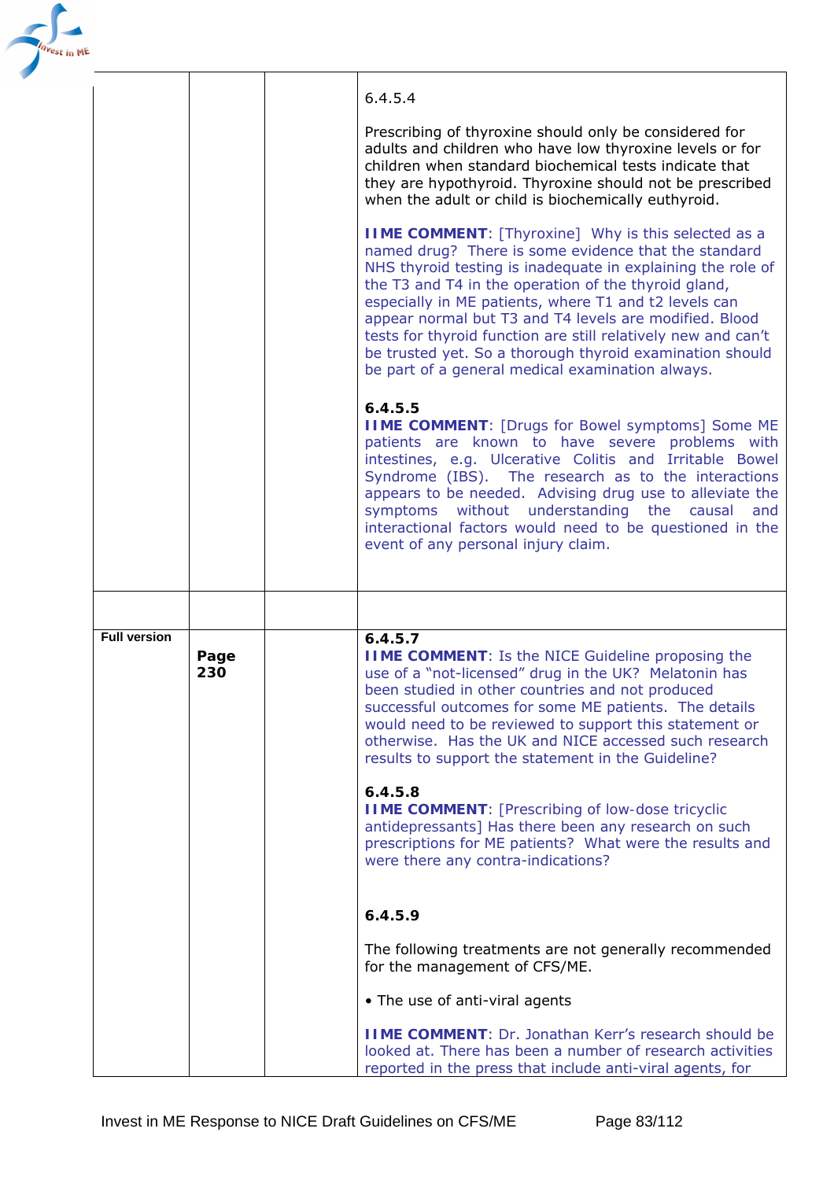| | | | |
|---|---|---|---|
| | | | 6.4.5.4<br><br>Prescribing of thyroxine should only be considered for adults and children who have low thyroxine levels or for children when standard biochemical tests indicate that they are hypothyroid. Thyroxine should not be prescribed when the adult or child is biochemically euthyroid.<br><br>**IIME COMMENT**: [Thyroxine] Why is this selected as a named drug? There is some evidence that the standard NHS thyroid testing is inadequate in explaining the role of the T3 and T4 in the operation of the thyroid gland, especially in ME patients, where T1 and t2 levels can appear normal but T3 and T4 levels are modified. Blood tests for thyroid function are still relatively new and can't be trusted yet. So a thorough thyroid examination should be part of a general medical examination always.<br><br>**6.4.5.5**<br>**IIME COMMENT**: [Drugs for Bowel symptoms] Some ME patients are known to have severe problems with intestines, e.g. Ulcerative Colitis and Irritable Bowel Syndrome (IBS). The research as to the interactions appears to be needed. Advising drug use to alleviate the symptoms without understanding the causal and interactional factors would need to be questioned in the event of any personal injury claim. |
| | | | |
| **Full version** | **Page 230** | | **6.4.5.7**<br>**IIME COMMENT**: Is the NICE Guideline proposing the use of a "not-licensed" drug in the UK? Melatonin has been studied in other countries and not produced successful outcomes for some ME patients. The details would need to be reviewed to support this statement or otherwise. Has the UK and NICE accessed such research results to support the statement in the Guideline?<br><br>**6.4.5.8**<br>**IIME COMMENT**: [Prescribing of low-dose tricyclic antidepressants] Has there been any research on such prescriptions for ME patients? What were the results and were there any contra-indications?<br><br>**6.4.5.9**<br><br>The following treatments are not generally recommended for the management of CFS/ME.<br><br>• The use of anti-viral agents<br><br>**IIME COMMENT**: Dr. Jonathan Kerr's research should be looked at. There has been a number of research activities reported in the press that include anti-viral agents, for |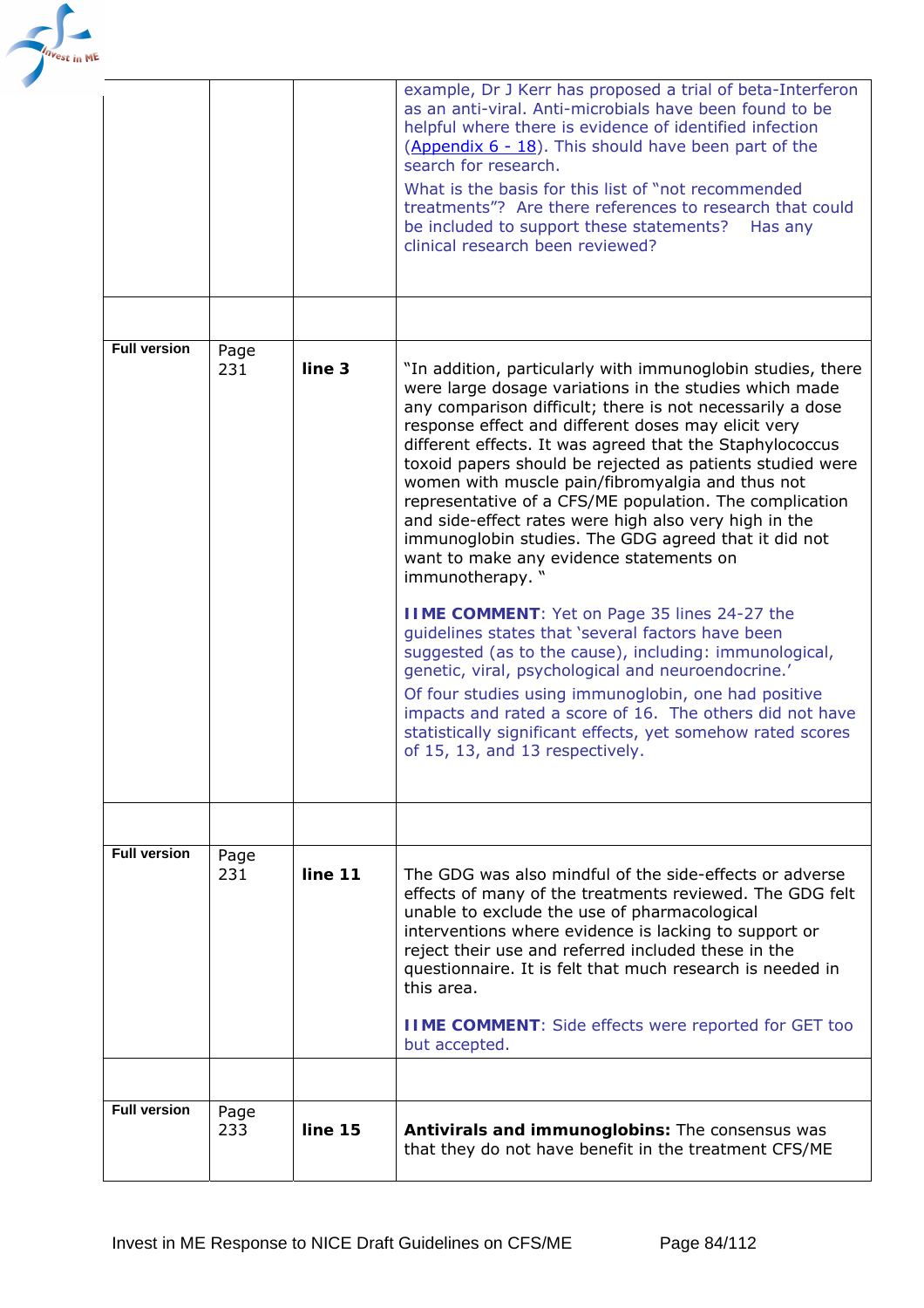| | | | |
|---|---|---|---|
| | | | example, Dr J Kerr has proposed a trial of beta-Interferon as an anti-viral. Anti-microbials have been found to be helpful where there is evidence of identified infection (Appendix 6 - 18). This should have been part of the search for research.<br><br>What is the basis for this list of "not recommended treatments"? Are there references to research that could be included to support these statements? Has any clinical research been reviewed? |
| | | | |
| **Full version** | Page 231 | **line 3** | "In addition, particularly with immunoglobin studies, there were large dosage variations in the studies which made any comparison difficult; there is not necessarily a dose response effect and different doses may elicit very different effects. It was agreed that the Staphylococcus toxoid papers should be rejected as patients studied were women with muscle pain/fibromyalgia and thus not representative of a CFS/ME population. The complication and side-effect rates were high also very high in the immunoglobin studies. The GDG agreed that it did not want to make any evidence statements on immunotherapy. "<br><br>**IIME COMMENT**: Yet on Page 35 lines 24-27 the guidelines states that 'several factors have been suggested (as to the cause), including: immunological, genetic, viral, psychological and neuroendocrine.'<br><br>Of four studies using immunoglobin, one had positive impacts and rated a score of 16. The others did not have statistically significant effects, yet somehow rated scores of 15, 13, and 13 respectively. |
| | | | |
| **Full version** | Page 231 | **line 11** | The GDG was also mindful of the side-effects or adverse effects of many of the treatments reviewed. The GDG felt unable to exclude the use of pharmacological interventions where evidence is lacking to support or reject their use and referred included these in the questionnaire. It is felt that much research is needed in this area.<br><br>**IIME COMMENT**: Side effects were reported for GET too but accepted. |
| | | | |
| **Full version** | Page 233 | **line 15** | **Antivirals and immunoglobins:** The consensus was that they do not have benefit in the treatment CFS/ME |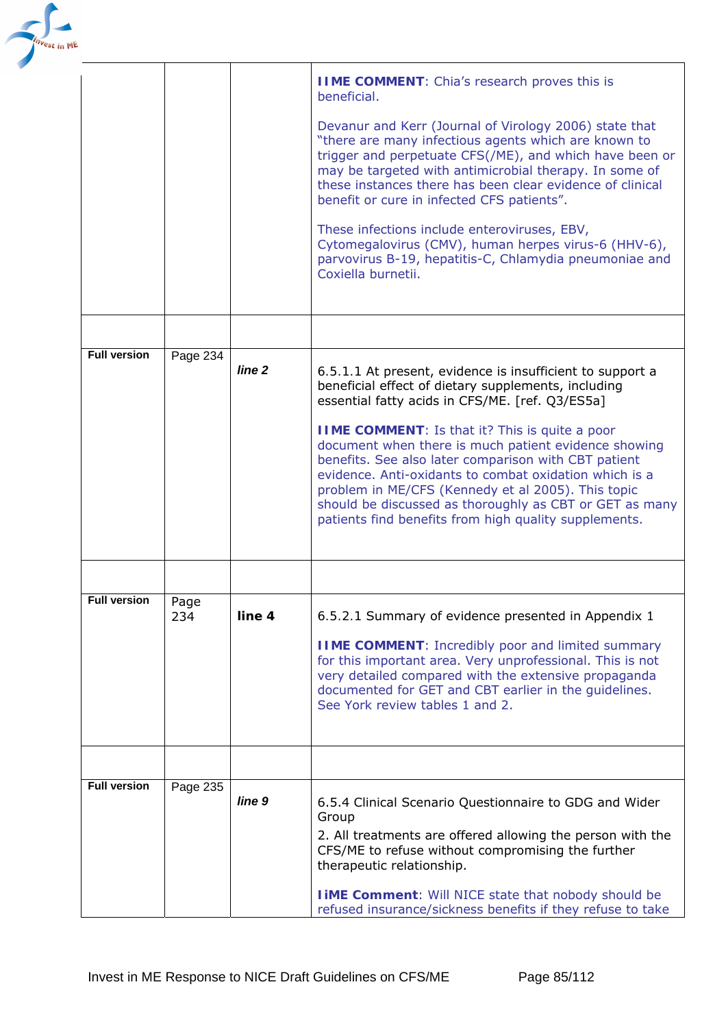| | | | |
|---|---|---|---|
| | | | **IIME COMMENT**: Chia's research proves this is beneficial.<br><br>Devanur and Kerr (Journal of Virology 2006) state that "there are many infectious agents which are known to trigger and perpetuate CFS(/ME), and which have been or may be targeted with antimicrobial therapy. In some of these instances there has been clear evidence of clinical benefit or cure in infected CFS patients".<br><br>These infections include enteroviruses, EBV, Cytomegalovirus (CMV), human herpes virus-6 (HHV-6), parvovirus B-19, hepatitis-C, Chlamydia pneumoniae and Coxiella burnetii. |
| | | | |
| **Full version** | Page 234 | ***line 2*** | 6.5.1.1 At present, evidence is insufficient to support a beneficial effect of dietary supplements, including essential fatty acids in CFS/ME. [ref. Q3/ES5a]<br><br>**IIME COMMENT**: Is that it? This is quite a poor document when there is much patient evidence showing benefits. See also later comparison with CBT patient evidence. Anti-oxidants to combat oxidation which is a problem in ME/CFS (Kennedy et al 2005). This topic should be discussed as thoroughly as CBT or GET as many patients find benefits from high quality supplements. |
| | | | |
| **Full version** | Page 234 | **line 4** | 6.5.2.1 Summary of evidence presented in Appendix 1<br><br>**IIME COMMENT**: Incredibly poor and limited summary for this important area. Very unprofessional. This is not very detailed compared with the extensive propaganda documented for GET and CBT earlier in the guidelines. See York review tables 1 and 2. |
| | | | |
| **Full version** | Page 235 | ***line 9*** | 6.5.4 Clinical Scenario Questionnaire to GDG and Wider Group<br>2. All treatments are offered allowing the person with the CFS/ME to refuse without compromising the further therapeutic relationship.<br><br>**IiME Comment**: Will NICE state that nobody should be refused insurance/sickness benefits if they refuse to take |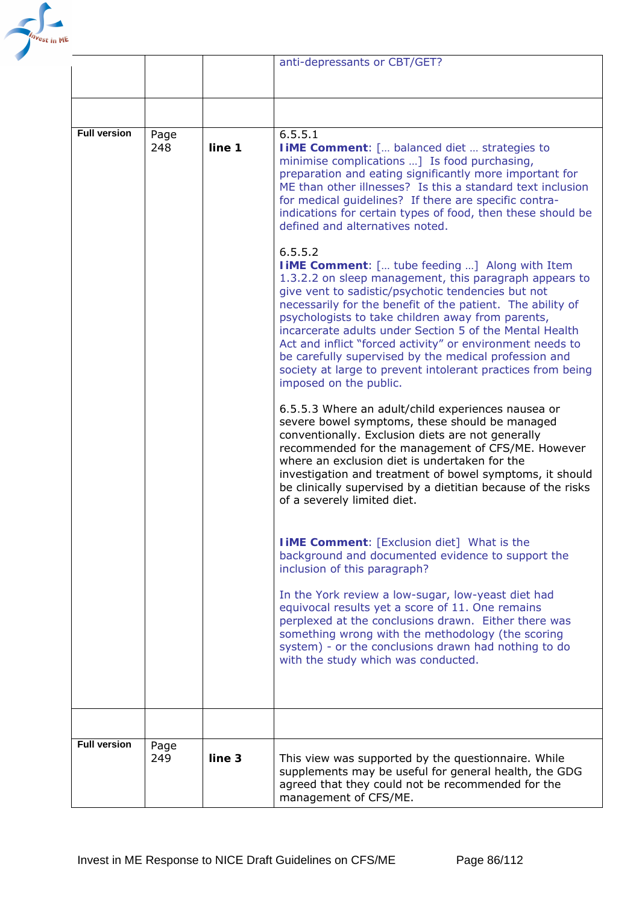| | | | |
|---|---|---|---|
| | | | anti-depressants or CBT/GET? |
| | | | |
| **Full version** | Page 248 | **line 1** | 6.5.5.1<br>**IiME Comment**: [… balanced diet … strategies to minimise complications …] Is food purchasing, preparation and eating significantly more important for ME than other illnesses? Is this a standard text inclusion for medical guidelines? If there are specific contra-indications for certain types of food, then these should be defined and alternatives noted.<br><br>6.5.5.2<br>**IiME Comment**: [… tube feeding …] Along with Item 1.3.2.2 on sleep management, this paragraph appears to give vent to sadistic/psychotic tendencies but not necessarily for the benefit of the patient. The ability of psychologists to take children away from parents, incarcerate adults under Section 5 of the Mental Health Act and inflict "forced activity" or environment needs to be carefully supervised by the medical profession and society at large to prevent intolerant practices from being imposed on the public.<br><br>6.5.5.3 Where an adult/child experiences nausea or severe bowel symptoms, these should be managed conventionally. Exclusion diets are not generally recommended for the management of CFS/ME. However where an exclusion diet is undertaken for the investigation and treatment of bowel symptoms, it should be clinically supervised by a dietitian because of the risks of a severely limited diet.<br><br>**IiME Comment**: [Exclusion diet] What is the background and documented evidence to support the inclusion of this paragraph?<br><br>In the York review a low-sugar, low-yeast diet had equivocal results yet a score of 11. One remains perplexed at the conclusions drawn. Either there was something wrong with the methodology (the scoring system) - or the conclusions drawn had nothing to do with the study which was conducted. |
| | | | |
| **Full version** | Page 249 | **line 3** | This view was supported by the questionnaire. While supplements may be useful for general health, the GDG agreed that they could not be recommended for the management of CFS/ME. |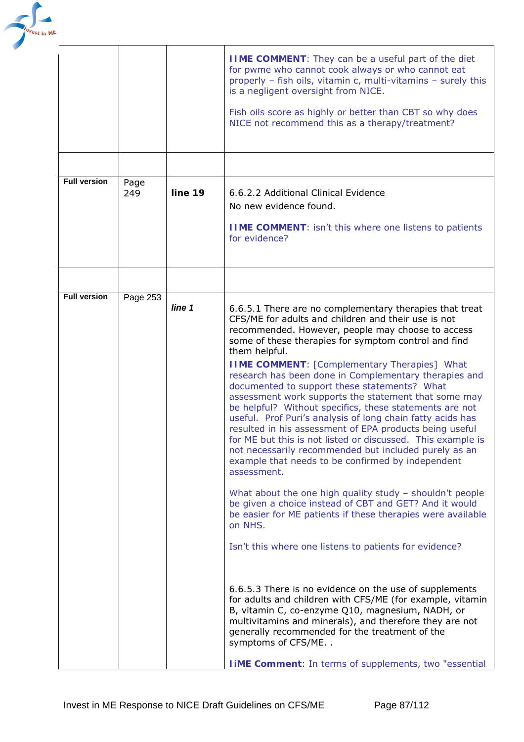| | | | |
|---|---|---|---|
| | | | **IIME COMMENT**: They can be a useful part of the diet for pwme who cannot cook always or who cannot eat properly – fish oils, vitamin c, multi-vitamins – surely this is a negligent oversight from NICE.<br><br>Fish oils score as highly or better than CBT so why does NICE not recommend this as a therapy/treatment? |
| | | | |
| **Full version** | Page 249 | **line 19** | 6.6.2.2 Additional Clinical Evidence<br>No new evidence found.<br><br>**IIME COMMENT**: isn't this where one listens to patients for evidence? |
| | | | |
| **Full version** | Page 253 | ***line 1*** | 6.6.5.1 There are no complementary therapies that treat CFS/ME for adults and children and their use is not recommended. However, people may choose to access some of these therapies for symptom control and find them helpful.<br>**IIME COMMENT**: [Complementary Therapies] What research has been done in Complementary therapies and documented to support these statements? What assessment work supports the statement that some may be helpful? Without specifics, these statements are not useful. Prof Puri's analysis of long chain fatty acids has resulted in his assessment of EPA products being useful for ME but this is not listed or discussed. This example is not necessarily recommended but included purely as an example that needs to be confirmed by independent assessment.<br><br>What about the one high quality study – shouldn't people be given a choice instead of CBT and GET? And it would be easier for ME patients if these therapies were available on NHS.<br><br>Isn't this where one listens to patients for evidence?<br><br><br>6.6.5.3 There is no evidence on the use of supplements for adults and children with CFS/ME (for example, vitamin B, vitamin C, co-enzyme Q10, magnesium, NADH, or multivitamins and minerals), and therefore they are not generally recommended for the treatment of the symptoms of CFS/ME. .<br><br>**IiME Comment**: In terms of supplements, two "essential |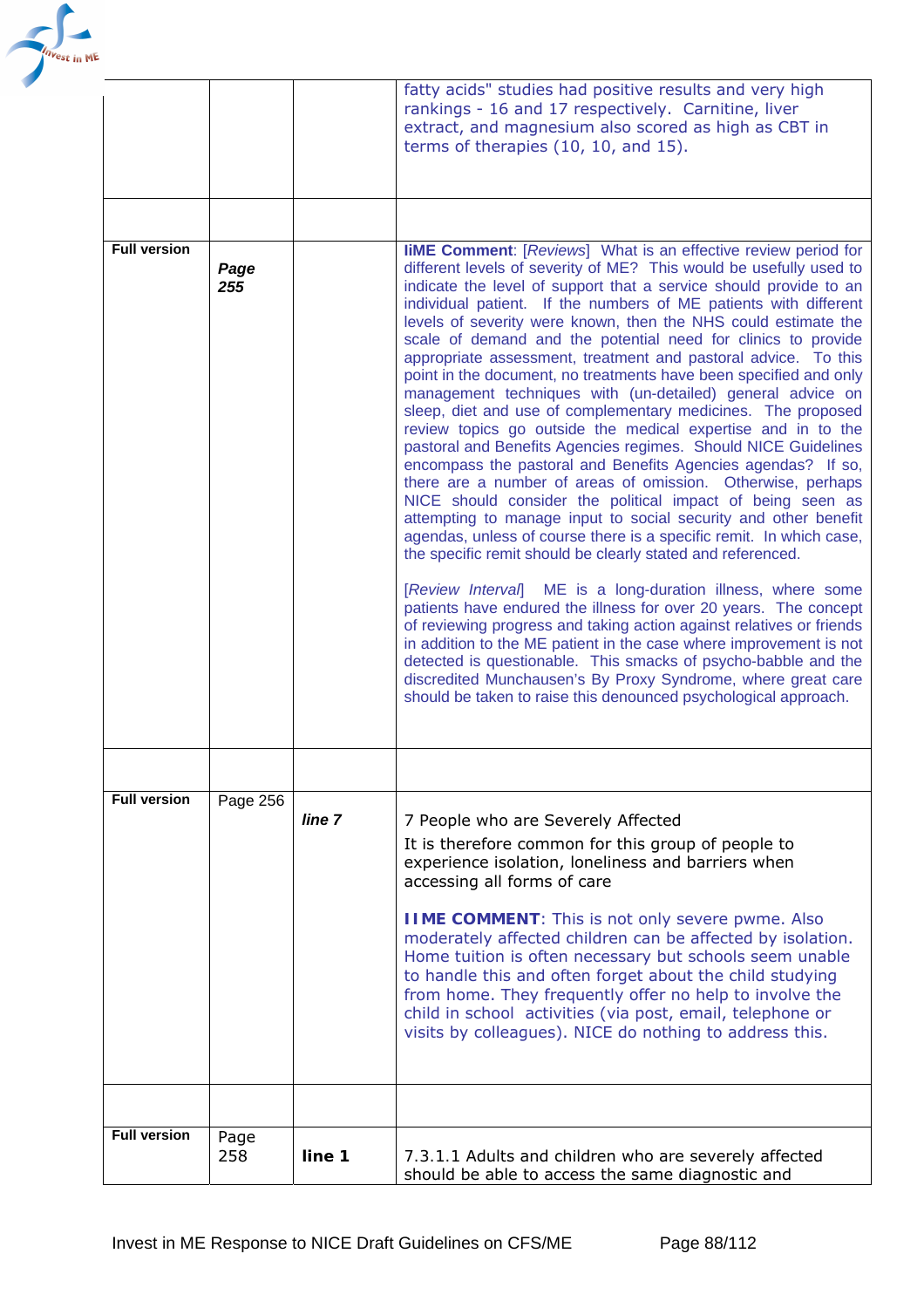| | | | |
|---|---|---|---|
| | | | fatty acids" studies had positive results and very high rankings - 16 and 17 respectively. Carnitine, liver extract, and magnesium also scored as high as CBT in terms of therapies (10, 10, and 15). |
| | | | |
| **Full version** | ***Page 255*** | | **IiME Comment**: [*Reviews*] What is an effective review period for different levels of severity of ME? This would be usefully used to indicate the level of support that a service should provide to an individual patient. If the numbers of ME patients with different levels of severity were known, then the NHS could estimate the scale of demand and the potential need for clinics to provide appropriate assessment, treatment and pastoral advice. To this point in the document, no treatments have been specified and only management techniques with (un-detailed) general advice on sleep, diet and use of complementary medicines. The proposed review topics go outside the medical expertise and in to the pastoral and Benefits Agencies regimes. Should NICE Guidelines encompass the pastoral and Benefits Agencies agendas? If so, there are a number of areas of omission. Otherwise, perhaps NICE should consider the political impact of being seen as attempting to manage input to social security and other benefit agendas, unless of course there is a specific remit. In which case, the specific remit should be clearly stated and referenced.<br><br>[*Review Interval*] ME is a long-duration illness, where some patients have endured the illness for over 20 years. The concept of reviewing progress and taking action against relatives or friends in addition to the ME patient in the case where improvement is not detected is questionable. This smacks of psycho-babble and the discredited Munchausen's By Proxy Syndrome, where great care should be taken to raise this denounced psychological approach. |
| | | | |
| **Full version** | Page 256 | ***line 7*** | 7 People who are Severely Affected<br>It is therefore common for this group of people to experience isolation, loneliness and barriers when accessing all forms of care<br><br>**IIME COMMENT**: This is not only severe pwme. Also moderately affected children can be affected by isolation. Home tuition is often necessary but schools seem unable to handle this and often forget about the child studying from home. They frequently offer no help to involve the child in school activities (via post, email, telephone or visits by colleagues). NICE do nothing to address this. |
| | | | |
| **Full version** | Page 258 | **line 1** | 7.3.1.1 Adults and children who are severely affected should be able to access the same diagnostic and |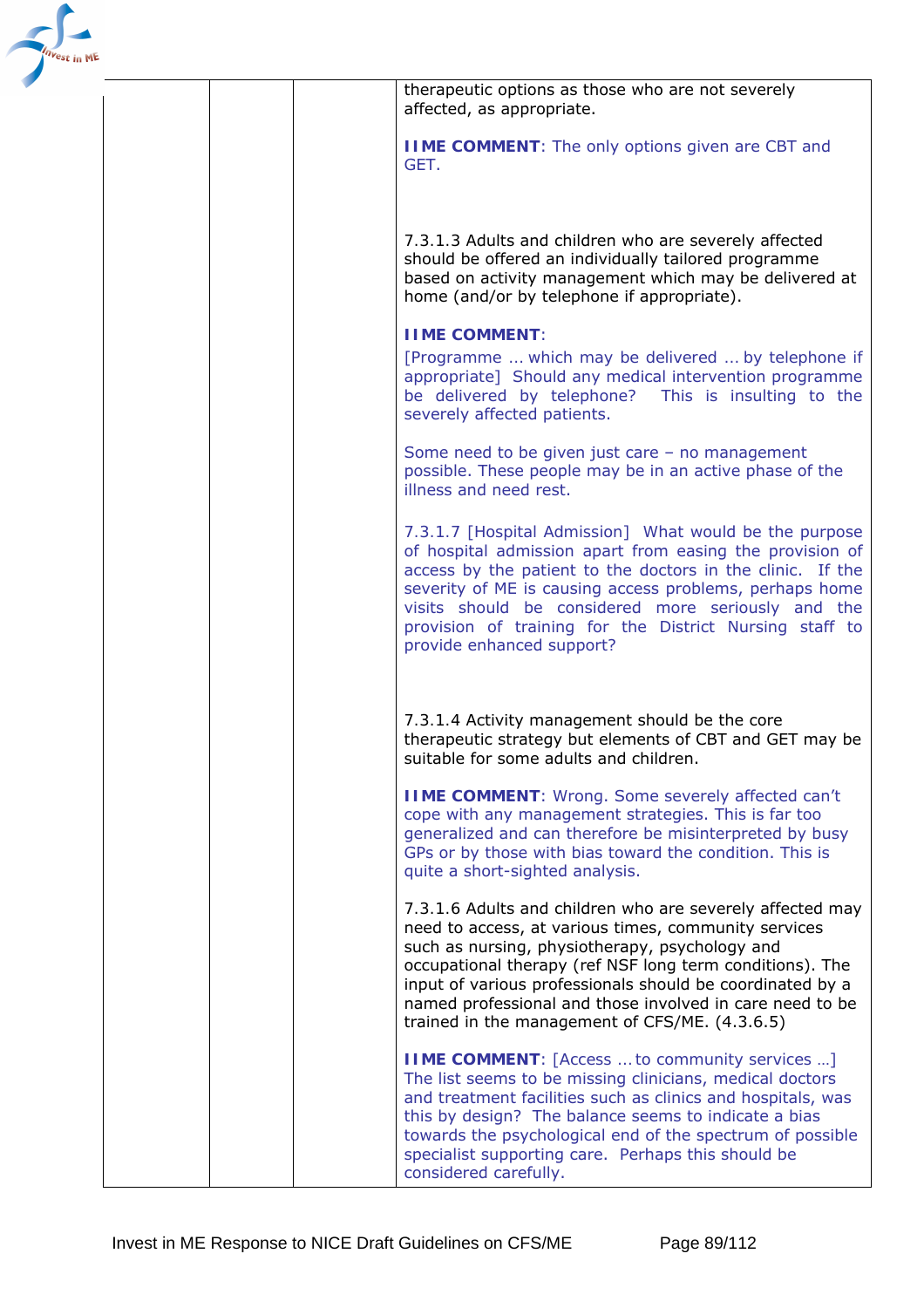| | | | |
|---|---|---|---|
| | | | therapeutic options as those who are not severely affected, as appropriate.<br><br>**IIME COMMENT**: The only options given are CBT and GET.<br><br><br>7.3.1.3 Adults and children who are severely affected should be offered an individually tailored programme based on activity management which may be delivered at home (and/or by telephone if appropriate).<br><br>**IIME COMMENT**:<br>[Programme … which may be delivered … by telephone if appropriate] Should any medical intervention programme be delivered by telephone? This is insulting to the severely affected patients.<br><br>Some need to be given just care – no management possible. These people may be in an active phase of the illness and need rest.<br><br>7.3.1.7 [Hospital Admission] What would be the purpose of hospital admission apart from easing the provision of access by the patient to the doctors in the clinic. If the severity of ME is causing access problems, perhaps home visits should be considered more seriously and the provision of training for the District Nursing staff to provide enhanced support?<br><br><br>7.3.1.4 Activity management should be the core therapeutic strategy but elements of CBT and GET may be suitable for some adults and children.<br><br>**IIME COMMENT**: Wrong. Some severely affected can't cope with any management strategies. This is far too generalized and can therefore be misinterpreted by busy GPs or by those with bias toward the condition. This is quite a short-sighted analysis.<br><br>7.3.1.6 Adults and children who are severely affected may need to access, at various times, community services such as nursing, physiotherapy, psychology and occupational therapy (ref NSF long term conditions). The input of various professionals should be coordinated by a named professional and those involved in care need to be trained in the management of CFS/ME. (4.3.6.5)<br><br>**IIME COMMENT**: [Access … to community services …] The list seems to be missing clinicians, medical doctors and treatment facilities such as clinics and hospitals, was this by design? The balance seems to indicate a bias towards the psychological end of the spectrum of possible specialist supporting care. Perhaps this should be considered carefully. |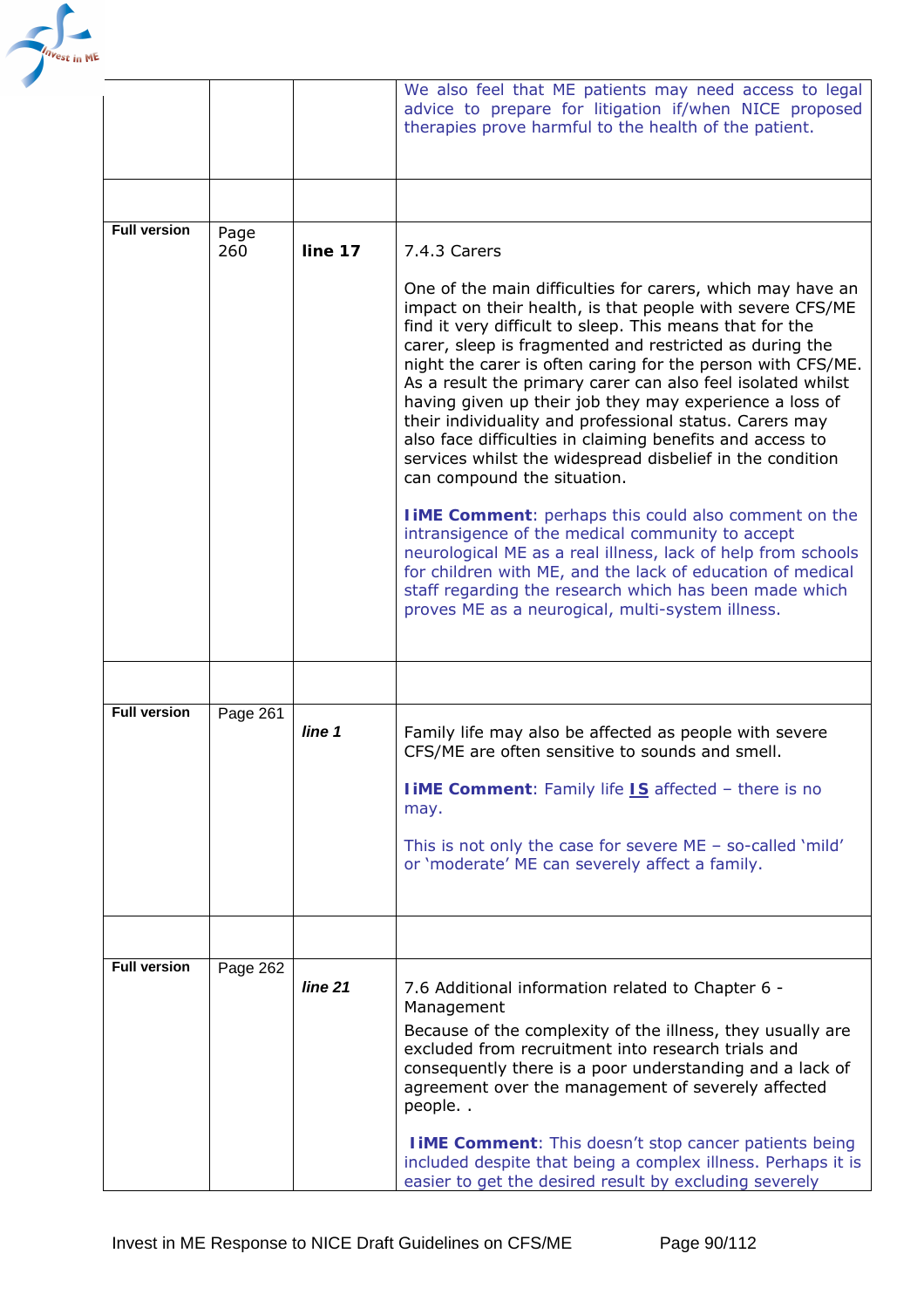| | | | |
|---|---|---|---|
| | | | We also feel that ME patients may need access to legal advice to prepare for litigation if/when NICE proposed therapies prove harmful to the health of the patient. |
| | | | |
| **Full version** | Page 260 | **line 17** | 7.4.3 Carers<br><br>One of the main difficulties for carers, which may have an impact on their health, is that people with severe CFS/ME find it very difficult to sleep. This means that for the carer, sleep is fragmented and restricted as during the night the carer is often caring for the person with CFS/ME. As a result the primary carer can also feel isolated whilst having given up their job they may experience a loss of their individuality and professional status. Carers may also face difficulties in claiming benefits and access to services whilst the widespread disbelief in the condition can compound the situation.<br><br>**IiME Comment**: perhaps this could also comment on the intransigence of the medical community to accept neurological ME as a real illness, lack of help from schools for children with ME, and the lack of education of medical staff regarding the research which has been made which proves ME as a neurogical, multi-system illness. |
| | | | |
| **Full version** | Page 261 | ***line 1*** | Family life may also be affected as people with severe CFS/ME are often sensitive to sounds and smell.<br><br>**IiME Comment**: Family life **IS** affected – there is no may.<br><br>This is not only the case for severe ME – so-called 'mild' or 'moderate' ME can severely affect a family. |
| | | | |
| **Full version** | Page 262 | ***line 21*** | 7.6 Additional information related to Chapter 6 - Management<br>Because of the complexity of the illness, they usually are excluded from recruitment into research trials and consequently there is a poor understanding and a lack of agreement over the management of severely affected people. .<br><br>**IiME Comment**: This doesn't stop cancer patients being included despite that being a complex illness. Perhaps it is easier to get the desired result by excluding severely |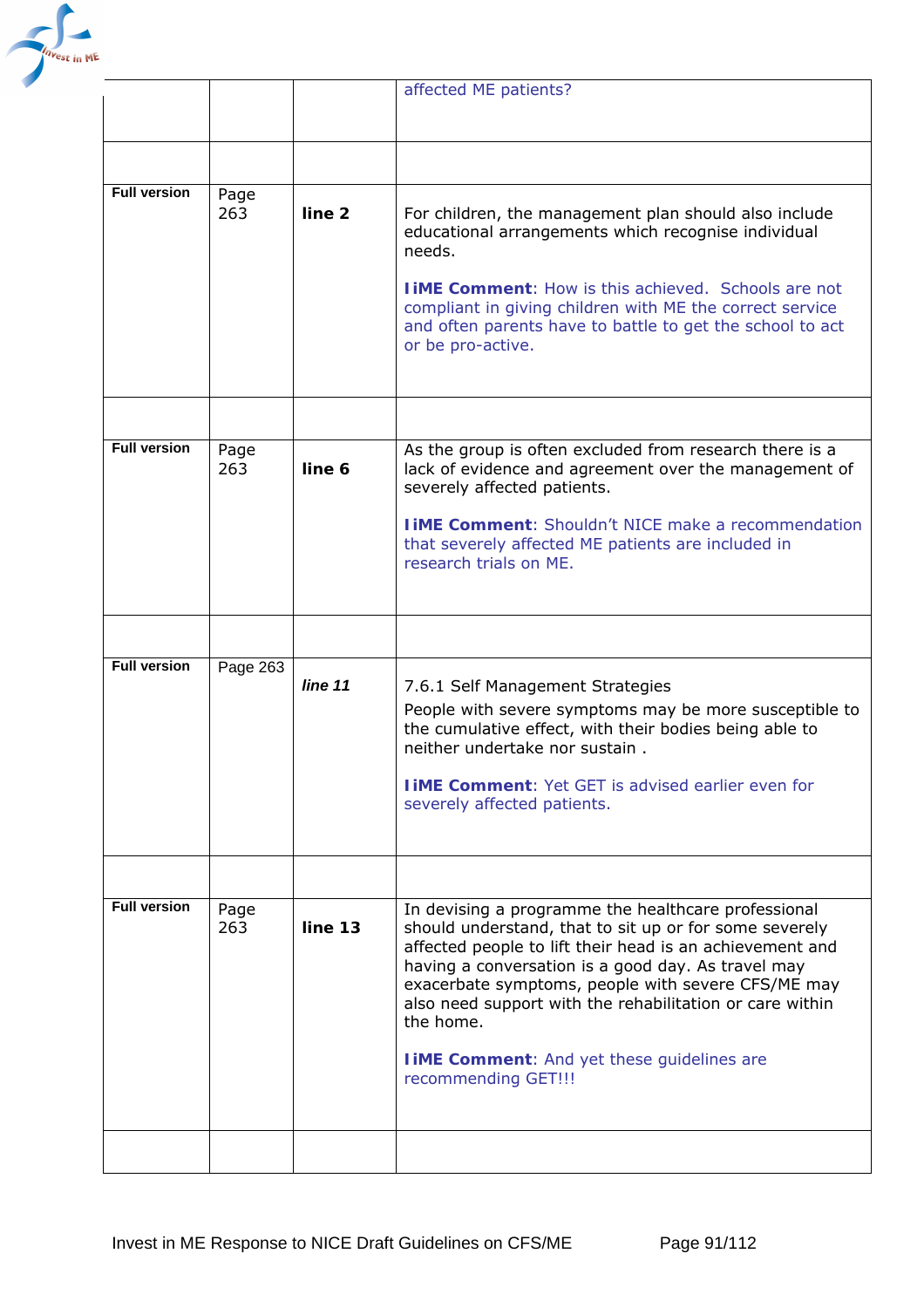| | | | |
|---|---|---|---|
| | | | affected ME patients? |
| | | | |
| **Full version** | Page 263 | **line 2** | For children, the management plan should also include educational arrangements which recognise individual needs.<br><br>**IiME Comment**: How is this achieved. Schools are not compliant in giving children with ME the correct service and often parents have to battle to get the school to act or be pro-active. |
| | | | |
| **Full version** | Page 263 | **line 6** | As the group is often excluded from research there is a lack of evidence and agreement over the management of severely affected patients.<br><br>**IiME Comment**: Shouldn't NICE make a recommendation that severely affected ME patients are included in research trials on ME. |
| | | | |
| **Full version** | Page 263 | ***line 11*** | 7.6.1 Self Management Strategies<br>People with severe symptoms may be more susceptible to the cumulative effect, with their bodies being able to neither undertake nor sustain .<br><br>**IiME Comment**: Yet GET is advised earlier even for severely affected patients. |
| | | | |
| **Full version** | Page 263 | **line 13** | In devising a programme the healthcare professional should understand, that to sit up or for some severely affected people to lift their head is an achievement and having a conversation is a good day. As travel may exacerbate symptoms, people with severe CFS/ME may also need support with the rehabilitation or care within the home.<br><br>**IiME Comment**: And yet these guidelines are recommending GET!!! |
| | | | |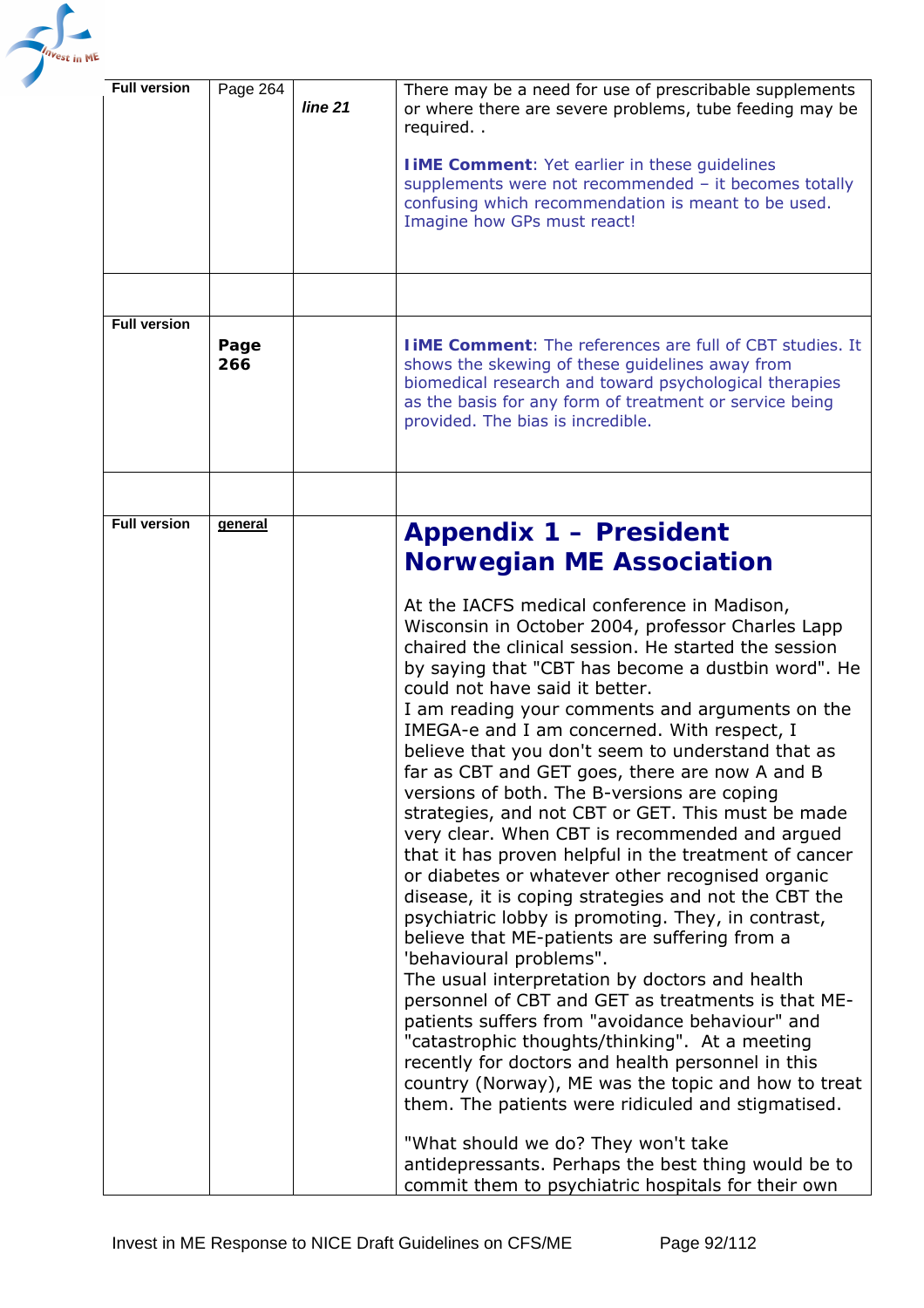| | | | |
|---|---|---|---|
| Full version | Page 264 | *line 21* | There may be a need for use of prescribable supplements or where there are severe problems, tube feeding may be required. .<br><br>**IiME Comment**: Yet earlier in these guidelines supplements were not recommended – it becomes totally confusing which recommendation is meant to be used. Imagine how GPs must react! |
| | | | |
| Full version | **Page 266** | | **IiME Comment**: The references are full of CBT studies. It shows the skewing of these guidelines away from biomedical research and toward psychological therapies as the basis for any form of treatment or service being provided. The bias is incredible. |
| | | | |
| Full version | general | | **Appendix 1 – President Norwegian ME Association**<br><br>At the IACFS medical conference in Madison, Wisconsin in October 2004, professor Charles Lapp chaired the clinical session. He started the session by saying that "CBT has become a dustbin word". He could not have said it better.<br>I am reading your comments and arguments on the IMEGA-e and I am concerned. With respect, I believe that you don't seem to understand that as far as CBT and GET goes, there are now A and B versions of both. The B-versions are coping strategies, and not CBT or GET. This must be made very clear. When CBT is recommended and argued that it has proven helpful in the treatment of cancer or diabetes or whatever other recognised organic disease, it is coping strategies and not the CBT the psychiatric lobby is promoting. They, in contrast, believe that ME-patients are suffering from a 'behavioural problems".<br>The usual interpretation by doctors and health personnel of CBT and GET as treatments is that ME-patients suffers from "avoidance behaviour" and "catastrophic thoughts/thinking". At a meeting recently for doctors and health personnel in this country (Norway), ME was the topic and how to treat them. The patients were ridiculed and stigmatised.<br><br>"What should we do? They won't take antidepressants. Perhaps the best thing would be to commit them to psychiatric hospitals for their own |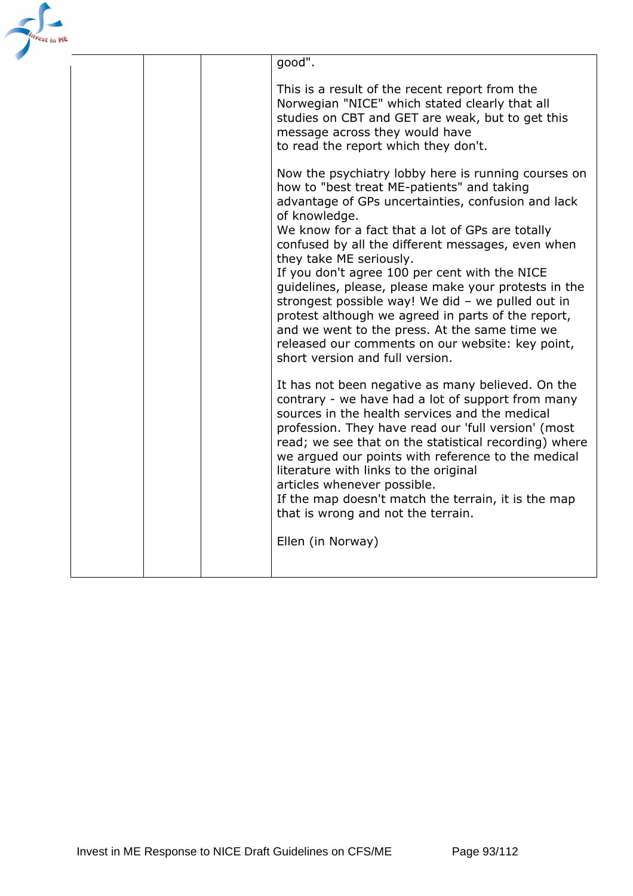| | | | good".<br><br>This is a result of the recent report from the Norwegian "NICE" which stated clearly that all studies on CBT and GET are weak, but to get this message across they would have to read the report which they don't.<br><br>Now the psychiatry lobby here is running courses on how to "best treat ME-patients" and taking advantage of GPs uncertainties, confusion and lack of knowledge.<br>We know for a fact that a lot of GPs are totally confused by all the different messages, even when they take ME seriously.<br>If you don't agree 100 per cent with the NICE guidelines, please, please make your protests in the strongest possible way! We did – we pulled out in protest although we agreed in parts of the report, and we went to the press. At the same time we released our comments on our website: key point, short version and full version.<br><br>It has not been negative as many believed. On the contrary - we have had a lot of support from many sources in the health services and the medical profession. They have read our 'full version' (most read; we see that on the statistical recording) where we argued our points with reference to the medical literature with links to the original articles whenever possible.<br>If the map doesn't match the terrain, it is the map that is wrong and not the terrain.<br><br>Ellen (in Norway) |
|---|---|---|---|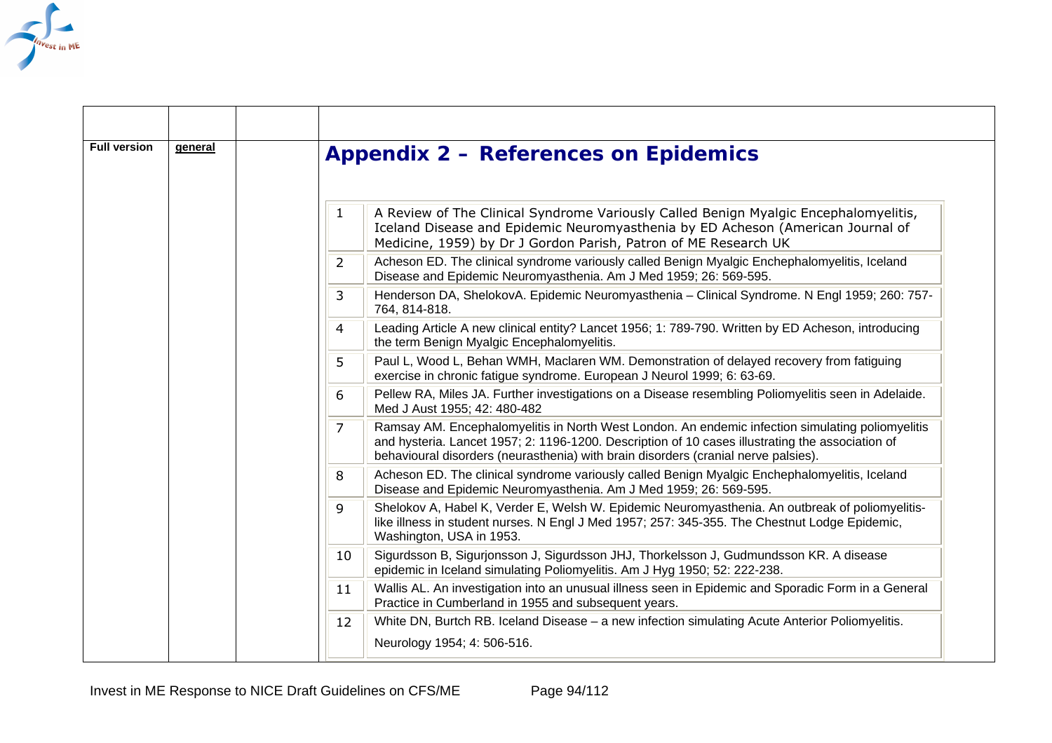| | | | |
|---|---|---|---|
| **Full version** | **general** | | **Appendix 2 – References on Epidemics** |

## Appendix 2 – References on Epidemics

| | |
|---|---|
| 1 | A Review of The Clinical Syndrome Variously Called Benign Myalgic Encephalomyelitis, Iceland Disease and Epidemic Neuromyasthenia by ED Acheson (American Journal of Medicine, 1959) by Dr J Gordon Parish, Patron of ME Research UK |
| 2 | Acheson ED. The clinical syndrome variously called Benign Myalgic Enchephalomyelitis, Iceland Disease and Epidemic Neuromyasthenia. Am J Med 1959; 26: 569-595. |
| 3 | Henderson DA, ShelokovA. Epidemic Neuromyasthenia – Clinical Syndrome. N Engl 1959; 260: 757-764, 814-818. |
| 4 | Leading Article A new clinical entity? Lancet 1956; 1: 789-790. Written by ED Acheson, introducing the term Benign Myalgic Encephalomyelitis. |
| 5 | Paul L, Wood L, Behan WMH, Maclaren WM. Demonstration of delayed recovery from fatiguing exercise in chronic fatigue syndrome. European J Neurol 1999; 6: 63-69. |
| 6 | Pellew RA, Miles JA. Further investigations on a Disease resembling Poliomyelitis seen in Adelaide. Med J Aust 1955; 42: 480-482 |
| 7 | Ramsay AM. Encephalomyelitis in North West London. An endemic infection simulating poliomyelitis and hysteria. Lancet 1957; 2: 1196-1200. Description of 10 cases illustrating the association of behavioural disorders (neurasthenia) with brain disorders (cranial nerve palsies). |
| 8 | Acheson ED. The clinical syndrome variously called Benign Myalgic Enchephalomyelitis, Iceland Disease and Epidemic Neuromyasthenia. Am J Med 1959; 26: 569-595. |
| 9 | Shelokov A, Habel K, Verder E, Welsh W. Epidemic Neuromyasthenia. An outbreak of poliomyelitis-like illness in student nurses. N Engl J Med 1957; 257: 345-355. The Chestnut Lodge Epidemic, Washington, USA in 1953. |
| 10 | Sigurdsson B, Sigurjonsson J, Sigurdsson JHJ, Thorkelsson J, Gudmundsson KR. A disease epidemic in Iceland simulating Poliomyelitis. Am J Hyg 1950; 52: 222-238. |
| 11 | Wallis AL. An investigation into an unusual illness seen in Epidemic and Sporadic Form in a General Practice in Cumberland in 1955 and subsequent years. |
| 12 | White DN, Burtch RB. Iceland Disease – a new infection simulating Acute Anterior Poliomyelitis. Neurology 1954; 4: 506-516. |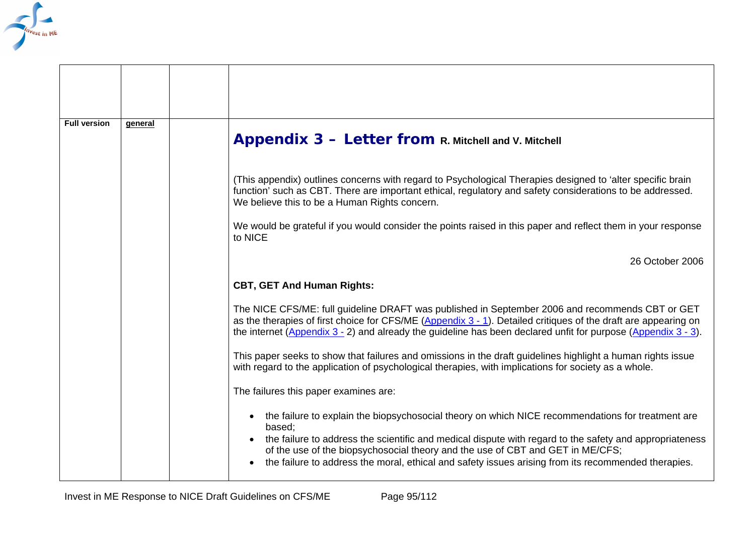| | | | |
|---|---|---|---|
| | | | |
| **Full version** | **general** | | **Appendix 3 – Letter from R. Mitchell and V. Mitchell**<br><br>(This appendix) outlines concerns with regard to Psychological Therapies designed to 'alter specific brain function' such as CBT. There are important ethical, regulatory and safety considerations to be addressed. We believe this to be a Human Rights concern.<br><br>We would be grateful if you would consider the points raised in this paper and reflect them in your response to NICE<br><br>26 October 2006<br><br>**CBT, GET And Human Rights:**<br><br>The NICE CFS/ME: full guideline DRAFT was published in September 2006 and recommends CBT or GET as the therapies of first choice for CFS/ME (Appendix 3 - 1). Detailed critiques of the draft are appearing on the internet (Appendix 3 - 2) and already the guideline has been declared unfit for purpose (Appendix 3 - 3).<br><br>This paper seeks to show that failures and omissions in the draft guidelines highlight a human rights issue with regard to the application of psychological therapies, with implications for society as a whole.<br><br>The failures this paper examines are:<br><br>• the failure to explain the biopsychosocial theory on which NICE recommendations for treatment are based;<br>• the failure to address the scientific and medical dispute with regard to the safety and appropriateness of the use of the biopsychosocial theory and the use of CBT and GET in ME/CFS;<br>• the failure to address the moral, ethical and safety issues arising from its recommended therapies. |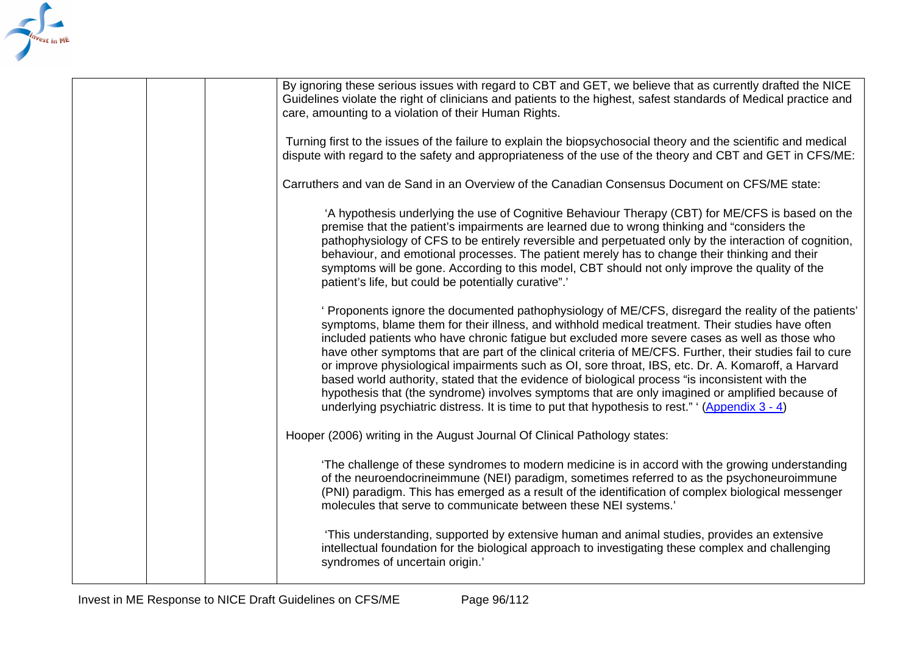| | | | By ignoring these serious issues with regard to CBT and GET, we believe that as currently drafted the NICE Guidelines violate the right of clinicians and patients to the highest, safest standards of Medical practice and care, amounting to a violation of their Human Rights.<br><br>Turning first to the issues of the failure to explain the biopsychosocial theory and the scientific and medical dispute with regard to the safety and appropriateness of the use of the theory and CBT and GET in CFS/ME:<br><br>Carruthers and van de Sand in an Overview of the Canadian Consensus Document on CFS/ME state:<br><br>'A hypothesis underlying the use of Cognitive Behaviour Therapy (CBT) for ME/CFS is based on the premise that the patient's impairments are learned due to wrong thinking and "considers the pathophysiology of CFS to be entirely reversible and perpetuated only by the interaction of cognition, behaviour, and emotional processes. The patient merely has to change their thinking and their symptoms will be gone. According to this model, CBT should not only improve the quality of the patient's life, but could be potentially curative".'<br><br>' Proponents ignore the documented pathophysiology of ME/CFS, disregard the reality of the patients' symptoms, blame them for their illness, and withhold medical treatment. Their studies have often included patients who have chronic fatigue but excluded more severe cases as well as those who have other symptoms that are part of the clinical criteria of ME/CFS. Further, their studies fail to cure or improve physiological impairments such as OI, sore throat, IBS, etc. Dr. A. Komaroff, a Harvard based world authority, stated that the evidence of biological process "is inconsistent with the hypothesis that (the syndrome) involves symptoms that are only imagined or amplified because of underlying psychiatric distress. It is time to put that hypothesis to rest." ' (Appendix 3 - 4)<br><br>Hooper (2006) writing in the August Journal Of Clinical Pathology states:<br><br>'The challenge of these syndromes to modern medicine is in accord with the growing understanding of the neuroendocrineimmune (NEI) paradigm, sometimes referred to as the psychoneuroimmune (PNI) paradigm. This has emerged as a result of the identification of complex biological messenger molecules that serve to communicate between these NEI systems.'<br><br>'This understanding, supported by extensive human and animal studies, provides an extensive intellectual foundation for the biological approach to investigating these complex and challenging syndromes of uncertain origin.' |
|---|---|---|---|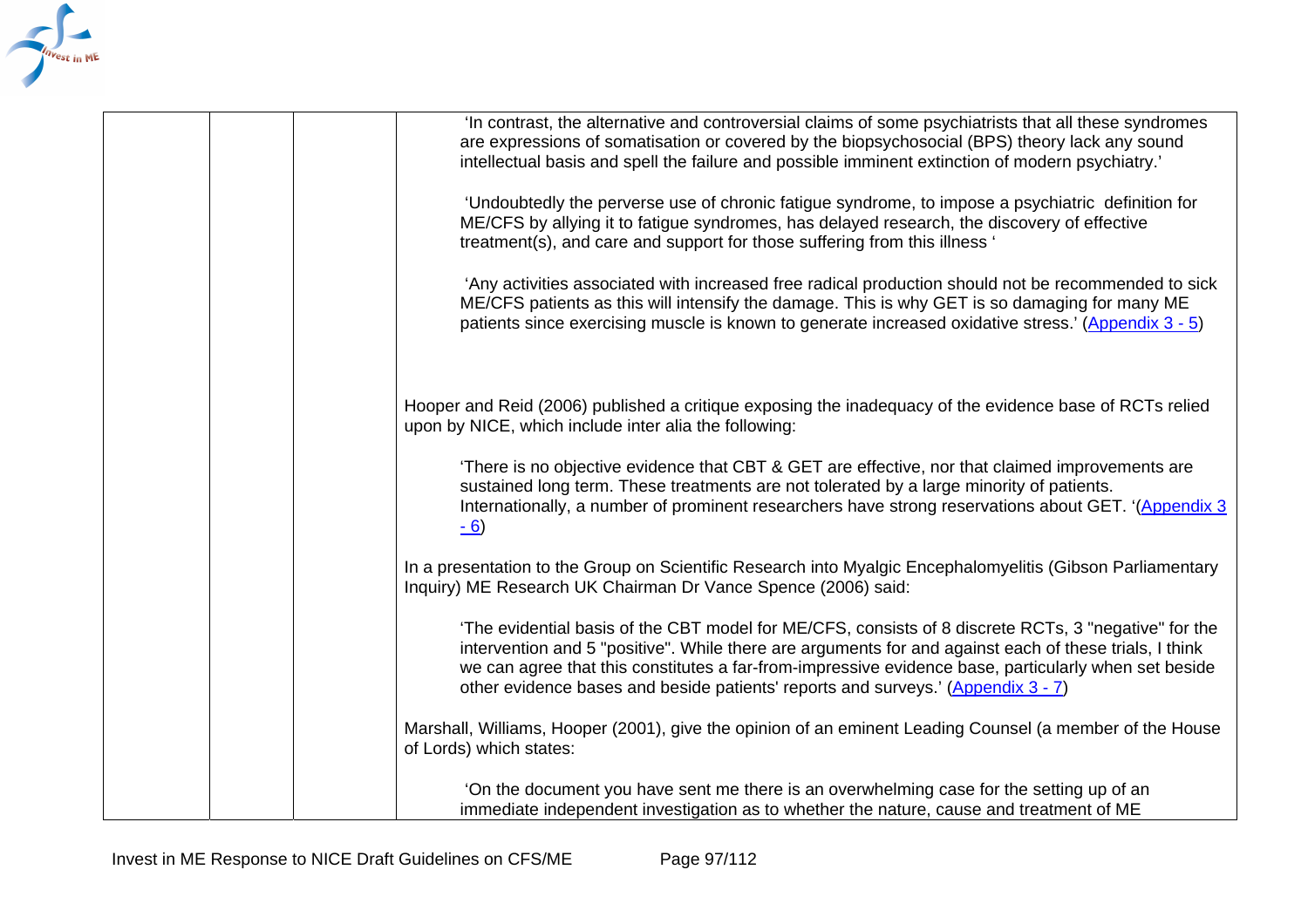| | | | |
|---|---|---|---|
| | | | 'In contrast, the alternative and controversial claims of some psychiatrists that all these syndromes are expressions of somatisation or covered by the biopsychosocial (BPS) theory lack any sound intellectual basis and spell the failure and possible imminent extinction of modern psychiatry.'<br><br>'Undoubtedly the perverse use of chronic fatigue syndrome, to impose a psychiatric definition for ME/CFS by allying it to fatigue syndromes, has delayed research, the discovery of effective treatment(s), and care and support for those suffering from this illness '<br><br>'Any activities associated with increased free radical production should not be recommended to sick ME/CFS patients as this will intensify the damage. This is why GET is so damaging for many ME patients since exercising muscle is known to generate increased oxidative stress.' (Appendix 3 - 5)<br><br>Hooper and Reid (2006) published a critique exposing the inadequacy of the evidence base of RCTs relied upon by NICE, which include inter alia the following:<br><br>'There is no objective evidence that CBT & GET are effective, nor that claimed improvements are sustained long term. These treatments are not tolerated by a large minority of patients. Internationally, a number of prominent researchers have strong reservations about GET. '(Appendix 3 - 6)<br><br>In a presentation to the Group on Scientific Research into Myalgic Encephalomyelitis (Gibson Parliamentary Inquiry) ME Research UK Chairman Dr Vance Spence (2006) said:<br><br>'The evidential basis of the CBT model for ME/CFS, consists of 8 discrete RCTs, 3 "negative" for the intervention and 5 "positive". While there are arguments for and against each of these trials, I think we can agree that this constitutes a far-from-impressive evidence base, particularly when set beside other evidence bases and beside patients' reports and surveys.' (Appendix 3 - 7)<br><br>Marshall, Williams, Hooper (2001), give the opinion of an eminent Leading Counsel (a member of the House of Lords) which states:<br><br>'On the document you have sent me there is an overwhelming case for the setting up of an immediate independent investigation as to whether the nature, cause and treatment of ME |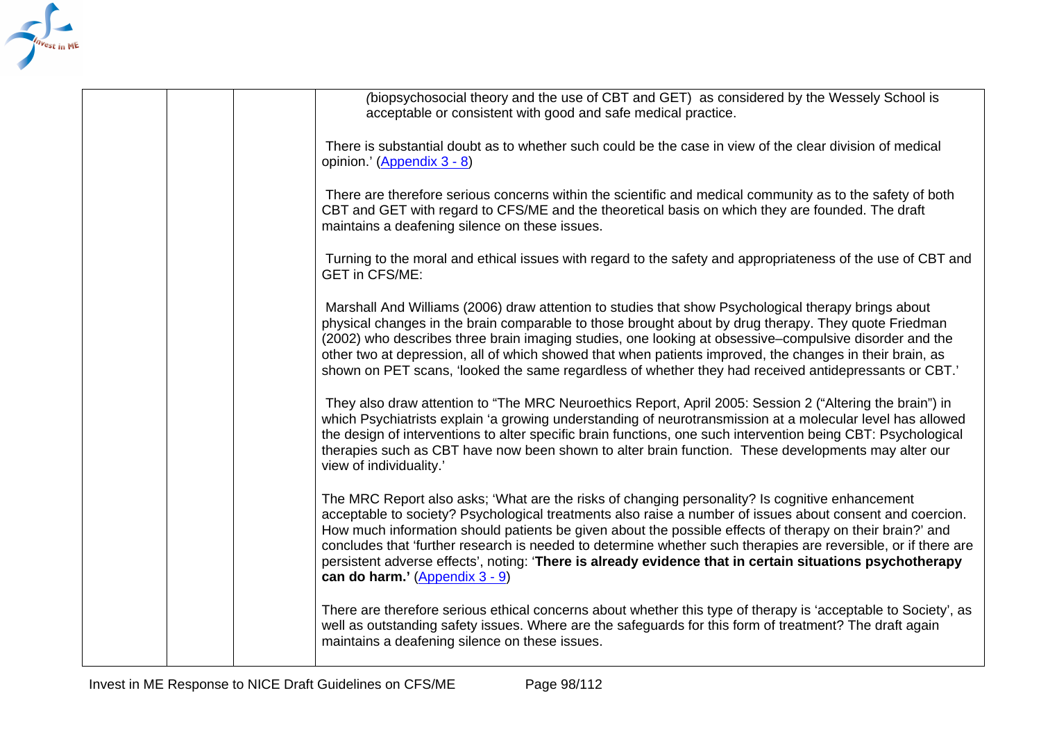| | | | |
|---|---|---|---|
| | | | *(*biopsychosocial theory and the use of CBT and GET) as considered by the Wessely School is acceptable or consistent with good and safe medical practice.<br><br>There is substantial doubt as to whether such could be the case in view of the clear division of medical opinion.' (Appendix 3 - 8)<br><br>There are therefore serious concerns within the scientific and medical community as to the safety of both CBT and GET with regard to CFS/ME and the theoretical basis on which they are founded. The draft maintains a deafening silence on these issues.<br><br>Turning to the moral and ethical issues with regard to the safety and appropriateness of the use of CBT and GET in CFS/ME:<br><br>Marshall And Williams (2006) draw attention to studies that show Psychological therapy brings about physical changes in the brain comparable to those brought about by drug therapy. They quote Friedman (2002) who describes three brain imaging studies, one looking at obsessive–compulsive disorder and the other two at depression, all of which showed that when patients improved, the changes in their brain, as shown on PET scans, 'looked the same regardless of whether they had received antidepressants or CBT.'<br><br>They also draw attention to "The MRC Neuroethics Report, April 2005: Session 2 ("Altering the brain") in which Psychiatrists explain 'a growing understanding of neurotransmission at a molecular level has allowed the design of interventions to alter specific brain functions, one such intervention being CBT: Psychological therapies such as CBT have now been shown to alter brain function. These developments may alter our view of individuality.'<br><br>The MRC Report also asks; 'What are the risks of changing personality? Is cognitive enhancement acceptable to society? Psychological treatments also raise a number of issues about consent and coercion. How much information should patients be given about the possible effects of therapy on their brain?' and concludes that 'further research is needed to determine whether such therapies are reversible, or if there are persistent adverse effects', noting: '**There is already evidence that in certain situations psychotherapy can do harm.'** (Appendix 3 - 9)<br><br>There are therefore serious ethical concerns about whether this type of therapy is 'acceptable to Society', as well as outstanding safety issues. Where are the safeguards for this form of treatment? The draft again maintains a deafening silence on these issues. |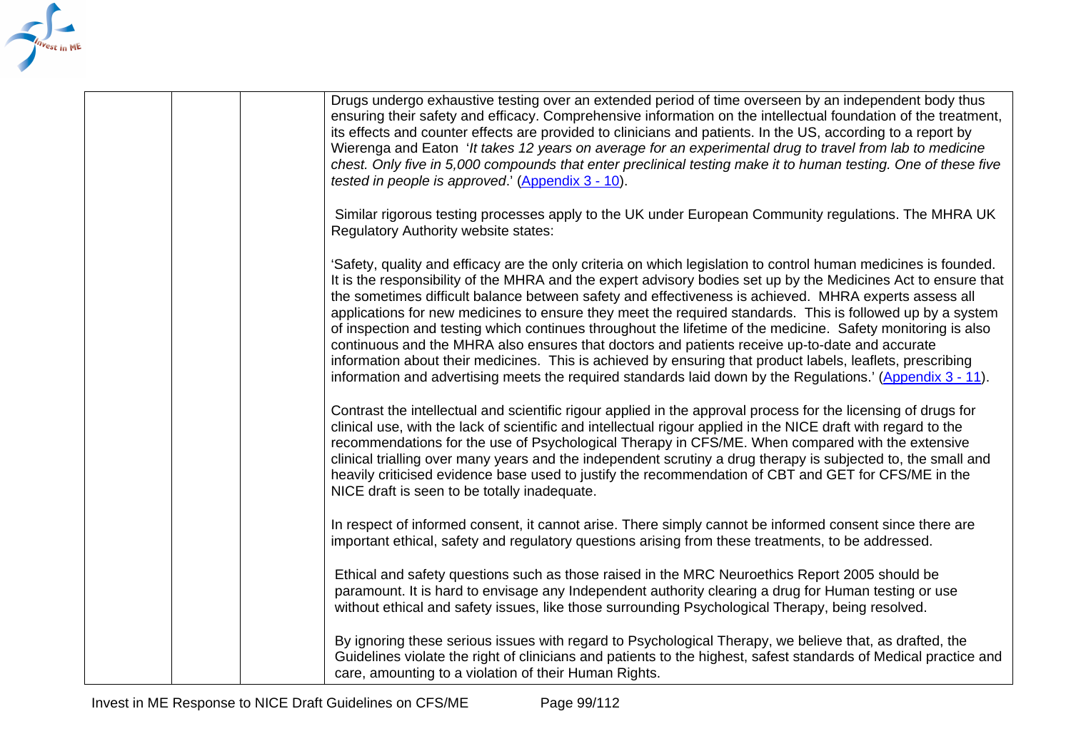| | | | |
|---|---|---|---|
| | | | Drugs undergo exhaustive testing over an extended period of time overseen by an independent body thus ensuring their safety and efficacy. Comprehensive information on the intellectual foundation of the treatment, its effects and counter effects are provided to clinicians and patients. In the US, according to a report by Wierenga and Eaton '*It takes 12 years on average for an experimental drug to travel from lab to medicine chest. Only five in 5,000 compounds that enter preclinical testing make it to human testing. One of these five tested in people is approved*.' (Appendix 3 - 10).<br><br>Similar rigorous testing processes apply to the UK under European Community regulations. The MHRA UK Regulatory Authority website states:<br><br>'Safety, quality and efficacy are the only criteria on which legislation to control human medicines is founded. It is the responsibility of the MHRA and the expert advisory bodies set up by the Medicines Act to ensure that the sometimes difficult balance between safety and effectiveness is achieved. MHRA experts assess all applications for new medicines to ensure they meet the required standards. This is followed up by a system of inspection and testing which continues throughout the lifetime of the medicine. Safety monitoring is also continuous and the MHRA also ensures that doctors and patients receive up-to-date and accurate information about their medicines. This is achieved by ensuring that product labels, leaflets, prescribing information and advertising meets the required standards laid down by the Regulations.' (Appendix 3 - 11).<br><br>Contrast the intellectual and scientific rigour applied in the approval process for the licensing of drugs for clinical use, with the lack of scientific and intellectual rigour applied in the NICE draft with regard to the recommendations for the use of Psychological Therapy in CFS/ME. When compared with the extensive clinical trialling over many years and the independent scrutiny a drug therapy is subjected to, the small and heavily criticised evidence base used to justify the recommendation of CBT and GET for CFS/ME in the NICE draft is seen to be totally inadequate.<br><br>In respect of informed consent, it cannot arise. There simply cannot be informed consent since there are important ethical, safety and regulatory questions arising from these treatments, to be addressed.<br><br>Ethical and safety questions such as those raised in the MRC Neuroethics Report 2005 should be paramount. It is hard to envisage any Independent authority clearing a drug for Human testing or use without ethical and safety issues, like those surrounding Psychological Therapy, being resolved.<br><br>By ignoring these serious issues with regard to Psychological Therapy, we believe that, as drafted, the Guidelines violate the right of clinicians and patients to the highest, safest standards of Medical practice and care, amounting to a violation of their Human Rights. |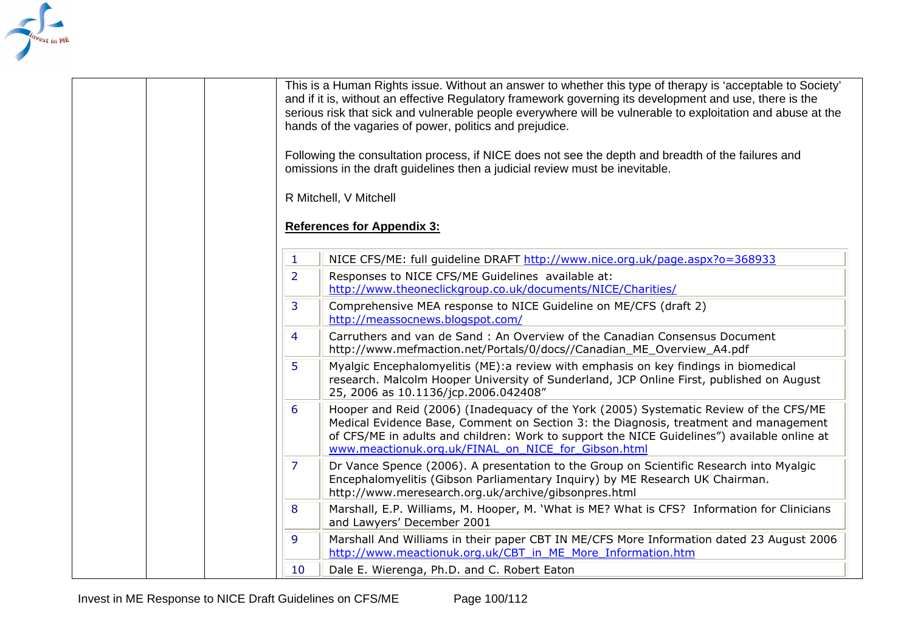This is a Human Rights issue. Without an answer to whether this type of therapy is 'acceptable to Society' and if it is, without an effective Regulatory framework governing its development and use, there is the serious risk that sick and vulnerable people everywhere will be vulnerable to exploitation and abuse at the hands of the vagaries of power, politics and prejudice.

Following the consultation process, if NICE does not see the depth and breadth of the failures and omissions in the draft guidelines then a judicial review must be inevitable.

R Mitchell, V Mitchell

**References for Appendix 3:**

| | |
|---|---|
| 1 | NICE CFS/ME: full guideline DRAFT http://www.nice.org.uk/page.aspx?o=368933 |
| 2 | Responses to NICE CFS/ME Guidelines available at: http://www.theoneclickgroup.co.uk/documents/NICE/Charities/ |
| 3 | Comprehensive MEA response to NICE Guideline on ME/CFS (draft 2) http://meassocnews.blogspot.com/ |
| 4 | Carruthers and van de Sand : An Overview of the Canadian Consensus Document http://www.mefmaction.net/Portals/0/docs//Canadian_ME_Overview_A4.pdf |
| 5 | Myalgic Encephalomyelitis (ME):a review with emphasis on key findings in biomedical research. Malcolm Hooper University of Sunderland, JCP Online First, published on August 25, 2006 as 10.1136/jcp.2006.042408" |
| 6 | Hooper and Reid (2006) (Inadequacy of the York (2005) Systematic Review of the CFS/ME Medical Evidence Base, Comment on Section 3: the Diagnosis, treatment and management of CFS/ME in adults and children: Work to support the NICE Guidelines") available online at www.meactionuk.org.uk/FINAL_on_NICE_for_Gibson.html |
| 7 | Dr Vance Spence (2006). A presentation to the Group on Scientific Research into Myalgic Encephalomyelitis (Gibson Parliamentary Inquiry) by ME Research UK Chairman. http://www.meresearch.org.uk/archive/gibsonpres.html |
| 8 | Marshall, E.P. Williams, M. Hooper, M. 'What is ME? What is CFS? Information for Clinicians and Lawyers' December 2001 |
| 9 | Marshall And Williams in their paper CBT IN ME/CFS More Information dated 23 August 2006 http://www.meactionuk.org.uk/CBT_in_ME_More_Information.htm |
| 10 | Dale E. Wierenga, Ph.D. and C. Robert Eaton |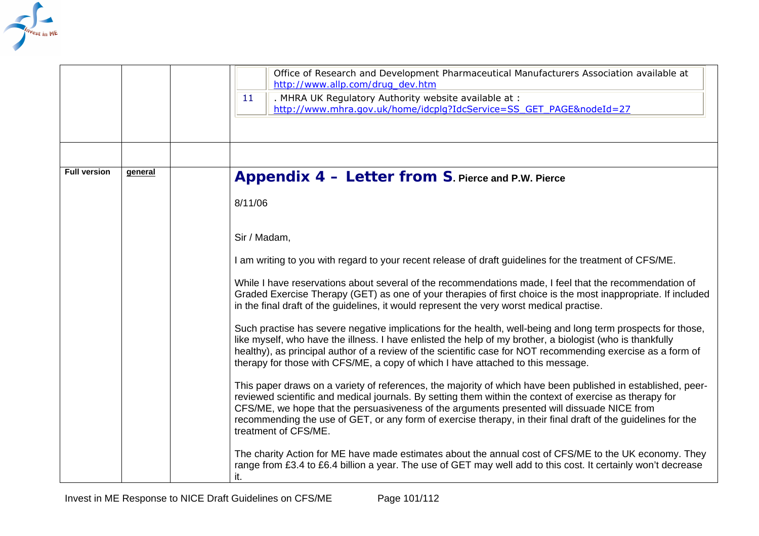| | | | |
|---|---|---|---|
| | | | Office of Research and Development Pharmaceutical Manufacturers Association available at http://www.allp.com/drug_dev.htm<br>11 . MHRA UK Regulatory Authority website available at : http://www.mhra.gov.uk/home/idcplg?IdcService=SS_GET_PAGE&nodeId=27 |
| | | | |
| **Full version** | **general** | | **Appendix 4 – Letter from S. Pierce and P.W. Pierce**<br><br>8/11/06<br><br>Sir / Madam,<br><br>I am writing to you with regard to your recent release of draft guidelines for the treatment of CFS/ME.<br><br>While I have reservations about several of the recommendations made, I feel that the recommendation of Graded Exercise Therapy (GET) as one of your therapies of first choice is the most inappropriate. If included in the final draft of the guidelines, it would represent the very worst medical practise.<br><br>Such practise has severe negative implications for the health, well-being and long term prospects for those, like myself, who have the illness. I have enlisted the help of my brother, a biologist (who is thankfully healthy), as principal author of a review of the scientific case for NOT recommending exercise as a form of therapy for those with CFS/ME, a copy of which I have attached to this message.<br><br>This paper draws on a variety of references, the majority of which have been published in established, peer-reviewed scientific and medical journals. By setting them within the context of exercise as therapy for CFS/ME, we hope that the persuasiveness of the arguments presented will dissuade NICE from recommending the use of GET, or any form of exercise therapy, in their final draft of the guidelines for the treatment of CFS/ME.<br><br>The charity Action for ME have made estimates about the annual cost of CFS/ME to the UK economy. They range from £3.4 to £6.4 billion a year. The use of GET may well add to this cost. It certainly won't decrease it. |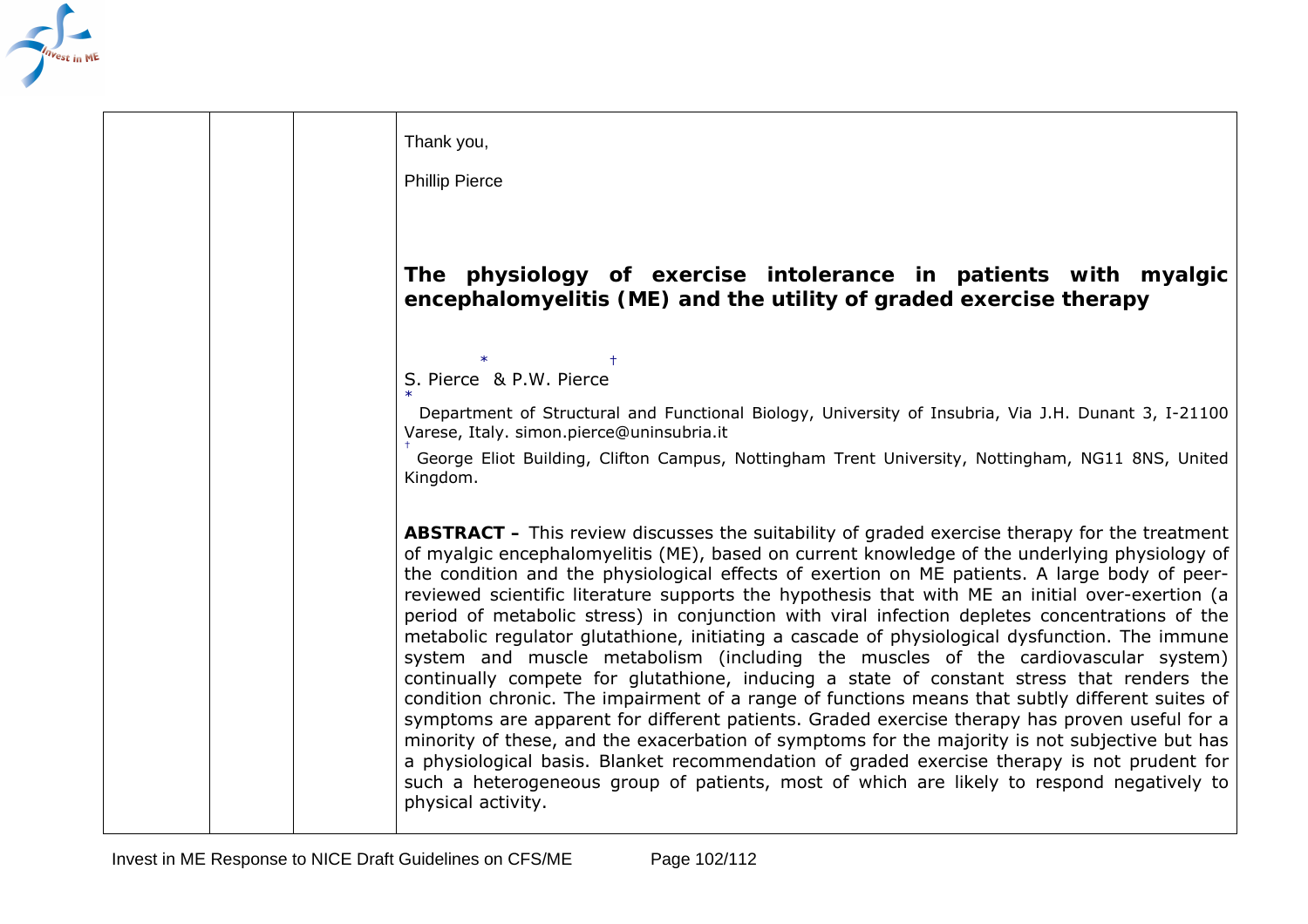| | | | Thank you,<br><br>Phillip Pierce<br><br><br>**The physiology of exercise intolerance in patients with myalgic encephalomyelitis (ME) and the utility of graded exercise therapy**<br><br>S. Pierce[*] & P.W. Pierce[†]<br><br>[*] Department of Structural and Functional Biology, University of Insubria, Via J.H. Dunant 3, I-21100 Varese, Italy. simon.pierce@uninsubria.it<br><br>[†] George Eliot Building, Clifton Campus, Nottingham Trent University, Nottingham, NG11 8NS, United Kingdom.<br><br>**ABSTRACT –** This review discusses the suitability of graded exercise therapy for the treatment of myalgic encephalomyelitis (ME), based on current knowledge of the underlying physiology of the condition and the physiological effects of exertion on ME patients. A large body of peer-reviewed scientific literature supports the hypothesis that with ME an initial over-exertion (a period of metabolic stress) in conjunction with viral infection depletes concentrations of the metabolic regulator glutathione, initiating a cascade of physiological dysfunction. The immune system and muscle metabolism (including the muscles of the cardiovascular system) continually compete for glutathione, inducing a state of constant stress that renders the condition chronic. The impairment of a range of functions means that subtly different suites of symptoms are apparent for different patients. Graded exercise therapy has proven useful for a minority of these, and the exacerbation of symptoms for the majority is not subjective but has a physiological basis. Blanket recommendation of graded exercise therapy is not prudent for such a heterogeneous group of patients, most of which are likely to respond negatively to physical activity. |
|---|---|---|---|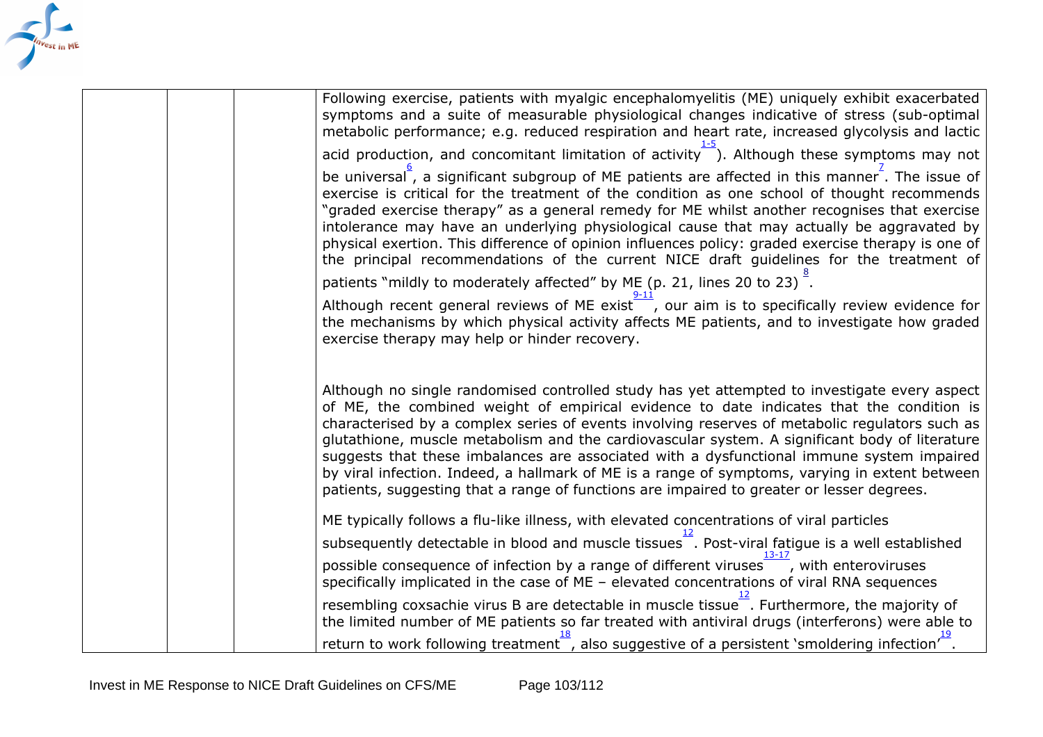| | | | |
|---|---|---|---|
| | | | Following exercise, patients with myalgic encephalomyelitis (ME) uniquely exhibit exacerbated symptoms and a suite of measurable physiological changes indicative of stress (sub-optimal metabolic performance; e.g. reduced respiration and heart rate, increased glycolysis and lactic acid production, and concomitant limitation of activity[1-5]). Although these symptoms may not be universal[6], a significant subgroup of ME patients are affected in this manner[7]. The issue of exercise is critical for the treatment of the condition as one school of thought recommends "graded exercise therapy" as a general remedy for ME whilst another recognises that exercise intolerance may have an underlying physiological cause that may actually be aggravated by physical exertion. This difference of opinion influences policy: graded exercise therapy is one of the principal recommendations of the current NICE draft guidelines for the treatment of patients "mildly to moderately affected" by ME (p. 21, lines 20 to 23)[8]. Although recent general reviews of ME exist[9-11], our aim is to specifically review evidence for the mechanisms by which physical activity affects ME patients, and to investigate how graded exercise therapy may help or hinder recovery.<br><br>Although no single randomised controlled study has yet attempted to investigate every aspect of ME, the combined weight of empirical evidence to date indicates that the condition is characterised by a complex series of events involving reserves of metabolic regulators such as glutathione, muscle metabolism and the cardiovascular system. A significant body of literature suggests that these imbalances are associated with a dysfunctional immune system impaired by viral infection. Indeed, a hallmark of ME is a range of symptoms, varying in extent between patients, suggesting that a range of functions are impaired to greater or lesser degrees.<br><br>ME typically follows a flu-like illness, with elevated concentrations of viral particles subsequently detectable in blood and muscle tissues[12]. Post-viral fatigue is a well established possible consequence of infection by a range of different viruses[13-17], with enteroviruses specifically implicated in the case of ME – elevated concentrations of viral RNA sequences resembling coxsachie virus B are detectable in muscle tissue[12]. Furthermore, the majority of the limited number of ME patients so far treated with antiviral drugs (interferons) were able to return to work following treatment[18], also suggestive of a persistent 'smoldering infection'[19]. |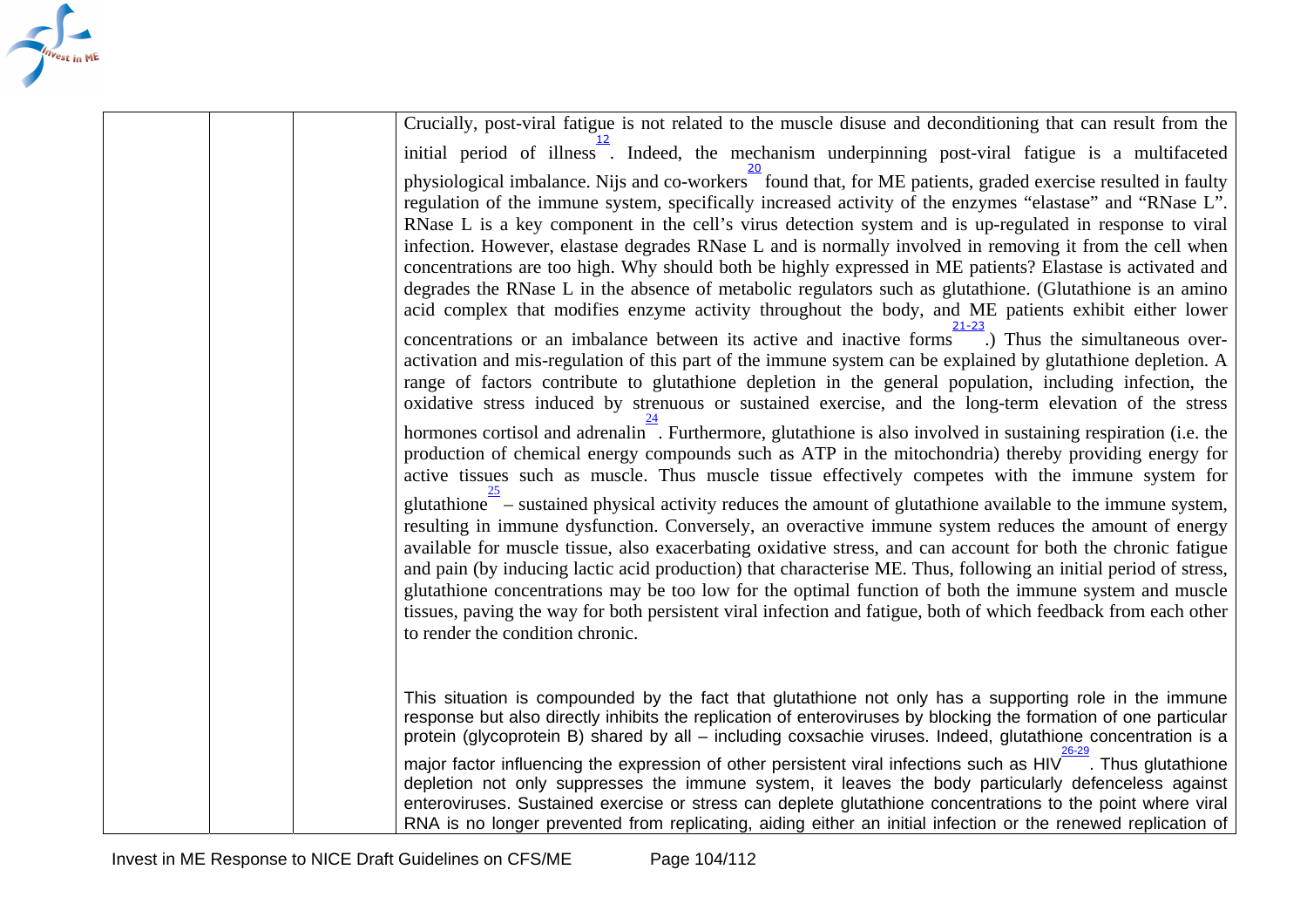| | | | |
|---|---|---|---|
| | | | Crucially, post-viral fatigue is not related to the muscle disuse and deconditioning that can result from the initial period of illness[12]. Indeed, the mechanism underpinning post-viral fatigue is a multifaceted physiological imbalance. Nijs and co-workers[20] found that, for ME patients, graded exercise resulted in faulty regulation of the immune system, specifically increased activity of the enzymes "elastase" and "RNase L". RNase L is a key component in the cell's virus detection system and is up-regulated in response to viral infection. However, elastase degrades RNase L and is normally involved in removing it from the cell when concentrations are too high. Why should both be highly expressed in ME patients? Elastase is activated and degrades the RNase L in the absence of metabolic regulators such as glutathione. (Glutathione is an amino acid complex that modifies enzyme activity throughout the body, and ME patients exhibit either lower concentrations or an imbalance between its active and inactive forms[21-23].) Thus the simultaneous over-activation and mis-regulation of this part of the immune system can be explained by glutathione depletion. A range of factors contribute to glutathione depletion in the general population, including infection, the oxidative stress induced by strenuous or sustained exercise, and the long-term elevation of the stress hormones cortisol and adrenalin[24]. Furthermore, glutathione is also involved in sustaining respiration (i.e. the production of chemical energy compounds such as ATP in the mitochondria) thereby providing energy for active tissues such as muscle. Thus muscle tissue effectively competes with the immune system for glutathione[25] – sustained physical activity reduces the amount of glutathione available to the immune system, resulting in immune dysfunction. Conversely, an overactive immune system reduces the amount of energy available for muscle tissue, also exacerbating oxidative stress, and can account for both the chronic fatigue and pain (by inducing lactic acid production) that characterise ME. Thus, following an initial period of stress, glutathione concentrations may be too low for the optimal function of both the immune system and muscle tissues, paving the way for both persistent viral infection and fatigue, both of which feedback from each other to render the condition chronic.<br><br>This situation is compounded by the fact that glutathione not only has a supporting role in the immune response but also directly inhibits the replication of enteroviruses by blocking the formation of one particular protein (glycoprotein B) shared by all – including coxsachie viruses. Indeed, glutathione concentration is a major factor influencing the expression of other persistent viral infections such as HIV[26-29]. Thus glutathione depletion not only suppresses the immune system, it leaves the body particularly defenceless against enteroviruses. Sustained exercise or stress can deplete glutathione concentrations to the point where viral RNA is no longer prevented from replicating, aiding either an initial infection or the renewed replication of |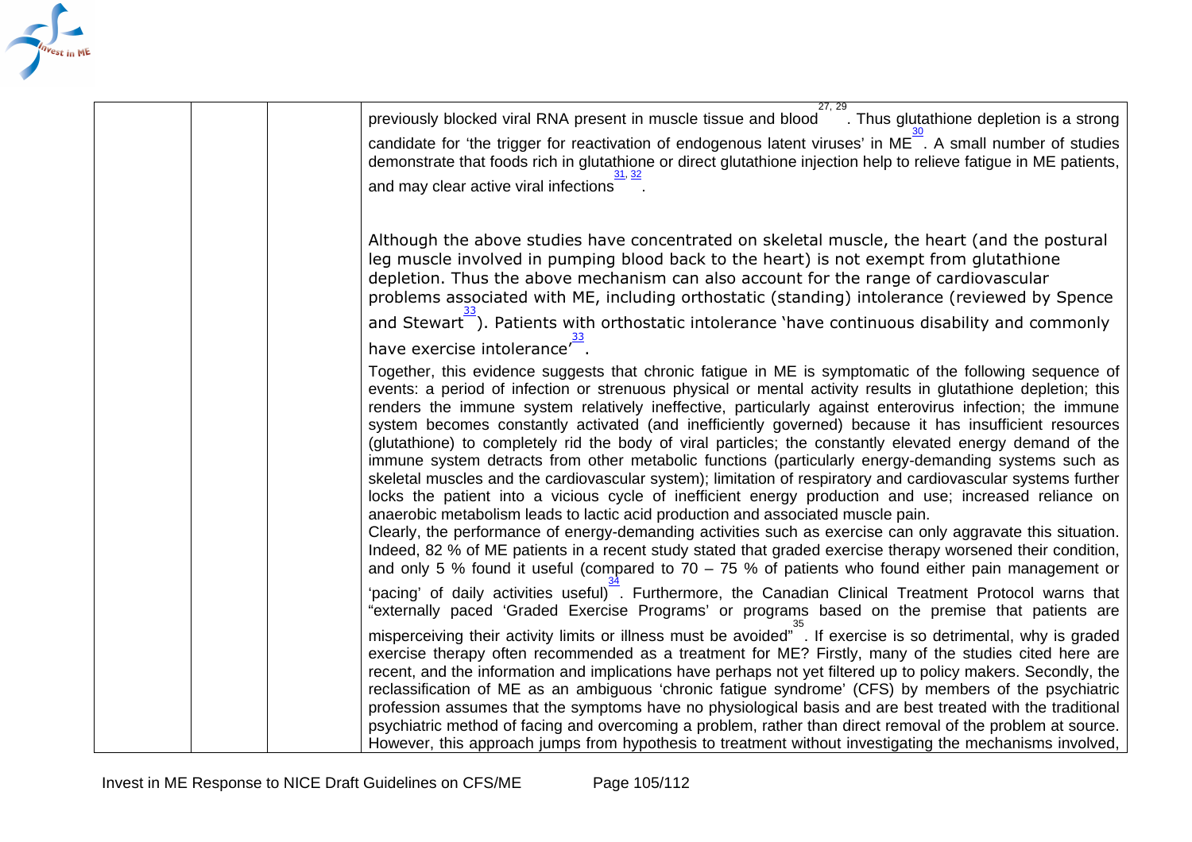| | | | previously blocked viral RNA present in muscle tissue and blood[27, 29]. Thus glutathione depletion is a strong candidate for 'the trigger for reactivation of endogenous latent viruses' in ME[30]. A small number of studies demonstrate that foods rich in glutathione or direct glutathione injection help to relieve fatigue in ME patients, and may clear active viral infections[31, 32].<br><br>Although the above studies have concentrated on skeletal muscle, the heart (and the postural leg muscle involved in pumping blood back to the heart) is not exempt from glutathione depletion. Thus the above mechanism can also account for the range of cardiovascular problems associated with ME, including orthostatic (standing) intolerance (reviewed by Spence and Stewart[33]). Patients with orthostatic intolerance 'have continuous disability and commonly have exercise intolerance'[33].<br><br>Together, this evidence suggests that chronic fatigue in ME is symptomatic of the following sequence of events: a period of infection or strenuous physical or mental activity results in glutathione depletion; this renders the immune system relatively ineffective, particularly against enterovirus infection; the immune system becomes constantly activated (and inefficiently governed) because it has insufficient resources (glutathione) to completely rid the body of viral particles; the constantly elevated energy demand of the immune system detracts from other metabolic functions (particularly energy-demanding systems such as skeletal muscles and the cardiovascular system); limitation of respiratory and cardiovascular systems further locks the patient into a vicious cycle of inefficient energy production and use; increased reliance on anaerobic metabolism leads to lactic acid production and associated muscle pain.<br>Clearly, the performance of energy-demanding activities such as exercise can only aggravate this situation. Indeed, 82 % of ME patients in a recent study stated that graded exercise therapy worsened their condition, and only 5 % found it useful (compared to 70 – 75 % of patients who found either pain management or 'pacing' of daily activities useful)[34]. Furthermore, the Canadian Clinical Treatment Protocol warns that "externally paced 'Graded Exercise Programs' or programs based on the premise that patients are misperceiving their activity limits or illness must be avoided"[35]. If exercise is so detrimental, why is graded exercise therapy often recommended as a treatment for ME? Firstly, many of the studies cited here are recent, and the information and implications have perhaps not yet filtered up to policy makers. Secondly, the reclassification of ME as an ambiguous 'chronic fatigue syndrome' (CFS) by members of the psychiatric profession assumes that the symptoms have no physiological basis and are best treated with the traditional psychiatric method of facing and overcoming a problem, rather than direct removal of the problem at source. However, this approach jumps from hypothesis to treatment without investigating the mechanisms involved, |
|---|---|---|---|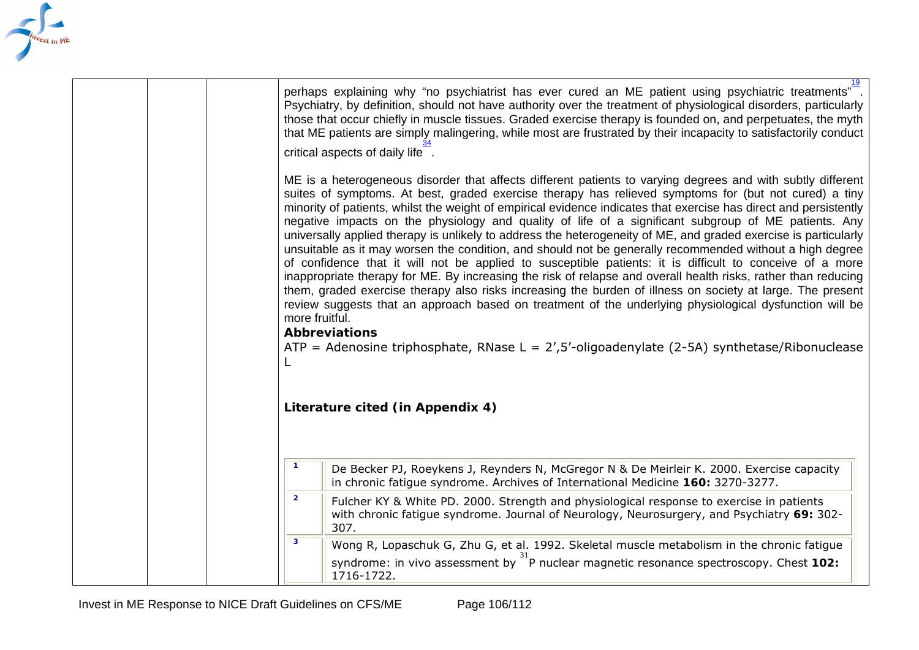perhaps explaining why "no psychiatrist has ever cured an ME patient using psychiatric treatments"[19]. Psychiatry, by definition, should not have authority over the treatment of physiological disorders, particularly those that occur chiefly in muscle tissues. Graded exercise therapy is founded on, and perpetuates, the myth that ME patients are simply malingering, while most are frustrated by their incapacity to satisfactorily conduct critical aspects of daily life[34].

ME is a heterogeneous disorder that affects different patients to varying degrees and with subtly different suites of symptoms. At best, graded exercise therapy has relieved symptoms for (but not cured) a tiny minority of patients, whilst the weight of empirical evidence indicates that exercise has direct and persistently negative impacts on the physiology and quality of life of a significant subgroup of ME patients. Any universally applied therapy is unlikely to address the heterogeneity of ME, and graded exercise is particularly unsuitable as it may worsen the condition, and should not be generally recommended without a high degree of confidence that it will not be applied to susceptible patients: it is difficult to conceive of a more inappropriate therapy for ME. By increasing the risk of relapse and overall health risks, rather than reducing them, graded exercise therapy also risks increasing the burden of illness on society at large. The present review suggests that an approach based on treatment of the underlying physiological dysfunction will be more fruitful.

**Abbreviations**

ATP = Adenosine triphosphate, RNase L = 2′,5′-oligoadenylate (2-5A) synthetase/Ribonuclease L

**Literature cited (in Appendix 4)**

| | |
|---|---|
| 1 | De Becker PJ, Roeykens J, Reynders N, McGregor N & De Meirleir K. 2000. Exercise capacity in chronic fatigue syndrome. Archives of International Medicine **160:** 3270-3277. |
| 2 | Fulcher KY & White PD. 2000. Strength and physiological response to exercise in patients with chronic fatigue syndrome. Journal of Neurology, Neurosurgery, and Psychiatry **69:** 302-307. |
| 3 | Wong R, Lopaschuk G, Zhu G, et al. 1992. Skeletal muscle metabolism in the chronic fatigue syndrome: in vivo assessment by $^{31}$P nuclear magnetic resonance spectroscopy. Chest **102:** 1716-1722. |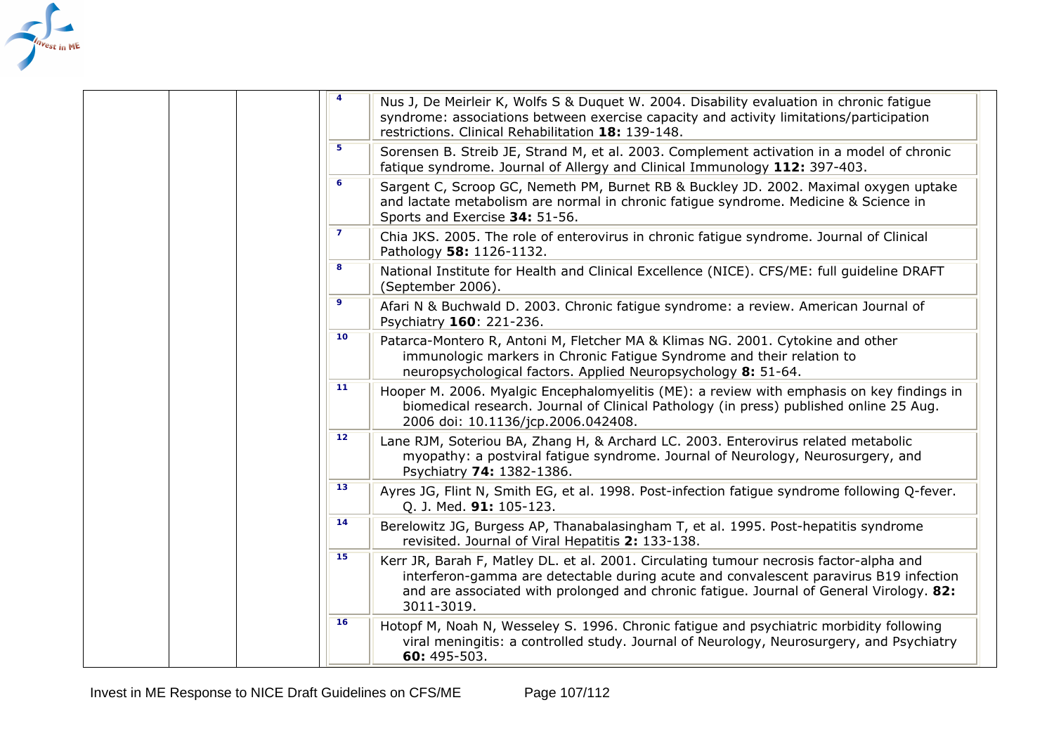| | | | | |
|---|---|---|---|---|
| | | | 4 | Nus J, De Meirleir K, Wolfs S & Duquet W. 2004. Disability evaluation in chronic fatigue syndrome: associations between exercise capacity and activity limitations/participation restrictions. Clinical Rehabilitation **18:** 139-148. |
| | | | 5 | Sorensen B. Streib JE, Strand M, et al. 2003. Complement activation in a model of chronic fatigue syndrome. Journal of Allergy and Clinical Immunology **112:** 397-403. |
| | | | 6 | Sargent C, Scroop GC, Nemeth PM, Burnet RB & Buckley JD. 2002. Maximal oxygen uptake and lactate metabolism are normal in chronic fatigue syndrome. Medicine & Science in Sports and Exercise **34:** 51-56. |
| | | | 7 | Chia JKS. 2005. The role of enterovirus in chronic fatigue syndrome. Journal of Clinical Pathology **58:** 1126-1132. |
| | | | 8 | National Institute for Health and Clinical Excellence (NICE). CFS/ME: full guideline DRAFT (September 2006). |
| | | | 9 | Afari N & Buchwald D. 2003. Chronic fatigue syndrome: a review. American Journal of Psychiatry **160**: 221-236. |
| | | | 10 | Patarca-Montero R, Antoni M, Fletcher MA & Klimas NG. 2001. Cytokine and other immunologic markers in Chronic Fatigue Syndrome and their relation to neuropsychological factors. Applied Neuropsychology **8:** 51-64. |
| | | | 11 | Hooper M. 2006. Myalgic Encephalomyelitis (ME): a review with emphasis on key findings in biomedical research. Journal of Clinical Pathology (in press) published online 25 Aug. 2006 doi: 10.1136/jcp.2006.042408. |
| | | | 12 | Lane RJM, Soteriou BA, Zhang H, & Archard LC. 2003. Enterovirus related metabolic myopathy: a postviral fatigue syndrome. Journal of Neurology, Neurosurgery, and Psychiatry **74:** 1382-1386. |
| | | | 13 | Ayres JG, Flint N, Smith EG, et al. 1998. Post-infection fatigue syndrome following Q-fever. Q. J. Med. **91:** 105-123. |
| | | | 14 | Berelowitz JG, Burgess AP, Thanabalasingham T, et al. 1995. Post-hepatitis syndrome revisited. Journal of Viral Hepatitis **2:** 133-138. |
| | | | 15 | Kerr JR, Barah F, Matley DL. et al. 2001. Circulating tumour necrosis factor-alpha and interferon-gamma are detectable during acute and convalescent paravirus B19 infection and are associated with prolonged and chronic fatigue. Journal of General Virology. **82:** 3011-3019. |
| | | | 16 | Hotopf M, Noah N, Wesseley S. 1996. Chronic fatigue and psychiatric morbidity following viral meningitis: a controlled study. Journal of Neurology, Neurosurgery, and Psychiatry **60:** 495-503. |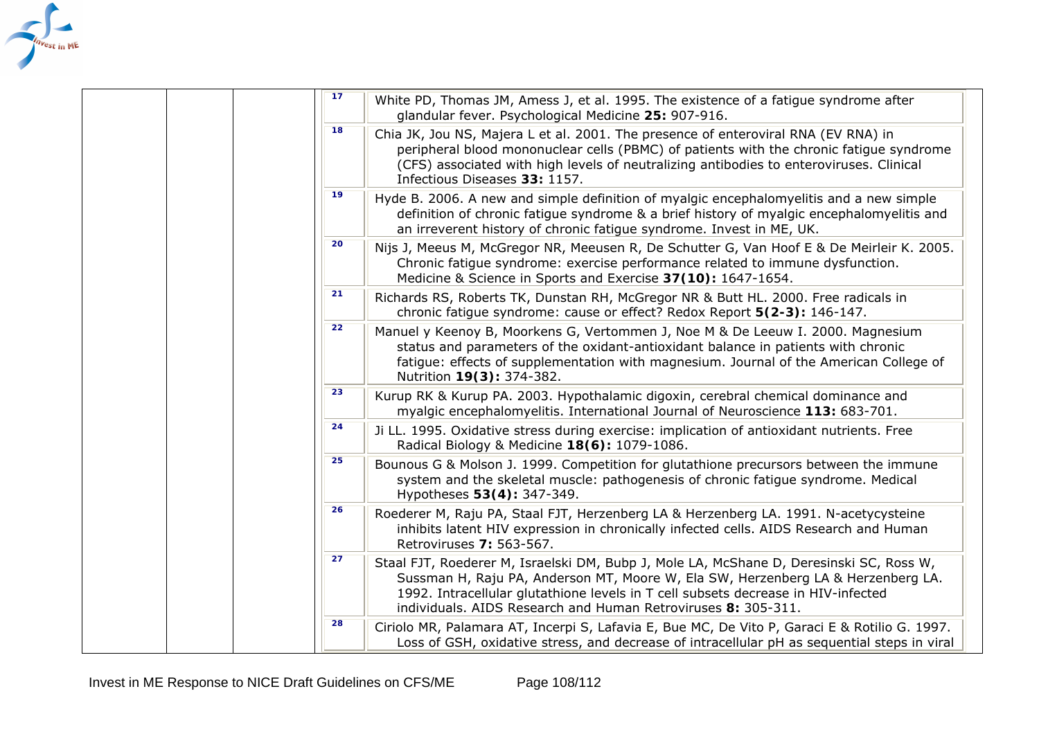| | | | | |
|---|---|---|---|---|
| | | | 17 | White PD, Thomas JM, Amess J, et al. 1995. The existence of a fatigue syndrome after glandular fever. Psychological Medicine **25:** 907-916. |
| | | | 18 | Chia JK, Jou NS, Majera L et al. 2001. The presence of enteroviral RNA (EV RNA) in peripheral blood mononuclear cells (PBMC) of patients with the chronic fatigue syndrome (CFS) associated with high levels of neutralizing antibodies to enteroviruses. Clinical Infectious Diseases **33:** 1157. |
| | | | 19 | Hyde B. 2006. A new and simple definition of myalgic encephalomyelitis and a new simple definition of chronic fatigue syndrome & a brief history of myalgic encephalomyelitis and an irreverent history of chronic fatigue syndrome. Invest in ME, UK. |
| | | | 20 | Nijs J, Meeus M, McGregor NR, Meeusen R, De Schutter G, Van Hoof E & De Meirleir K. 2005. Chronic fatigue syndrome: exercise performance related to immune dysfunction. Medicine & Science in Sports and Exercise **37(10):** 1647-1654. |
| | | | 21 | Richards RS, Roberts TK, Dunstan RH, McGregor NR & Butt HL. 2000. Free radicals in chronic fatigue syndrome: cause or effect? Redox Report **5(2-3):** 146-147. |
| | | | 22 | Manuel y Keenoy B, Moorkens G, Vertommen J, Noe M & De Leeuw I. 2000. Magnesium status and parameters of the oxidant-antioxidant balance in patients with chronic fatigue: effects of supplementation with magnesium. Journal of the American College of Nutrition **19(3):** 374-382. |
| | | | 23 | Kurup RK & Kurup PA. 2003. Hypothalamic digoxin, cerebral chemical dominance and myalgic encephalomyelitis. International Journal of Neuroscience **113:** 683-701. |
| | | | 24 | Ji LL. 1995. Oxidative stress during exercise: implication of antioxidant nutrients. Free Radical Biology & Medicine **18(6):** 1079-1086. |
| | | | 25 | Bounous G & Molson J. 1999. Competition for glutathione precursors between the immune system and the skeletal muscle: pathogenesis of chronic fatigue syndrome. Medical Hypotheses **53(4):** 347-349. |
| | | | 26 | Roederer M, Raju PA, Staal FJT, Herzenberg LA & Herzenberg LA. 1991. N-acetycysteine inhibits latent HIV expression in chronically infected cells. AIDS Research and Human Retroviruses **7:** 563-567. |
| | | | 27 | Staal FJT, Roederer M, Israelski DM, Bubp J, Mole LA, McShane D, Deresinski SC, Ross W, Sussman H, Raju PA, Anderson MT, Moore W, Ela SW, Herzenberg LA & Herzenberg LA. 1992. Intracellular glutathione levels in T cell subsets decrease in HIV-infected individuals. AIDS Research and Human Retroviruses **8:** 305-311. |
| | | | 28 | Ciriolo MR, Palamara AT, Incerpi S, Lafavia E, Bue MC, De Vito P, Garaci E & Rotilio G. 1997. Loss of GSH, oxidative stress, and decrease of intracellular pH as sequential steps in viral |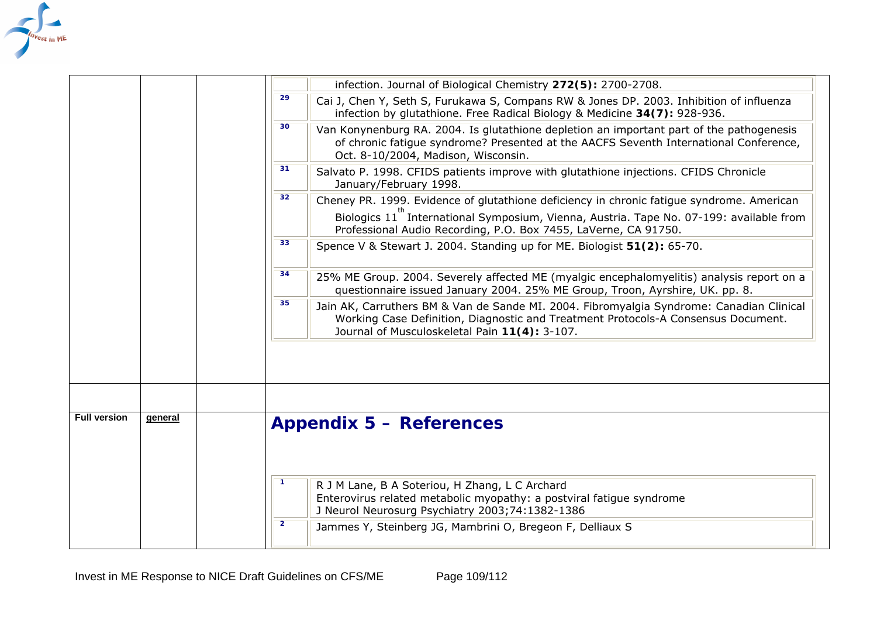| | | | |
|---|---|---|---|
| | | | infection. Journal of Biological Chemistry **272(5):** 2700-2708. |
| | | | [29] Cai J, Chen Y, Seth S, Furukawa S, Compans RW & Jones DP. 2003. Inhibition of influenza infection by glutathione. Free Radical Biology & Medicine **34(7):** 928-936. |
| | | | [30] Van Konynenburg RA. 2004. Is glutathione depletion an important part of the pathogenesis of chronic fatigue syndrome? Presented at the AACFS Seventh International Conference, Oct. 8-10/2004, Madison, Wisconsin. |
| | | | [31] Salvato P. 1998. CFIDS patients improve with glutathione injections. CFIDS Chronicle January/February 1998. |
| | | | [32] Cheney PR. 1999. Evidence of glutathione deficiency in chronic fatigue syndrome. American Biologics 11th International Symposium, Vienna, Austria. Tape No. 07-199: available from Professional Audio Recording, P.O. Box 7455, LaVerne, CA 91750. |
| | | | [33] Spence V & Stewart J. 2004. Standing up for ME. Biologist **51(2):** 65-70. |
| | | | [34] 25% ME Group. 2004. Severely affected ME (myalgic encephalomyelitis) analysis report on a questionnaire issued January 2004. 25% ME Group, Troon, Ayrshire, UK. pp. 8. |
| | | | [35] Jain AK, Carruthers BM & Van de Sande MI. 2004. Fibromyalgia Syndrome: Canadian Clinical Working Case Definition, Diagnostic and Treatment Protocols-A Consensus Document. Journal of Musculoskeletal Pain **11(4):** 3-107. |
| | | | |
| **Full version** | **general** | | **Appendix 5 – References**<br><br>[1] R J M Lane, B A Soteriou, H Zhang, L C Archard<br>Enterovirus related metabolic myopathy: a postviral fatigue syndrome<br>J Neurol Neurosurg Psychiatry 2003;74:1382-1386<br><br>[2] Jammes Y, Steinberg JG, Mambrini O, Bregeon F, Delliaux S |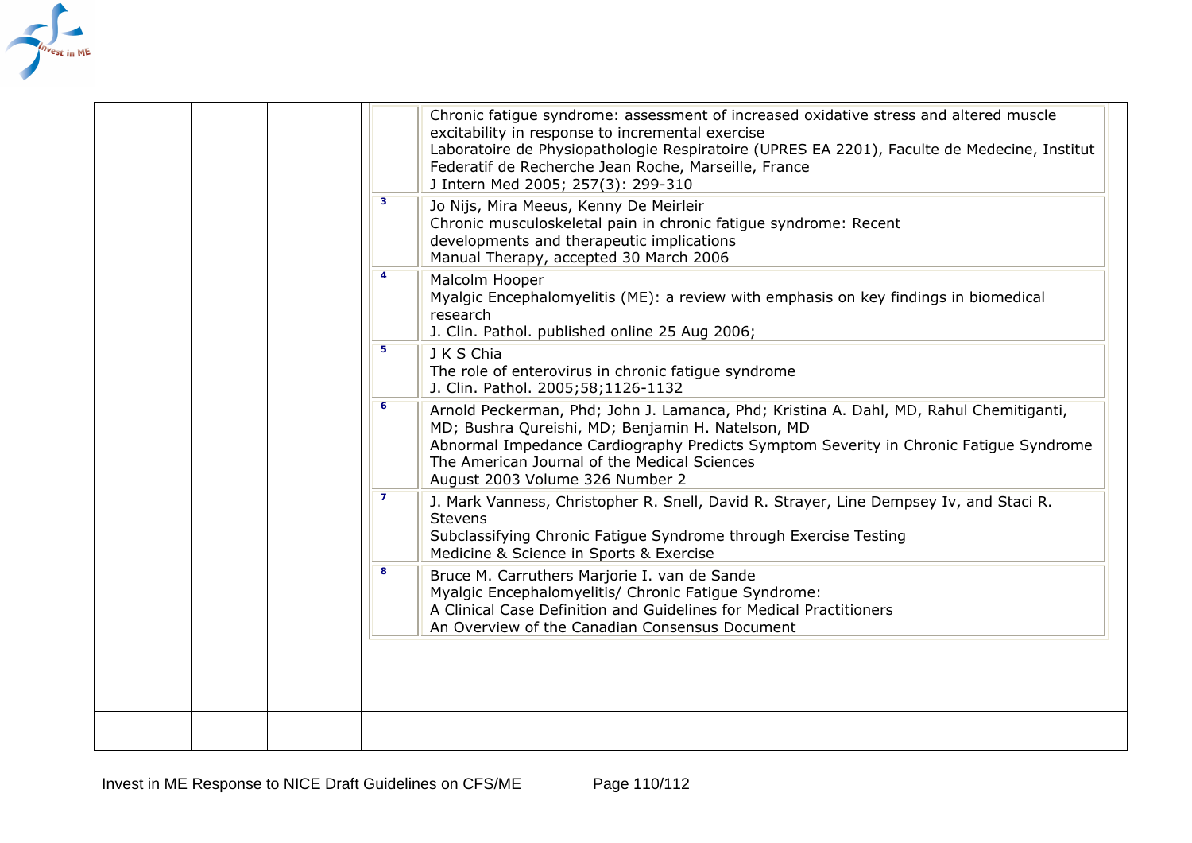| | | | |
|---|---|---|---|
| | | | Chronic fatigue syndrome: assessment of increased oxidative stress and altered muscle excitability in response to incremental exercise<br>Laboratoire de Physiopathologie Respiratoire (UPRES EA 2201), Faculte de Medecine, Institut Federatif de Recherche Jean Roche, Marseille, France<br>J Intern Med 2005; 257(3): 299-310<br><br>[3] Jo Nijs, Mira Meeus, Kenny De Meirleir<br>Chronic musculoskeletal pain in chronic fatigue syndrome: Recent developments and therapeutic implications<br>Manual Therapy, accepted 30 March 2006<br><br>[4] Malcolm Hooper<br>Myalgic Encephalomyelitis (ME): a review with emphasis on key findings in biomedical research<br>J. Clin. Pathol. published online 25 Aug 2006;<br><br>[5] J K S Chia<br>The role of enterovirus in chronic fatigue syndrome<br>J. Clin. Pathol. 2005;58;1126-1132<br><br>[6] Arnold Peckerman, Phd; John J. Lamanca, Phd; Kristina A. Dahl, MD, Rahul Chemitiganti, MD; Bushra Qureishi, MD; Benjamin H. Natelson, MD<br>Abnormal Impedance Cardiography Predicts Symptom Severity in Chronic Fatigue Syndrome<br>The American Journal of the Medical Sciences<br>August 2003 Volume 326 Number 2<br><br>[7] J. Mark Vanness, Christopher R. Snell, David R. Strayer, Line Dempsey Iv, and Staci R. Stevens<br>Subclassifying Chronic Fatigue Syndrome through Exercise Testing<br>Medicine & Science in Sports & Exercise<br><br>[8] Bruce M. Carruthers Marjorie I. van de Sande<br>Myalgic Encephalomyelitis/ Chronic Fatigue Syndrome:<br>A Clinical Case Definition and Guidelines for Medical Practitioners<br>An Overview of the Canadian Consensus Document |
| | | | |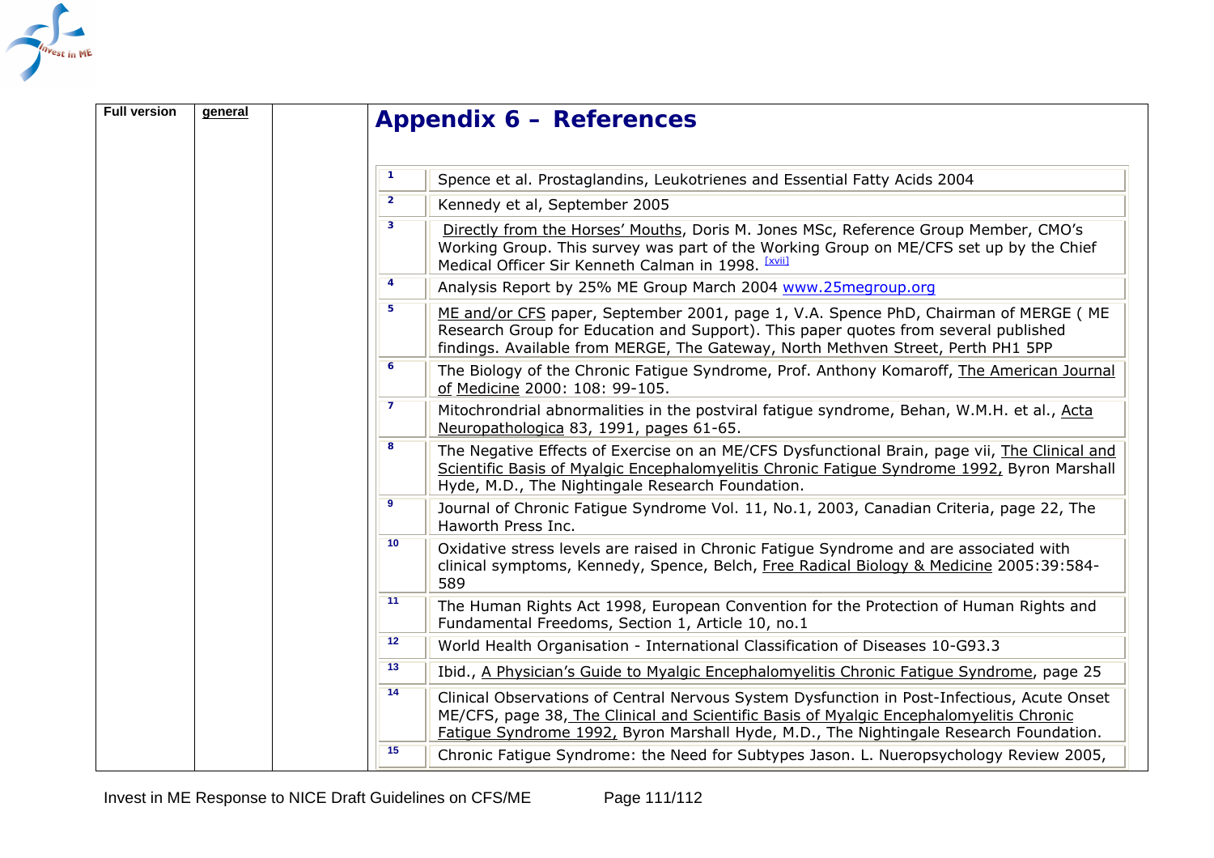| Full version | general | | |
|---|---|---|---|

## Appendix 6 – References

| | |
|---|---|
| 1 | Spence et al. Prostaglandins, Leukotrienes and Essential Fatty Acids 2004 |
| 2 | Kennedy et al, September 2005 |
| 3 | Directly from the Horses' Mouths, Doris M. Jones MSc, Reference Group Member, CMO's Working Group. This survey was part of the Working Group on ME/CFS set up by the Chief Medical Officer Sir Kenneth Calman in 1998. [xvii] |
| 4 | Analysis Report by 25% ME Group March 2004 www.25megroup.org |
| 5 | ME and/or CFS paper, September 2001, page 1, V.A. Spence PhD, Chairman of MERGE ( ME Research Group for Education and Support). This paper quotes from several published findings. Available from MERGE, The Gateway, North Methven Street, Perth PH1 5PP |
| 6 | The Biology of the Chronic Fatigue Syndrome, Prof. Anthony Komaroff, The American Journal of Medicine 2000: 108: 99-105. |
| 7 | Mitochrondrial abnormalities in the postviral fatigue syndrome, Behan, W.M.H. et al., Acta Neuropathologica 83, 1991, pages 61-65. |
| 8 | The Negative Effects of Exercise on an ME/CFS Dysfunctional Brain, page vii, The Clinical and Scientific Basis of Myalgic Encephalomyelitis Chronic Fatigue Syndrome 1992, Byron Marshall Hyde, M.D., The Nightingale Research Foundation. |
| 9 | Journal of Chronic Fatigue Syndrome Vol. 11, No.1, 2003, Canadian Criteria, page 22, The Haworth Press Inc. |
| 10 | Oxidative stress levels are raised in Chronic Fatigue Syndrome and are associated with clinical symptoms, Kennedy, Spence, Belch, Free Radical Biology & Medicine 2005:39:584-589 |
| 11 | The Human Rights Act 1998, European Convention for the Protection of Human Rights and Fundamental Freedoms, Section 1, Article 10, no.1 |
| 12 | World Health Organisation - International Classification of Diseases 10-G93.3 |
| 13 | Ibid., A Physician's Guide to Myalgic Encephalomyelitis Chronic Fatigue Syndrome, page 25 |
| 14 | Clinical Observations of Central Nervous System Dysfunction in Post-Infectious, Acute Onset ME/CFS, page 38, The Clinical and Scientific Basis of Myalgic Encephalomyelitis Chronic Fatigue Syndrome 1992, Byron Marshall Hyde, M.D., The Nightingale Research Foundation. |
| 15 | Chronic Fatigue Syndrome: the Need for Subtypes Jason. L. Nueropsychology Review 2005, |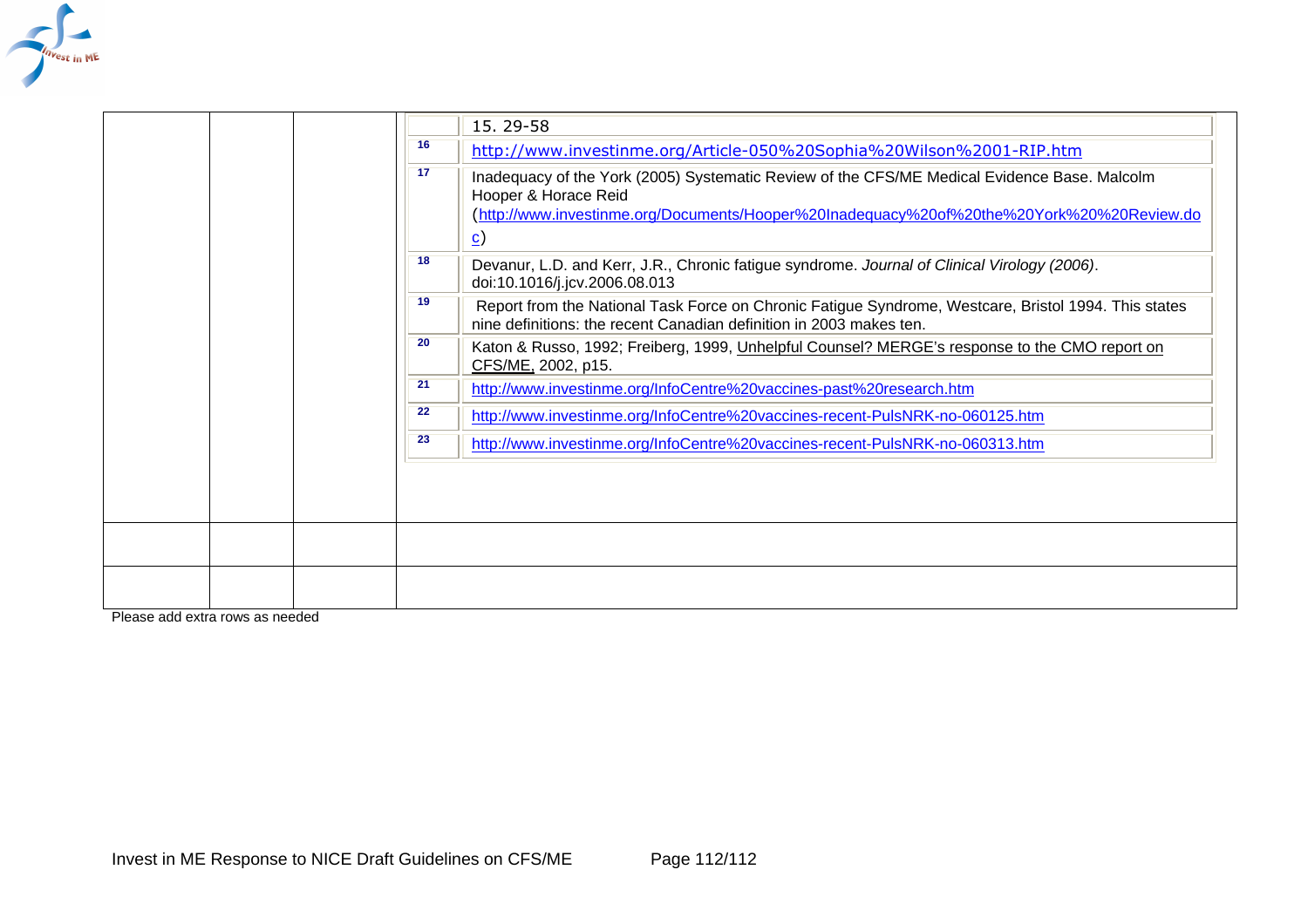| | | | |
|---|---|---|---|
| | | | 15. 29-58<br>16 http://www.investinme.org/Article-050%20Sophia%20Wilson%2001-RIP.htm<br>17 Inadequacy of the York (2005) Systematic Review of the CFS/ME Medical Evidence Base. Malcolm Hooper & Horace Reid (http://www.investinme.org/Documents/Hooper%20Inadequacy%20of%20the%20York%20%20Review.doc)<br>18 Devanur, L.D. and Kerr, J.R., Chronic fatigue syndrome. *Journal of Clinical Virology (2006)*. doi:10.1016/j.jcv.2006.08.013<br>19 Report from the National Task Force on Chronic Fatigue Syndrome, Westcare, Bristol 1994. This states nine definitions: the recent Canadian definition in 2003 makes ten.<br>20 Katon & Russo, 1992; Freiberg, 1999, Unhelpful Counsel? MERGE's response to the CMO report on CFS/ME, 2002, p15.<br>21 http://www.investinme.org/InfoCentre%20vaccines-past%20research.htm<br>22 http://www.investinme.org/InfoCentre%20vaccines-recent-PulsNRK-no-060125.htm<br>23 http://www.investinme.org/InfoCentre%20vaccines-recent-PulsNRK-no-060313.htm |
| | | | |
| | | | |

Please add extra rows as needed